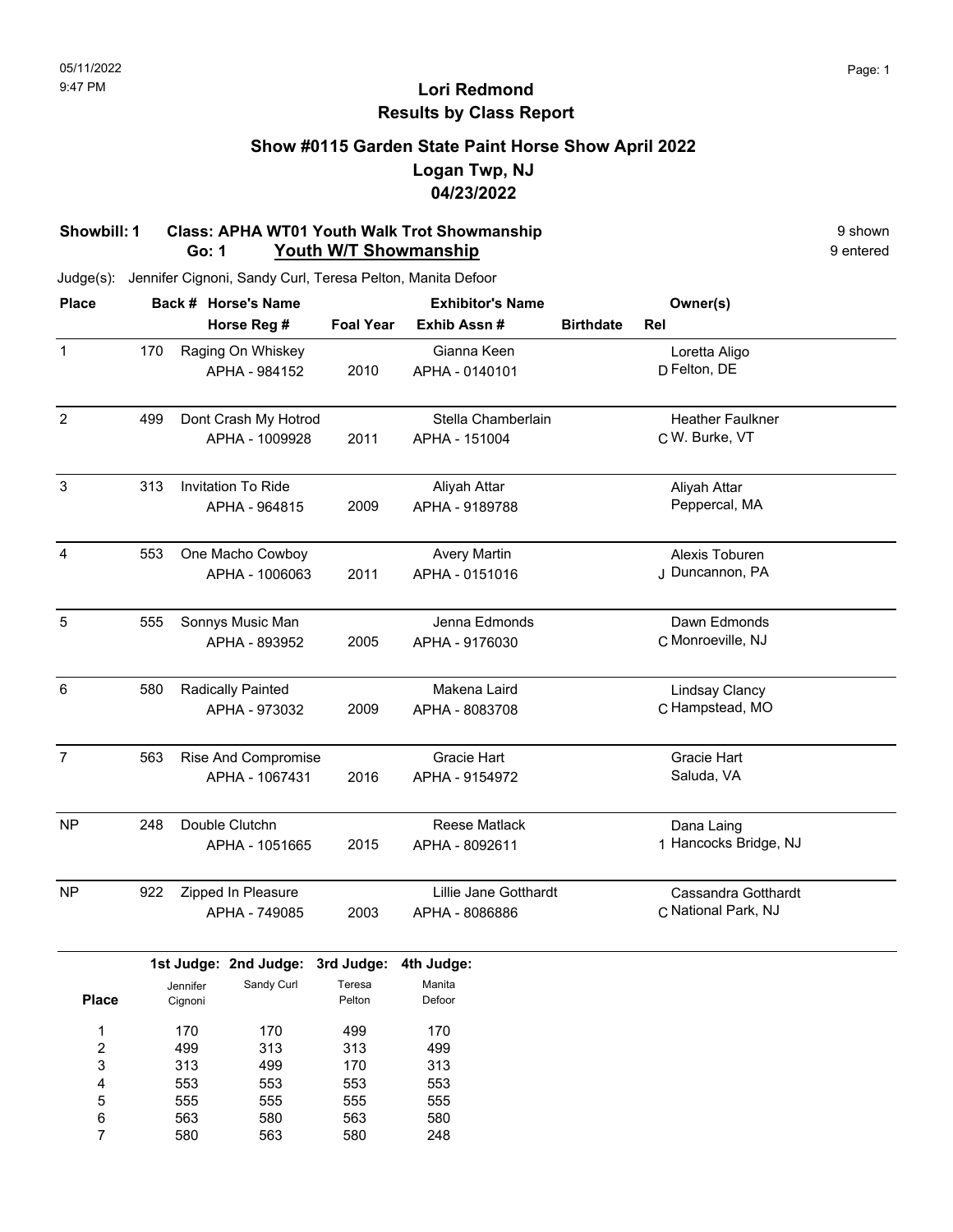05/11/2022
9:47 PM

# Lori Redmond
## Results by Class Report

### Show #0115 Garden State Paint Horse Show April 2022
### Logan Twp, NJ
### 04/23/2022

**Showbill: 1 Class: APHA WT01 Youth Walk Trot Showmanship** — 9 shown
**Go: 1 Youth W/T Showmanship** — 9 entered

Judge(s): Jennifer Cignoni, Sandy Curl, Teresa Pelton, Manita Defoor

| Place | Back # | Horse's Name / Horse Reg # | Foal Year | Exhibitor's Name / Exhib Assn # | Birthdate | Rel | Owner(s) |
|---|---|---|---|---|---|---|---|
| 1 | 170 | Raging On Whiskey / APHA - 984152 | 2010 | Gianna Keen / APHA - 0140101 | | D | Loretta Aligo, Felton, DE |
| 2 | 499 | Dont Crash My Hotrod / APHA - 1009928 | 2011 | Stella Chamberlain / APHA - 151004 | | C | Heather Faulkner, W. Burke, VT |
| 3 | 313 | Invitation To Ride / APHA - 964815 | 2009 | Aliyah Attar / APHA - 9189788 | | | Aliyah Attar, Peppercal, MA |
| 4 | 553 | One Macho Cowboy / APHA - 1006063 | 2011 | Avery Martin / APHA - 0151016 | | J | Alexis Toburen, Duncannon, PA |
| 5 | 555 | Sonnys Music Man / APHA - 893952 | 2005 | Jenna Edmonds / APHA - 9176030 | | C | Dawn Edmonds, Monroeville, NJ |
| 6 | 580 | Radically Painted / APHA - 973032 | 2009 | Makena Laird / APHA - 8083708 | | C | Lindsay Clancy, Hampstead, MO |
| 7 | 563 | Rise And Compromise / APHA - 1067431 | 2016 | Gracie Hart / APHA - 9154972 | | | Gracie Hart, Saluda, VA |
| NP | 248 | Double Clutchn / APHA - 1051665 | 2015 | Reese Matlack / APHA - 8092611 | | 1 | Dana Laing, Hancocks Bridge, NJ |
| NP | 922 | Zipped In Pleasure / APHA - 749085 | 2003 | Lillie Jane Gotthardt / APHA - 8086886 | | C | Cassandra Gotthardt, National Park, NJ |

| Place | 1st Judge: Jennifer Cignoni | 2nd Judge: Sandy Curl | 3rd Judge: Teresa Pelton | 4th Judge: Manita Defoor |
|---|---|---|---|---|
| 1 | 170 | 170 | 499 | 170 |
| 2 | 499 | 313 | 313 | 499 |
| 3 | 313 | 499 | 170 | 313 |
| 4 | 553 | 553 | 553 | 553 |
| 5 | 555 | 555 | 555 | 555 |
| 6 | 563 | 580 | 563 | 580 |
| 7 | 580 | 563 | 580 | 248 |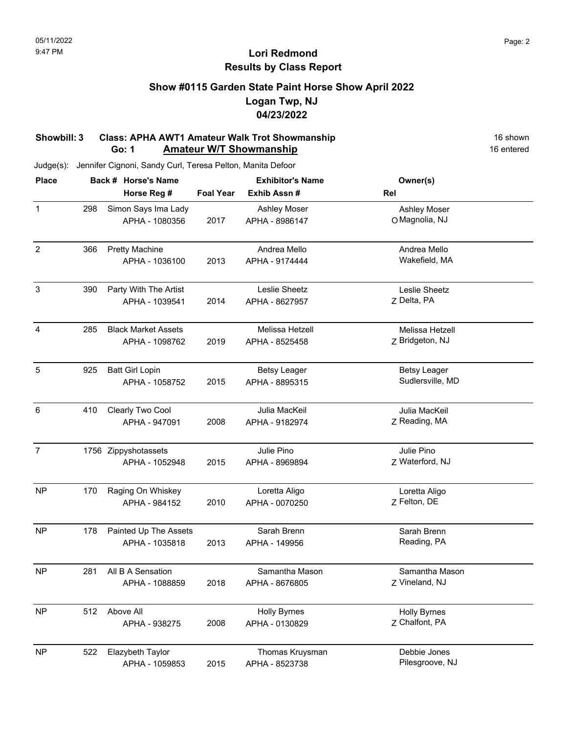# Lori Redmond
## Results by Class Report

### Show #0115 Garden State Paint Horse Show April 2022
### Logan Twp, NJ
### 04/23/2022

**Showbill: 3 Class: APHA AWT1 Amateur Walk Trot Showmanship** — 16 shown

**Go: 1 Amateur W/T Showmanship** — 16 entered

Judge(s): Jennifer Cignoni, Sandy Curl, Teresa Pelton, Manita Defoor

| Place | Back # | Horse's Name / Horse Reg # | Foal Year | Exhibitor's Name / Exhib Assn # | Rel | Owner(s) |
|---|---|---|---|---|---|---|
| 1 | 298 | Simon Says Ima Lady<br>APHA - 1080356 | 2017 | Ashley Moser<br>APHA - 8986147 | O | Ashley Moser<br>Magnolia, NJ |
| 2 | 366 | Pretty Machine<br>APHA - 1036100 | 2013 | Andrea Mello<br>APHA - 9174444 | | Andrea Mello<br>Wakefield, MA |
| 3 | 390 | Party With The Artist<br>APHA - 1039541 | 2014 | Leslie Sheetz<br>APHA - 8627957 | Z | Leslie Sheetz<br>Delta, PA |
| 4 | 285 | Black Market Assets<br>APHA - 1098762 | 2019 | Melissa Hetzell<br>APHA - 8525458 | Z | Melissa Hetzell<br>Bridgeton, NJ |
| 5 | 925 | Batt Girl Lopin<br>APHA - 1058752 | 2015 | Betsy Leager<br>APHA - 8895315 | | Betsy Leager<br>Sudlersville, MD |
| 6 | 410 | Clearly Two Cool<br>APHA - 947091 | 2008 | Julia MacKeil<br>APHA - 9182974 | Z | Julia MacKeil<br>Reading, MA |
| 7 | 1756 | Zippyshotassets<br>APHA - 1052948 | 2015 | Julie Pino<br>APHA - 8969894 | Z | Julie Pino<br>Waterford, NJ |
| NP | 170 | Raging On Whiskey<br>APHA - 984152 | 2010 | Loretta Aligo<br>APHA - 0070250 | Z | Loretta Aligo<br>Felton, DE |
| NP | 178 | Painted Up The Assets<br>APHA - 1035818 | 2013 | Sarah Brenn<br>APHA - 149956 | | Sarah Brenn<br>Reading, PA |
| NP | 281 | All B A Sensation<br>APHA - 1088859 | 2018 | Samantha Mason<br>APHA - 8676805 | Z | Samantha Mason<br>Vineland, NJ |
| NP | 512 | Above All<br>APHA - 938275 | 2008 | Holly Byrnes<br>APHA - 0130829 | Z | Holly Byrnes<br>Chalfont, PA |
| NP | 522 | Elazybeth Taylor<br>APHA - 1059853 | 2015 | Thomas Kruysman<br>APHA - 8523738 | | Debbie Jones<br>Pilesgroove, NJ |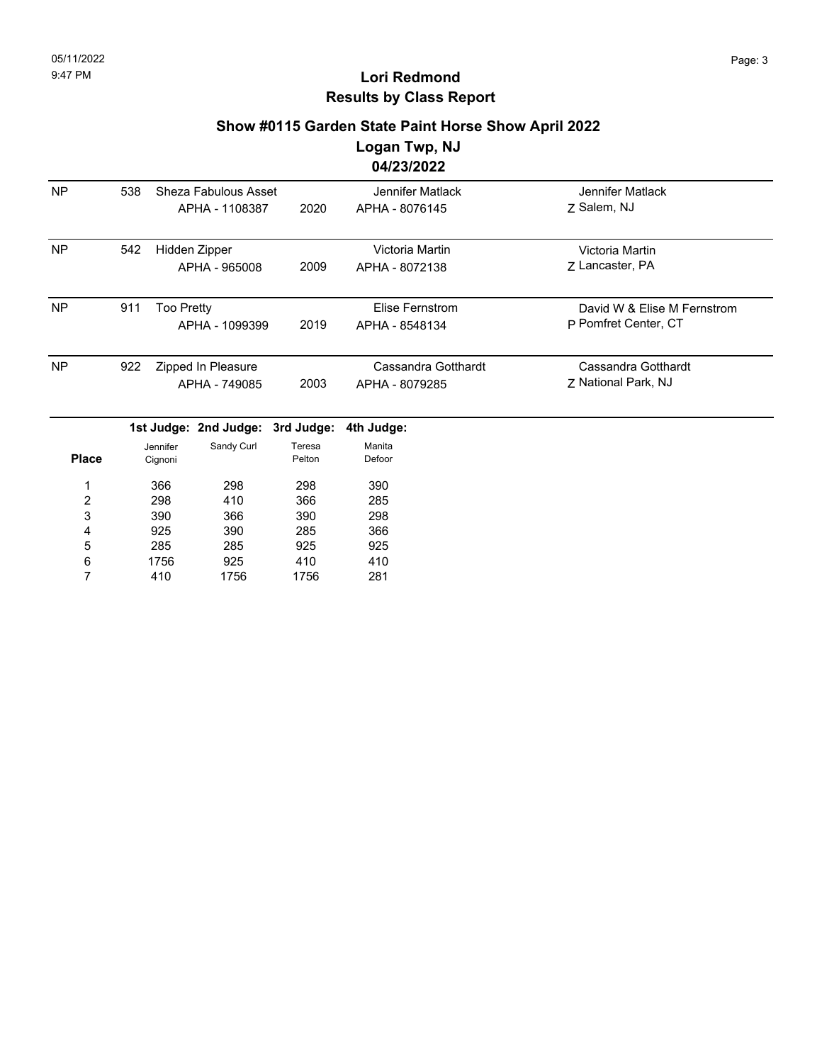# Lori Redmond
## Results by Class Report

### Show #0115 Garden State Paint Horse Show April 2022
### Logan Twp, NJ
### 04/23/2022

| Place | # | Horse | Year | Exhibitor | Owner |
|---|---|---|---|---|---|
| NP | 538 | Sheza Fabulous Asset<br>APHA - 1108387 | 2020 | Jennifer Matlack<br>APHA - 8076145 | Jennifer Matlack<br>Z Salem, NJ |
| NP | 542 | Hidden Zipper<br>APHA - 965008 | 2009 | Victoria Martin<br>APHA - 8072138 | Victoria Martin<br>Z Lancaster, PA |
| NP | 911 | Too Pretty<br>APHA - 1099399 | 2019 | Elise Fernstrom<br>APHA - 8548134 | David W & Elise M Fernstrom<br>P Pomfret Center, CT |
| NP | 922 | Zipped In Pleasure<br>APHA - 749085 | 2003 | Cassandra Gotthardt<br>APHA - 8079285 | Cassandra Gotthardt<br>Z National Park, NJ |

| Place | 1st Judge: Jennifer Cignoni | 2nd Judge: Sandy Curl | 3rd Judge: Teresa Pelton | 4th Judge: Manita Defoor |
|---|---|---|---|---|
| 1 | 366 | 298 | 298 | 390 |
| 2 | 298 | 410 | 366 | 285 |
| 3 | 390 | 366 | 390 | 298 |
| 4 | 925 | 390 | 285 | 366 |
| 5 | 285 | 285 | 925 | 925 |
| 6 | 1756 | 925 | 410 | 410 |
| 7 | 410 | 1756 | 1756 | 281 |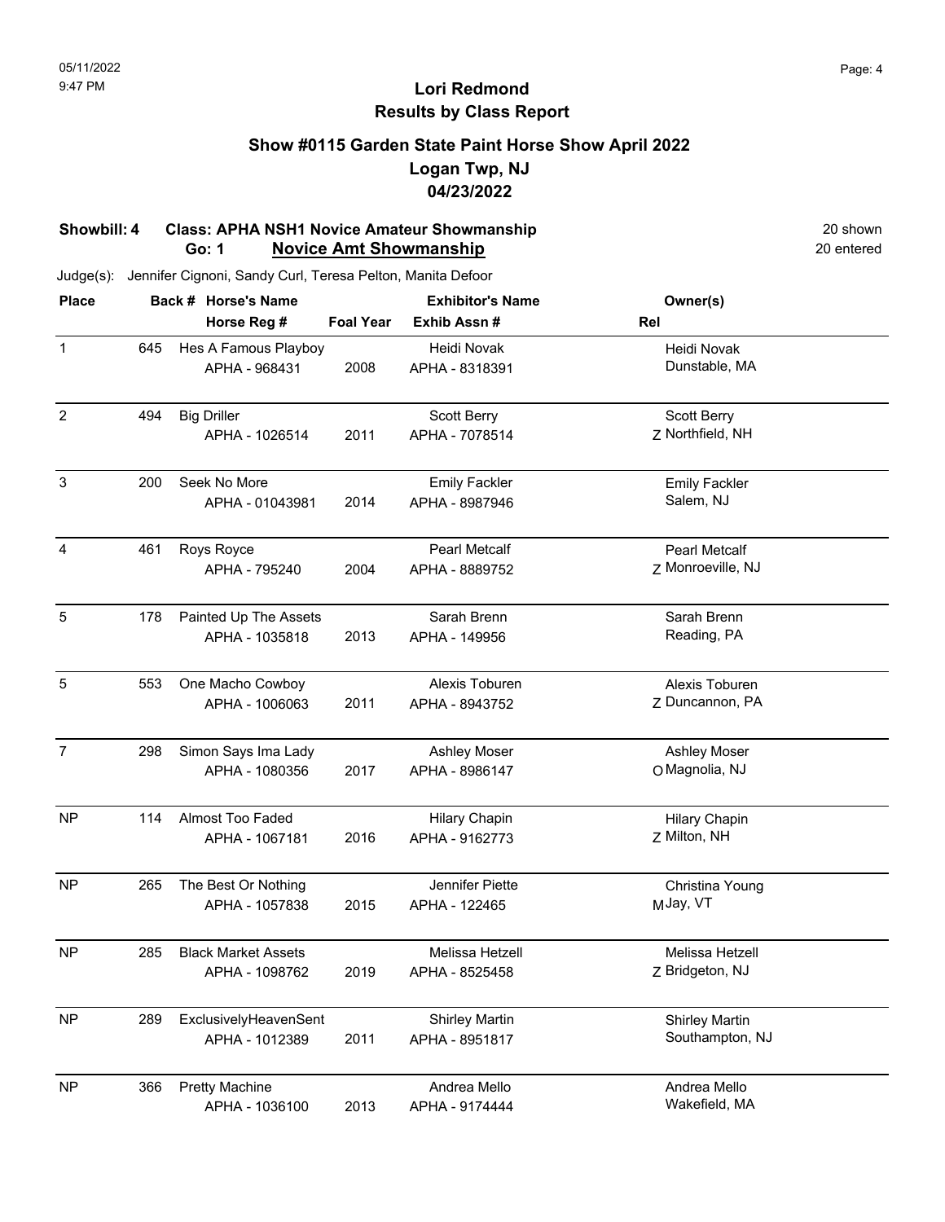# Lori Redmond

## Results by Class Report

### Show #0115 Garden State Paint Horse Show April 2022

### Logan Twp, NJ

### 04/23/2022

**Showbill: 4 Class: APHA NSH1 Novice Amateur Showmanship** — 20 shown

**Go: 1 Novice Amt Showmanship** — 20 entered

Judge(s): Jennifer Cignoni, Sandy Curl, Teresa Pelton, Manita Defoor

| Place | Back # | Horse's Name / Horse Reg # | Foal Year | Exhibitor's Name / Exhib Assn # | Rel | Owner(s) |
|---|---|---|---|---|---|---|
| 1 | 645 | Hes A Famous Playboy<br>APHA - 968431 | 2008 | Heidi Novak<br>APHA - 8318391 | | Heidi Novak<br>Dunstable, MA |
| 2 | 494 | Big Driller<br>APHA - 1026514 | 2011 | Scott Berry<br>APHA - 7078514 | Z | Scott Berry<br>Northfield, NH |
| 3 | 200 | Seek No More<br>APHA - 01043981 | 2014 | Emily Fackler<br>APHA - 8987946 | | Emily Fackler<br>Salem, NJ |
| 4 | 461 | Roys Royce<br>APHA - 795240 | 2004 | Pearl Metcalf<br>APHA - 8889752 | Z | Pearl Metcalf<br>Monroeville, NJ |
| 5 | 178 | Painted Up The Assets<br>APHA - 1035818 | 2013 | Sarah Brenn<br>APHA - 149956 | | Sarah Brenn<br>Reading, PA |
| 5 | 553 | One Macho Cowboy<br>APHA - 1006063 | 2011 | Alexis Toburen<br>APHA - 8943752 | Z | Alexis Toburen<br>Duncannon, PA |
| 7 | 298 | Simon Says Ima Lady<br>APHA - 1080356 | 2017 | Ashley Moser<br>APHA - 8986147 | O | Ashley Moser<br>Magnolia, NJ |
| NP | 114 | Almost Too Faded<br>APHA - 1067181 | 2016 | Hilary Chapin<br>APHA - 9162773 | Z | Hilary Chapin<br>Milton, NH |
| NP | 265 | The Best Or Nothing<br>APHA - 1057838 | 2015 | Jennifer Piette<br>APHA - 122465 | M | Christina Young<br>Jay, VT |
| NP | 285 | Black Market Assets<br>APHA - 1098762 | 2019 | Melissa Hetzell<br>APHA - 8525458 | Z | Melissa Hetzell<br>Bridgeton, NJ |
| NP | 289 | ExclusivelyHeavenSent<br>APHA - 1012389 | 2011 | Shirley Martin<br>APHA - 8951817 | | Shirley Martin<br>Southampton, NJ |
| NP | 366 | Pretty Machine<br>APHA - 1036100 | 2013 | Andrea Mello<br>APHA - 9174444 | | Andrea Mello<br>Wakefield, MA |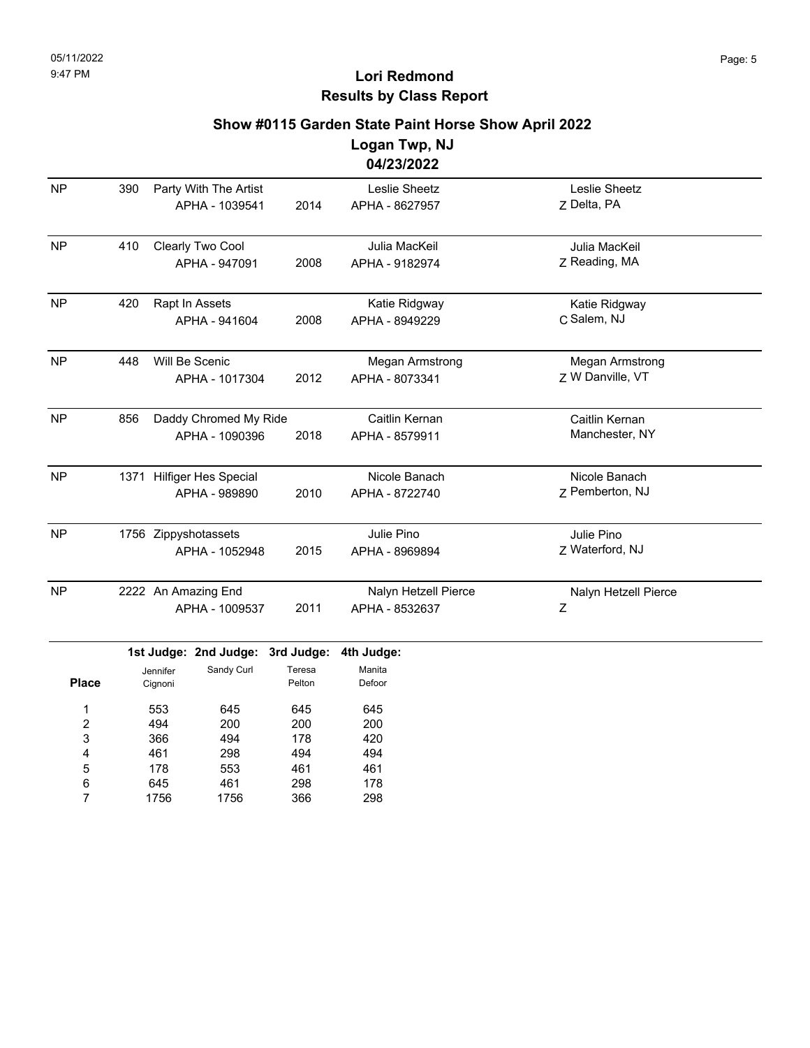# Lori Redmond
## Results by Class Report

### Show #0115 Garden State Paint Horse Show April 2022
### Logan Twp, NJ
### 04/23/2022

| Place | Back # | Horse / Reg | Year | Rider / Reg | Owner / Location |
|---|---|---|---|---|---|
| NP | 390 | Party With The Artist APHA - 1039541 | 2014 | Leslie Sheetz APHA - 8627957 | Leslie Sheetz Z Delta, PA |
| NP | 410 | Clearly Two Cool APHA - 947091 | 2008 | Julia MacKeil APHA - 9182974 | Julia MacKeil Z Reading, MA |
| NP | 420 | Rapt In Assets APHA - 941604 | 2008 | Katie Ridgway APHA - 8949229 | Katie Ridgway C Salem, NJ |
| NP | 448 | Will Be Scenic APHA - 1017304 | 2012 | Megan Armstrong APHA - 8073341 | Megan Armstrong Z W Danville, VT |
| NP | 856 | Daddy Chromed My Ride APHA - 1090396 | 2018 | Caitlin Kernan APHA - 8579911 | Caitlin Kernan Manchester, NY |
| NP | 1371 | Hilfiger Hes Special APHA - 989890 | 2010 | Nicole Banach APHA - 8722740 | Nicole Banach Z Pemberton, NJ |
| NP | 1756 | Zippyshotassets APHA - 1052948 | 2015 | Julie Pino APHA - 8969894 | Julie Pino Z Waterford, NJ |
| NP | 2222 | An Amazing End APHA - 1009537 | 2011 | Nalyn Hetzell Pierce APHA - 8532637 | Nalyn Hetzell Pierce Z |

| Place | 1st Judge: Jennifer Cignoni | 2nd Judge: Sandy Curl | 3rd Judge: Teresa Pelton | 4th Judge: Manita Defoor |
|---|---|---|---|---|
| 1 | 553 | 645 | 645 | 645 |
| 2 | 494 | 200 | 200 | 200 |
| 3 | 366 | 494 | 178 | 420 |
| 4 | 461 | 298 | 494 | 494 |
| 5 | 178 | 553 | 461 | 461 |
| 6 | 645 | 461 | 298 | 178 |
| 7 | 1756 | 1756 | 366 | 298 |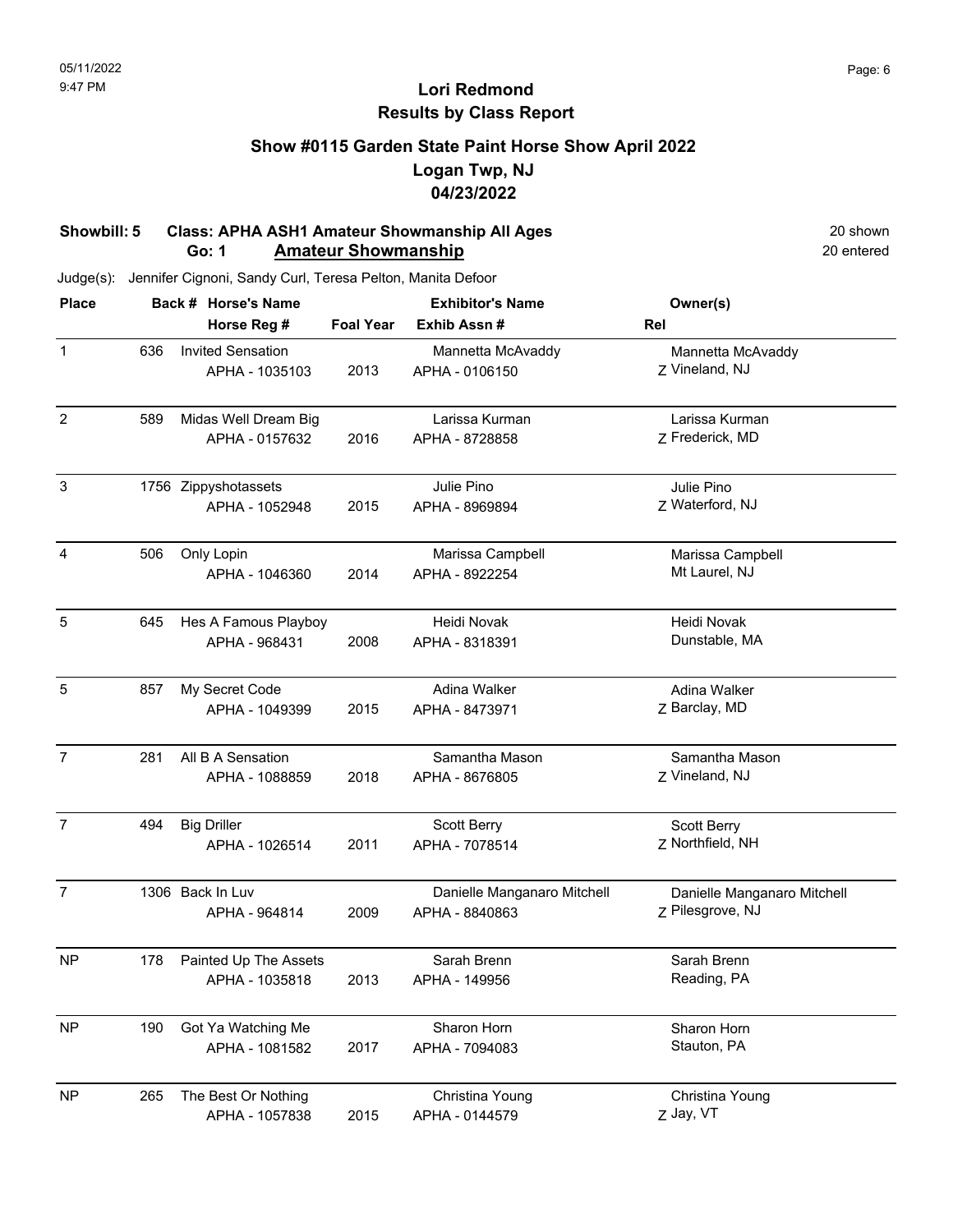05/11/2022
9:47 PM

# Lori Redmond
## Results by Class Report

### Show #0115 Garden State Paint Horse Show April 2022
### Logan Twp, NJ
### 04/23/2022

**Showbill: 5 Class: APHA ASH1 Amateur Showmanship All Ages** — 20 shown
**Go: 1 Amateur Showmanship** — 20 entered

Judge(s): Jennifer Cignoni, Sandy Curl, Teresa Pelton, Manita Defoor

| Place | Back # | Horse's Name / Horse Reg # | Foal Year | Exhibitor's Name / Exhib Assn # | Rel | Owner(s) |
|---|---|---|---|---|---|---|
| 1 | 636 | Invited Sensation<br>APHA - 1035103 | 2013 | Mannetta McAvaddy<br>APHA - 0106150 | Z | Mannetta McAvaddy<br>Vineland, NJ |
| 2 | 589 | Midas Well Dream Big<br>APHA - 0157632 | 2016 | Larissa Kurman<br>APHA - 8728858 | Z | Larissa Kurman<br>Frederick, MD |
| 3 | 1756 | Zippyshotassets<br>APHA - 1052948 | 2015 | Julie Pino<br>APHA - 8969894 | Z | Julie Pino<br>Waterford, NJ |
| 4 | 506 | Only Lopin<br>APHA - 1046360 | 2014 | Marissa Campbell<br>APHA - 8922254 | | Marissa Campbell<br>Mt Laurel, NJ |
| 5 | 645 | Hes A Famous Playboy<br>APHA - 968431 | 2008 | Heidi Novak<br>APHA - 8318391 | | Heidi Novak<br>Dunstable, MA |
| 5 | 857 | My Secret Code<br>APHA - 1049399 | 2015 | Adina Walker<br>APHA - 8473971 | Z | Adina Walker<br>Barclay, MD |
| 7 | 281 | All B A Sensation<br>APHA - 1088859 | 2018 | Samantha Mason<br>APHA - 8676805 | Z | Samantha Mason<br>Vineland, NJ |
| 7 | 494 | Big Driller<br>APHA - 1026514 | 2011 | Scott Berry<br>APHA - 7078514 | Z | Scott Berry<br>Northfield, NH |
| 7 | 1306 | Back In Luv<br>APHA - 964814 | 2009 | Danielle Manganaro Mitchell<br>APHA - 8840863 | Z | Danielle Manganaro Mitchell<br>Pilesgrove, NJ |
| NP | 178 | Painted Up The Assets<br>APHA - 1035818 | 2013 | Sarah Brenn<br>APHA - 149956 | | Sarah Brenn<br>Reading, PA |
| NP | 190 | Got Ya Watching Me<br>APHA - 1081582 | 2017 | Sharon Horn<br>APHA - 7094083 | | Sharon Horn<br>Stauton, PA |
| NP | 265 | The Best Or Nothing<br>APHA - 1057838 | 2015 | Christina Young<br>APHA - 0144579 | Z | Christina Young<br>Jay, VT |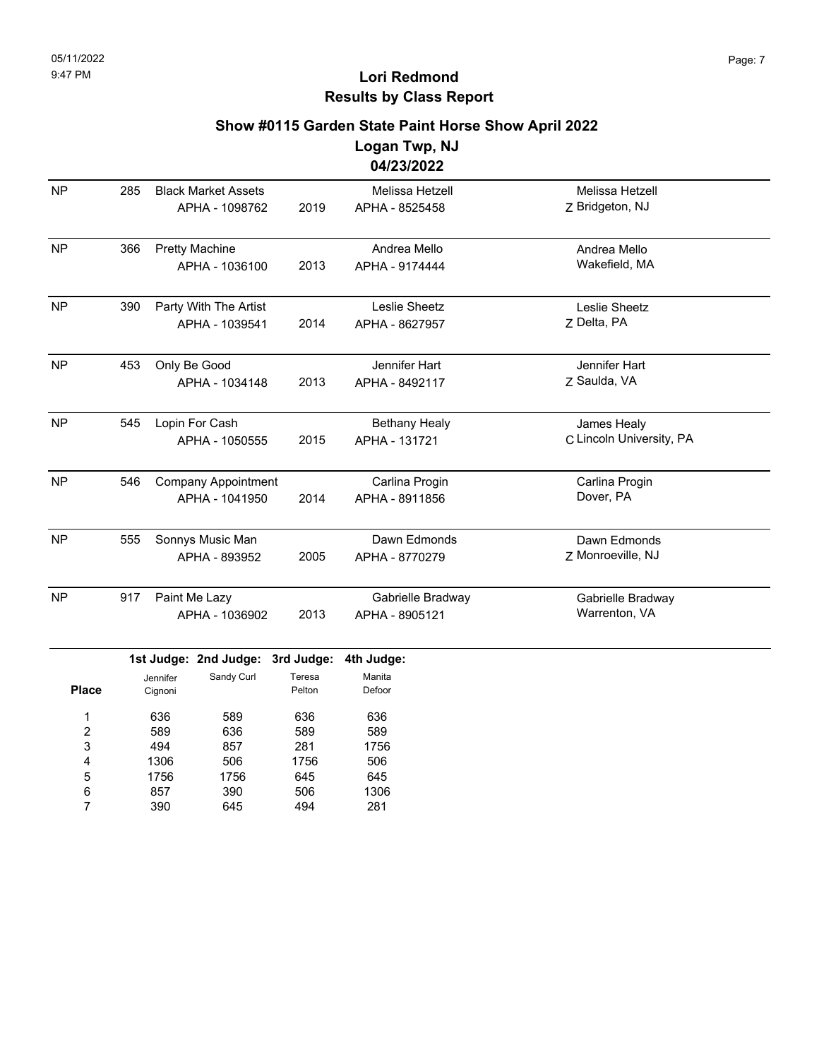# Lori Redmond
## Results by Class Report

### Show #0115 Garden State Paint Horse Show April 2022
### Logan Twp, NJ
### 04/23/2022

| Place | Back # | Horse | Year | Rider | Owner |
|---|---|---|---|---|---|
| NP | 285 | Black Market Assets<br>APHA - 1098762 | 2019 | Melissa Hetzell<br>APHA - 8525458 | Melissa Hetzell<br>Z Bridgeton, NJ |
| NP | 366 | Pretty Machine<br>APHA - 1036100 | 2013 | Andrea Mello<br>APHA - 9174444 | Andrea Mello<br>Wakefield, MA |
| NP | 390 | Party With The Artist<br>APHA - 1039541 | 2014 | Leslie Sheetz<br>APHA - 8627957 | Leslie Sheetz<br>Z Delta, PA |
| NP | 453 | Only Be Good<br>APHA - 1034148 | 2013 | Jennifer Hart<br>APHA - 8492117 | Jennifer Hart<br>Z Saulda, VA |
| NP | 545 | Lopin For Cash<br>APHA - 1050555 | 2015 | Bethany Healy<br>APHA - 131721 | James Healy<br>C Lincoln University, PA |
| NP | 546 | Company Appointment<br>APHA - 1041950 | 2014 | Carlina Progin<br>APHA - 8911856 | Carlina Progin<br>Dover, PA |
| NP | 555 | Sonnys Music Man<br>APHA - 893952 | 2005 | Dawn Edmonds<br>APHA - 8770279 | Dawn Edmonds<br>Z Monroeville, NJ |
| NP | 917 | Paint Me Lazy<br>APHA - 1036902 | 2013 | Gabrielle Bradway<br>APHA - 8905121 | Gabrielle Bradway<br>Warrenton, VA |

| Place | 1st Judge: Jennifer Cignoni | 2nd Judge: Sandy Curl | 3rd Judge: Teresa Pelton | 4th Judge: Manita Defoor |
|---|---|---|---|---|
| 1 | 636 | 589 | 636 | 636 |
| 2 | 589 | 636 | 589 | 589 |
| 3 | 494 | 857 | 281 | 1756 |
| 4 | 1306 | 506 | 1756 | 506 |
| 5 | 1756 | 1756 | 645 | 645 |
| 6 | 857 | 390 | 506 | 1306 |
| 7 | 390 | 645 | 494 | 281 |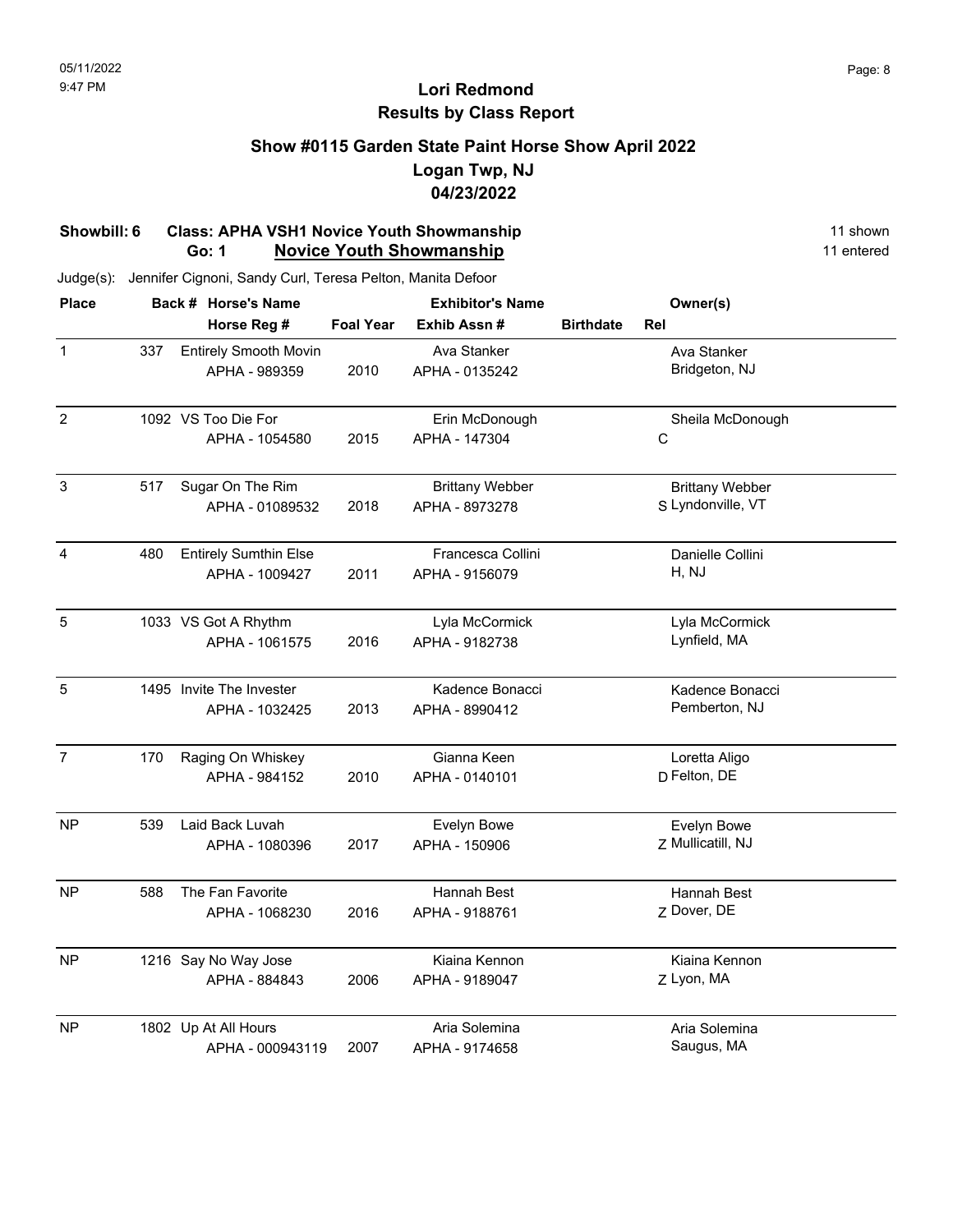## Lori Redmond
## Results by Class Report

### Show #0115 Garden State Paint Horse Show April 2022
### Logan Twp, NJ
### 04/23/2022

**Showbill: 6 Class: APHA VSH1 Novice Youth Showmanship** — 11 shown
**Go: 1 Novice Youth Showmanship** — 11 entered

Judge(s): Jennifer Cignoni, Sandy Curl, Teresa Pelton, Manita Defoor

| Place | Back # | Horse's Name / Horse Reg # | Foal Year | Exhibitor's Name / Exhib Assn # | Birthdate | Rel | Owner(s) |
|---|---|---|---|---|---|---|---|
| 1 | 337 | Entirely Smooth Movin<br>APHA - 989359 | 2010 | Ava Stanker<br>APHA - 0135242 | | | Ava Stanker<br>Bridgeton, NJ |
| 2 | 1092 | VS Too Die For<br>APHA - 1054580 | 2015 | Erin McDonough<br>APHA - 147304 | | C | Sheila McDonough |
| 3 | 517 | Sugar On The Rim<br>APHA - 01089532 | 2018 | Brittany Webber<br>APHA - 8973278 | | S | Brittany Webber<br>Lyndonville, VT |
| 4 | 480 | Entirely Sumthin Else<br>APHA - 1009427 | 2011 | Francesca Collini<br>APHA - 9156079 | | | Danielle Collini<br>H, NJ |
| 5 | 1033 | VS Got A Rhythm<br>APHA - 1061575 | 2016 | Lyla McCormick<br>APHA - 9182738 | | | Lyla McCormick<br>Lynfield, MA |
| 5 | 1495 | Invite The Invester<br>APHA - 1032425 | 2013 | Kadence Bonacci<br>APHA - 8990412 | | | Kadence Bonacci<br>Pemberton, NJ |
| 7 | 170 | Raging On Whiskey<br>APHA - 984152 | 2010 | Gianna Keen<br>APHA - 0140101 | | D | Loretta Aligo<br>Felton, DE |
| NP | 539 | Laid Back Luvah<br>APHA - 1080396 | 2017 | Evelyn Bowe<br>APHA - 150906 | | Z | Evelyn Bowe<br>Mullicatill, NJ |
| NP | 588 | The Fan Favorite<br>APHA - 1068230 | 2016 | Hannah Best<br>APHA - 9188761 | | Z | Hannah Best<br>Dover, DE |
| NP | 1216 | Say No Way Jose<br>APHA - 884843 | 2006 | Kiaina Kennon<br>APHA - 9189047 | | Z | Kiaina Kennon<br>Lyon, MA |
| NP | 1802 | Up At All Hours<br>APHA - 000943119 | 2007 | Aria Solemina<br>APHA - 9174658 | | | Aria Solemina<br>Saugus, MA |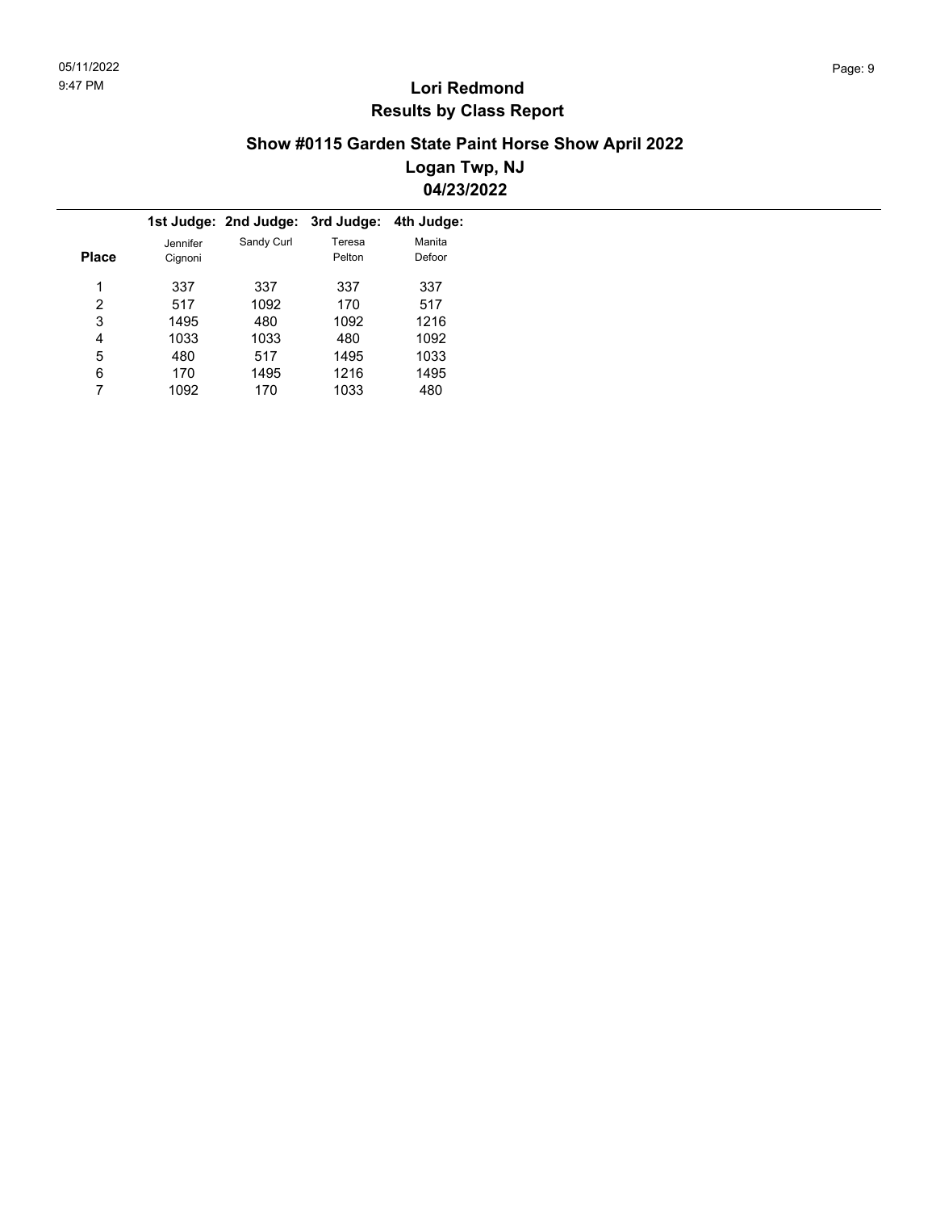# Lori Redmond
## Results by Class Report

### Show #0115 Garden State Paint Horse Show April 2022
### Logan Twp, NJ
### 04/23/2022

| Place | 1st Judge: Jennifer Cignoni | 2nd Judge: Sandy Curl | 3rd Judge: Teresa Pelton | 4th Judge: Manita Defoor |
|---|---|---|---|---|
| 1 | 337 | 337 | 337 | 337 |
| 2 | 517 | 1092 | 170 | 517 |
| 3 | 1495 | 480 | 1092 | 1216 |
| 4 | 1033 | 1033 | 480 | 1092 |
| 5 | 480 | 517 | 1495 | 1033 |
| 6 | 170 | 1495 | 1216 | 1495 |
| 7 | 1092 | 170 | 1033 | 480 |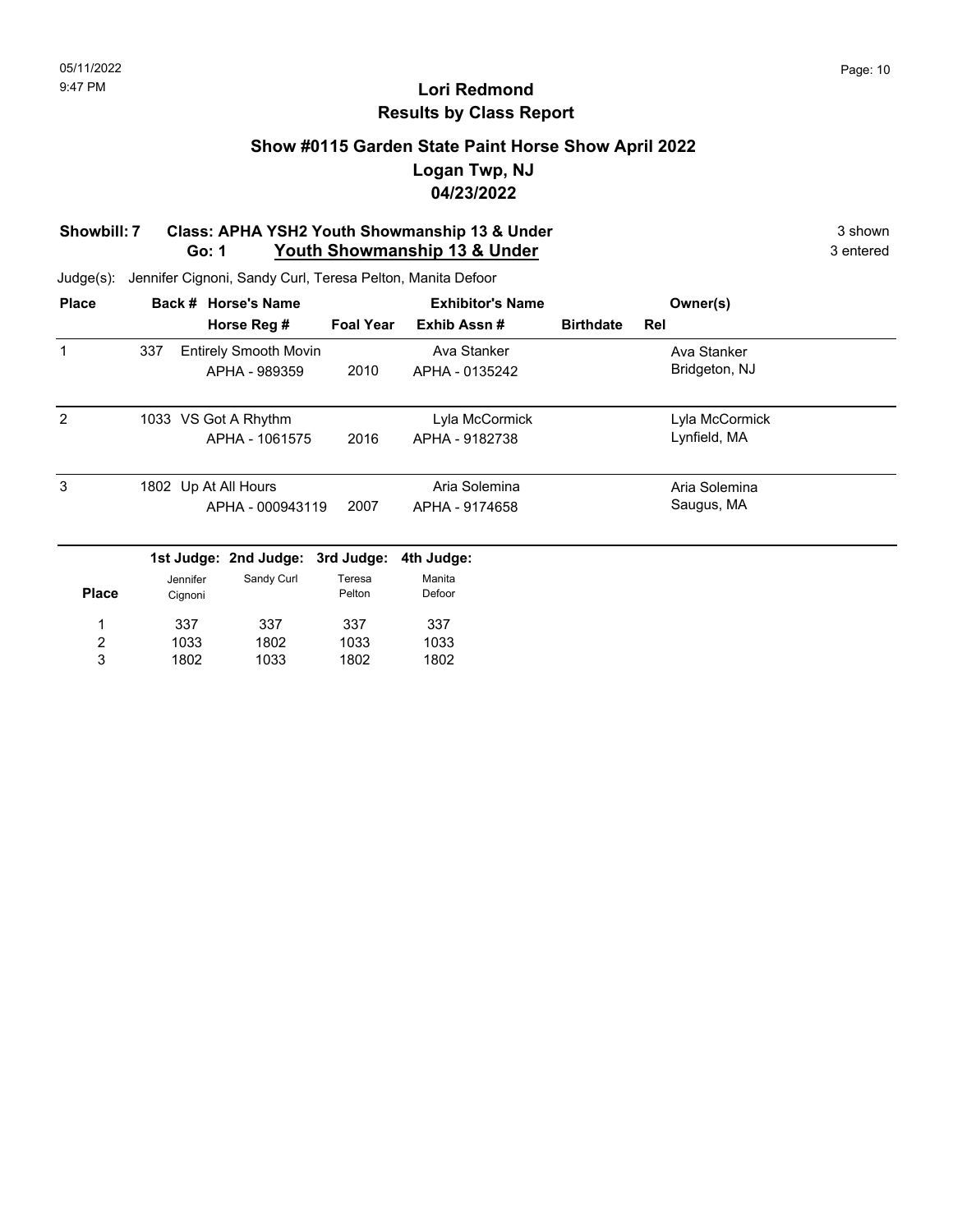# Lori Redmond
## Results by Class Report

### Show #0115 Garden State Paint Horse Show April 2022
### Logan Twp, NJ
### 04/23/2022

**Showbill: 7 Class: APHA YSH2 Youth Showmanship 13 & Under** 3 shown
**Go: 1 Youth Showmanship 13 & Under** 3 entered

Judge(s): Jennifer Cignoni, Sandy Curl, Teresa Pelton, Manita Defoor

| Place | Back # | Horse's Name / Horse Reg # | Foal Year | Exhibitor's Name / Exhib Assn # | Birthdate | Rel | Owner(s) |
|---|---|---|---|---|---|---|---|
| 1 | 337 | Entirely Smooth Movin<br>APHA - 989359 | 2010 | Ava Stanker<br>APHA - 0135242 | | | Ava Stanker<br>Bridgeton, NJ |
| 2 | 1033 | VS Got A Rhythm<br>APHA - 1061575 | 2016 | Lyla McCormick<br>APHA - 9182738 | | | Lyla McCormick<br>Lynfield, MA |
| 3 | 1802 | Up At All Hours<br>APHA - 000943119 | 2007 | Aria Solemina<br>APHA - 9174658 | | | Aria Solemina<br>Saugus, MA |

| Place | 1st Judge: Jennifer Cignoni | 2nd Judge: Sandy Curl | 3rd Judge: Teresa Pelton | 4th Judge: Manita Defoor |
|---|---|---|---|---|
| 1 | 337 | 337 | 337 | 337 |
| 2 | 1033 | 1802 | 1033 | 1033 |
| 3 | 1802 | 1033 | 1802 | 1802 |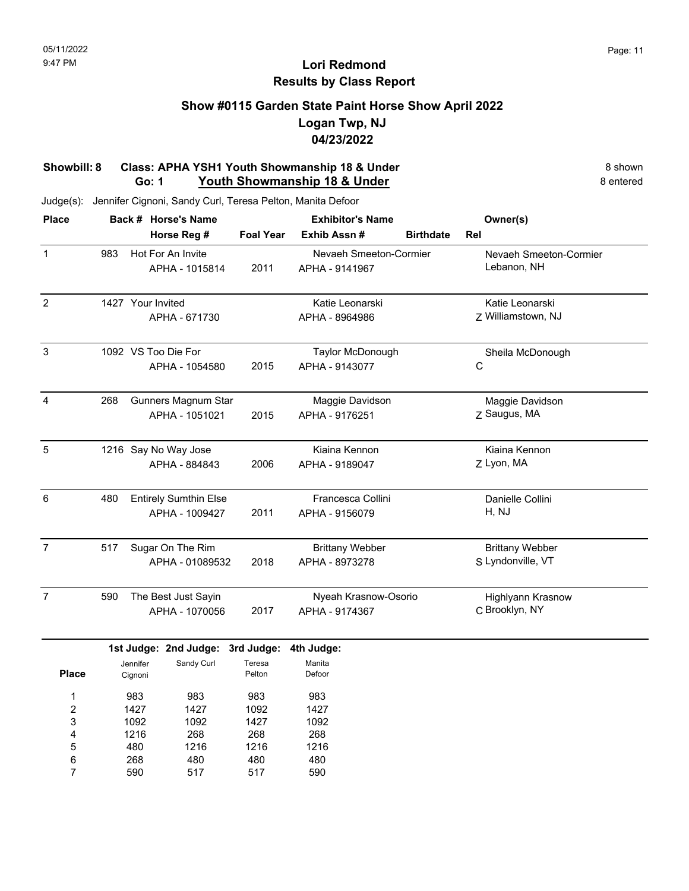# Lori Redmond
## Results by Class Report

### Show #0115 Garden State Paint Horse Show April 2022
### Logan Twp, NJ
### 04/23/2022

**Showbill: 8 Class: APHA YSH1 Youth Showmanship 18 & Under** — 8 shown
**Go: 1 Youth Showmanship 18 & Under** — 8 entered

Judge(s): Jennifer Cignoni, Sandy Curl, Teresa Pelton, Manita Defoor

| Place | Back # | Horse's Name / Horse Reg # | Foal Year | Exhibitor's Name / Exhib Assn # | Birthdate | Rel | Owner(s) |
|---|---|---|---|---|---|---|---|
| 1 | 983 | Hot For An Invite / APHA - 1015814 | 2011 | Nevaeh Smeeton-Cormier / APHA - 9141967 | | | Nevaeh Smeeton-Cormier, Lebanon, NH |
| 2 | 1427 | Your Invited / APHA - 671730 | | Katie Leonarski / APHA - 8964986 | | Z | Katie Leonarski, Williamstown, NJ |
| 3 | 1092 | VS Too Die For / APHA - 1054580 | 2015 | Taylor McDonough / APHA - 9143077 | | C | Sheila McDonough |
| 4 | 268 | Gunners Magnum Star / APHA - 1051021 | 2015 | Maggie Davidson / APHA - 9176251 | | Z | Maggie Davidson, Saugus, MA |
| 5 | 1216 | Say No Way Jose / APHA - 884843 | 2006 | Kiaina Kennon / APHA - 9189047 | | Z | Kiaina Kennon, Lyon, MA |
| 6 | 480 | Entirely Sumthin Else / APHA - 1009427 | 2011 | Francesca Collini / APHA - 9156079 | | | Danielle Collini, H, NJ |
| 7 | 517 | Sugar On The Rim / APHA - 01089532 | 2018 | Brittany Webber / APHA - 8973278 | | S | Brittany Webber, Lyndonville, VT |
| 7 | 590 | The Best Just Sayin / APHA - 1070056 | 2017 | Nyeah Krasnow-Osorio / APHA - 9174367 | | C | Highlyann Krasnow, Brooklyn, NY |

| Place | 1st Judge: Jennifer Cignoni | 2nd Judge: Sandy Curl | 3rd Judge: Teresa Pelton | 4th Judge: Manita Defoor |
|---|---|---|---|---|
| 1 | 983 | 983 | 983 | 983 |
| 2 | 1427 | 1427 | 1092 | 1427 |
| 3 | 1092 | 1092 | 1427 | 1092 |
| 4 | 1216 | 268 | 268 | 268 |
| 5 | 480 | 1216 | 1216 | 1216 |
| 6 | 268 | 480 | 480 | 480 |
| 7 | 590 | 517 | 517 | 590 |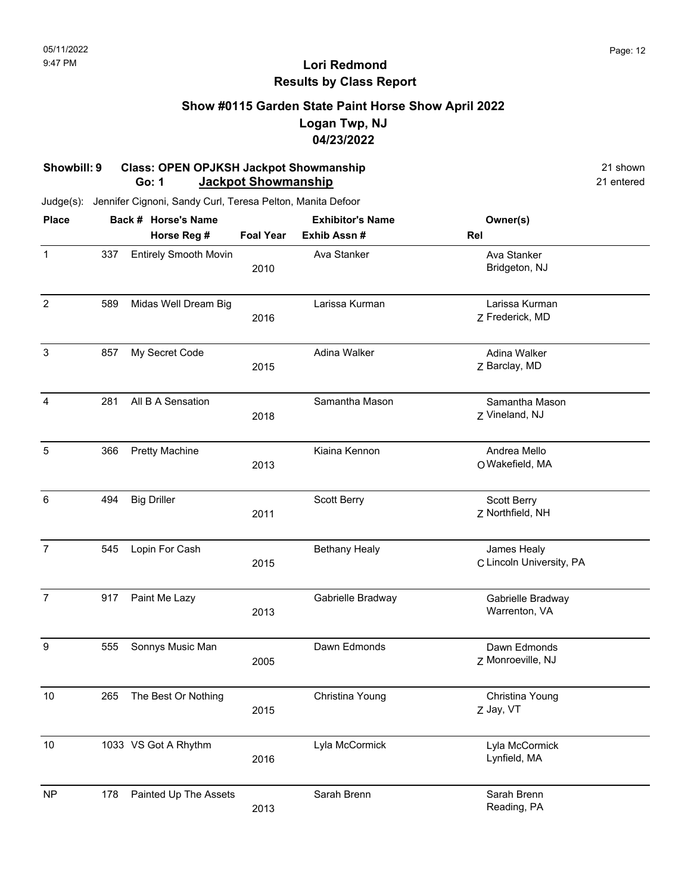# Lori Redmond
## Results by Class Report

### Show #0115 Garden State Paint Horse Show April 2022
### Logan Twp, NJ
### 04/23/2022

**Showbill: 9** **Class: OPEN OPJKSH Jackpot Showmanship** 21 shown

**Go: 1** **Jackpot Showmanship** 21 entered

Judge(s): Jennifer Cignoni, Sandy Curl, Teresa Pelton, Manita Defoor

| Place | Back # | Horse's Name / Horse Reg # | Foal Year | Exhibitor's Name / Exhib Assn # | Rel | Owner(s) |
|---|---|---|---|---|---|---|
| 1 | 337 | Entirely Smooth Movin | 2010 | Ava Stanker | | Ava Stanker<br>Bridgeton, NJ |
| 2 | 589 | Midas Well Dream Big | 2016 | Larissa Kurman | Z | Larissa Kurman<br>Frederick, MD |
| 3 | 857 | My Secret Code | 2015 | Adina Walker | Z | Adina Walker<br>Barclay, MD |
| 4 | 281 | All B A Sensation | 2018 | Samantha Mason | Z | Samantha Mason<br>Vineland, NJ |
| 5 | 366 | Pretty Machine | 2013 | Kiaina Kennon | O | Andrea Mello<br>Wakefield, MA |
| 6 | 494 | Big Driller | 2011 | Scott Berry | Z | Scott Berry<br>Northfield, NH |
| 7 | 545 | Lopin For Cash | 2015 | Bethany Healy | C | James Healy<br>Lincoln University, PA |
| 7 | 917 | Paint Me Lazy | 2013 | Gabrielle Bradway | | Gabrielle Bradway<br>Warrenton, VA |
| 9 | 555 | Sonnys Music Man | 2005 | Dawn Edmonds | Z | Dawn Edmonds<br>Monroeville, NJ |
| 10 | 265 | The Best Or Nothing | 2015 | Christina Young | Z | Christina Young<br>Jay, VT |
| 10 | 1033 | VS Got A Rhythm | 2016 | Lyla McCormick | | Lyla McCormick<br>Lynfield, MA |
| NP | 178 | Painted Up The Assets | 2013 | Sarah Brenn | | Sarah Brenn<br>Reading, PA |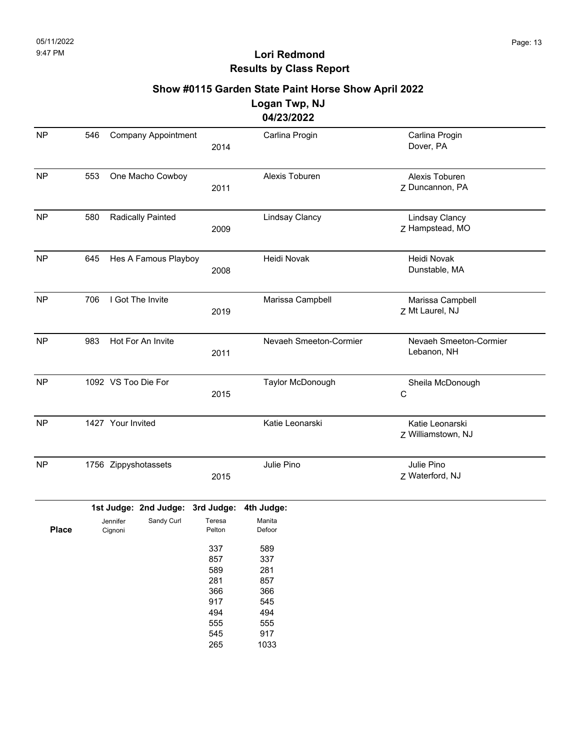# Lori Redmond
## Results by Class Report

### Show #0115 Garden State Paint Horse Show April 2022
### Logan Twp, NJ
### 04/23/2022

| Place | No. | Horse | Year | Rider | | Owner |
|---|---|---|---|---|---|---|
| NP | 546 | Company Appointment | 2014 | Carlina Progin | | Carlina Progin<br>Dover, PA |
| NP | 553 | One Macho Cowboy | 2011 | Alexis Toburen | Z | Alexis Toburen<br>Duncannon, PA |
| NP | 580 | Radically Painted | 2009 | Lindsay Clancy | Z | Lindsay Clancy<br>Hampstead, MO |
| NP | 645 | Hes A Famous Playboy | 2008 | Heidi Novak | | Heidi Novak<br>Dunstable, MA |
| NP | 706 | I Got The Invite | 2019 | Marissa Campbell | Z | Marissa Campbell<br>Mt Laurel, NJ |
| NP | 983 | Hot For An Invite | 2011 | Nevaeh Smeeton-Cormier | | Nevaeh Smeeton-Cormier<br>Lebanon, NH |
| NP | 1092 | VS Too Die For | 2015 | Taylor McDonough | C | Sheila McDonough |
| NP | 1427 | Your Invited | | Katie Leonarski | Z | Katie Leonarski<br>Williamstown, NJ |
| NP | 1756 | Zippyshotassets | 2015 | Julie Pino | Z | Julie Pino<br>Waterford, NJ |

| Place | 1st Judge: Jennifer Cignoni | 2nd Judge: Sandy Curl | 3rd Judge: Teresa Pelton | 4th Judge: Manita Defoor |
|---|---|---|---|---|
| | | | 337 | 589 |
| | | | 857 | 337 |
| | | | 589 | 281 |
| | | | 281 | 857 |
| | | | 366 | 366 |
| | | | 917 | 545 |
| | | | 494 | 494 |
| | | | 555 | 555 |
| | | | 545 | 917 |
| | | | 265 | 1033 |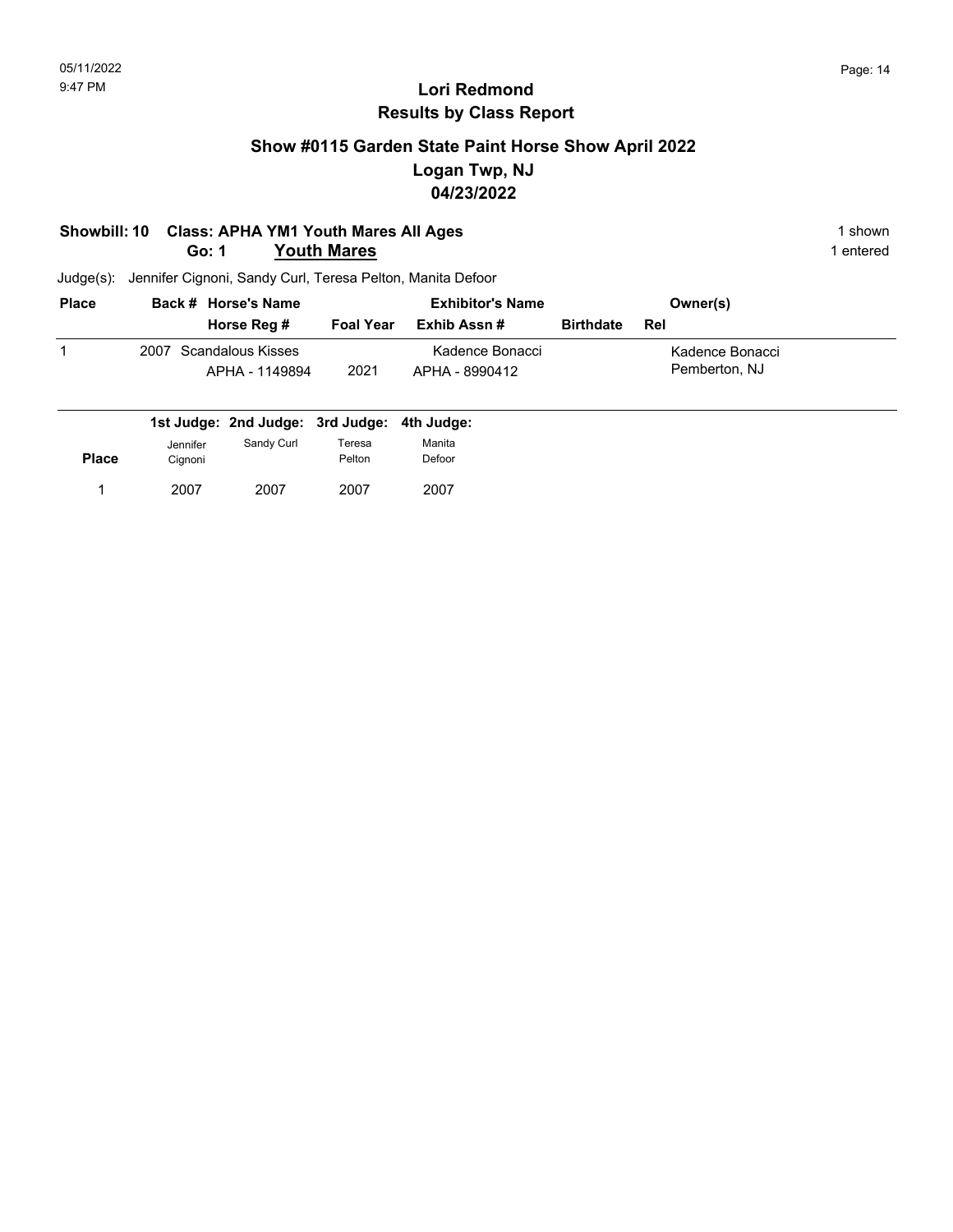# Lori Redmond
## Results by Class Report

### Show #0115 Garden State Paint Horse Show April 2022
### Logan Twp, NJ
### 04/23/2022

**Showbill: 10 Class: APHA YM1 Youth Mares All Ages** — 1 shown

**Go: 1 Youth Mares** — 1 entered

Judge(s): Jennifer Cignoni, Sandy Curl, Teresa Pelton, Manita Defoor

| Place | Back # | Horse's Name / Horse Reg # | Foal Year | Exhibitor's Name / Exhib Assn # | Birthdate | Owner(s) / Rel |
|---|---|---|---|---|---|---|
| 1 | 2007 | Scandalous Kisses<br>APHA - 1149894 | 2021 | Kadence Bonacci<br>APHA - 8990412 | | Kadence Bonacci<br>Pemberton, NJ |

| Place | 1st Judge: Jennifer Cignoni | 2nd Judge: Sandy Curl | 3rd Judge: Teresa Pelton | 4th Judge: Manita Defoor |
|---|---|---|---|---|
| 1 | 2007 | 2007 | 2007 | 2007 |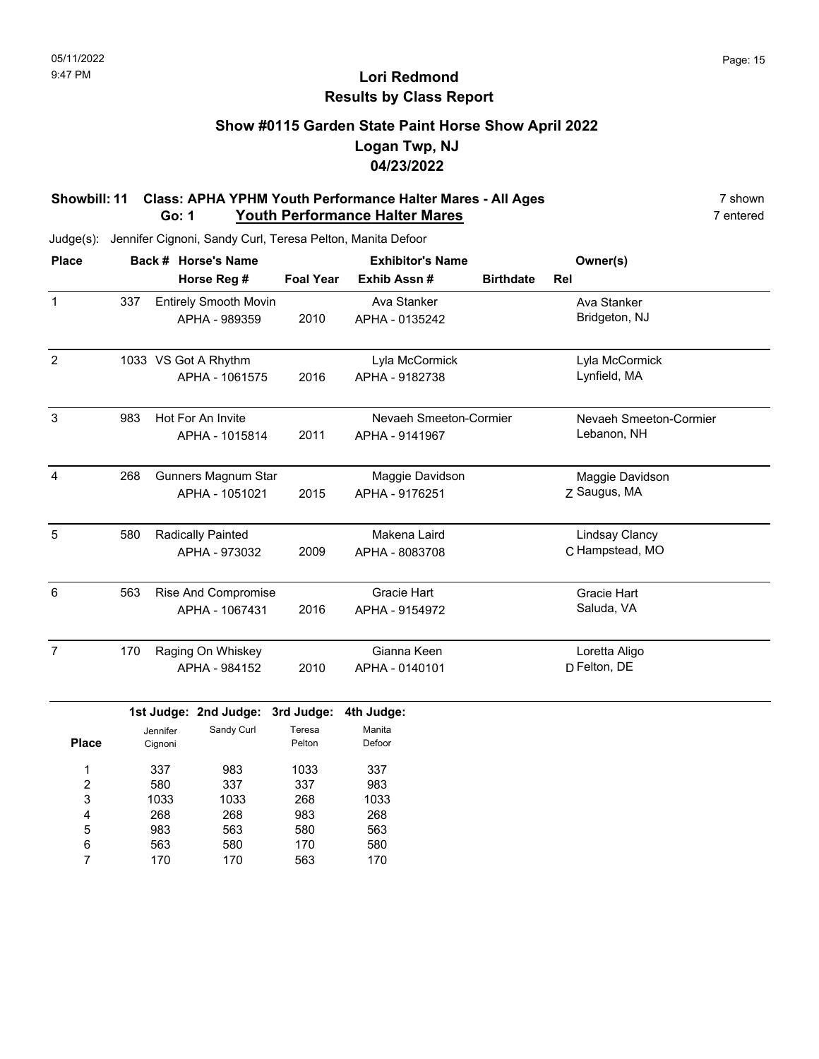# Lori Redmond
## Results by Class Report

### Show #0115 Garden State Paint Horse Show April 2022
### Logan Twp, NJ
### 04/23/2022

**Showbill: 11 Class: APHA YPHM Youth Performance Halter Mares - All Ages** 7 shown
**Go: 1 Youth Performance Halter Mares** 7 entered

Judge(s): Jennifer Cignoni, Sandy Curl, Teresa Pelton, Manita Defoor

| Place | Back # | Horse's Name / Horse Reg # | Foal Year | Exhibitor's Name / Exhib Assn # | Birthdate | Rel | Owner(s) |
|---|---|---|---|---|---|---|---|
| 1 | 337 | Entirely Smooth Movin<br>APHA - 989359 | 2010 | Ava Stanker<br>APHA - 0135242 | | | Ava Stanker<br>Bridgeton, NJ |
| 2 | 1033 | VS Got A Rhythm<br>APHA - 1061575 | 2016 | Lyla McCormick<br>APHA - 9182738 | | | Lyla McCormick<br>Lynfield, MA |
| 3 | 983 | Hot For An Invite<br>APHA - 1015814 | 2011 | Nevaeh Smeeton-Cormier<br>APHA - 9141967 | | | Nevaeh Smeeton-Cormier<br>Lebanon, NH |
| 4 | 268 | Gunners Magnum Star<br>APHA - 1051021 | 2015 | Maggie Davidson<br>APHA - 9176251 | | Z | Maggie Davidson<br>Saugus, MA |
| 5 | 580 | Radically Painted<br>APHA - 973032 | 2009 | Makena Laird<br>APHA - 8083708 | | C | Lindsay Clancy<br>Hampstead, MO |
| 6 | 563 | Rise And Compromise<br>APHA - 1067431 | 2016 | Gracie Hart<br>APHA - 9154972 | | | Gracie Hart<br>Saluda, VA |
| 7 | 170 | Raging On Whiskey<br>APHA - 984152 | 2010 | Gianna Keen<br>APHA - 0140101 | | D | Loretta Aligo<br>Felton, DE |

| Place | 1st Judge: Jennifer Cignoni | 2nd Judge: Sandy Curl | 3rd Judge: Teresa Pelton | 4th Judge: Manita Defoor |
|---|---|---|---|---|
| 1 | 337 | 983 | 1033 | 337 |
| 2 | 580 | 337 | 337 | 983 |
| 3 | 1033 | 1033 | 268 | 1033 |
| 4 | 268 | 268 | 983 | 268 |
| 5 | 983 | 563 | 580 | 563 |
| 6 | 563 | 580 | 170 | 580 |
| 7 | 170 | 170 | 563 | 170 |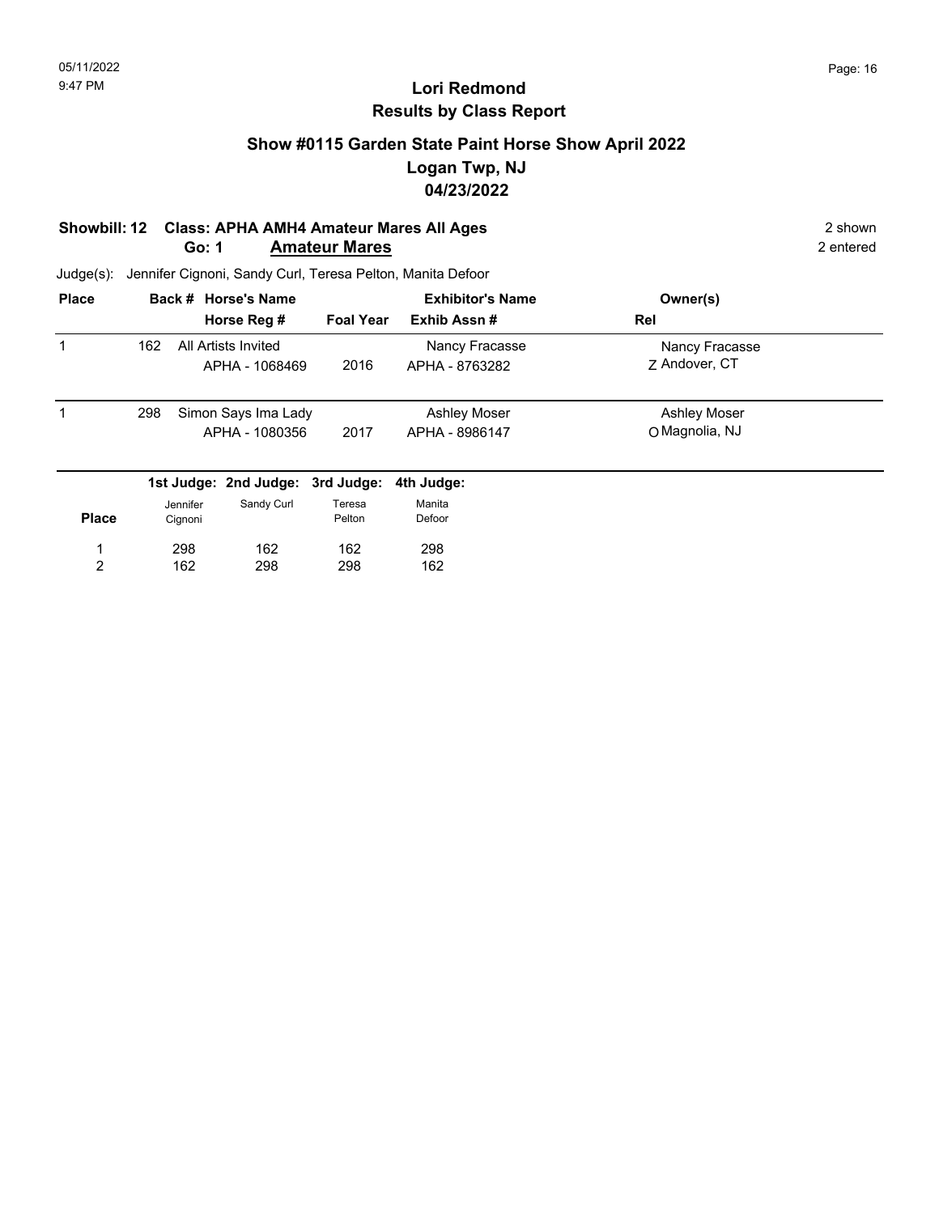05/11/2022
9:47 PM

# Lori Redmond
## Results by Class Report

### Show #0115 Garden State Paint Horse Show April 2022
### Logan Twp, NJ
### 04/23/2022

**Showbill: 12 Class: APHA AMH4 Amateur Mares All Ages** — 2 shown
**Go: 1 Amateur Mares** — 2 entered

Judge(s): Jennifer Cignoni, Sandy Curl, Teresa Pelton, Manita Defoor

| Place | Back # | Horse's Name / Horse Reg # | Foal Year | Exhibitor's Name / Exhib Assn # | Owner(s) / Rel |
|---|---|---|---|---|---|
| 1 | 162 | All Artists Invited / APHA - 1068469 | 2016 | Nancy Fracasse / APHA - 8763282 | Nancy Fracasse / Z Andover, CT |
| 1 | 298 | Simon Says Ima Lady / APHA - 1080356 | 2017 | Ashley Moser / APHA - 8986147 | Ashley Moser / O Magnolia, NJ |

| Place | 1st Judge: Jennifer Cignoni | 2nd Judge: Sandy Curl | 3rd Judge: Teresa Pelton | 4th Judge: Manita Defoor |
|---|---|---|---|---|
| 1 | 298 | 162 | 162 | 298 |
| 2 | 162 | 298 | 298 | 162 |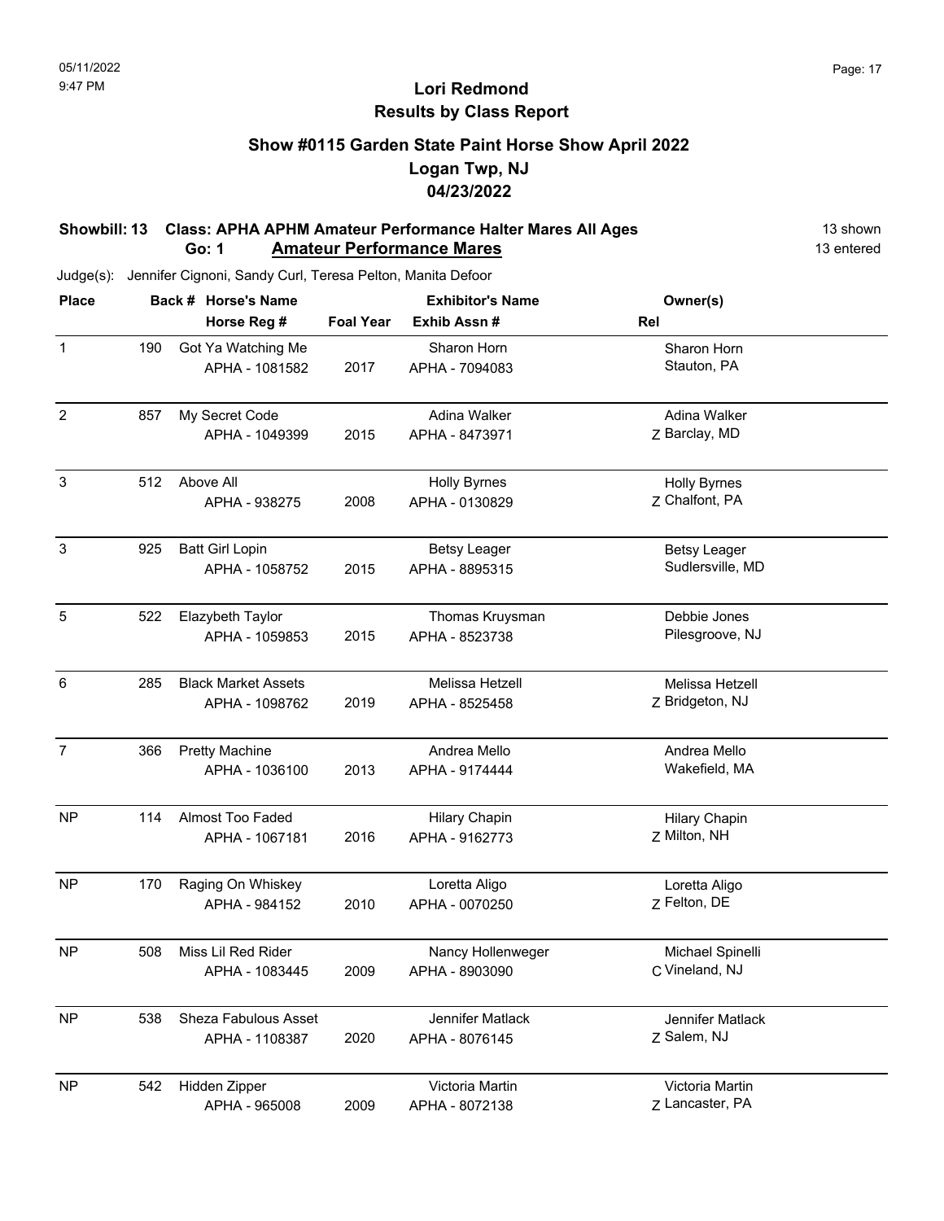# Lori Redmond
## Results by Class Report

### Show #0115 Garden State Paint Horse Show April 2022
### Logan Twp, NJ
### 04/23/2022

**Showbill: 13 Class: APHA APHM Amateur Performance Halter Mares All Ages** — 13 shown, 13 entered

**Go: 1 Amateur Performance Mares**

Judge(s): Jennifer Cignoni, Sandy Curl, Teresa Pelton, Manita Defoor

| Place | Back # | Horse's Name / Horse Reg # | Foal Year | Exhibitor's Name / Exhib Assn # | Rel | Owner(s) |
|---|---|---|---|---|---|---|
| 1 | 190 | Got Ya Watching Me<br>APHA - 1081582 | 2017 | Sharon Horn<br>APHA - 7094083 | | Sharon Horn<br>Stauton, PA |
| 2 | 857 | My Secret Code<br>APHA - 1049399 | 2015 | Adina Walker<br>APHA - 8473971 | Z | Adina Walker<br>Barclay, MD |
| 3 | 512 | Above All<br>APHA - 938275 | 2008 | Holly Byrnes<br>APHA - 0130829 | Z | Holly Byrnes<br>Chalfont, PA |
| 3 | 925 | Batt Girl Lopin<br>APHA - 1058752 | 2015 | Betsy Leager<br>APHA - 8895315 | | Betsy Leager<br>Sudlersville, MD |
| 5 | 522 | Elazybeth Taylor<br>APHA - 1059853 | 2015 | Thomas Kruysman<br>APHA - 8523738 | | Debbie Jones<br>Pilesgroove, NJ |
| 6 | 285 | Black Market Assets<br>APHA - 1098762 | 2019 | Melissa Hetzell<br>APHA - 8525458 | Z | Melissa Hetzell<br>Bridgeton, NJ |
| 7 | 366 | Pretty Machine<br>APHA - 1036100 | 2013 | Andrea Mello<br>APHA - 9174444 | | Andrea Mello<br>Wakefield, MA |
| NP | 114 | Almost Too Faded<br>APHA - 1067181 | 2016 | Hilary Chapin<br>APHA - 9162773 | Z | Hilary Chapin<br>Milton, NH |
| NP | 170 | Raging On Whiskey<br>APHA - 984152 | 2010 | Loretta Aligo<br>APHA - 0070250 | Z | Loretta Aligo<br>Felton, DE |
| NP | 508 | Miss Lil Red Rider<br>APHA - 1083445 | 2009 | Nancy Hollenweger<br>APHA - 8903090 | C | Michael Spinelli<br>Vineland, NJ |
| NP | 538 | Sheza Fabulous Asset<br>APHA - 1108387 | 2020 | Jennifer Matlack<br>APHA - 8076145 | Z | Jennifer Matlack<br>Salem, NJ |
| NP | 542 | Hidden Zipper<br>APHA - 965008 | 2009 | Victoria Martin<br>APHA - 8072138 | Z | Victoria Martin<br>Lancaster, PA |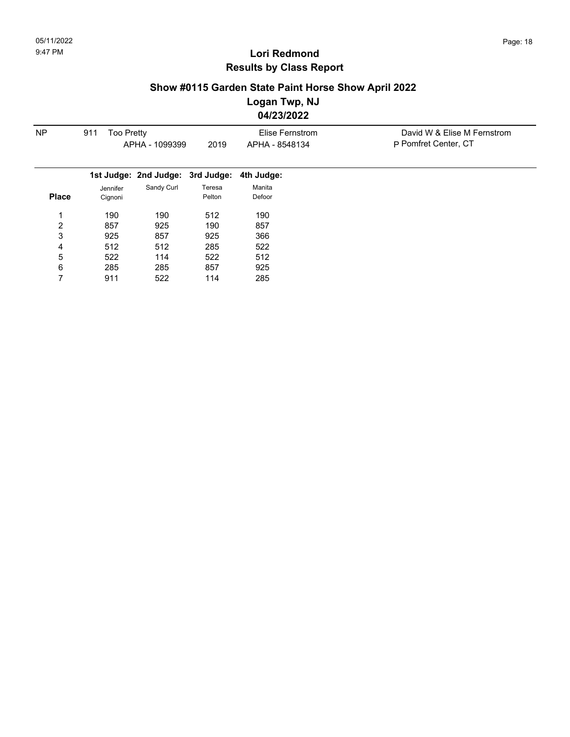# Lori Redmond
## Results by Class Report

### Show #0115 Garden State Paint Horse Show April 2022
### Logan Twp, NJ
### 04/23/2022

| NP | 911 | Too Pretty | | Elise Fernstrom | David W & Elise M Fernstrom |
|---|---|---|---|---|---|
| | | APHA - 1099399 | 2019 | APHA - 8548134 | P Pomfret Center, CT |

| Place | 1st Judge: Jennifer Cignoni | 2nd Judge: Sandy Curl | 3rd Judge: Teresa Pelton | 4th Judge: Manita Defoor |
|---|---|---|---|---|
| 1 | 190 | 190 | 512 | 190 |
| 2 | 857 | 925 | 190 | 857 |
| 3 | 925 | 857 | 925 | 366 |
| 4 | 512 | 512 | 285 | 522 |
| 5 | 522 | 114 | 522 | 512 |
| 6 | 285 | 285 | 857 | 925 |
| 7 | 911 | 522 | 114 | 285 |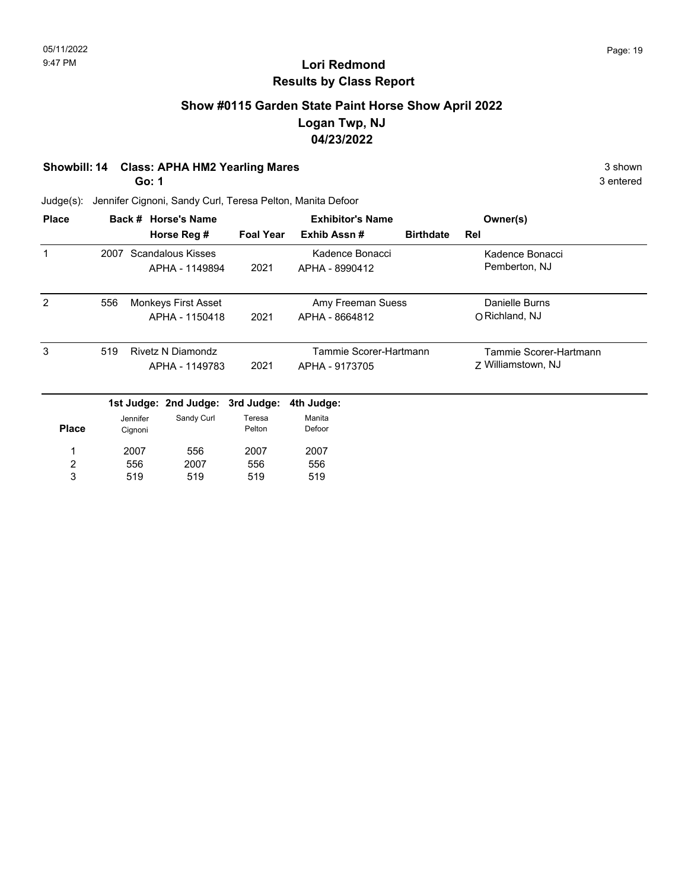# Lori Redmond
## Results by Class Report

### Show #0115 Garden State Paint Horse Show April 2022
### Logan Twp, NJ
### 04/23/2022

**Showbill: 14 Class: APHA HM2 Yearling Mares** — 3 shown

**Go: 1** — 3 entered

Judge(s): Jennifer Cignoni, Sandy Curl, Teresa Pelton, Manita Defoor

| Place | Back # | Horse's Name / Horse Reg # | Foal Year | Exhibitor's Name / Exhib Assn # | Birthdate | Rel | Owner(s) |
|---|---|---|---|---|---|---|---|
| 1 | 2007 | Scandalous Kisses<br>APHA - 1149894 | 2021 | Kadence Bonacci<br>APHA - 8990412 | | | Kadence Bonacci<br>Pemberton, NJ |
| 2 | 556 | Monkeys First Asset<br>APHA - 1150418 | 2021 | Amy Freeman Suess<br>APHA - 8664812 | | O | Danielle Burns<br>Richland, NJ |
| 3 | 519 | Rivetz N Diamondz<br>APHA - 1149783 | 2021 | Tammie Scorer-Hartmann<br>APHA - 9173705 | | Z | Tammie Scorer-Hartmann<br>Williamstown, NJ |

| Place | 1st Judge: Jennifer Cignoni | 2nd Judge: Sandy Curl | 3rd Judge: Teresa Pelton | 4th Judge: Manita Defoor |
|---|---|---|---|---|
| 1 | 2007 | 556 | 2007 | 2007 |
| 2 | 556 | 2007 | 556 | 556 |
| 3 | 519 | 519 | 519 | 519 |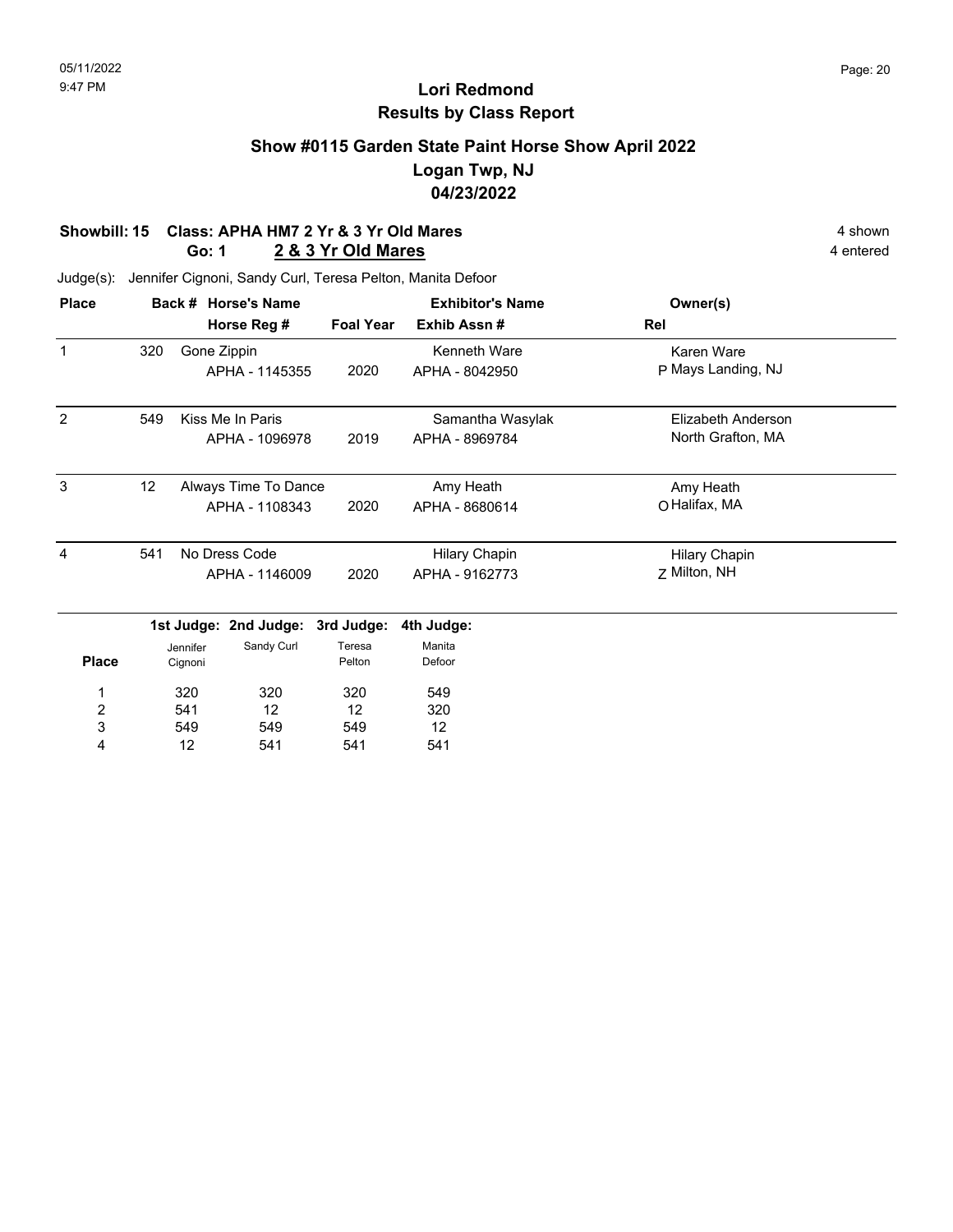# Lori Redmond
## Results by Class Report

### Show #0115 Garden State Paint Horse Show April 2022
### Logan Twp, NJ
### 04/23/2022

**Showbill: 15 Class: APHA HM7 2 Yr & 3 Yr Old Mares** 4 shown
**Go: 1 2 & 3 Yr Old Mares** 4 entered

Judge(s): Jennifer Cignoni, Sandy Curl, Teresa Pelton, Manita Defoor

| Place | Back # | Horse's Name / Horse Reg # | Foal Year | Exhibitor's Name / Exhib Assn # | Rel | Owner(s) |
|---|---|---|---|---|---|---|
| 1 | 320 | Gone Zippin<br>APHA - 1145355 | 2020 | Kenneth Ware<br>APHA - 8042950 | P | Karen Ware<br>Mays Landing, NJ |
| 2 | 549 | Kiss Me In Paris<br>APHA - 1096978 | 2019 | Samantha Wasylak<br>APHA - 8969784 | | Elizabeth Anderson<br>North Grafton, MA |
| 3 | 12 | Always Time To Dance<br>APHA - 1108343 | 2020 | Amy Heath<br>APHA - 8680614 | O | Amy Heath<br>Halifax, MA |
| 4 | 541 | No Dress Code<br>APHA - 1146009 | 2020 | Hilary Chapin<br>APHA - 9162773 | Z | Hilary Chapin<br>Milton, NH |

| Place | 1st Judge: Jennifer Cignoni | 2nd Judge: Sandy Curl | 3rd Judge: Teresa Pelton | 4th Judge: Manita Defoor |
|---|---|---|---|---|
| 1 | 320 | 320 | 320 | 549 |
| 2 | 541 | 12 | 12 | 320 |
| 3 | 549 | 549 | 549 | 12 |
| 4 | 12 | 541 | 541 | 541 |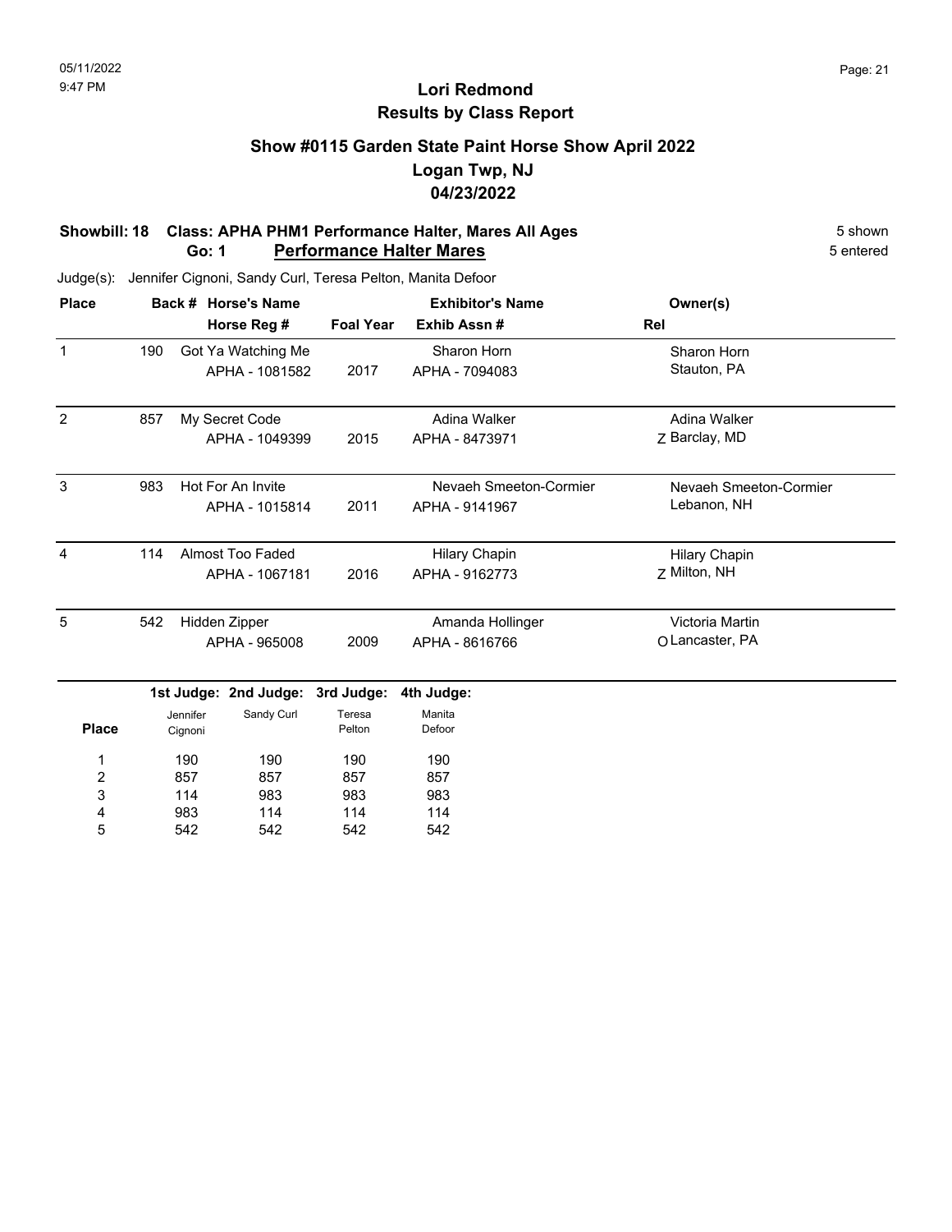# Lori Redmond
## Results by Class Report

### Show #0115 Garden State Paint Horse Show April 2022
### Logan Twp, NJ
### 04/23/2022

**Showbill: 18 Class: APHA PHM1 Performance Halter, Mares All Ages** 5 shown

**Go: 1 Performance Halter Mares** 5 entered

Judge(s): Jennifer Cignoni, Sandy Curl, Teresa Pelton, Manita Defoor

| Place | Back # | Horse's Name / Horse Reg # | Foal Year | Exhibitor's Name / Exhib Assn # | Rel | Owner(s) |
|---|---|---|---|---|---|---|
| 1 | 190 | Got Ya Watching Me<br>APHA - 1081582 | 2017 | Sharon Horn<br>APHA - 7094083 | | Sharon Horn<br>Stauton, PA |
| 2 | 857 | My Secret Code<br>APHA - 1049399 | 2015 | Adina Walker<br>APHA - 8473971 | Z | Adina Walker<br>Barclay, MD |
| 3 | 983 | Hot For An Invite<br>APHA - 1015814 | 2011 | Nevaeh Smeeton-Cormier<br>APHA - 9141967 | | Nevaeh Smeeton-Cormier<br>Lebanon, NH |
| 4 | 114 | Almost Too Faded<br>APHA - 1067181 | 2016 | Hilary Chapin<br>APHA - 9162773 | Z | Hilary Chapin<br>Milton, NH |
| 5 | 542 | Hidden Zipper<br>APHA - 965008 | 2009 | Amanda Hollinger<br>APHA - 8616766 | O | Victoria Martin<br>Lancaster, PA |

| Place | 1st Judge: Jennifer Cignoni | 2nd Judge: Sandy Curl | 3rd Judge: Teresa Pelton | 4th Judge: Manita Defoor |
|---|---|---|---|---|
| 1 | 190 | 190 | 190 | 190 |
| 2 | 857 | 857 | 857 | 857 |
| 3 | 114 | 983 | 983 | 983 |
| 4 | 983 | 114 | 114 | 114 |
| 5 | 542 | 542 | 542 | 542 |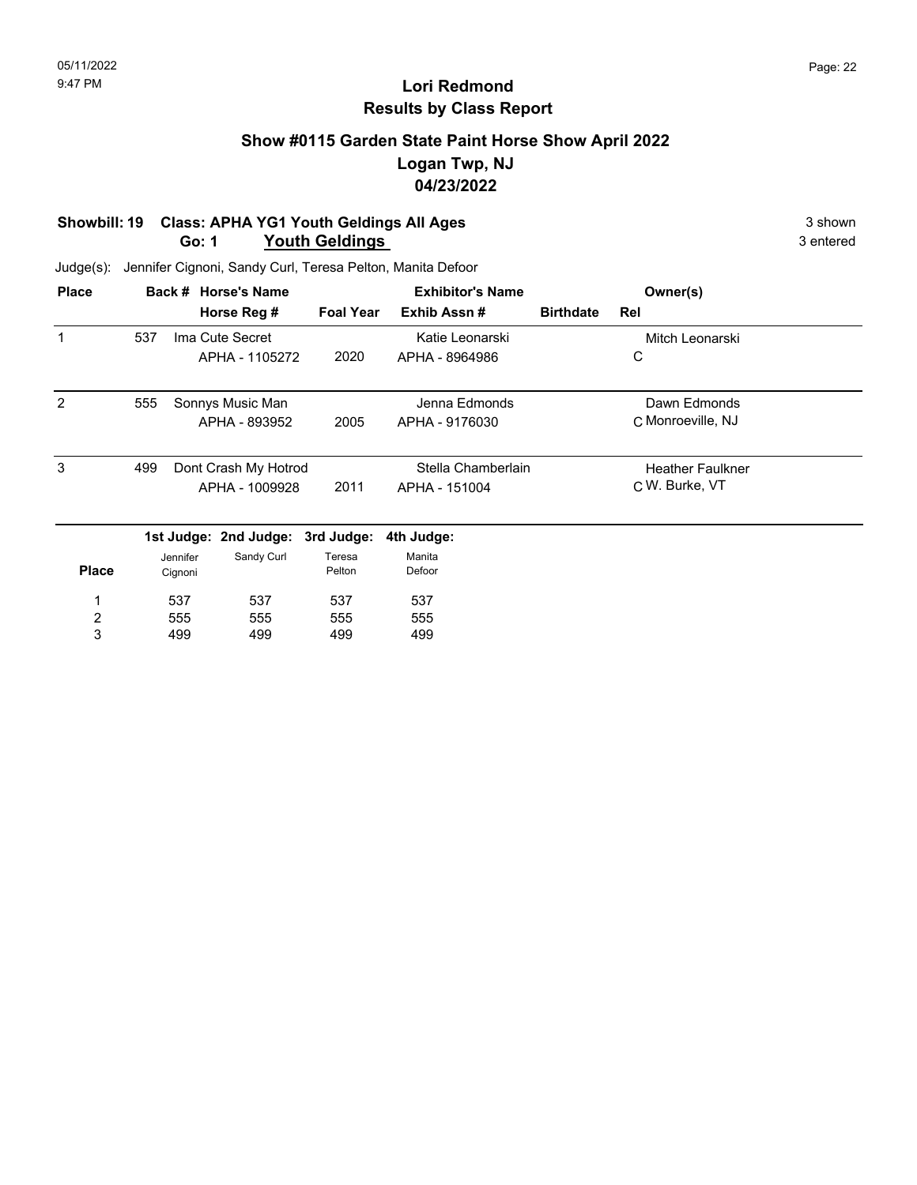# Lori Redmond
## Results by Class Report

### Show #0115 Garden State Paint Horse Show April 2022
### Logan Twp, NJ
### 04/23/2022

**Showbill: 19 Class: APHA YG1 Youth Geldings All Ages** 3 shown
**Go: 1 Youth Geldings** 3 entered

Judge(s): Jennifer Cignoni, Sandy Curl, Teresa Pelton, Manita Defoor

| Place | Back # | Horse's Name / Horse Reg # | Foal Year | Exhibitor's Name / Exhib Assn # | Birthdate | Rel | Owner(s) |
|---|---|---|---|---|---|---|---|
| 1 | 537 | Ima Cute Secret<br>APHA - 1105272 | 2020 | Katie Leonarski<br>APHA - 8964986 | | C | Mitch Leonarski |
| 2 | 555 | Sonnys Music Man<br>APHA - 893952 | 2005 | Jenna Edmonds<br>APHA - 9176030 | | C | Dawn Edmonds<br>Monroeville, NJ |
| 3 | 499 | Dont Crash My Hotrod<br>APHA - 1009928 | 2011 | Stella Chamberlain<br>APHA - 151004 | | C | Heather Faulkner<br>W. Burke, VT |

| Place | 1st Judge: Jennifer Cignoni | 2nd Judge: Sandy Curl | 3rd Judge: Teresa Pelton | 4th Judge: Manita Defoor |
|---|---|---|---|---|
| 1 | 537 | 537 | 537 | 537 |
| 2 | 555 | 555 | 555 | 555 |
| 3 | 499 | 499 | 499 | 499 |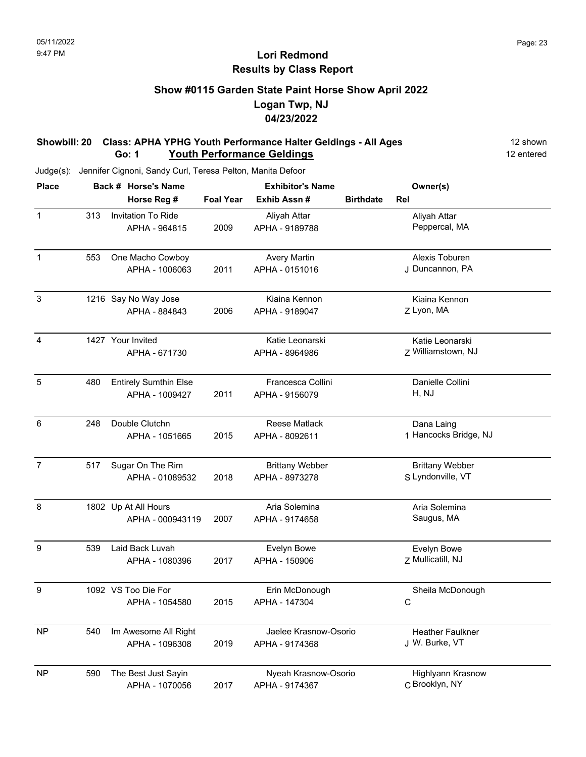05/11/2022
9:47 PM

# Lori Redmond
## Results by Class Report

### Show #0115 Garden State Paint Horse Show April 2022
### Logan Twp, NJ
### 04/23/2022

**Showbill: 20 Class: APHA YPHG Youth Performance Halter Geldings - All Ages** — 12 shown
**Go: 1 Youth Performance Geldings** — 12 entered

Judge(s): Jennifer Cignoni, Sandy Curl, Teresa Pelton, Manita Defoor

| Place | Back # | Horse's Name / Horse Reg # | Foal Year | Exhibitor's Name / Exhib Assn # | Birthdate | Rel | Owner(s) |
|---|---|---|---|---|---|---|---|
| 1 | 313 | Invitation To Ride<br>APHA - 964815 | 2009 | Aliyah Attar<br>APHA - 9189788 | | | Aliyah Attar<br>Peppercal, MA |
| 1 | 553 | One Macho Cowboy<br>APHA - 1006063 | 2011 | Avery Martin<br>APHA - 0151016 | | J | Alexis Toburen<br>Duncannon, PA |
| 3 | 1216 | Say No Way Jose<br>APHA - 884843 | 2006 | Kiaina Kennon<br>APHA - 9189047 | | Z | Kiaina Kennon<br>Lyon, MA |
| 4 | 1427 | Your Invited<br>APHA - 671730 | | Katie Leonarski<br>APHA - 8964986 | | Z | Katie Leonarski<br>Williamstown, NJ |
| 5 | 480 | Entirely Sumthin Else<br>APHA - 1009427 | 2011 | Francesca Collini<br>APHA - 9156079 | | | Danielle Collini<br>H, NJ |
| 6 | 248 | Double Clutchn<br>APHA - 1051665 | 2015 | Reese Matlack<br>APHA - 8092611 | | 1 | Dana Laing<br>Hancocks Bridge, NJ |
| 7 | 517 | Sugar On The Rim<br>APHA - 01089532 | 2018 | Brittany Webber<br>APHA - 8973278 | | S | Brittany Webber<br>Lyndonville, VT |
| 8 | 1802 | Up At All Hours<br>APHA - 000943119 | 2007 | Aria Solemina<br>APHA - 9174658 | | | Aria Solemina<br>Saugus, MA |
| 9 | 539 | Laid Back Luvah<br>APHA - 1080396 | 2017 | Evelyn Bowe<br>APHA - 150906 | | Z | Evelyn Bowe<br>Mullicatill, NJ |
| 9 | 1092 | VS Too Die For<br>APHA - 1054580 | 2015 | Erin McDonough<br>APHA - 147304 | | C | Sheila McDonough |
| NP | 540 | Im Awesome All Right<br>APHA - 1096308 | 2019 | Jaelee Krasnow-Osorio<br>APHA - 9174368 | | J | Heather Faulkner<br>W. Burke, VT |
| NP | 590 | The Best Just Sayin<br>APHA - 1070056 | 2017 | Nyeah Krasnow-Osorio<br>APHA - 9174367 | | C | Highlyann Krasnow<br>Brooklyn, NY |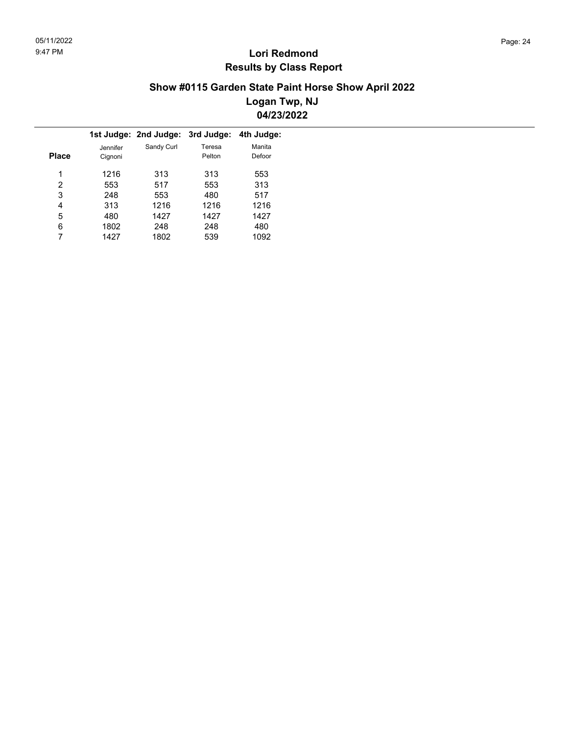# Lori Redmond
## Results by Class Report

### Show #0115 Garden State Paint Horse Show April 2022
### Logan Twp, NJ
### 04/23/2022

| Place | 1st Judge: Jennifer Cignoni | 2nd Judge: Sandy Curl | 3rd Judge: Teresa Pelton | 4th Judge: Manita Defoor |
|---|---|---|---|---|
| 1 | 1216 | 313 | 313 | 553 |
| 2 | 553 | 517 | 553 | 313 |
| 3 | 248 | 553 | 480 | 517 |
| 4 | 313 | 1216 | 1216 | 1216 |
| 5 | 480 | 1427 | 1427 | 1427 |
| 6 | 1802 | 248 | 248 | 480 |
| 7 | 1427 | 1802 | 539 | 1092 |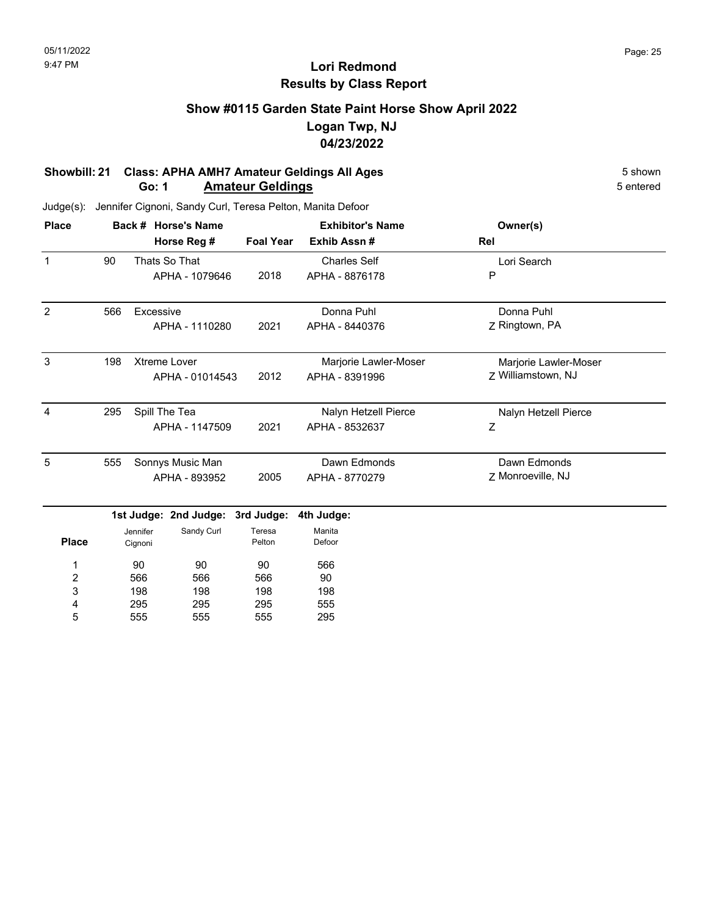# Lori Redmond
## Results by Class Report

### Show #0115 Garden State Paint Horse Show April 2022
### Logan Twp, NJ
### 04/23/2022

**Showbill: 21 Class: APHA AMH7 Amateur Geldings All Ages** — 5 shown
**Go: 1 Amateur Geldings** — 5 entered

Judge(s): Jennifer Cignoni, Sandy Curl, Teresa Pelton, Manita Defoor

| Place | Back # | Horse's Name / Horse Reg # | Foal Year | Exhibitor's Name / Exhib Assn # | Owner(s) / Rel |
|---|---|---|---|---|---|
| 1 | 90 | Thats So That<br>APHA - 1079646 | 2018 | Charles Self<br>APHA - 8876178 | Lori Search<br>P |
| 2 | 566 | Excessive<br>APHA - 1110280 | 2021 | Donna Puhl<br>APHA - 8440376 | Donna Puhl<br>Z Ringtown, PA |
| 3 | 198 | Xtreme Lover<br>APHA - 01014543 | 2012 | Marjorie Lawler-Moser<br>APHA - 8391996 | Marjorie Lawler-Moser<br>Z Williamstown, NJ |
| 4 | 295 | Spill The Tea<br>APHA - 1147509 | 2021 | Nalyn Hetzell Pierce<br>APHA - 8532637 | Nalyn Hetzell Pierce<br>Z |
| 5 | 555 | Sonnys Music Man<br>APHA - 893952 | 2005 | Dawn Edmonds<br>APHA - 8770279 | Dawn Edmonds<br>Z Monroeville, NJ |

| Place | 1st Judge: Jennifer Cignoni | 2nd Judge: Sandy Curl | 3rd Judge: Teresa Pelton | 4th Judge: Manita Defoor |
|---|---|---|---|---|
| 1 | 90 | 90 | 90 | 566 |
| 2 | 566 | 566 | 566 | 90 |
| 3 | 198 | 198 | 198 | 198 |
| 4 | 295 | 295 | 295 | 555 |
| 5 | 555 | 555 | 555 | 295 |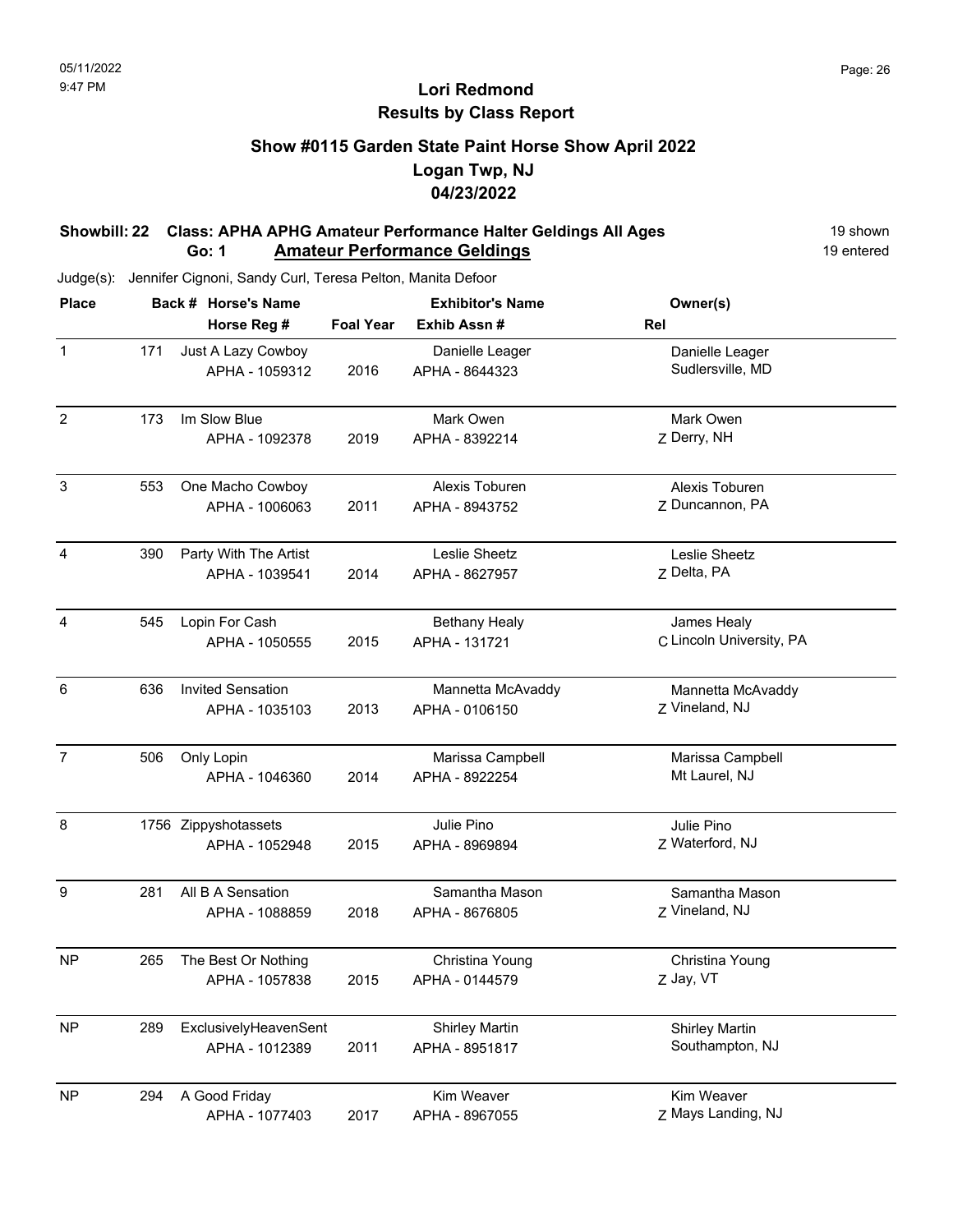# Lori Redmond
## Results by Class Report

### Show #0115 Garden State Paint Horse Show April 2022
### Logan Twp, NJ
### 04/23/2022

**Showbill: 22 Class: APHA APHG Amateur Performance Halter Geldings All Ages** — 19 shown

**Go: 1 Amateur Performance Geldings** — 19 entered

Judge(s): Jennifer Cignoni, Sandy Curl, Teresa Pelton, Manita Defoor

| Place | Back # | Horse's Name / Horse Reg # | Foal Year | Exhibitor's Name / Exhib Assn # | Rel | Owner(s) |
|---|---|---|---|---|---|---|
| 1 | 171 | Just A Lazy Cowboy<br>APHA - 1059312 | 2016 | Danielle Leager<br>APHA - 8644323 | | Danielle Leager<br>Sudlersville, MD |
| 2 | 173 | Im Slow Blue<br>APHA - 1092378 | 2019 | Mark Owen<br>APHA - 8392214 | Z | Mark Owen<br>Derry, NH |
| 3 | 553 | One Macho Cowboy<br>APHA - 1006063 | 2011 | Alexis Toburen<br>APHA - 8943752 | Z | Alexis Toburen<br>Duncannon, PA |
| 4 | 390 | Party With The Artist<br>APHA - 1039541 | 2014 | Leslie Sheetz<br>APHA - 8627957 | Z | Leslie Sheetz<br>Delta, PA |
| 4 | 545 | Lopin For Cash<br>APHA - 1050555 | 2015 | Bethany Healy<br>APHA - 131721 | C | James Healy<br>Lincoln University, PA |
| 6 | 636 | Invited Sensation<br>APHA - 1035103 | 2013 | Mannetta McAvaddy<br>APHA - 0106150 | Z | Mannetta McAvaddy<br>Vineland, NJ |
| 7 | 506 | Only Lopin<br>APHA - 1046360 | 2014 | Marissa Campbell<br>APHA - 8922254 | | Marissa Campbell<br>Mt Laurel, NJ |
| 8 | 1756 | Zippyshotassets<br>APHA - 1052948 | 2015 | Julie Pino<br>APHA - 8969894 | Z | Julie Pino<br>Waterford, NJ |
| 9 | 281 | All B A Sensation<br>APHA - 1088859 | 2018 | Samantha Mason<br>APHA - 8676805 | Z | Samantha Mason<br>Vineland, NJ |
| NP | 265 | The Best Or Nothing<br>APHA - 1057838 | 2015 | Christina Young<br>APHA - 0144579 | Z | Christina Young<br>Jay, VT |
| NP | 289 | ExclusivelyHeavenSent<br>APHA - 1012389 | 2011 | Shirley Martin<br>APHA - 8951817 | | Shirley Martin<br>Southampton, NJ |
| NP | 294 | A Good Friday<br>APHA - 1077403 | 2017 | Kim Weaver<br>APHA - 8967055 | Z | Kim Weaver<br>Mays Landing, NJ |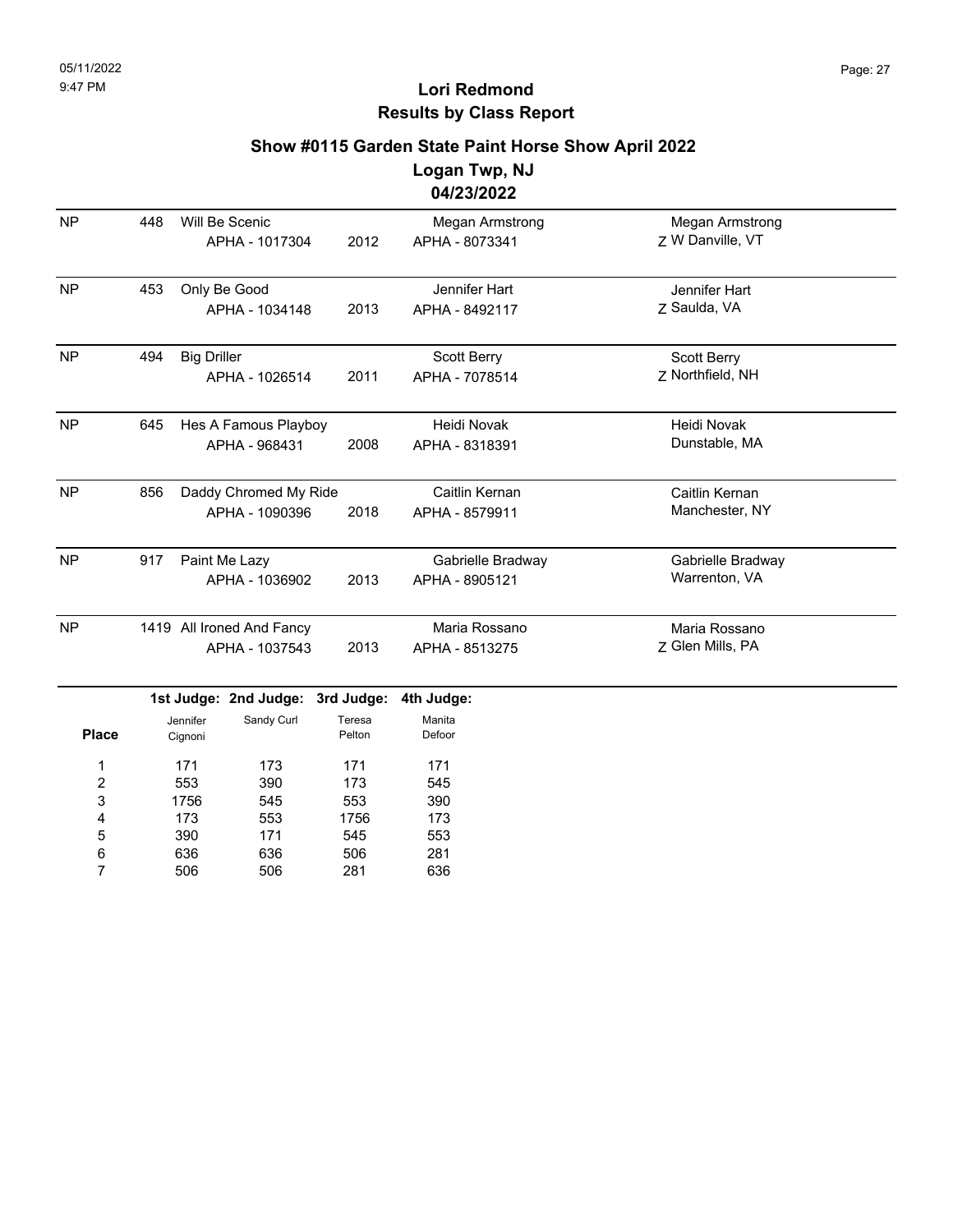# Lori Redmond
## Results by Class Report

### Show #0115 Garden State Paint Horse Show April 2022
### Logan Twp, NJ
### 04/23/2022

| Place | Back # | Horse | Year | Exhibitor | Owner |
|---|---|---|---|---|---|
| NP | 448 | Will Be Scenic<br>APHA - 1017304 | 2012 | Megan Armstrong<br>APHA - 8073341 | Megan Armstrong<br>Z W Danville, VT |
| NP | 453 | Only Be Good<br>APHA - 1034148 | 2013 | Jennifer Hart<br>APHA - 8492117 | Jennifer Hart<br>Z Saulda, VA |
| NP | 494 | Big Driller<br>APHA - 1026514 | 2011 | Scott Berry<br>APHA - 7078514 | Scott Berry<br>Z Northfield, NH |
| NP | 645 | Hes A Famous Playboy<br>APHA - 968431 | 2008 | Heidi Novak<br>APHA - 8318391 | Heidi Novak<br>Dunstable, MA |
| NP | 856 | Daddy Chromed My Ride<br>APHA - 1090396 | 2018 | Caitlin Kernan<br>APHA - 8579911 | Caitlin Kernan<br>Manchester, NY |
| NP | 917 | Paint Me Lazy<br>APHA - 1036902 | 2013 | Gabrielle Bradway<br>APHA - 8905121 | Gabrielle Bradway<br>Warrenton, VA |
| NP | 1419 | All Ironed And Fancy<br>APHA - 1037543 | 2013 | Maria Rossano<br>APHA - 8513275 | Maria Rossano<br>Z Glen Mills, PA |

| Place | 1st Judge: Jennifer Cignoni | 2nd Judge: Sandy Curl | 3rd Judge: Teresa Pelton | 4th Judge: Manita Defoor |
|---|---|---|---|---|
| 1 | 171 | 173 | 171 | 171 |
| 2 | 553 | 390 | 173 | 545 |
| 3 | 1756 | 545 | 553 | 390 |
| 4 | 173 | 553 | 1756 | 173 |
| 5 | 390 | 171 | 545 | 553 |
| 6 | 636 | 636 | 506 | 281 |
| 7 | 506 | 506 | 281 | 636 |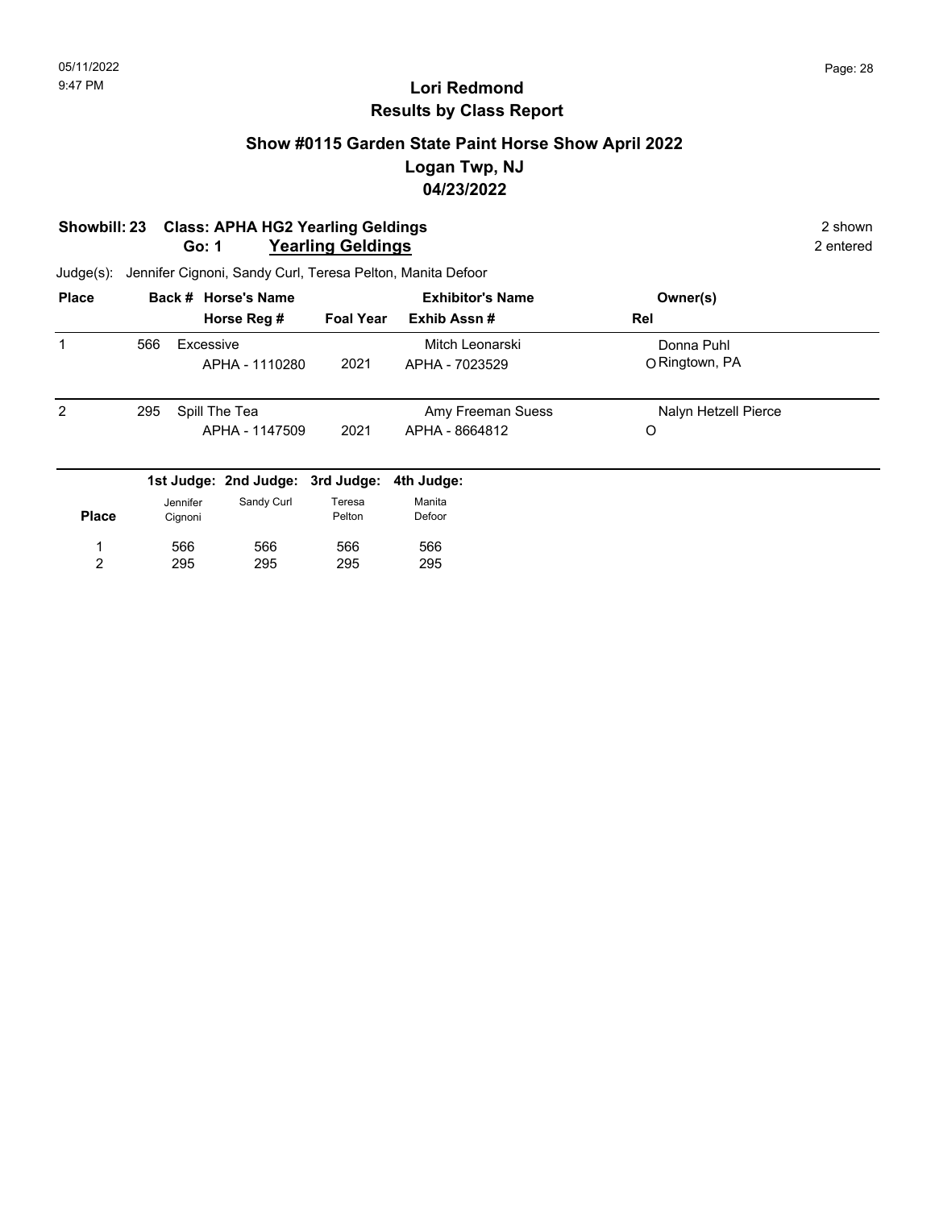# Lori Redmond
## Results by Class Report

### Show #0115 Garden State Paint Horse Show April 2022
### Logan Twp, NJ
### 04/23/2022

**Showbill: 23 Class: APHA HG2 Yearling Geldings** 2 shown
**Go: 1 Yearling Geldings** 2 entered

Judge(s): Jennifer Cignoni, Sandy Curl, Teresa Pelton, Manita Defoor

| Place | Back # | Horse's Name / Horse Reg # | Foal Year | Exhibitor's Name / Exhib Assn # | Owner(s) / Rel |
|---|---|---|---|---|---|
| 1 | 566 | Excessive / APHA - 1110280 | 2021 | Mitch Leonarski / APHA - 7023529 | Donna Puhl / O Ringtown, PA |
| 2 | 295 | Spill The Tea / APHA - 1147509 | 2021 | Amy Freeman Suess / APHA - 8664812 | Nalyn Hetzell Pierce / O |

| Place | 1st Judge: Jennifer Cignoni | 2nd Judge: Sandy Curl | 3rd Judge: Teresa Pelton | 4th Judge: Manita Defoor |
|---|---|---|---|---|
| 1 | 566 | 566 | 566 | 566 |
| 2 | 295 | 295 | 295 | 295 |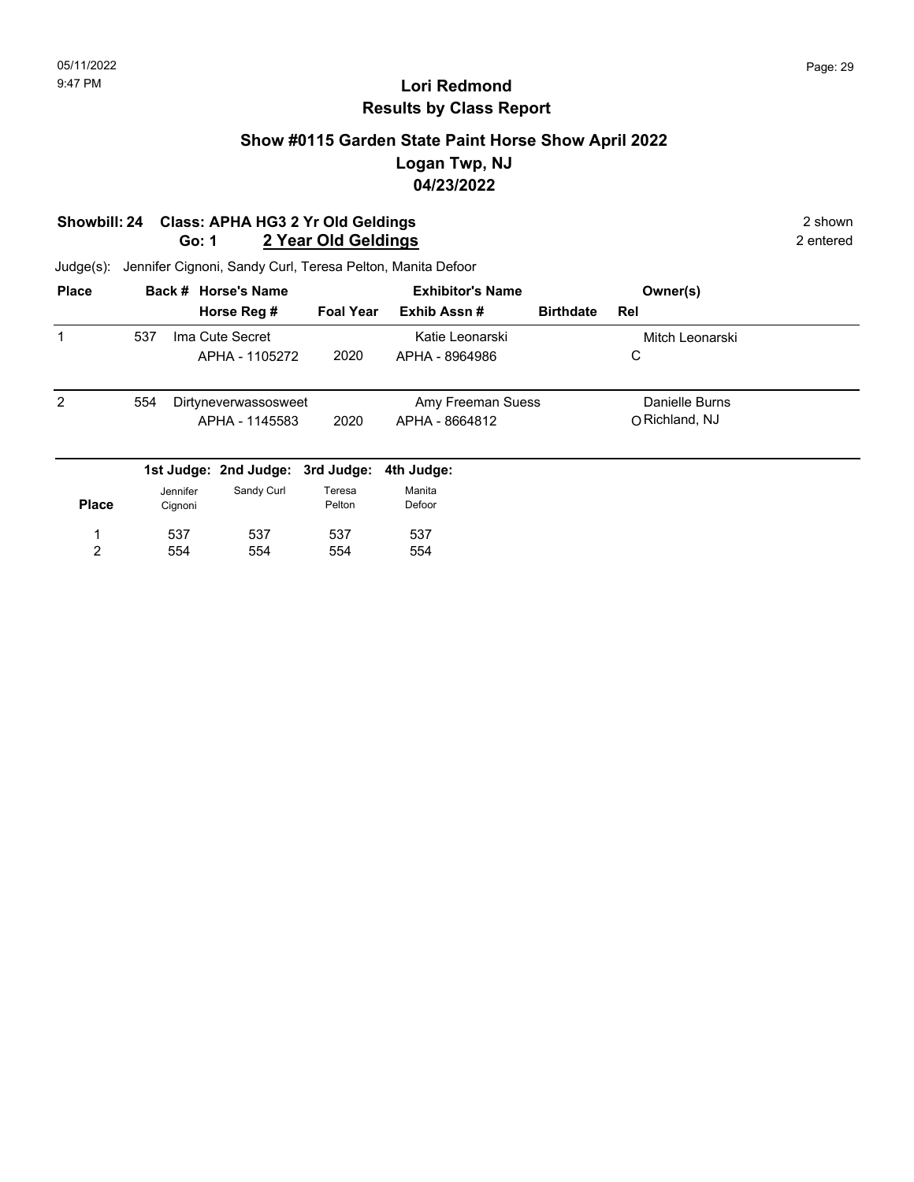# Lori Redmond
## Results by Class Report

### Show #0115 Garden State Paint Horse Show April 2022
### Logan Twp, NJ
### 04/23/2022

**Showbill: 24 Class: APHA HG3 2 Yr Old Geldings** — 2 shown
**Go: 1 2 Year Old Geldings** — 2 entered

Judge(s): Jennifer Cignoni, Sandy Curl, Teresa Pelton, Manita Defoor

| Place | Back # | Horse's Name / Horse Reg # | Foal Year | Exhibitor's Name / Exhib Assn # | Birthdate | Owner(s) / Rel |
|---|---|---|---|---|---|---|
| 1 | 537 | Ima Cute Secret<br>APHA - 1105272 | 2020 | Katie Leonarski<br>APHA - 8964986 | | Mitch Leonarski<br>C |
| 2 | 554 | Dirtyneverwassosweet<br>APHA - 1145583 | 2020 | Amy Freeman Suess<br>APHA - 8664812 | | Danielle Burns<br>O Richland, NJ |

| Place | 1st Judge: Jennifer Cignoni | 2nd Judge: Sandy Curl | 3rd Judge: Teresa Pelton | 4th Judge: Manita Defoor |
|---|---|---|---|---|
| 1 | 537 | 537 | 537 | 537 |
| 2 | 554 | 554 | 554 | 554 |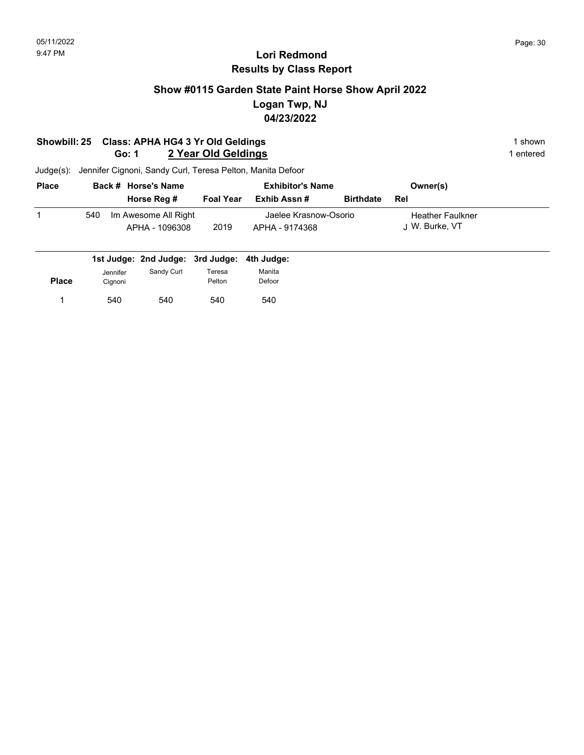# Lori Redmond
## Results by Class Report

### Show #0115 Garden State Paint Horse Show April 2022
### Logan Twp, NJ
### 04/23/2022

**Showbill: 25 Class: APHA HG4 3 Yr Old Geldings** — 1 shown

**Go: 1 2 Year Old Geldings** — 1 entered

Judge(s): Jennifer Cignoni, Sandy Curl, Teresa Pelton, Manita Defoor

| Place | Back # | Horse's Name / Horse Reg # | Foal Year | Exhibitor's Name / Exhib Assn # | Birthdate | Owner(s) / Rel |
|---|---|---|---|---|---|---|
| 1 | 540 | Im Awesome All Right / APHA - 1096308 | 2019 | Jaelee Krasnow-Osorio / APHA - 9174368 | | Heather Faulkner / J W. Burke, VT |

| Place | 1st Judge: Jennifer Cignoni | 2nd Judge: Sandy Curl | 3rd Judge: Teresa Pelton | 4th Judge: Manita Defoor |
|---|---|---|---|---|
| 1 | 540 | 540 | 540 | 540 |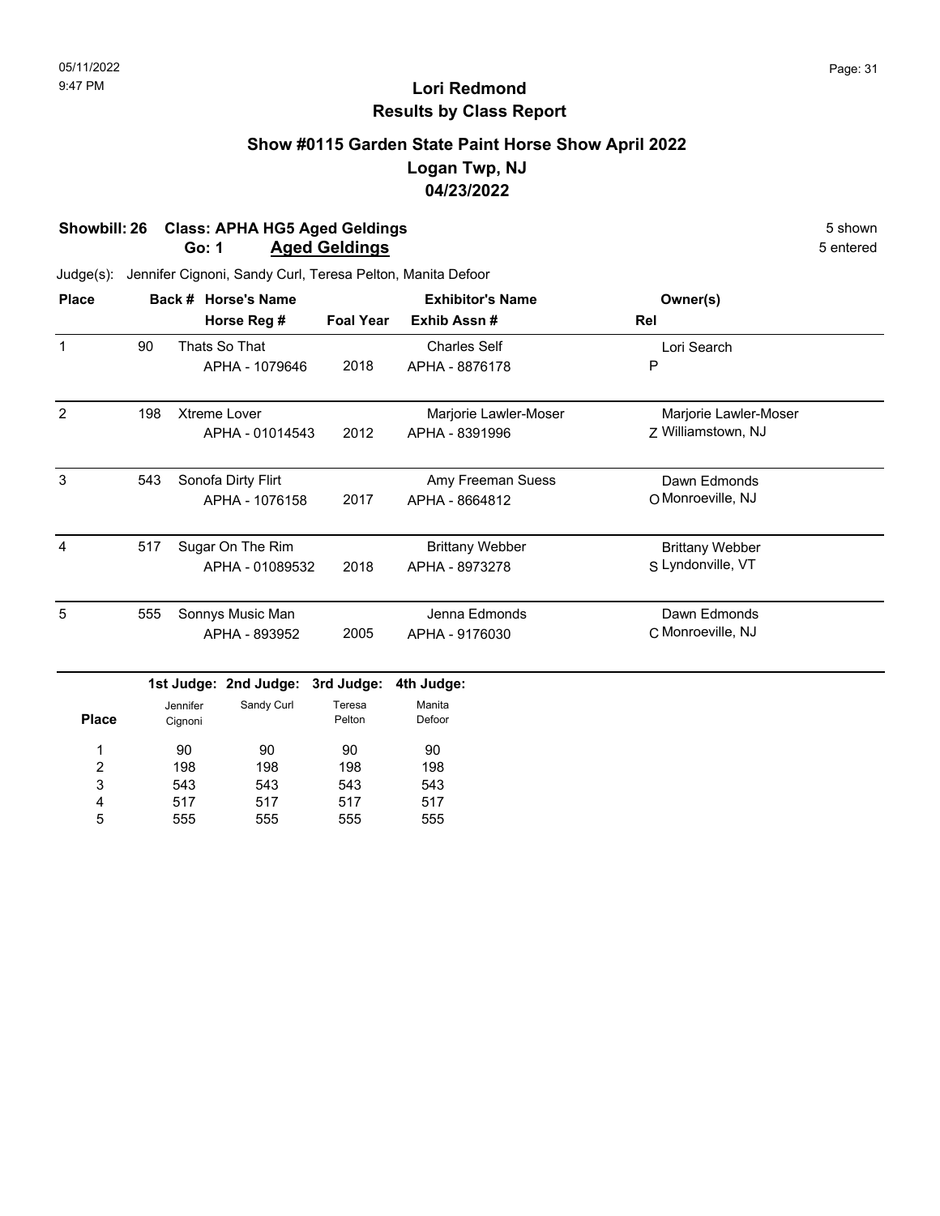# Lori Redmond
## Results by Class Report

### Show #0115 Garden State Paint Horse Show April 2022
### Logan Twp, NJ
### 04/23/2022

**Showbill: 26 Class: APHA HG5 Aged Geldings** — 5 shown

**Go: 1 Aged Geldings** — 5 entered

Judge(s): Jennifer Cignoni, Sandy Curl, Teresa Pelton, Manita Defoor

| Place | Back # | Horse's Name / Horse Reg # | Foal Year | Exhibitor's Name / Exhib Assn # | Owner(s) / Rel |
|---|---|---|---|---|---|
| 1 | 90 | Thats So That<br>APHA - 1079646 | 2018 | Charles Self<br>APHA - 8876178 | Lori Search<br>P |
| 2 | 198 | Xtreme Lover<br>APHA - 01014543 | 2012 | Marjorie Lawler-Moser<br>APHA - 8391996 | Marjorie Lawler-Moser<br>Z Williamstown, NJ |
| 3 | 543 | Sonofa Dirty Flirt<br>APHA - 1076158 | 2017 | Amy Freeman Suess<br>APHA - 8664812 | Dawn Edmonds<br>O Monroeville, NJ |
| 4 | 517 | Sugar On The Rim<br>APHA - 01089532 | 2018 | Brittany Webber<br>APHA - 8973278 | Brittany Webber<br>S Lyndonville, VT |
| 5 | 555 | Sonnys Music Man<br>APHA - 893952 | 2005 | Jenna Edmonds<br>APHA - 9176030 | Dawn Edmonds<br>C Monroeville, NJ |

| Place | 1st Judge: Jennifer Cignoni | 2nd Judge: Sandy Curl | 3rd Judge: Teresa Pelton | 4th Judge: Manita Defoor |
|---|---|---|---|---|
| 1 | 90 | 90 | 90 | 90 |
| 2 | 198 | 198 | 198 | 198 |
| 3 | 543 | 543 | 543 | 543 |
| 4 | 517 | 517 | 517 | 517 |
| 5 | 555 | 555 | 555 | 555 |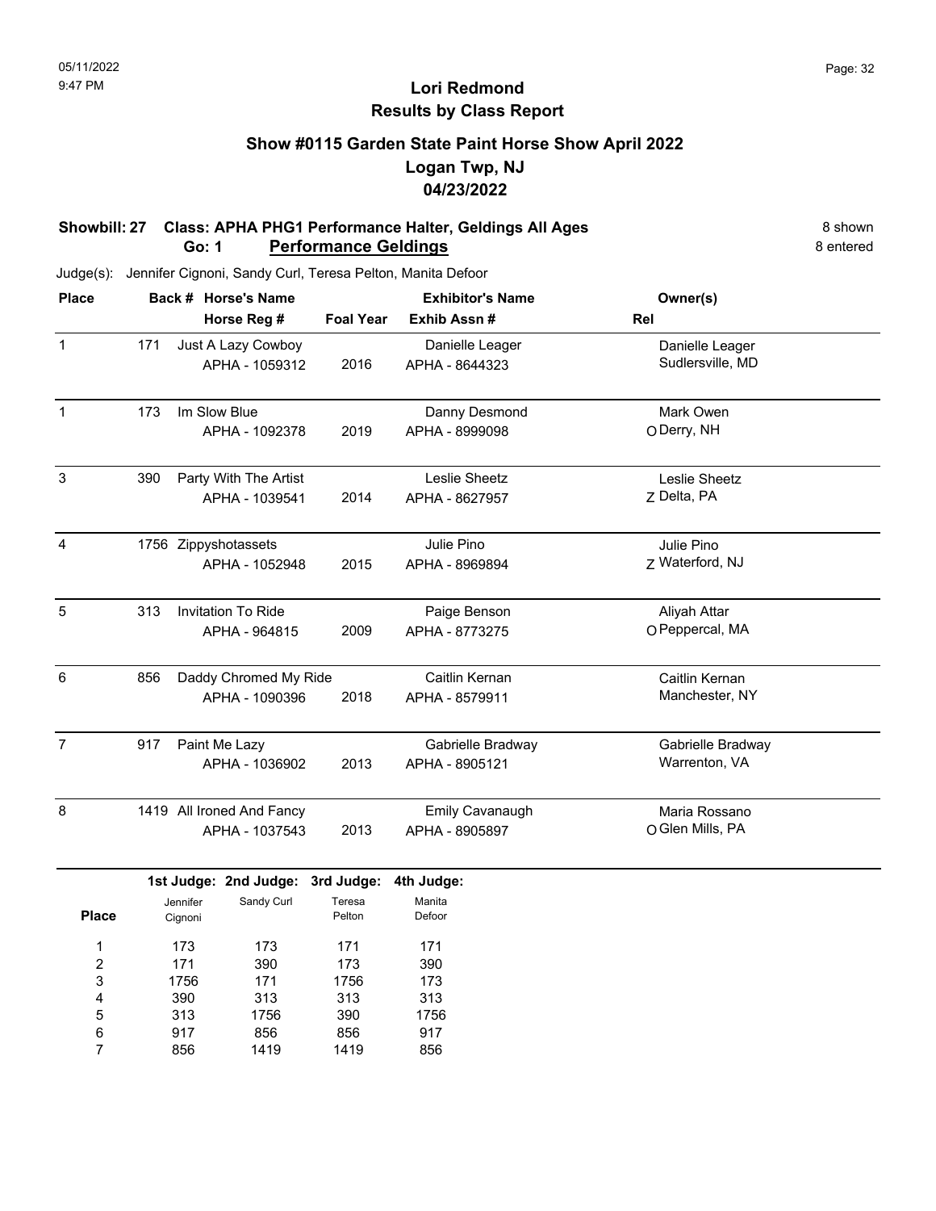# Lori Redmond
## Results by Class Report

### Show #0115 Garden State Paint Horse Show April 2022
### Logan Twp, NJ
### 04/23/2022

**Showbill: 27 Class: APHA PHG1 Performance Halter, Geldings All Ages** — 8 shown
**Go: 1 Performance Geldings** — 8 entered

Judge(s): Jennifer Cignoni, Sandy Curl, Teresa Pelton, Manita Defoor

| Place | Back # | Horse's Name / Horse Reg # | Foal Year | Exhibitor's Name / Exhib Assn # | Rel | Owner(s) |
|---|---|---|---|---|---|---|
| 1 | 171 | Just A Lazy Cowboy<br>APHA - 1059312 | 2016 | Danielle Leager<br>APHA - 8644323 | | Danielle Leager<br>Sudlersville, MD |
| 1 | 173 | Im Slow Blue<br>APHA - 1092378 | 2019 | Danny Desmond<br>APHA - 8999098 | O | Mark Owen<br>Derry, NH |
| 3 | 390 | Party With The Artist<br>APHA - 1039541 | 2014 | Leslie Sheetz<br>APHA - 8627957 | Z | Leslie Sheetz<br>Delta, PA |
| 4 | 1756 | Zippyshotassets<br>APHA - 1052948 | 2015 | Julie Pino<br>APHA - 8969894 | Z | Julie Pino<br>Waterford, NJ |
| 5 | 313 | Invitation To Ride<br>APHA - 964815 | 2009 | Paige Benson<br>APHA - 8773275 | O | Aliyah Attar<br>Peppercal, MA |
| 6 | 856 | Daddy Chromed My Ride<br>APHA - 1090396 | 2018 | Caitlin Kernan<br>APHA - 8579911 | | Caitlin Kernan<br>Manchester, NY |
| 7 | 917 | Paint Me Lazy<br>APHA - 1036902 | 2013 | Gabrielle Bradway<br>APHA - 8905121 | | Gabrielle Bradway<br>Warrenton, VA |
| 8 | 1419 | All Ironed And Fancy<br>APHA - 1037543 | 2013 | Emily Cavanaugh<br>APHA - 8905897 | O | Maria Rossano<br>Glen Mills, PA |

| Place | 1st Judge: Jennifer Cignoni | 2nd Judge: Sandy Curl | 3rd Judge: Teresa Pelton | 4th Judge: Manita Defoor |
|---|---|---|---|---|
| 1 | 173 | 173 | 171 | 171 |
| 2 | 171 | 390 | 173 | 390 |
| 3 | 1756 | 171 | 1756 | 173 |
| 4 | 390 | 313 | 313 | 313 |
| 5 | 313 | 1756 | 390 | 1756 |
| 6 | 917 | 856 | 856 | 917 |
| 7 | 856 | 1419 | 1419 | 856 |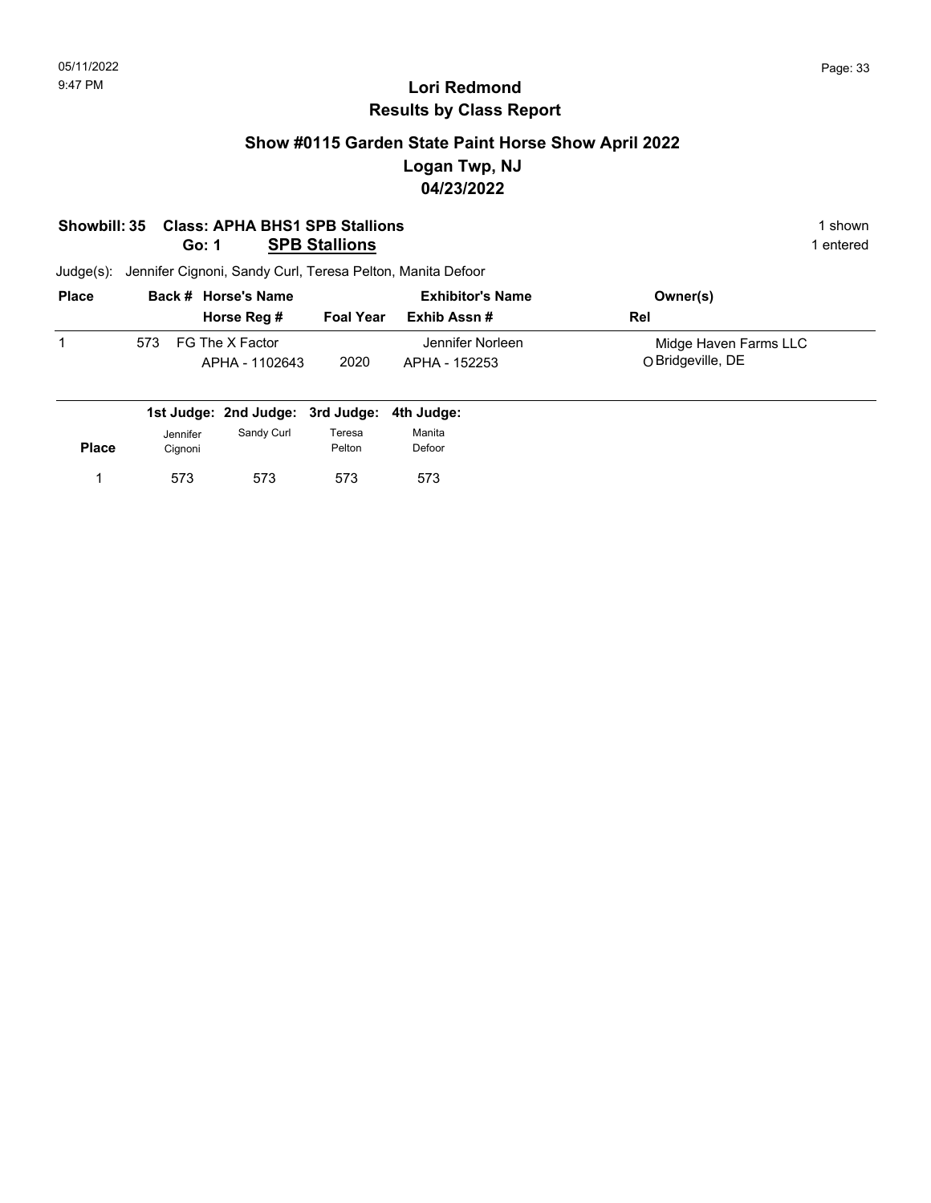## Lori Redmond
## Results by Class Report

### Show #0115 Garden State Paint Horse Show April 2022
### Logan Twp, NJ
### 04/23/2022

**Showbill: 35 Class: APHA BHS1 SPB Stallions** — 1 shown

**Go: 1 SPB Stallions** — 1 entered

Judge(s): Jennifer Cignoni, Sandy Curl, Teresa Pelton, Manita Defoor

| Place | Back # | Horse's Name / Horse Reg # | Foal Year | Exhibitor's Name / Exhib Assn # | Owner(s) / Rel |
|---|---|---|---|---|---|
| 1 | 573 | FG The X Factor<br>APHA - 1102643 | 2020 | Jennifer Norleen<br>APHA - 152253 | Midge Haven Farms LLC<br>O Bridgeville, DE |

| Place | 1st Judge: Jennifer Cignoni | 2nd Judge: Sandy Curl | 3rd Judge: Teresa Pelton | 4th Judge: Manita Defoor |
|---|---|---|---|---|
| 1 | 573 | 573 | 573 | 573 |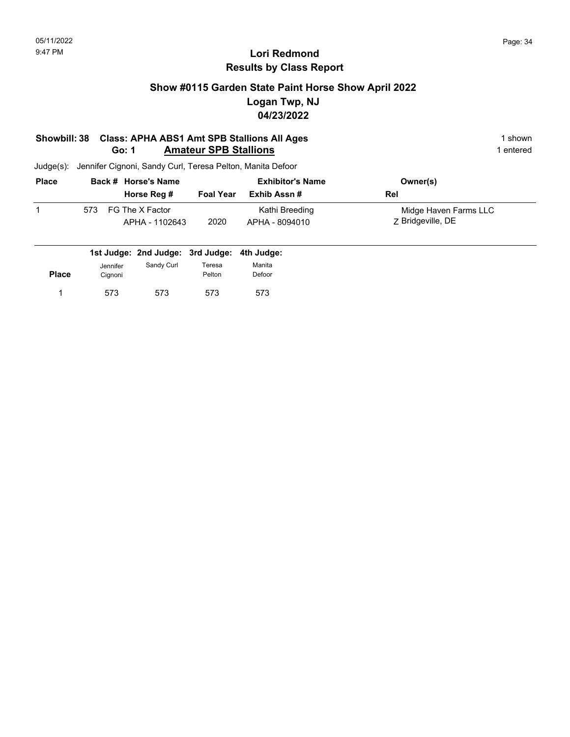# Lori Redmond
## Results by Class Report

### Show #0115 Garden State Paint Horse Show April 2022
### Logan Twp, NJ
### 04/23/2022

**Showbill: 38 Class: APHA ABS1 Amt SPB Stallions All Ages** — 1 shown

**Go: 1 Amateur SPB Stallions** — 1 entered

Judge(s): Jennifer Cignoni, Sandy Curl, Teresa Pelton, Manita Defoor

| Place | Back # | Horse's Name / Horse Reg # | Foal Year | Exhibitor's Name / Exhib Assn # | Owner(s) / Rel |
|---|---|---|---|---|---|
| 1 | 573 | FG The X Factor / APHA - 1102643 | 2020 | Kathi Breeding / APHA - 8094010 | Midge Haven Farms LLC / Z Bridgeville, DE |

| Place | 1st Judge: Jennifer Cignoni | 2nd Judge: Sandy Curl | 3rd Judge: Teresa Pelton | 4th Judge: Manita Defoor |
|---|---|---|---|---|
| 1 | 573 | 573 | 573 | 573 |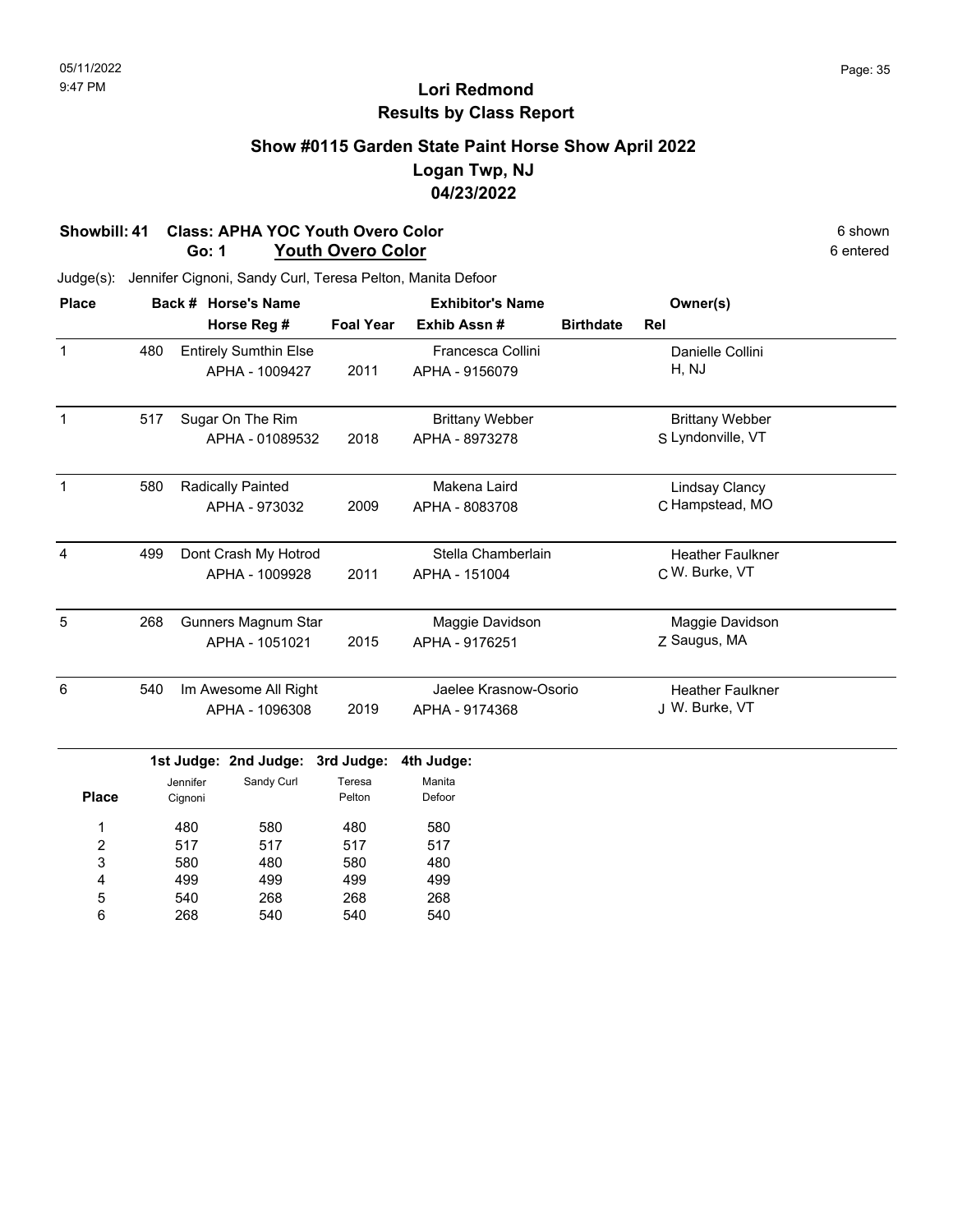# Lori Redmond
## Results by Class Report

### Show #0115 Garden State Paint Horse Show April 2022
### Logan Twp, NJ
### 04/23/2022

**Showbill: 41 Class: APHA YOC Youth Overo Color** — 6 shown
**Go: 1 Youth Overo Color** — 6 entered

Judge(s): Jennifer Cignoni, Sandy Curl, Teresa Pelton, Manita Defoor

| Place | Back # | Horse's Name / Horse Reg # | Foal Year | Exhibitor's Name / Exhib Assn # | Birthdate | Rel | Owner(s) |
|---|---|---|---|---|---|---|---|
| 1 | 480 | Entirely Sumthin Else<br>APHA - 1009427 | 2011 | Francesca Collini<br>APHA - 9156079 | | H | Danielle Collini<br>NJ |
| 1 | 517 | Sugar On The Rim<br>APHA - 01089532 | 2018 | Brittany Webber<br>APHA - 8973278 | | S | Brittany Webber<br>Lyndonville, VT |
| 1 | 580 | Radically Painted<br>APHA - 973032 | 2009 | Makena Laird<br>APHA - 8083708 | | C | Lindsay Clancy<br>Hampstead, MO |
| 4 | 499 | Dont Crash My Hotrod<br>APHA - 1009928 | 2011 | Stella Chamberlain<br>APHA - 151004 | | C | Heather Faulkner<br>W. Burke, VT |
| 5 | 268 | Gunners Magnum Star<br>APHA - 1051021 | 2015 | Maggie Davidson<br>APHA - 9176251 | | Z | Maggie Davidson<br>Saugus, MA |
| 6 | 540 | Im Awesome All Right<br>APHA - 1096308 | 2019 | Jaelee Krasnow-Osorio<br>APHA - 9174368 | | J | Heather Faulkner<br>W. Burke, VT |

| Place | 1st Judge: Jennifer Cignoni | 2nd Judge: Sandy Curl | 3rd Judge: Teresa Pelton | 4th Judge: Manita Defoor |
|---|---|---|---|---|
| 1 | 480 | 580 | 480 | 580 |
| 2 | 517 | 517 | 517 | 517 |
| 3 | 580 | 480 | 580 | 480 |
| 4 | 499 | 499 | 499 | 499 |
| 5 | 540 | 268 | 268 | 268 |
| 6 | 268 | 540 | 540 | 540 |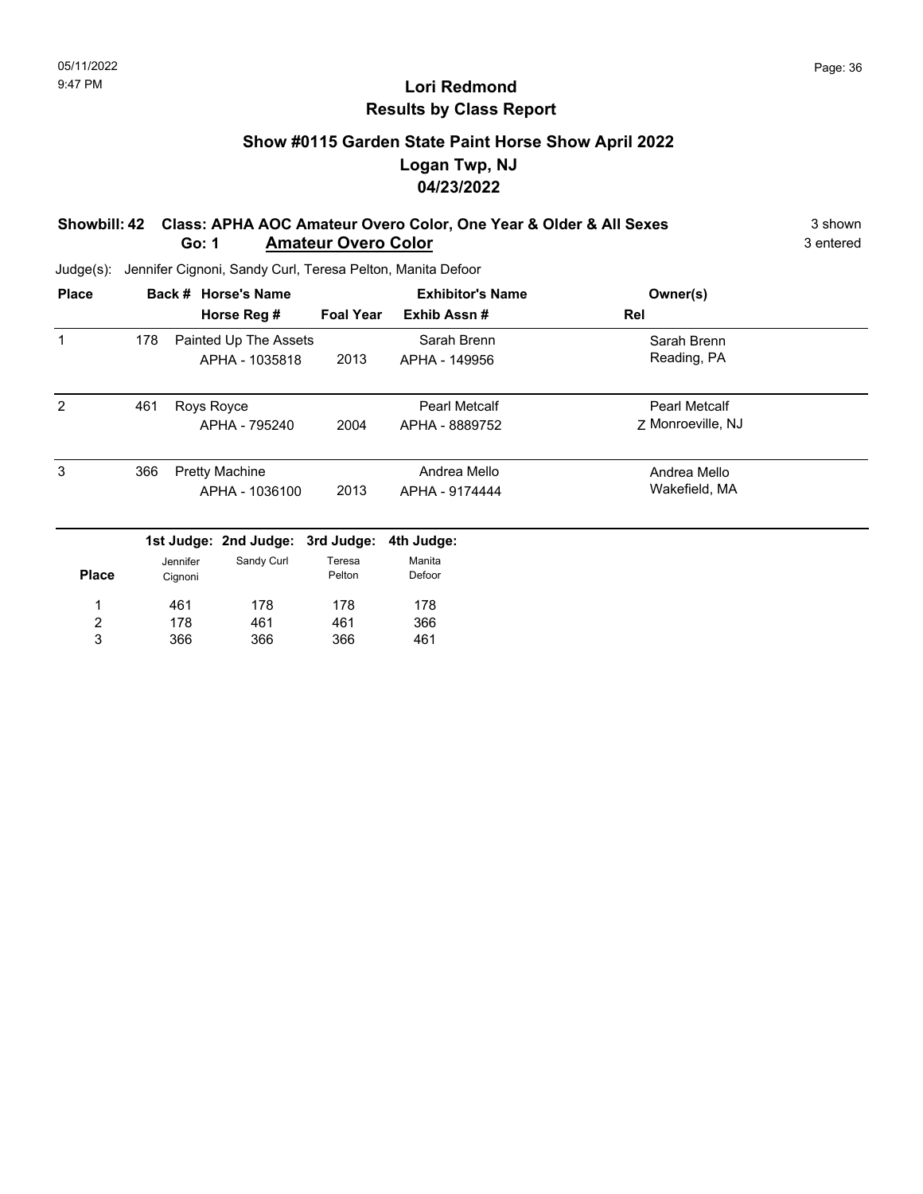# Lori Redmond
## Results by Class Report

### Show #0115 Garden State Paint Horse Show April 2022
### Logan Twp, NJ
### 04/23/2022

**Showbill: 42 Class: APHA AOC Amateur Overo Color, One Year & Older & All Sexes** — 3 shown

**Go: 1 Amateur Overo Color** — 3 entered

Judge(s): Jennifer Cignoni, Sandy Curl, Teresa Pelton, Manita Defoor

| Place | Back # | Horse's Name / Horse Reg # | Foal Year | Exhibitor's Name / Exhib Assn # | Rel | Owner(s) |
|---|---|---|---|---|---|---|
| 1 | 178 | Painted Up The Assets / APHA - 1035818 | 2013 | Sarah Brenn / APHA - 149956 | | Sarah Brenn, Reading, PA |
| 2 | 461 | Roys Royce / APHA - 795240 | 2004 | Pearl Metcalf / APHA - 8889752 | Z | Pearl Metcalf, Monroeville, NJ |
| 3 | 366 | Pretty Machine / APHA - 1036100 | 2013 | Andrea Mello / APHA - 9174444 | | Andrea Mello, Wakefield, MA |

| Place | 1st Judge: Jennifer Cignoni | 2nd Judge: Sandy Curl | 3rd Judge: Teresa Pelton | 4th Judge: Manita Defoor |
|---|---|---|---|---|
| 1 | 461 | 178 | 178 | 178 |
| 2 | 178 | 461 | 461 | 366 |
| 3 | 366 | 366 | 366 | 461 |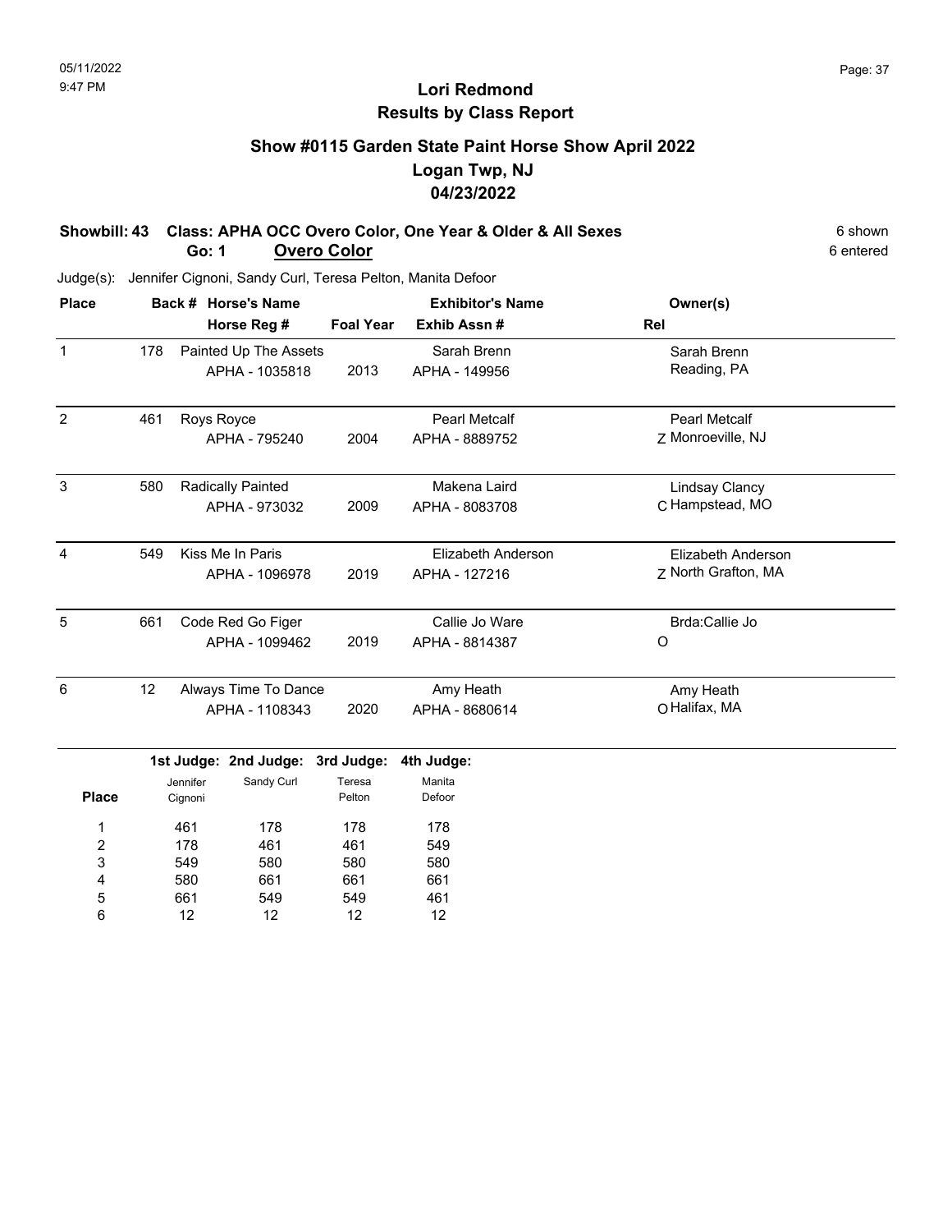05/11/2022
9:47 PM

# Lori Redmond
## Results by Class Report

### Show #0115 Garden State Paint Horse Show April 2022
### Logan Twp, NJ
### 04/23/2022

**Showbill: 43 Class: APHA OCC Overo Color, One Year & Older & All Sexes** — 6 shown
**Go: 1 Overo Color** — 6 entered

Judge(s): Jennifer Cignoni, Sandy Curl, Teresa Pelton, Manita Defoor

| Place | Back # | Horse's Name / Horse Reg # | Foal Year | Exhibitor's Name / Exhib Assn # | Rel | Owner(s) |
|---|---|---|---|---|---|---|
| 1 | 178 | Painted Up The Assets / APHA - 1035818 | 2013 | Sarah Brenn / APHA - 149956 | | Sarah Brenn, Reading, PA |
| 2 | 461 | Roys Royce / APHA - 795240 | 2004 | Pearl Metcalf / APHA - 8889752 | Z | Pearl Metcalf, Monroeville, NJ |
| 3 | 580 | Radically Painted / APHA - 973032 | 2009 | Makena Laird / APHA - 8083708 | C | Lindsay Clancy, Hampstead, MO |
| 4 | 549 | Kiss Me In Paris / APHA - 1096978 | 2019 | Elizabeth Anderson / APHA - 127216 | Z | Elizabeth Anderson, North Grafton, MA |
| 5 | 661 | Code Red Go Figer / APHA - 1099462 | 2019 | Callie Jo Ware / APHA - 8814387 | O | Brda:Callie Jo |
| 6 | 12 | Always Time To Dance / APHA - 1108343 | 2020 | Amy Heath / APHA - 8680614 | O | Amy Heath, Halifax, MA |

| Place | 1st Judge: Jennifer Cignoni | 2nd Judge: Sandy Curl | 3rd Judge: Teresa Pelton | 4th Judge: Manita Defoor |
|---|---|---|---|---|
| 1 | 461 | 178 | 178 | 178 |
| 2 | 178 | 461 | 461 | 549 |
| 3 | 549 | 580 | 580 | 580 |
| 4 | 580 | 661 | 661 | 661 |
| 5 | 661 | 549 | 549 | 461 |
| 6 | 12 | 12 | 12 | 12 |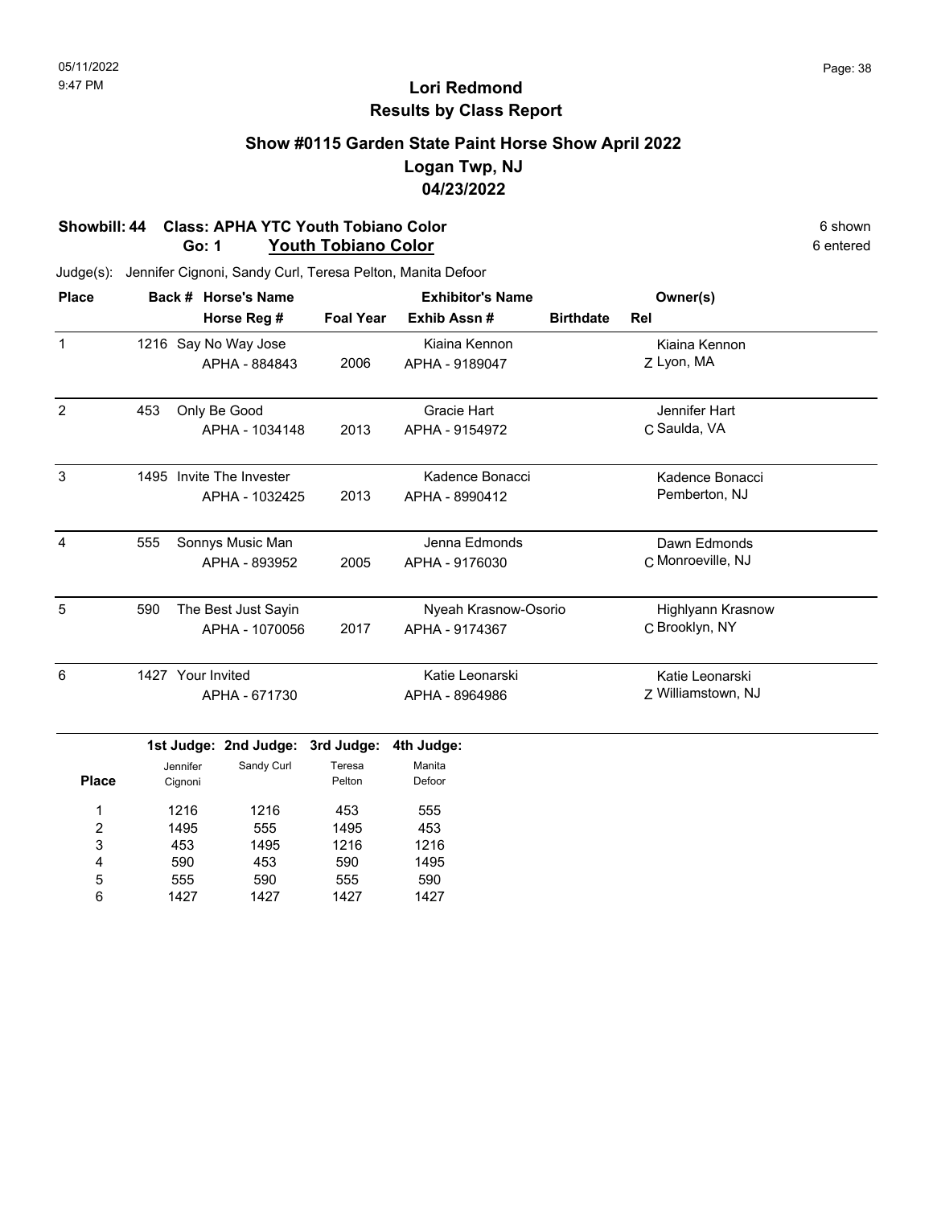# Lori Redmond
## Results by Class Report

### Show #0115 Garden State Paint Horse Show April 2022
### Logan Twp, NJ
### 04/23/2022

**Showbill: 44 Class: APHA YTC Youth Tobiano Color** 6 shown
**Go: 1 Youth Tobiano Color** 6 entered

Judge(s): Jennifer Cignoni, Sandy Curl, Teresa Pelton, Manita Defoor

| Place | Back # | Horse's Name / Horse Reg # | Foal Year | Exhibitor's Name / Exhib Assn # | Birthdate | Rel | Owner(s) |
|---|---|---|---|---|---|---|---|
| 1 | 1216 | Say No Way Jose<br>APHA - 884843 | 2006 | Kiaina Kennon<br>APHA - 9189047 | | Z | Kiaina Kennon<br>Lyon, MA |
| 2 | 453 | Only Be Good<br>APHA - 1034148 | 2013 | Gracie Hart<br>APHA - 9154972 | | C | Jennifer Hart<br>Saulda, VA |
| 3 | 1495 | Invite The Invester<br>APHA - 1032425 | 2013 | Kadence Bonacci<br>APHA - 8990412 | | | Kadence Bonacci<br>Pemberton, NJ |
| 4 | 555 | Sonnys Music Man<br>APHA - 893952 | 2005 | Jenna Edmonds<br>APHA - 9176030 | | C | Dawn Edmonds<br>Monroeville, NJ |
| 5 | 590 | The Best Just Sayin<br>APHA - 1070056 | 2017 | Nyeah Krasnow-Osorio<br>APHA - 9174367 | | C | Highlyann Krasnow<br>Brooklyn, NY |
| 6 | 1427 | Your Invited<br>APHA - 671730 | | Katie Leonarski<br>APHA - 8964986 | | Z | Katie Leonarski<br>Williamstown, NJ |

| Place | 1st Judge: Jennifer Cignoni | 2nd Judge: Sandy Curl | 3rd Judge: Teresa Pelton | 4th Judge: Manita Defoor |
|---|---|---|---|---|
| 1 | 1216 | 1216 | 453 | 555 |
| 2 | 1495 | 555 | 1495 | 453 |
| 3 | 453 | 1495 | 1216 | 1216 |
| 4 | 590 | 453 | 590 | 1495 |
| 5 | 555 | 590 | 555 | 590 |
| 6 | 1427 | 1427 | 1427 | 1427 |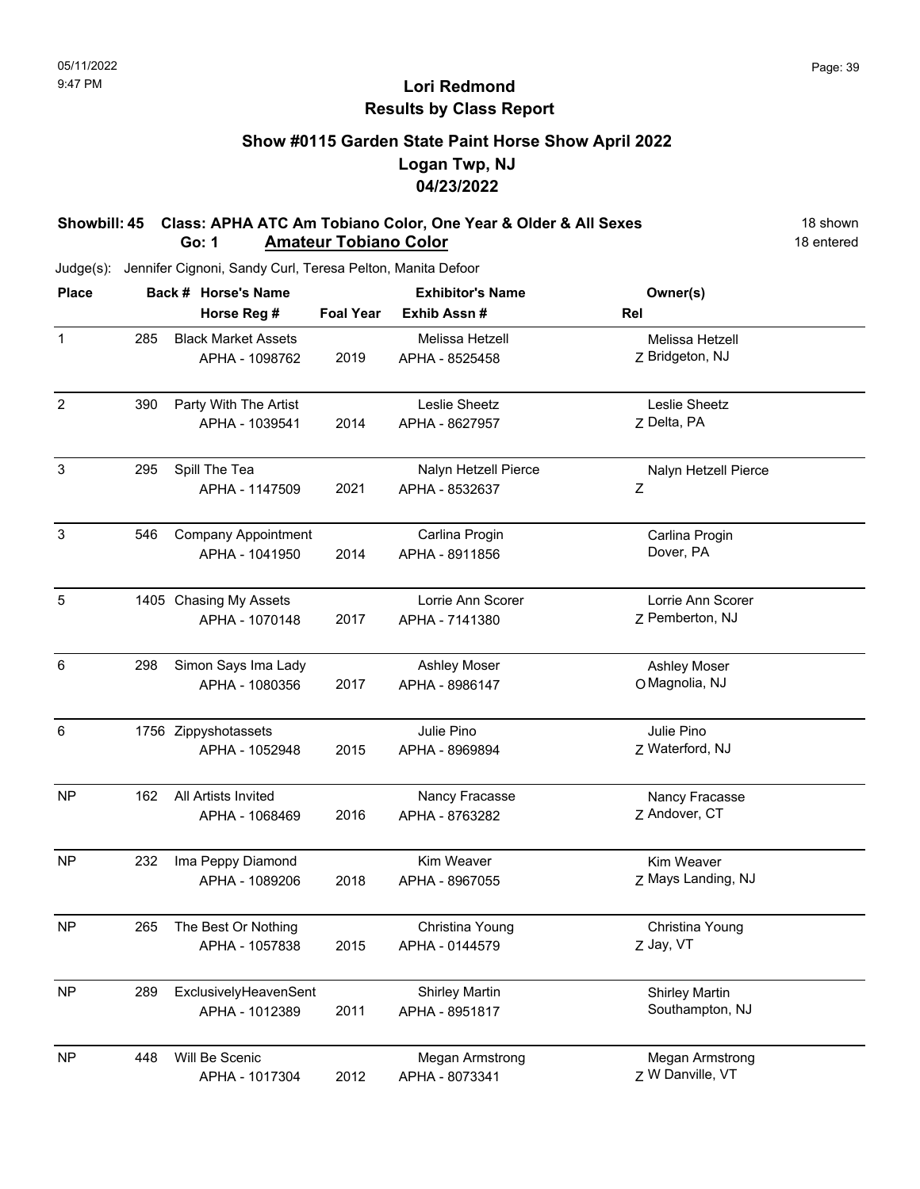05/11/2022
9:47 PM

# Lori Redmond
## Results by Class Report

### Show #0115 Garden State Paint Horse Show April 2022
### Logan Twp, NJ
### 04/23/2022

**Showbill: 45 Class: APHA ATC Am Tobiano Color, One Year & Older & All Sexes** — 18 shown

**Go: 1 Amateur Tobiano Color** — 18 entered

Judge(s): Jennifer Cignoni, Sandy Curl, Teresa Pelton, Manita Defoor

| Place | Back # | Horse's Name / Horse Reg # | Foal Year | Exhibitor's Name / Exhib Assn # | Rel | Owner(s) |
|---|---|---|---|---|---|---|
| 1 | 285 | Black Market Assets<br>APHA - 1098762 | 2019 | Melissa Hetzell<br>APHA - 8525458 | Z | Melissa Hetzell<br>Bridgeton, NJ |
| 2 | 390 | Party With The Artist<br>APHA - 1039541 | 2014 | Leslie Sheetz<br>APHA - 8627957 | Z | Leslie Sheetz<br>Delta, PA |
| 3 | 295 | Spill The Tea<br>APHA - 1147509 | 2021 | Nalyn Hetzell Pierce<br>APHA - 8532637 | Z | Nalyn Hetzell Pierce |
| 3 | 546 | Company Appointment<br>APHA - 1041950 | 2014 | Carlina Progin<br>APHA - 8911856 | | Carlina Progin<br>Dover, PA |
| 5 | 1405 | Chasing My Assets<br>APHA - 1070148 | 2017 | Lorrie Ann Scorer<br>APHA - 7141380 | Z | Lorrie Ann Scorer<br>Pemberton, NJ |
| 6 | 298 | Simon Says Ima Lady<br>APHA - 1080356 | 2017 | Ashley Moser<br>APHA - 8986147 | O | Ashley Moser<br>Magnolia, NJ |
| 6 | 1756 | Zippyshotassets<br>APHA - 1052948 | 2015 | Julie Pino<br>APHA - 8969894 | Z | Julie Pino<br>Waterford, NJ |
| NP | 162 | All Artists Invited<br>APHA - 1068469 | 2016 | Nancy Fracasse<br>APHA - 8763282 | Z | Nancy Fracasse<br>Andover, CT |
| NP | 232 | Ima Peppy Diamond<br>APHA - 1089206 | 2018 | Kim Weaver<br>APHA - 8967055 | Z | Kim Weaver<br>Mays Landing, NJ |
| NP | 265 | The Best Or Nothing<br>APHA - 1057838 | 2015 | Christina Young<br>APHA - 0144579 | Z | Christina Young<br>Jay, VT |
| NP | 289 | ExclusivelyHeavenSent<br>APHA - 1012389 | 2011 | Shirley Martin<br>APHA - 8951817 | | Shirley Martin<br>Southampton, NJ |
| NP | 448 | Will Be Scenic<br>APHA - 1017304 | 2012 | Megan Armstrong<br>APHA - 8073341 | Z | Megan Armstrong<br>W Danville, VT |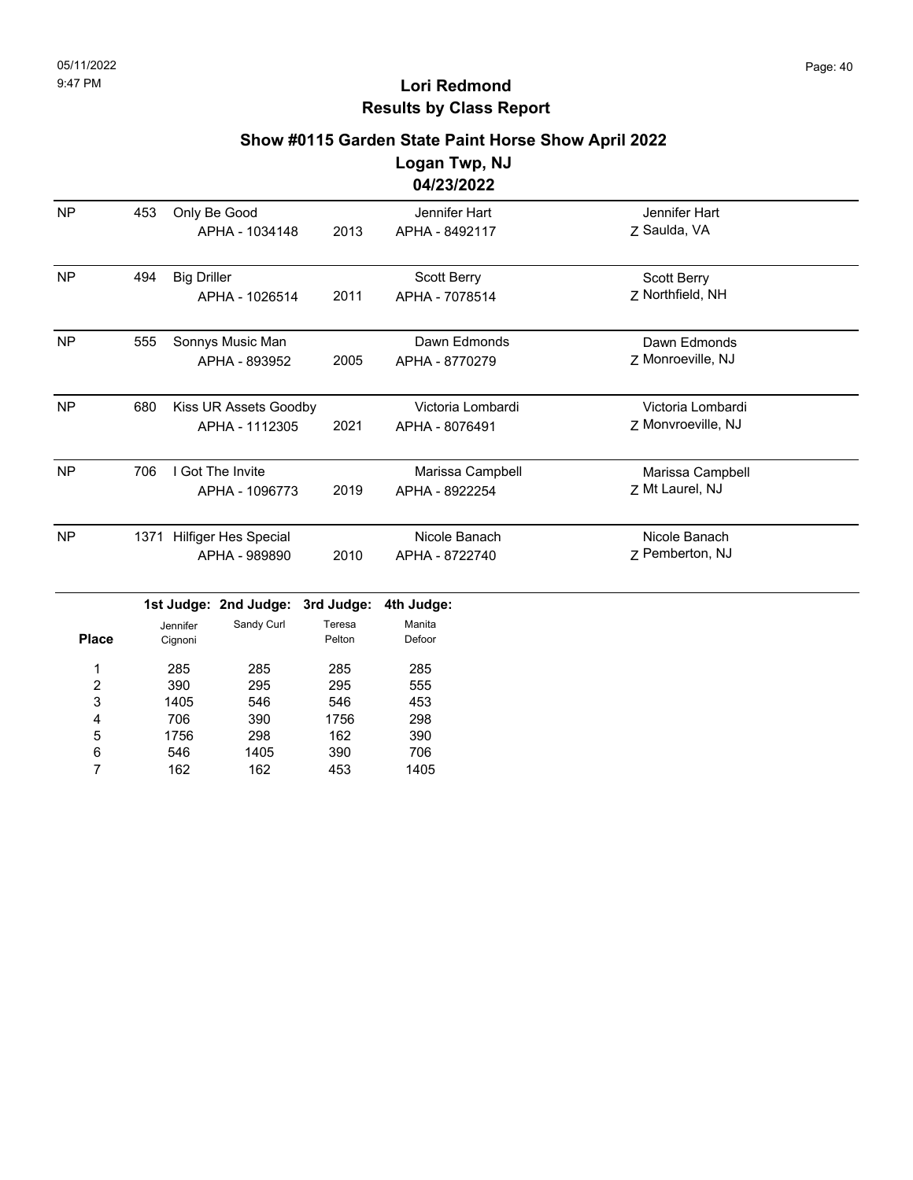# Lori Redmond
## Results by Class Report

### Show #0115 Garden State Paint Horse Show April 2022
### Logan Twp, NJ
### 04/23/2022

| Place | Back # | Horse | Year | Rider | Owner |
|---|---|---|---|---|---|
| NP | 453 | Only Be Good<br>APHA - 1034148 | 2013 | Jennifer Hart<br>APHA - 8492117 | Jennifer Hart<br>Z Saulda, VA |
| NP | 494 | Big Driller<br>APHA - 1026514 | 2011 | Scott Berry<br>APHA - 7078514 | Scott Berry<br>Z Northfield, NH |
| NP | 555 | Sonnys Music Man<br>APHA - 893952 | 2005 | Dawn Edmonds<br>APHA - 8770279 | Dawn Edmonds<br>Z Monroeville, NJ |
| NP | 680 | Kiss UR Assets Goodby<br>APHA - 1112305 | 2021 | Victoria Lombardi<br>APHA - 8076491 | Victoria Lombardi<br>Z Monvroeville, NJ |
| NP | 706 | I Got The Invite<br>APHA - 1096773 | 2019 | Marissa Campbell<br>APHA - 8922254 | Marissa Campbell<br>Z Mt Laurel, NJ |
| NP | 1371 | Hilfiger Hes Special<br>APHA - 989890 | 2010 | Nicole Banach<br>APHA - 8722740 | Nicole Banach<br>Z Pemberton, NJ |

| Place | 1st Judge: Jennifer Cignoni | 2nd Judge: Sandy Curl | 3rd Judge: Teresa Pelton | 4th Judge: Manita Defoor |
|---|---|---|---|---|
| 1 | 285 | 285 | 285 | 285 |
| 2 | 390 | 295 | 295 | 555 |
| 3 | 1405 | 546 | 546 | 453 |
| 4 | 706 | 390 | 1756 | 298 |
| 5 | 1756 | 298 | 162 | 390 |
| 6 | 546 | 1405 | 390 | 706 |
| 7 | 162 | 162 | 453 | 1405 |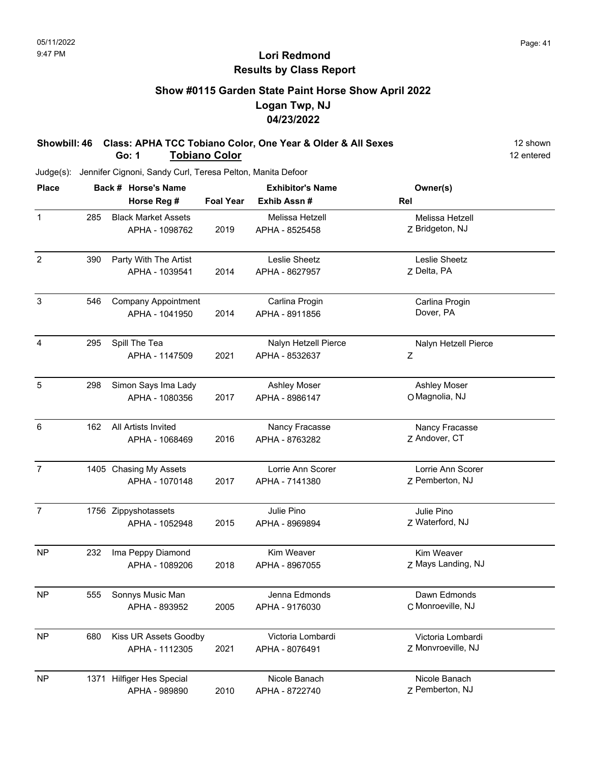05/11/2022
9:47 PM

# Lori Redmond
## Results by Class Report

### Show #0115 Garden State Paint Horse Show April 2022
### Logan Twp, NJ
### 04/23/2022

**Showbill: 46 Class: APHA TCC Tobiano Color, One Year & Older & All Sexes** — 12 shown
**Go: 1 Tobiano Color** — 12 entered

Judge(s): Jennifer Cignoni, Sandy Curl, Teresa Pelton, Manita Defoor

| Place | Back # | Horse's Name / Horse Reg # | Foal Year | Exhibitor's Name / Exhib Assn # | Rel | Owner(s) |
|---|---|---|---|---|---|---|
| 1 | 285 | Black Market Assets<br>APHA - 1098762 | 2019 | Melissa Hetzell<br>APHA - 8525458 | Z | Melissa Hetzell<br>Bridgeton, NJ |
| 2 | 390 | Party With The Artist<br>APHA - 1039541 | 2014 | Leslie Sheetz<br>APHA - 8627957 | Z | Leslie Sheetz<br>Delta, PA |
| 3 | 546 | Company Appointment<br>APHA - 1041950 | 2014 | Carlina Progin<br>APHA - 8911856 | | Carlina Progin<br>Dover, PA |
| 4 | 295 | Spill The Tea<br>APHA - 1147509 | 2021 | Nalyn Hetzell Pierce<br>APHA - 8532637 | Z | Nalyn Hetzell Pierce |
| 5 | 298 | Simon Says Ima Lady<br>APHA - 1080356 | 2017 | Ashley Moser<br>APHA - 8986147 | O | Ashley Moser<br>Magnolia, NJ |
| 6 | 162 | All Artists Invited<br>APHA - 1068469 | 2016 | Nancy Fracasse<br>APHA - 8763282 | Z | Nancy Fracasse<br>Andover, CT |
| 7 | 1405 | Chasing My Assets<br>APHA - 1070148 | 2017 | Lorrie Ann Scorer<br>APHA - 7141380 | Z | Lorrie Ann Scorer<br>Pemberton, NJ |
| 7 | 1756 | Zippyshotassets<br>APHA - 1052948 | 2015 | Julie Pino<br>APHA - 8969894 | Z | Julie Pino<br>Waterford, NJ |
| NP | 232 | Ima Peppy Diamond<br>APHA - 1089206 | 2018 | Kim Weaver<br>APHA - 8967055 | Z | Kim Weaver<br>Mays Landing, NJ |
| NP | 555 | Sonnys Music Man<br>APHA - 893952 | 2005 | Jenna Edmonds<br>APHA - 9176030 | C | Dawn Edmonds<br>Monroeville, NJ |
| NP | 680 | Kiss UR Assets Goodby<br>APHA - 1112305 | 2021 | Victoria Lombardi<br>APHA - 8076491 | Z | Victoria Lombardi<br>Monvroeville, NJ |
| NP | 1371 | Hilfiger Hes Special<br>APHA - 989890 | 2010 | Nicole Banach<br>APHA - 8722740 | Z | Nicole Banach<br>Pemberton, NJ |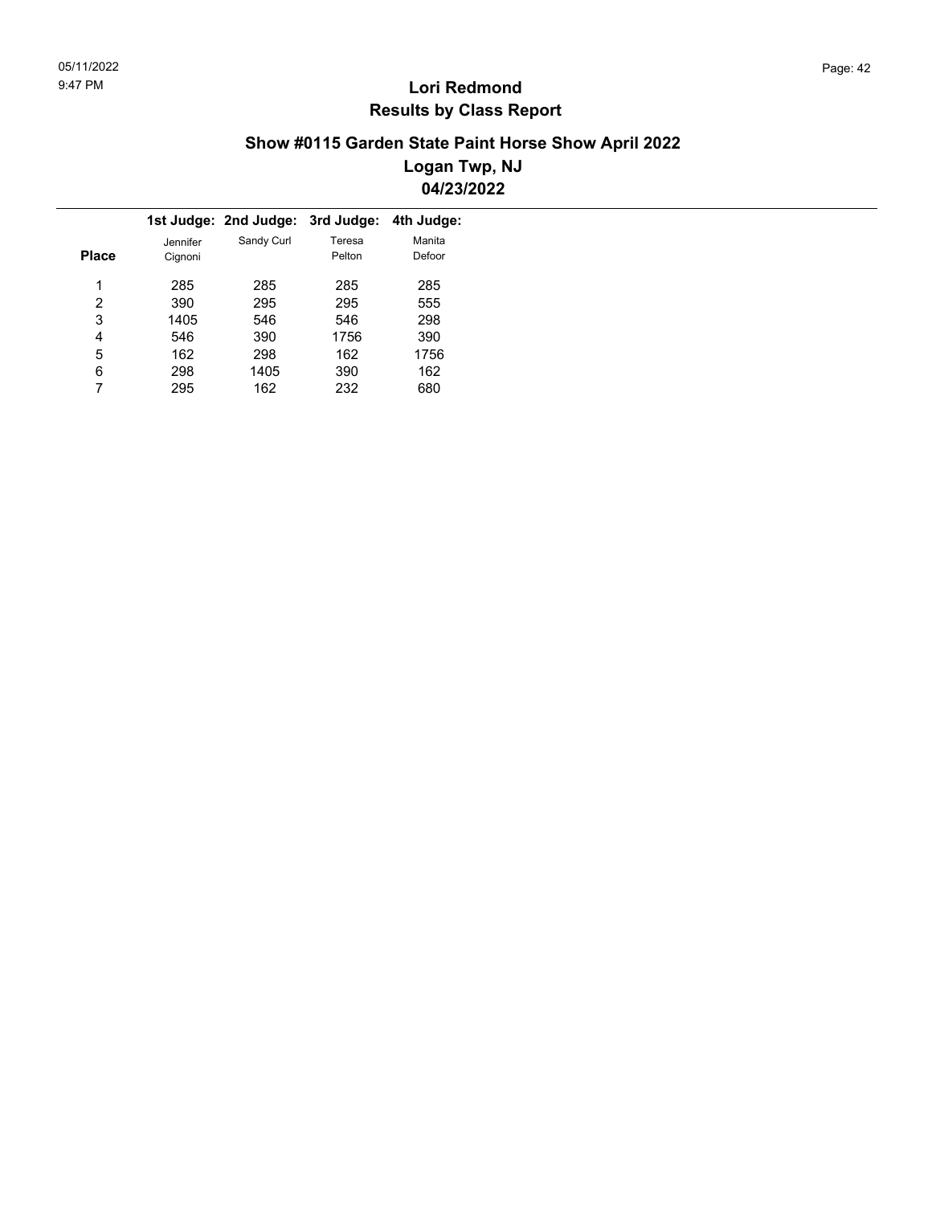## Lori Redmond
## Results by Class Report

### Show #0115 Garden State Paint Horse Show April 2022
### Logan Twp, NJ
### 04/23/2022

| Place | 1st Judge: Jennifer Cignoni | 2nd Judge: Sandy Curl | 3rd Judge: Teresa Pelton | 4th Judge: Manita Defoor |
|---|---|---|---|---|
| 1 | 285 | 285 | 285 | 285 |
| 2 | 390 | 295 | 295 | 555 |
| 3 | 1405 | 546 | 546 | 298 |
| 4 | 546 | 390 | 1756 | 390 |
| 5 | 162 | 298 | 162 | 1756 |
| 6 | 298 | 1405 | 390 | 162 |
| 7 | 295 | 162 | 232 | 680 |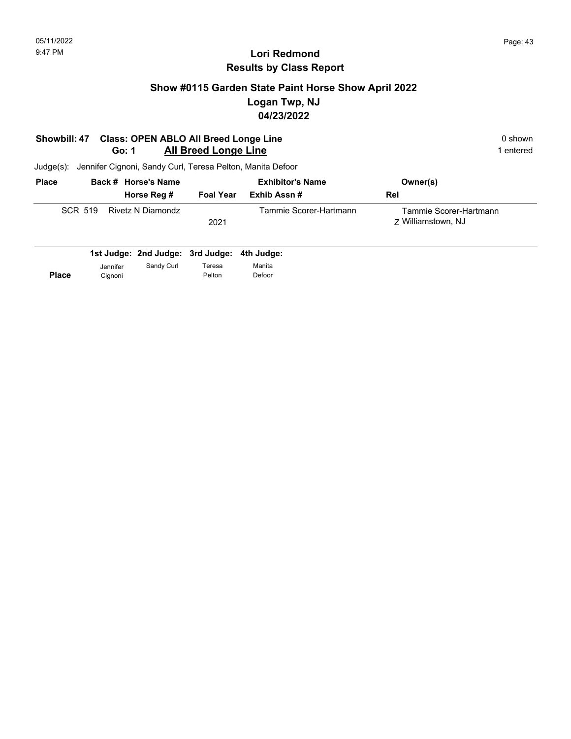# Lori Redmond
## Results by Class Report

### Show #0115 Garden State Paint Horse Show April 2022
### Logan Twp, NJ
### 04/23/2022

**Showbill: 47 Class: OPEN ABLO All Breed Longe Line** — 0 shown

**Go: 1 All Breed Longe Line** — 1 entered

Judge(s): Jennifer Cignoni, Sandy Curl, Teresa Pelton, Manita Defoor

| Place | Back # | Horse's Name / Horse Reg # | Foal Year | Exhibitor's Name / Exhib Assn # | Owner(s) / Rel |
|---|---|---|---|---|---|
| SCR | 519 | Rivetz N Diamondz | 2021 | Tammie Scorer-Hartmann | Tammie Scorer-Hartmann<br>Z Williamstown, NJ |

| Place | 1st Judge: Jennifer Cignoni | 2nd Judge: Sandy Curl | 3rd Judge: Teresa Pelton | 4th Judge: Manita Defoor |
|---|---|---|---|---|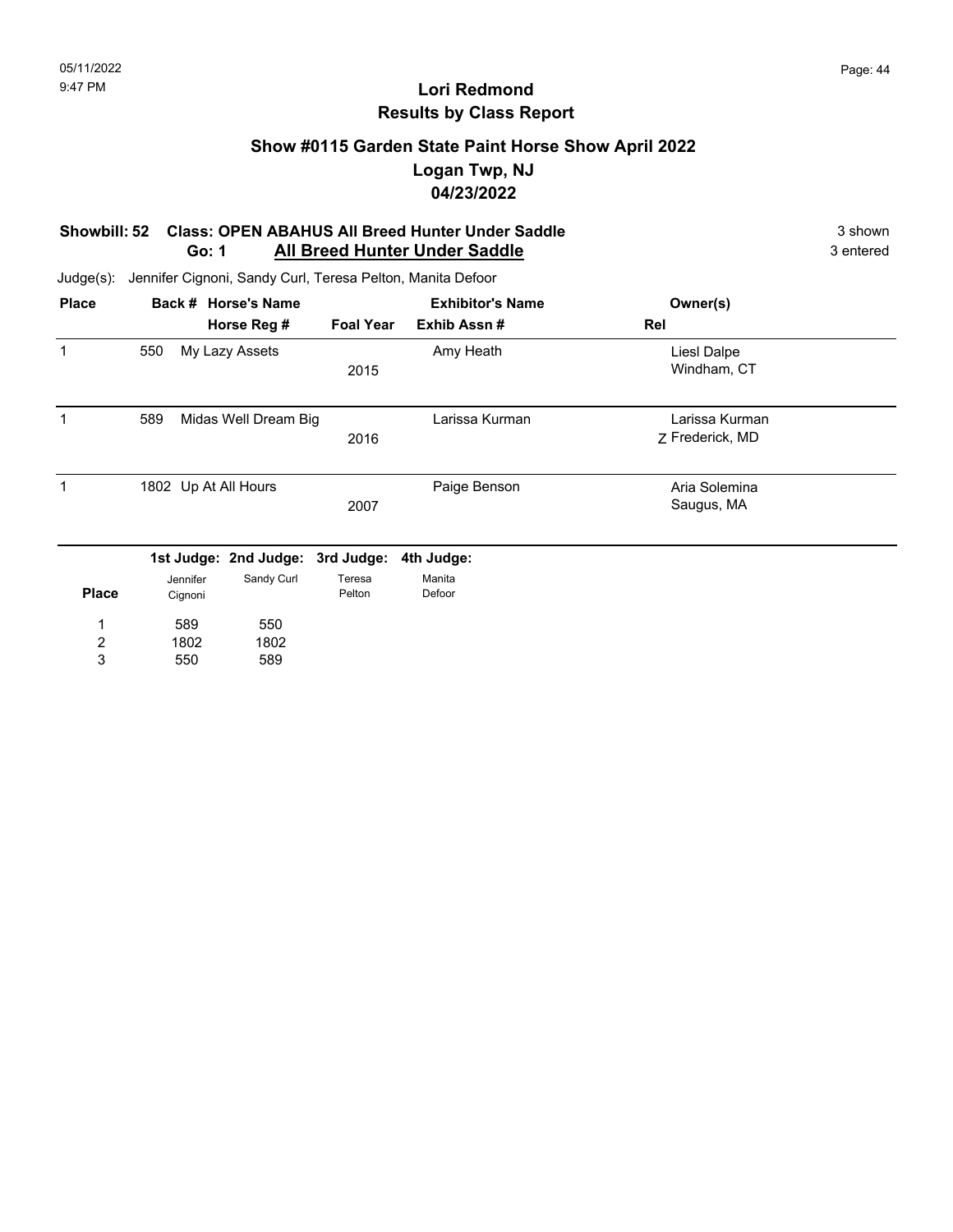# Lori Redmond
## Results by Class Report

### Show #0115 Garden State Paint Horse Show April 2022
### Logan Twp, NJ
### 04/23/2022

**Showbill: 52 Class: OPEN ABAHUS All Breed Hunter Under Saddle** — 3 shown
**Go: 1 All Breed Hunter Under Saddle** — 3 entered

Judge(s): Jennifer Cignoni, Sandy Curl, Teresa Pelton, Manita Defoor

| Place | Back # | Horse's Name / Horse Reg # | Foal Year | Exhibitor's Name / Exhib Assn # | Rel | Owner(s) |
|---|---|---|---|---|---|---|
| 1 | 550 | My Lazy Assets | 2015 | Amy Heath | | Liesl Dalpe, Windham, CT |
| 1 | 589 | Midas Well Dream Big | 2016 | Larissa Kurman | Z | Larissa Kurman, Frederick, MD |
| 1 | 1802 | Up At All Hours | 2007 | Paige Benson | | Aria Solemina, Saugus, MA |

| Place | 1st Judge: Jennifer Cignoni | 2nd Judge: Sandy Curl | 3rd Judge: Teresa Pelton | 4th Judge: Manita Defoor |
|---|---|---|---|---|
| 1 | 589 | 550 | | |
| 2 | 1802 | 1802 | | |
| 3 | 550 | 589 | | |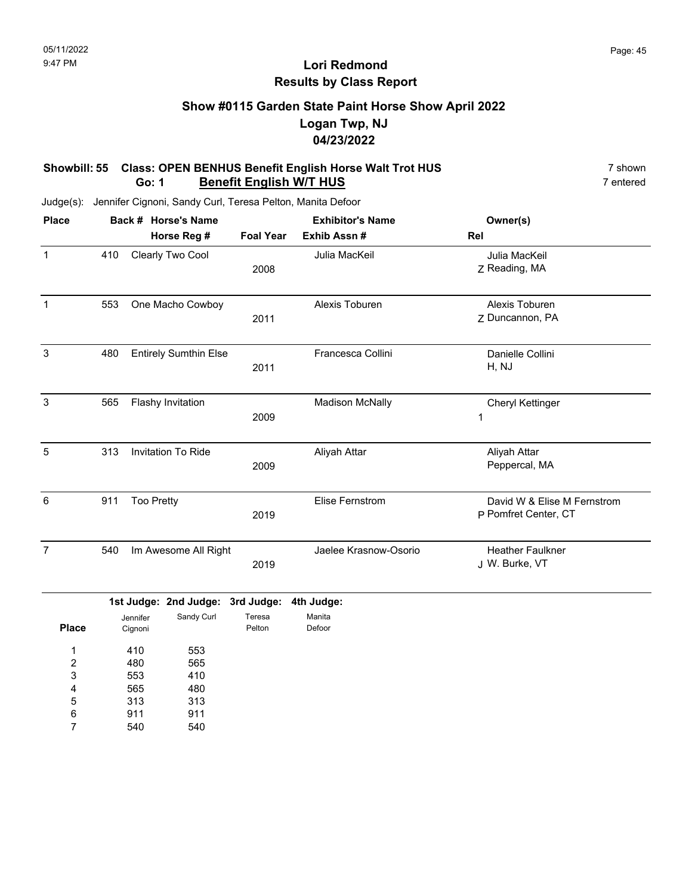05/11/2022
9:47 PM

# Lori Redmond
## Results by Class Report

### Show #0115 Garden State Paint Horse Show April 2022
### Logan Twp, NJ
### 04/23/2022

**Showbill: 55 Class: OPEN BENHUS Benefit English Horse Walt Trot HUS** — 7 shown
**Go: 1 Benefit English W/T HUS** — 7 entered

Judge(s): Jennifer Cignoni, Sandy Curl, Teresa Pelton, Manita Defoor

| Place | Back # | Horse's Name / Horse Reg # | Foal Year | Exhibitor's Name / Exhib Assn # | Rel | Owner(s) |
|---|---|---|---|---|---|---|
| 1 | 410 | Clearly Two Cool | 2008 | Julia MacKeil | Z | Julia MacKeil, Reading, MA |
| 1 | 553 | One Macho Cowboy | 2011 | Alexis Toburen | Z | Alexis Toburen, Duncannon, PA |
| 3 | 480 | Entirely Sumthin Else | 2011 | Francesca Collini | | Danielle Collini, H, NJ |
| 3 | 565 | Flashy Invitation | 2009 | Madison McNally | 1 | Cheryl Kettinger |
| 5 | 313 | Invitation To Ride | 2009 | Aliyah Attar | | Aliyah Attar, Peppercal, MA |
| 6 | 911 | Too Pretty | 2019 | Elise Fernstrom | P | David W & Elise M Fernstrom, Pomfret Center, CT |
| 7 | 540 | Im Awesome All Right | 2019 | Jaelee Krasnow-Osorio | J | Heather Faulkner, W. Burke, VT |

| Place | 1st Judge: Jennifer Cignoni | 2nd Judge: Sandy Curl | 3rd Judge: Teresa Pelton | 4th Judge: Manita Defoor |
|---|---|---|---|---|
| 1 | 410 | 553 | | |
| 2 | 480 | 565 | | |
| 3 | 553 | 410 | | |
| 4 | 565 | 480 | | |
| 5 | 313 | 313 | | |
| 6 | 911 | 911 | | |
| 7 | 540 | 540 | | |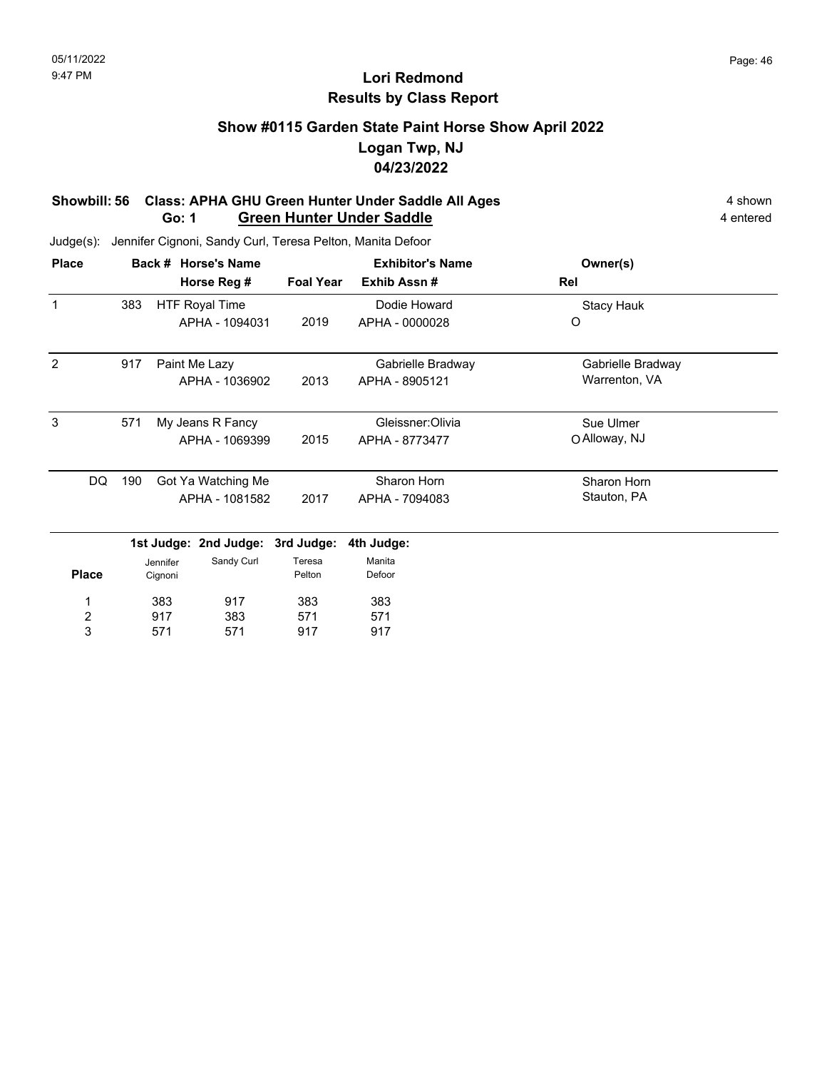# Lori Redmond
## Results by Class Report

### Show #0115 Garden State Paint Horse Show April 2022
### Logan Twp, NJ
### 04/23/2022

**Showbill: 56 Class: APHA GHU Green Hunter Under Saddle All Ages** — 4 shown
**Go: 1 Green Hunter Under Saddle** — 4 entered

Judge(s): Jennifer Cignoni, Sandy Curl, Teresa Pelton, Manita Defoor

| Place | Back # | Horse's Name / Horse Reg # | Foal Year | Exhibitor's Name / Exhib Assn # | Owner(s) / Rel |
|---|---|---|---|---|---|
| 1 | 383 | HTF Royal Time<br>APHA - 1094031 | 2019 | Dodie Howard<br>APHA - 0000028 | Stacy Hauk<br>O |
| 2 | 917 | Paint Me Lazy<br>APHA - 1036902 | 2013 | Gabrielle Bradway<br>APHA - 8905121 | Gabrielle Bradway<br>Warrenton, VA |
| 3 | 571 | My Jeans R Fancy<br>APHA - 1069399 | 2015 | Gleissner:Olivia<br>APHA - 8773477 | Sue Ulmer<br>O Alloway, NJ |
| DQ | 190 | Got Ya Watching Me<br>APHA - 1081582 | 2017 | Sharon Horn<br>APHA - 7094083 | Sharon Horn<br>Stauton, PA |

| Place | 1st Judge: Jennifer Cignoni | 2nd Judge: Sandy Curl | 3rd Judge: Teresa Pelton | 4th Judge: Manita Defoor |
|---|---|---|---|---|
| 1 | 383 | 917 | 383 | 383 |
| 2 | 917 | 383 | 571 | 571 |
| 3 | 571 | 571 | 917 | 917 |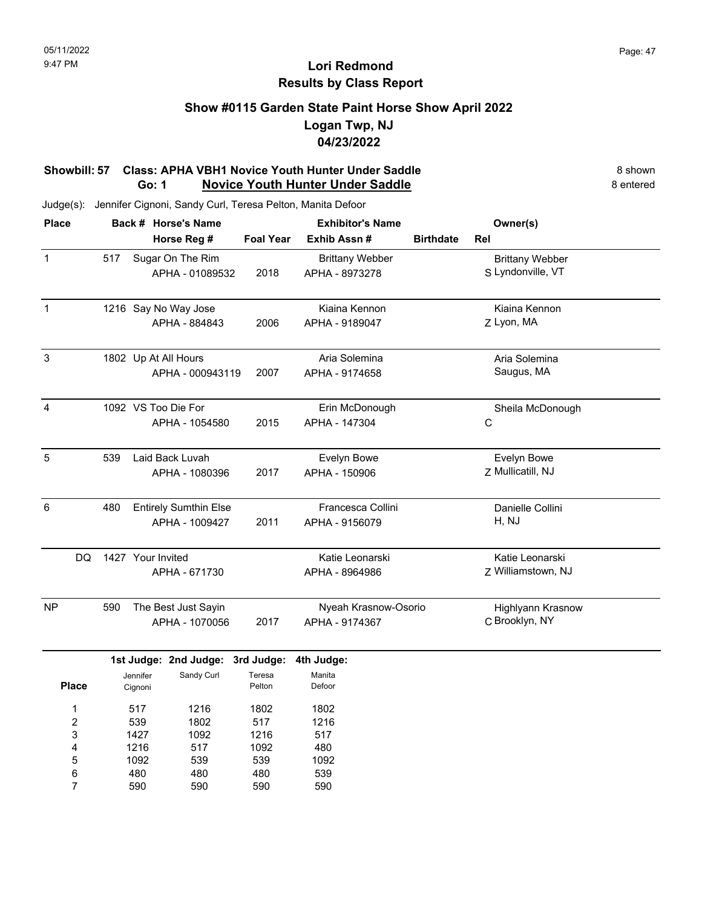05/11/2022
9:47 PM

# Lori Redmond
## Results by Class Report

### Show #0115 Garden State Paint Horse Show April 2022
### Logan Twp, NJ
### 04/23/2022

**Showbill: 57 Class: APHA VBH1 Novice Youth Hunter Under Saddle** — 8 shown
**Go: 1 Novice Youth Hunter Under Saddle** — 8 entered

Judge(s): Jennifer Cignoni, Sandy Curl, Teresa Pelton, Manita Defoor

| Place | Back # | Horse's Name / Horse Reg # | Foal Year | Exhibitor's Name / Exhib Assn # | Birthdate | Rel | Owner(s) |
|---|---|---|---|---|---|---|---|
| 1 | 517 | Sugar On The Rim / APHA - 01089532 | 2018 | Brittany Webber / APHA - 8973278 | | S | Brittany Webber, Lyndonville, VT |
| 1 | 1216 | Say No Way Jose / APHA - 884843 | 2006 | Kiaina Kennon / APHA - 9189047 | | Z | Kiaina Kennon, Lyon, MA |
| 3 | 1802 | Up At All Hours / APHA - 000943119 | 2007 | Aria Solemina / APHA - 9174658 | | | Aria Solemina, Saugus, MA |
| 4 | 1092 | VS Too Die For / APHA - 1054580 | 2015 | Erin McDonough / APHA - 147304 | | C | Sheila McDonough |
| 5 | 539 | Laid Back Luvah / APHA - 1080396 | 2017 | Evelyn Bowe / APHA - 150906 | | Z | Evelyn Bowe, Mullicatill, NJ |
| 6 | 480 | Entirely Sumthin Else / APHA - 1009427 | 2011 | Francesca Collini / APHA - 9156079 | | H | Danielle Collini, NJ |
| DQ | 1427 | Your Invited / APHA - 671730 | | Katie Leonarski / APHA - 8964986 | | Z | Katie Leonarski, Williamstown, NJ |
| NP | 590 | The Best Just Sayin / APHA - 1070056 | 2017 | Nyeah Krasnow-Osorio / APHA - 9174367 | | C | Highlyann Krasnow, Brooklyn, NY |

| Place | 1st Judge: Jennifer Cignoni | 2nd Judge: Sandy Curl | 3rd Judge: Teresa Pelton | 4th Judge: Manita Defoor |
|---|---|---|---|---|
| 1 | 517 | 1216 | 1802 | 1802 |
| 2 | 539 | 1802 | 517 | 1216 |
| 3 | 1427 | 1092 | 1216 | 517 |
| 4 | 1216 | 517 | 1092 | 480 |
| 5 | 1092 | 539 | 539 | 1092 |
| 6 | 480 | 480 | 480 | 539 |
| 7 | 590 | 590 | 590 | 590 |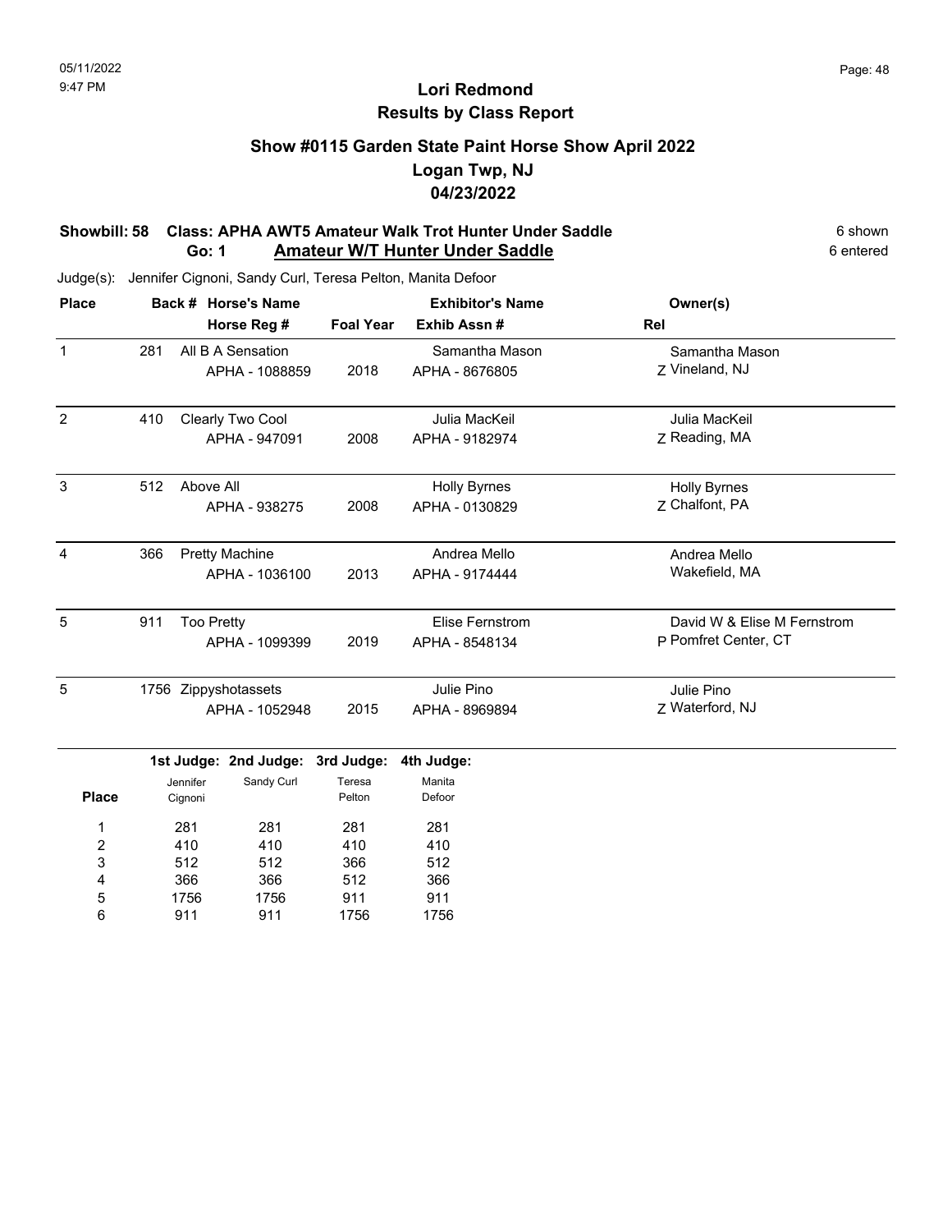# Lori Redmond
## Results by Class Report

### Show #0115 Garden State Paint Horse Show April 2022
### Logan Twp, NJ
### 04/23/2022

**Showbill: 58 Class: APHA AWT5 Amateur Walk Trot Hunter Under Saddle** — 6 shown

**Go: 1 Amateur W/T Hunter Under Saddle** — 6 entered

Judge(s): Jennifer Cignoni, Sandy Curl, Teresa Pelton, Manita Defoor

| Place | Back # | Horse's Name / Horse Reg # | Foal Year | Exhibitor's Name / Exhib Assn # | Rel | Owner(s) |
|---|---|---|---|---|---|---|
| 1 | 281 | All B A Sensation<br>APHA - 1088859 | 2018 | Samantha Mason<br>APHA - 8676805 | Z | Samantha Mason<br>Vineland, NJ |
| 2 | 410 | Clearly Two Cool<br>APHA - 947091 | 2008 | Julia MacKeil<br>APHA - 9182974 | Z | Julia MacKeil<br>Reading, MA |
| 3 | 512 | Above All<br>APHA - 938275 | 2008 | Holly Byrnes<br>APHA - 0130829 | Z | Holly Byrnes<br>Chalfont, PA |
| 4 | 366 | Pretty Machine<br>APHA - 1036100 | 2013 | Andrea Mello<br>APHA - 9174444 | | Andrea Mello<br>Wakefield, MA |
| 5 | 911 | Too Pretty<br>APHA - 1099399 | 2019 | Elise Fernstrom<br>APHA - 8548134 | P | David W & Elise M Fernstrom<br>Pomfret Center, CT |
| 5 | 1756 | Zippyshotassets<br>APHA - 1052948 | 2015 | Julie Pino<br>APHA - 8969894 | Z | Julie Pino<br>Waterford, NJ |

| Place | 1st Judge: Jennifer Cignoni | 2nd Judge: Sandy Curl | 3rd Judge: Teresa Pelton | 4th Judge: Manita Defoor |
|---|---|---|---|---|
| 1 | 281 | 281 | 281 | 281 |
| 2 | 410 | 410 | 410 | 410 |
| 3 | 512 | 512 | 366 | 512 |
| 4 | 366 | 366 | 512 | 366 |
| 5 | 1756 | 1756 | 911 | 911 |
| 6 | 911 | 911 | 1756 | 1756 |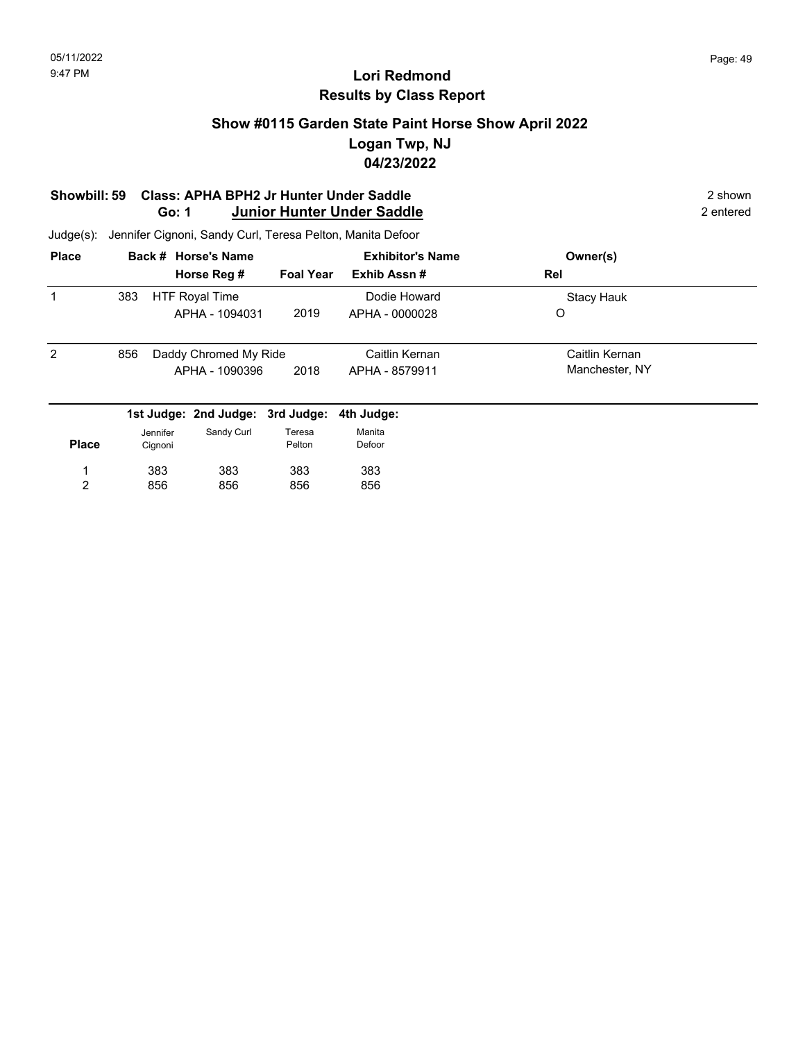# Lori Redmond
## Results by Class Report

### Show #0115 Garden State Paint Horse Show April 2022
### Logan Twp, NJ
### 04/23/2022

**Showbill: 59 Class: APHA BPH2 Jr Hunter Under Saddle** 2 shown
**Go: 1 Junior Hunter Under Saddle** 2 entered

Judge(s): Jennifer Cignoni, Sandy Curl, Teresa Pelton, Manita Defoor

| Place | Back # | Horse's Name / Horse Reg # | Foal Year | Exhibitor's Name / Exhib Assn # | Owner(s) / Rel |
|---|---|---|---|---|---|
| 1 | 383 | HTF Royal Time<br>APHA - 1094031 | 2019 | Dodie Howard<br>APHA - 0000028 | Stacy Hauk<br>O |
| 2 | 856 | Daddy Chromed My Ride<br>APHA - 1090396 | 2018 | Caitlin Kernan<br>APHA - 8579911 | Caitlin Kernan<br>Manchester, NY |

| Place | 1st Judge: Jennifer Cignoni | 2nd Judge: Sandy Curl | 3rd Judge: Teresa Pelton | 4th Judge: Manita Defoor |
|---|---|---|---|---|
| 1 | 383 | 383 | 383 | 383 |
| 2 | 856 | 856 | 856 | 856 |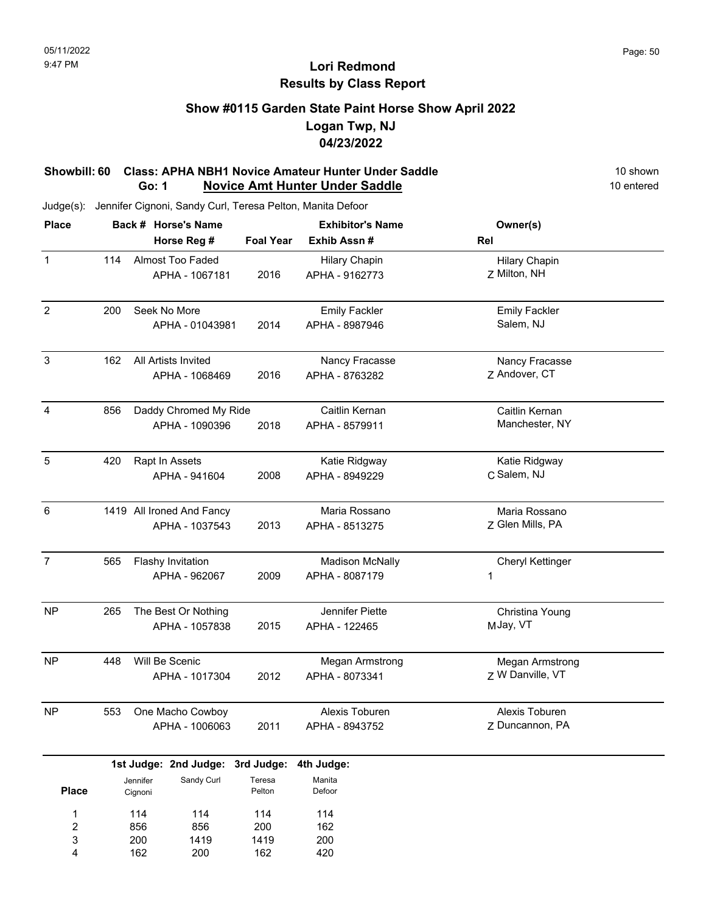# Lori Redmond
## Results by Class Report

### Show #0115 Garden State Paint Horse Show April 2022
### Logan Twp, NJ
### 04/23/2022

**Showbill: 60 Class: APHA NBH1 Novice Amateur Hunter Under Saddle** — 10 shown

**Go: 1 Novice Amt Hunter Under Saddle** — 10 entered

Judge(s): Jennifer Cignoni, Sandy Curl, Teresa Pelton, Manita Defoor

| Place | Back # | Horse's Name / Horse Reg # | Foal Year | Exhibitor's Name / Exhib Assn # | Rel | Owner(s) |
|---|---|---|---|---|---|---|
| 1 | 114 | Almost Too Faded / APHA - 1067181 | 2016 | Hilary Chapin / APHA - 9162773 | Z | Hilary Chapin, Milton, NH |
| 2 | 200 | Seek No More / APHA - 01043981 | 2014 | Emily Fackler / APHA - 8987946 | | Emily Fackler, Salem, NJ |
| 3 | 162 | All Artists Invited / APHA - 1068469 | 2016 | Nancy Fracasse / APHA - 8763282 | Z | Nancy Fracasse, Andover, CT |
| 4 | 856 | Daddy Chromed My Ride / APHA - 1090396 | 2018 | Caitlin Kernan / APHA - 8579911 | | Caitlin Kernan, Manchester, NY |
| 5 | 420 | Rapt In Assets / APHA - 941604 | 2008 | Katie Ridgway / APHA - 8949229 | C | Katie Ridgway, Salem, NJ |
| 6 | 1419 | All Ironed And Fancy / APHA - 1037543 | 2013 | Maria Rossano / APHA - 8513275 | Z | Maria Rossano, Glen Mills, PA |
| 7 | 565 | Flashy Invitation / APHA - 962067 | 2009 | Madison McNally / APHA - 8087179 | 1 | Cheryl Kettinger |
| NP | 265 | The Best Or Nothing / APHA - 1057838 | 2015 | Jennifer Piette / APHA - 122465 | M | Christina Young, Jay, VT |
| NP | 448 | Will Be Scenic / APHA - 1017304 | 2012 | Megan Armstrong / APHA - 8073341 | Z | Megan Armstrong, W Danville, VT |
| NP | 553 | One Macho Cowboy / APHA - 1006063 | 2011 | Alexis Toburen / APHA - 8943752 | Z | Alexis Toburen, Duncannon, PA |

| Place | 1st Judge: Jennifer Cignoni | 2nd Judge: Sandy Curl | 3rd Judge: Teresa Pelton | 4th Judge: Manita Defoor |
|---|---|---|---|---|
| 1 | 114 | 114 | 114 | 114 |
| 2 | 856 | 856 | 200 | 162 |
| 3 | 200 | 1419 | 1419 | 200 |
| 4 | 162 | 200 | 162 | 420 |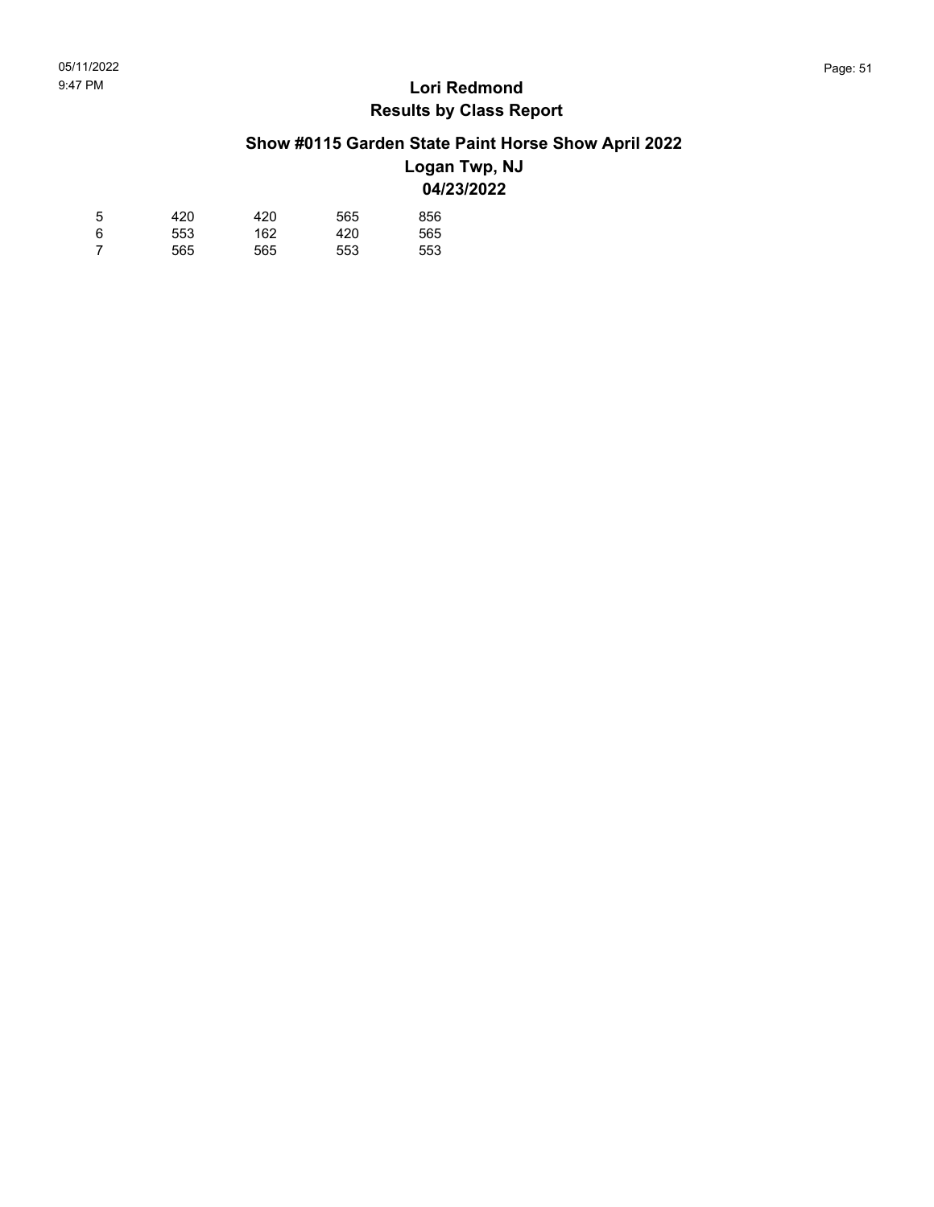# Lori Redmond
## Results by Class Report

### Show #0115 Garden State Paint Horse Show April 2022
### Logan Twp, NJ
### 04/23/2022

| | | | | |
|---|---|---|---|---|
| 5 | 420 | 420 | 565 | 856 |
| 6 | 553 | 162 | 420 | 565 |
| 7 | 565 | 565 | 553 | 553 |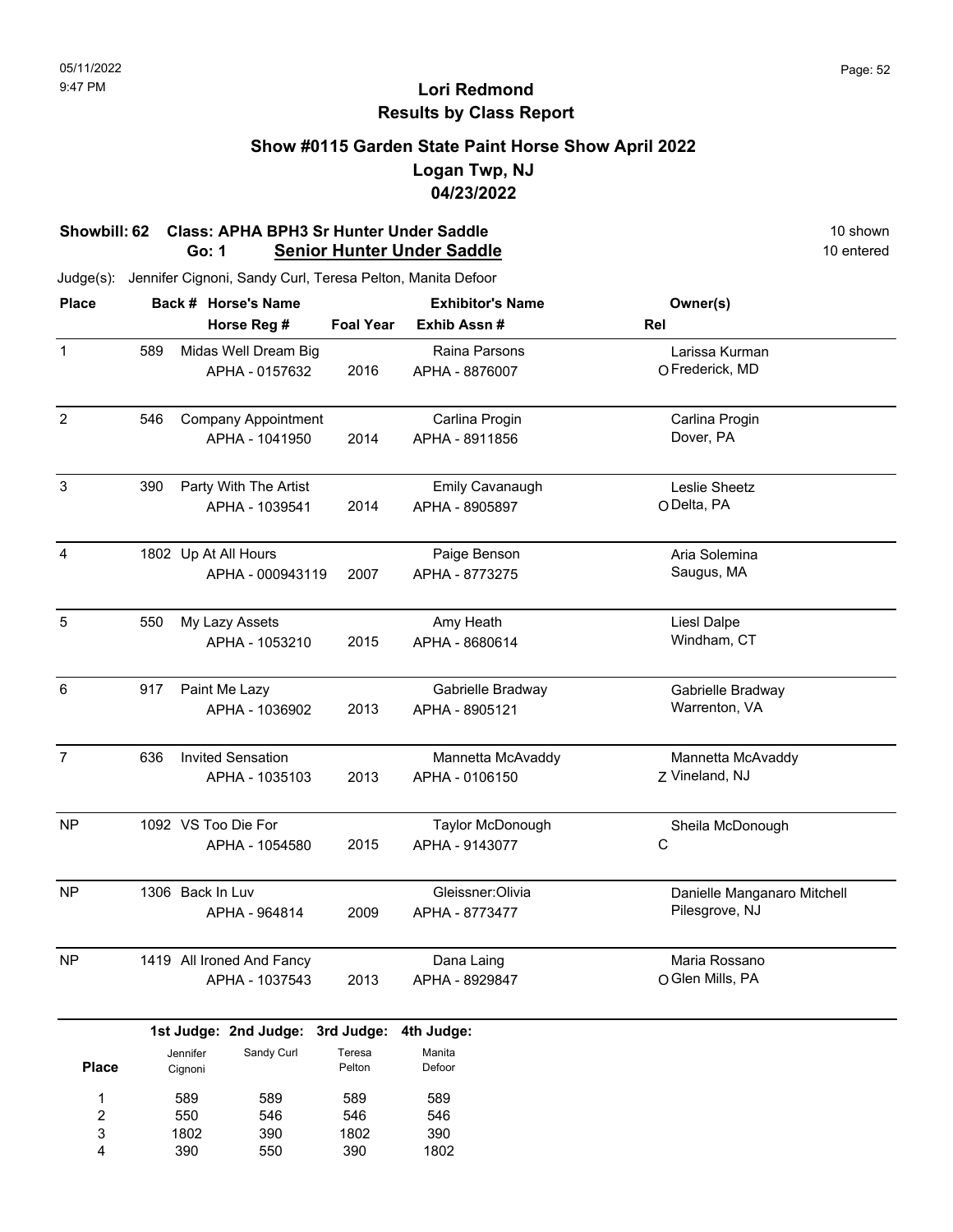# Lori Redmond
## Results by Class Report

### Show #0115 Garden State Paint Horse Show April 2022
### Logan Twp, NJ
### 04/23/2022

**Showbill: 62 Class: APHA BPH3 Sr Hunter Under Saddle** — 10 shown

**Go: 1 Senior Hunter Under Saddle** — 10 entered

Judge(s): Jennifer Cignoni, Sandy Curl, Teresa Pelton, Manita Defoor

| Place | Back # | Horse's Name / Horse Reg # | Foal Year | Exhibitor's Name / Exhib Assn # | Rel | Owner(s) |
|---|---|---|---|---|---|---|
| 1 | 589 | Midas Well Dream Big<br>APHA - 0157632 | 2016 | Raina Parsons<br>APHA - 8876007 | O | Larissa Kurman<br>Frederick, MD |
| 2 | 546 | Company Appointment<br>APHA - 1041950 | 2014 | Carlina Progin<br>APHA - 8911856 | | Carlina Progin<br>Dover, PA |
| 3 | 390 | Party With The Artist<br>APHA - 1039541 | 2014 | Emily Cavanaugh<br>APHA - 8905897 | O | Leslie Sheetz<br>Delta, PA |
| 4 | 1802 | Up At All Hours<br>APHA - 000943119 | 2007 | Paige Benson<br>APHA - 8773275 | | Aria Solemina<br>Saugus, MA |
| 5 | 550 | My Lazy Assets<br>APHA - 1053210 | 2015 | Amy Heath<br>APHA - 8680614 | | Liesl Dalpe<br>Windham, CT |
| 6 | 917 | Paint Me Lazy<br>APHA - 1036902 | 2013 | Gabrielle Bradway<br>APHA - 8905121 | | Gabrielle Bradway<br>Warrenton, VA |
| 7 | 636 | Invited Sensation<br>APHA - 1035103 | 2013 | Mannetta McAvaddy<br>APHA - 0106150 | Z | Mannetta McAvaddy<br>Vineland, NJ |
| NP | 1092 | VS Too Die For<br>APHA - 1054580 | 2015 | Taylor McDonough<br>APHA - 9143077 | C | Sheila McDonough |
| NP | 1306 | Back In Luv<br>APHA - 964814 | 2009 | Gleissner:Olivia<br>APHA - 8773477 | | Danielle Manganaro Mitchell<br>Pilesgrove, NJ |
| NP | 1419 | All Ironed And Fancy<br>APHA - 1037543 | 2013 | Dana Laing<br>APHA - 8929847 | O | Maria Rossano<br>Glen Mills, PA |

| Place | 1st Judge: Jennifer Cignoni | 2nd Judge: Sandy Curl | 3rd Judge: Teresa Pelton | 4th Judge: Manita Defoor |
|---|---|---|---|---|
| 1 | 589 | 589 | 589 | 589 |
| 2 | 550 | 546 | 546 | 546 |
| 3 | 1802 | 390 | 1802 | 390 |
| 4 | 390 | 550 | 390 | 1802 |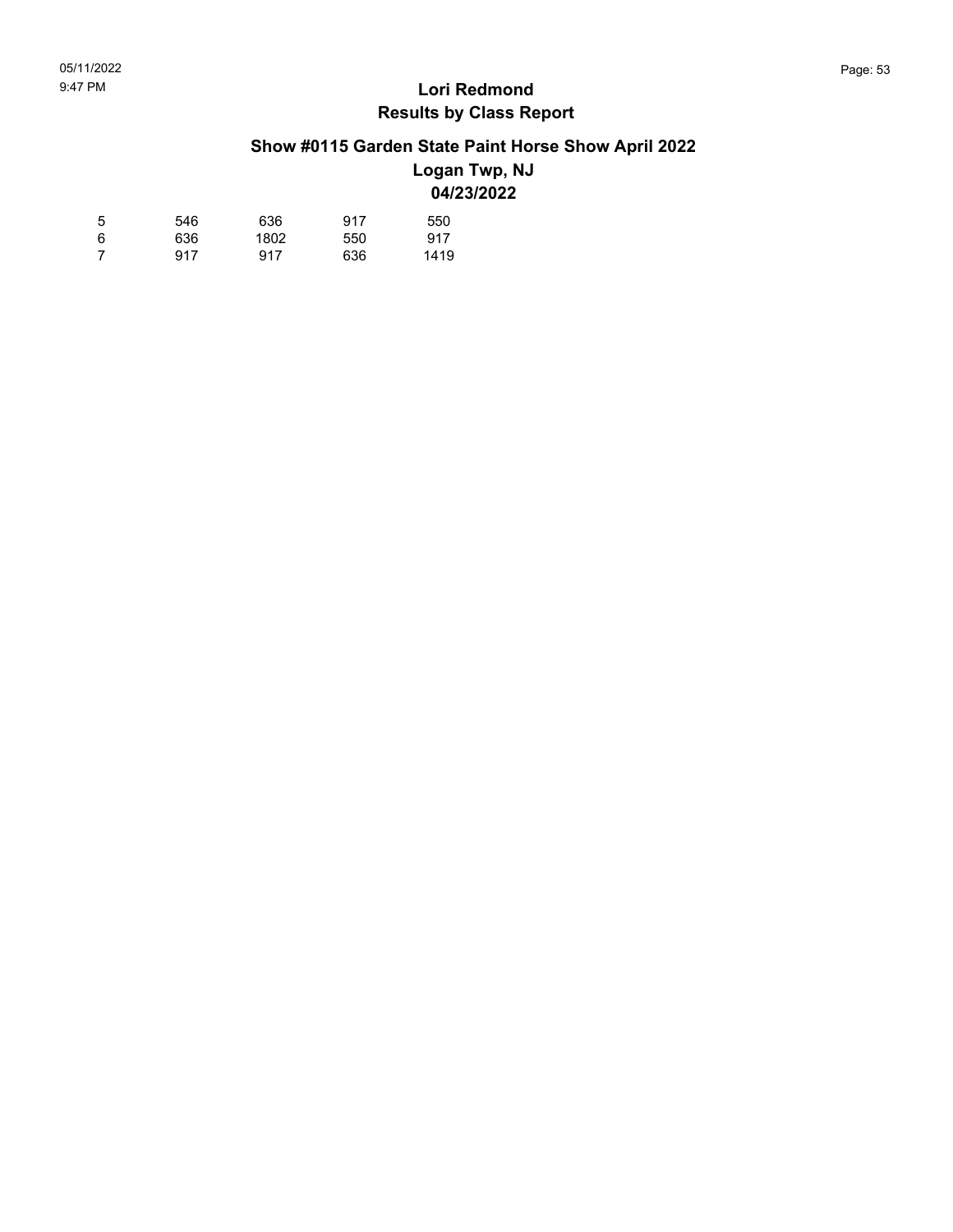## Lori Redmond
## Results by Class Report

### Show #0115 Garden State Paint Horse Show April 2022
### Logan Twp, NJ
### 04/23/2022

| | | | | |
|---|---|---|---|---|
| 5 | 546 | 636 | 917 | 550 |
| 6 | 636 | 1802 | 550 | 917 |
| 7 | 917 | 917 | 636 | 1419 |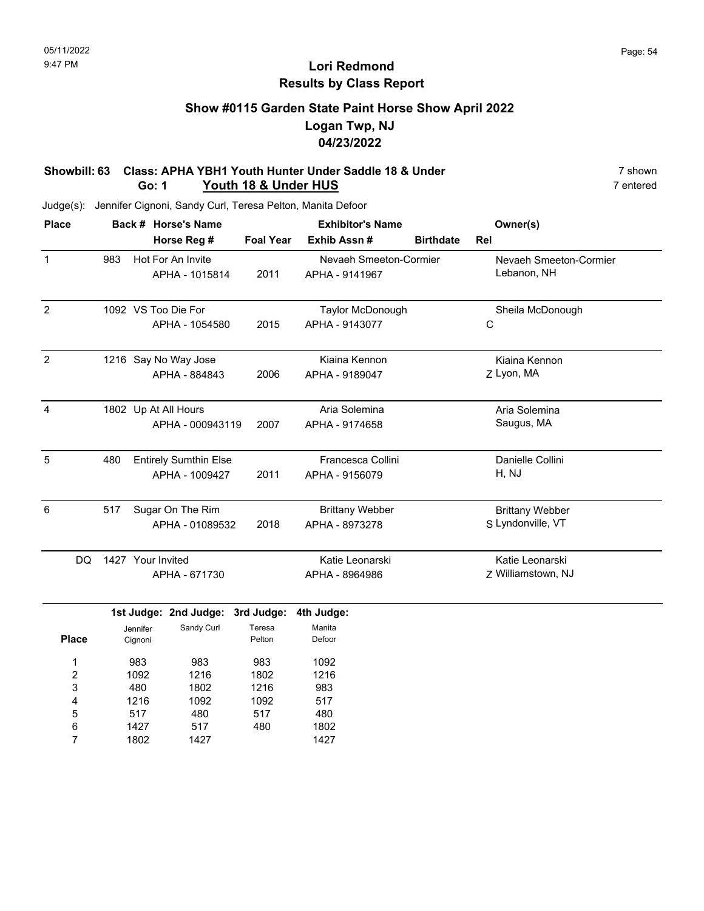05/11/2022
9:47 PM

# Lori Redmond
## Results by Class Report

### Show #0115 Garden State Paint Horse Show April 2022
### Logan Twp, NJ
### 04/23/2022

**Showbill: 63 Class: APHA YBH1 Youth Hunter Under Saddle 18 & Under** 7 shown
**Go: 1 Youth 18 & Under HUS** 7 entered

Judge(s): Jennifer Cignoni, Sandy Curl, Teresa Pelton, Manita Defoor

| Place | Back # | Horse's Name / Horse Reg # | Foal Year | Exhibitor's Name / Exhib Assn # | Birthdate | Rel | Owner(s) |
|---|---|---|---|---|---|---|---|
| 1 | 983 | Hot For An Invite<br>APHA - 1015814 | 2011 | Nevaeh Smeeton-Cormier<br>APHA - 9141967 | | | Nevaeh Smeeton-Cormier<br>Lebanon, NH |
| 2 | 1092 | VS Too Die For<br>APHA - 1054580 | 2015 | Taylor McDonough<br>APHA - 9143077 | | C | Sheila McDonough |
| 2 | 1216 | Say No Way Jose<br>APHA - 884843 | 2006 | Kiaina Kennon<br>APHA - 9189047 | | Z | Kiaina Kennon<br>Lyon, MA |
| 4 | 1802 | Up At All Hours<br>APHA - 000943119 | 2007 | Aria Solemina<br>APHA - 9174658 | | | Aria Solemina<br>Saugus, MA |
| 5 | 480 | Entirely Sumthin Else<br>APHA - 1009427 | 2011 | Francesca Collini<br>APHA - 9156079 | | | Danielle Collini<br>H, NJ |
| 6 | 517 | Sugar On The Rim<br>APHA - 01089532 | 2018 | Brittany Webber<br>APHA - 8973278 | | S | Brittany Webber<br>Lyndonville, VT |
| DQ | 1427 | Your Invited<br>APHA - 671730 | | Katie Leonarski<br>APHA - 8964986 | | Z | Katie Leonarski<br>Williamstown, NJ |

| Place | 1st Judge: Jennifer Cignoni | 2nd Judge: Sandy Curl | 3rd Judge: Teresa Pelton | 4th Judge: Manita Defoor |
|---|---|---|---|---|
| 1 | 983 | 983 | 983 | 1092 |
| 2 | 1092 | 1216 | 1802 | 1216 |
| 3 | 480 | 1802 | 1216 | 983 |
| 4 | 1216 | 1092 | 1092 | 517 |
| 5 | 517 | 480 | 517 | 480 |
| 6 | 1427 | 517 | 480 | 1802 |
| 7 | 1802 | 1427 | | 1427 |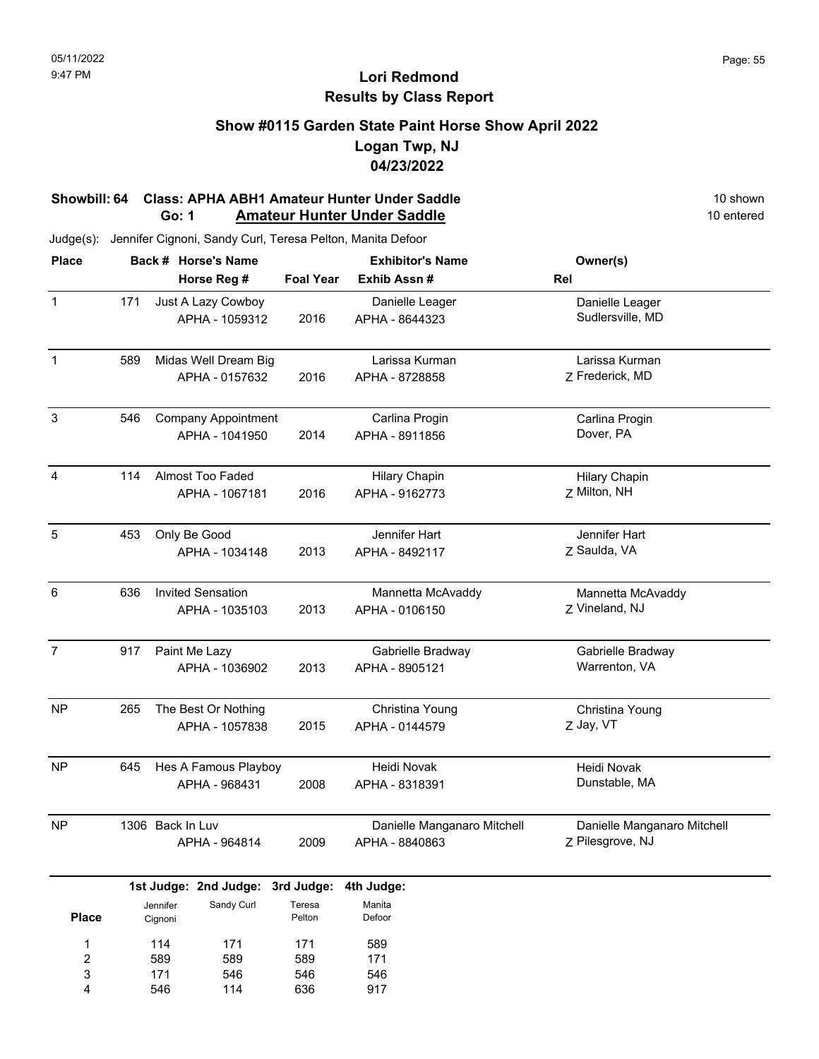05/11/2022
9:47 PM

# Lori Redmond
## Results by Class Report

### Show #0115 Garden State Paint Horse Show April 2022
### Logan Twp, NJ
### 04/23/2022

**Showbill: 64 Class: APHA ABH1 Amateur Hunter Under Saddle** — 10 shown
**Go: 1 Amateur Hunter Under Saddle** — 10 entered

Judge(s): Jennifer Cignoni, Sandy Curl, Teresa Pelton, Manita Defoor

| Place | Back # | Horse's Name / Horse Reg # | Foal Year | Exhibitor's Name / Exhib Assn # | Rel | Owner(s) |
|---|---|---|---|---|---|---|
| 1 | 171 | Just A Lazy Cowboy / APHA - 1059312 | 2016 | Danielle Leager / APHA - 8644323 | | Danielle Leager, Sudlersville, MD |
| 1 | 589 | Midas Well Dream Big / APHA - 0157632 | 2016 | Larissa Kurman / APHA - 8728858 | Z | Larissa Kurman, Frederick, MD |
| 3 | 546 | Company Appointment / APHA - 1041950 | 2014 | Carlina Progin / APHA - 8911856 | | Carlina Progin, Dover, PA |
| 4 | 114 | Almost Too Faded / APHA - 1067181 | 2016 | Hilary Chapin / APHA - 9162773 | Z | Hilary Chapin, Milton, NH |
| 5 | 453 | Only Be Good / APHA - 1034148 | 2013 | Jennifer Hart / APHA - 8492117 | Z | Jennifer Hart, Saulda, VA |
| 6 | 636 | Invited Sensation / APHA - 1035103 | 2013 | Mannetta McAvaddy / APHA - 0106150 | Z | Mannetta McAvaddy, Vineland, NJ |
| 7 | 917 | Paint Me Lazy / APHA - 1036902 | 2013 | Gabrielle Bradway / APHA - 8905121 | | Gabrielle Bradway, Warrenton, VA |
| NP | 265 | The Best Or Nothing / APHA - 1057838 | 2015 | Christina Young / APHA - 0144579 | Z | Christina Young, Jay, VT |
| NP | 645 | Hes A Famous Playboy / APHA - 968431 | 2008 | Heidi Novak / APHA - 8318391 | | Heidi Novak, Dunstable, MA |
| NP | 1306 | Back In Luv / APHA - 964814 | 2009 | Danielle Manganaro Mitchell / APHA - 8840863 | Z | Danielle Manganaro Mitchell, Pilesgrove, NJ |

| Place | 1st Judge: Jennifer Cignoni | 2nd Judge: Sandy Curl | 3rd Judge: Teresa Pelton | 4th Judge: Manita Defoor |
|---|---|---|---|---|
| 1 | 114 | 171 | 171 | 589 |
| 2 | 589 | 589 | 589 | 171 |
| 3 | 171 | 546 | 546 | 546 |
| 4 | 546 | 114 | 636 | 917 |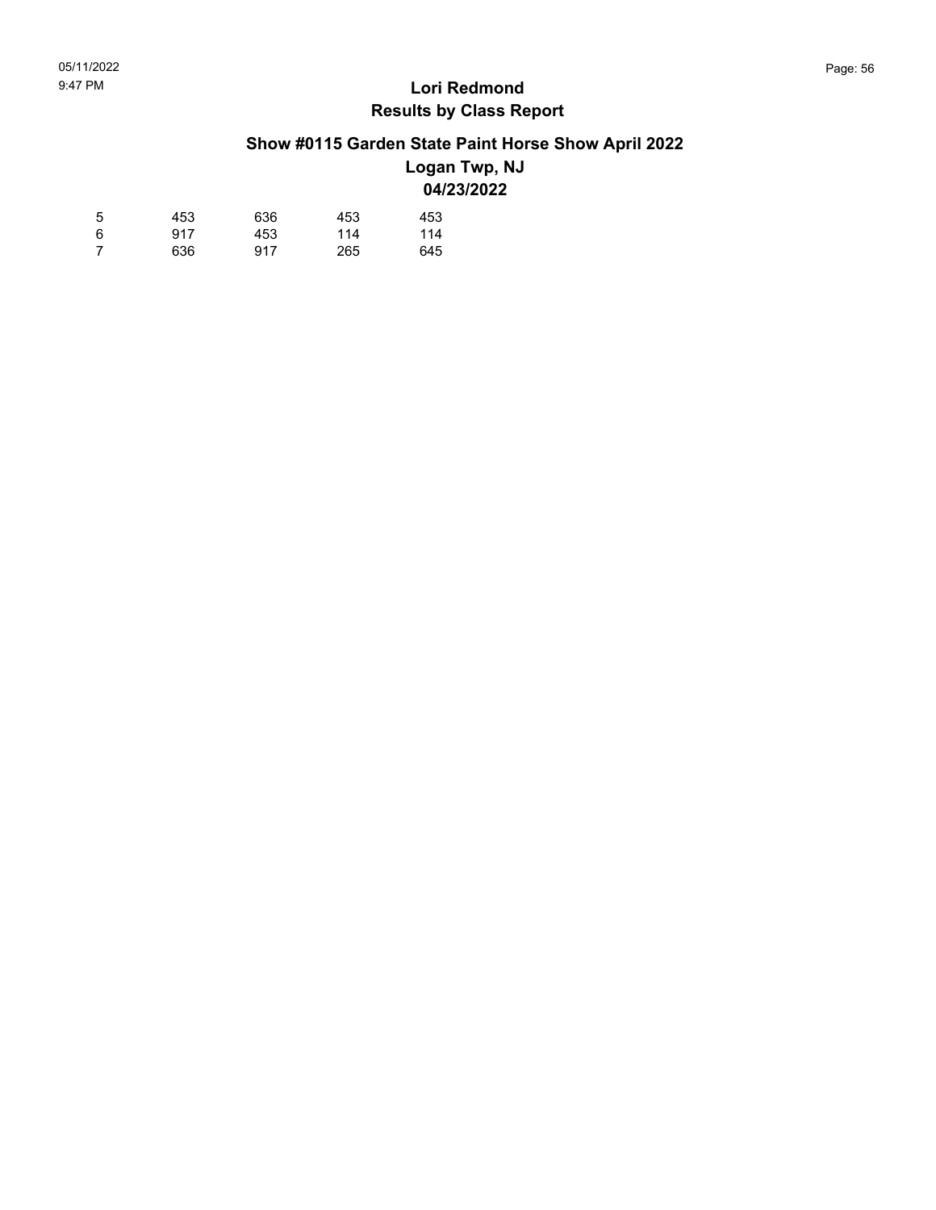| | | | | |
|---|---|---|---|---|
| 5 | 453 | 636 | 453 | 453 |
| 6 | 917 | 453 | 114 | 114 |
| 7 | 636 | 917 | 265 | 645 |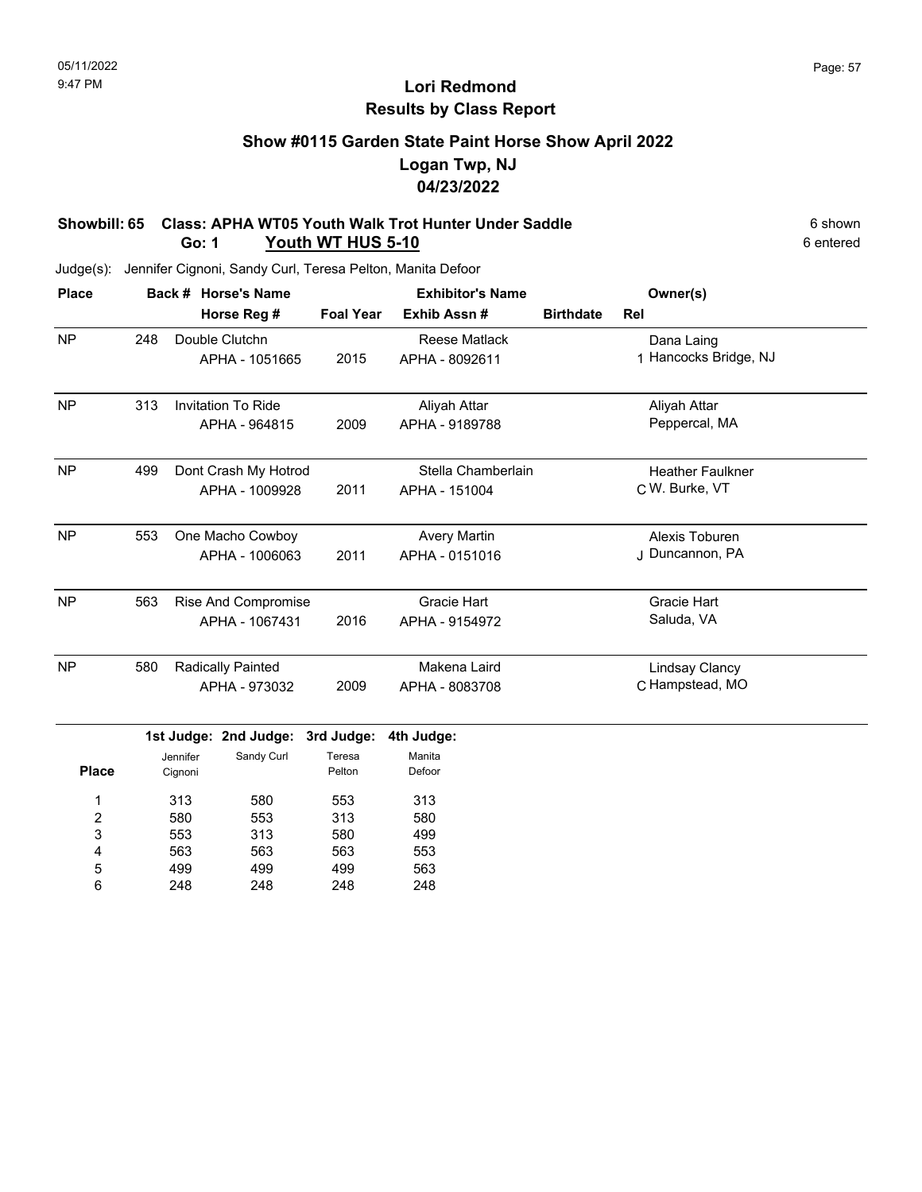# Lori Redmond
## Results by Class Report

### Show #0115 Garden State Paint Horse Show April 2022
### Logan Twp, NJ
### 04/23/2022

**Showbill: 65 Class: APHA WT05 Youth Walk Trot Hunter Under Saddle** — 6 shown

**Go: 1 Youth WT HUS 5-10** — 6 entered

Judge(s): Jennifer Cignoni, Sandy Curl, Teresa Pelton, Manita Defoor

| Place | Back # | Horse's Name / Horse Reg # | Foal Year | Exhibitor's Name / Exhib Assn # | Birthdate | Rel | Owner(s) |
|---|---|---|---|---|---|---|---|
| NP | 248 | Double Clutchn<br>APHA - 1051665 | 2015 | Reese Matlack<br>APHA - 8092611 | | 1 | Dana Laing<br>Hancocks Bridge, NJ |
| NP | 313 | Invitation To Ride<br>APHA - 964815 | 2009 | Aliyah Attar<br>APHA - 9189788 | | | Aliyah Attar<br>Peppercal, MA |
| NP | 499 | Dont Crash My Hotrod<br>APHA - 1009928 | 2011 | Stella Chamberlain<br>APHA - 151004 | | C | Heather Faulkner<br>W. Burke, VT |
| NP | 553 | One Macho Cowboy<br>APHA - 1006063 | 2011 | Avery Martin<br>APHA - 0151016 | | J | Alexis Toburen<br>Duncannon, PA |
| NP | 563 | Rise And Compromise<br>APHA - 1067431 | 2016 | Gracie Hart<br>APHA - 9154972 | | | Gracie Hart<br>Saluda, VA |
| NP | 580 | Radically Painted<br>APHA - 973032 | 2009 | Makena Laird<br>APHA - 8083708 | | C | Lindsay Clancy<br>Hampstead, MO |

| Place | 1st Judge: Jennifer Cignoni | 2nd Judge: Sandy Curl | 3rd Judge: Teresa Pelton | 4th Judge: Manita Defoor |
|---|---|---|---|---|
| 1 | 313 | 580 | 553 | 313 |
| 2 | 580 | 553 | 313 | 580 |
| 3 | 553 | 313 | 580 | 499 |
| 4 | 563 | 563 | 563 | 553 |
| 5 | 499 | 499 | 499 | 563 |
| 6 | 248 | 248 | 248 | 248 |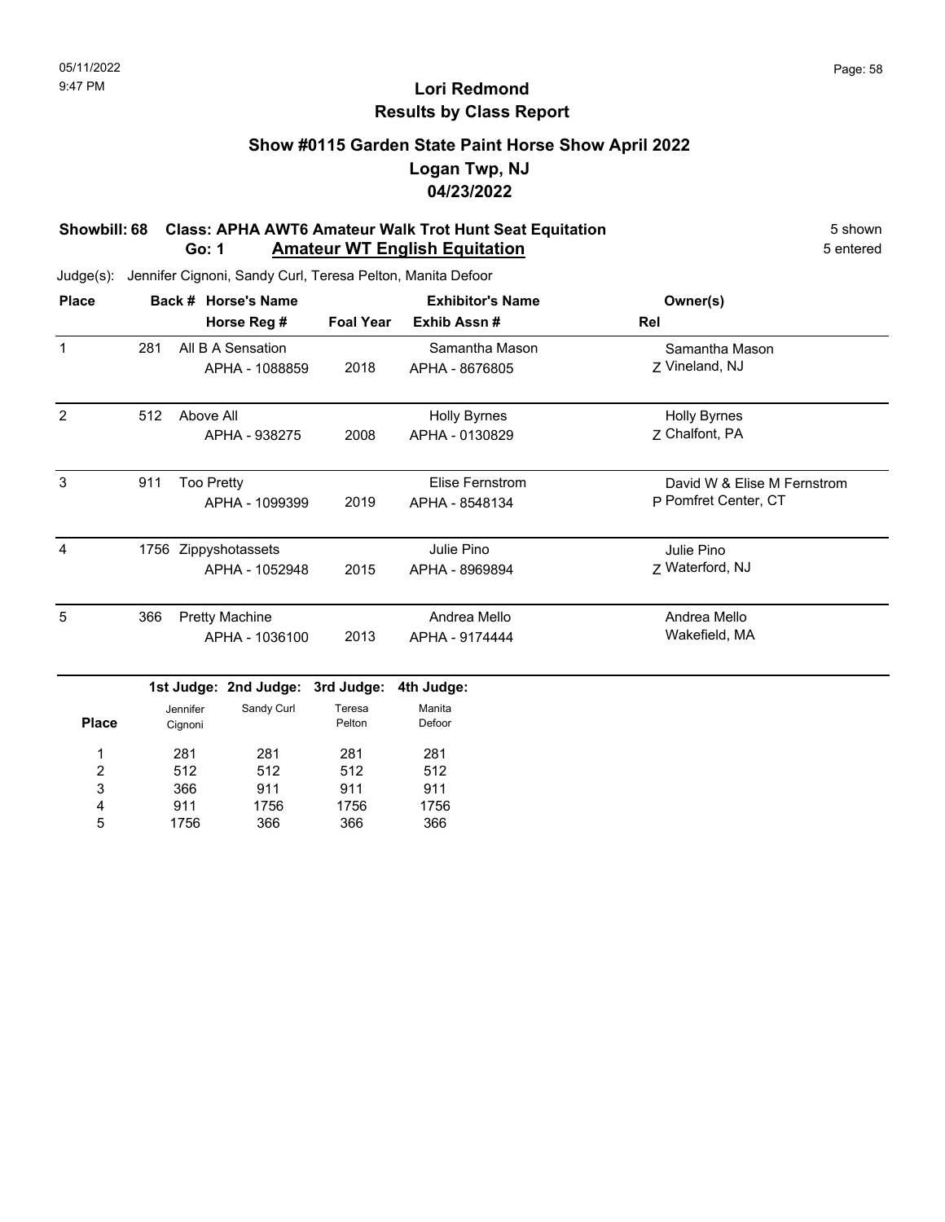# Lori Redmond
## Results by Class Report

### Show #0115 Garden State Paint Horse Show April 2022
### Logan Twp, NJ
### 04/23/2022

**Showbill: 68 Class: APHA AWT6 Amateur Walk Trot Hunt Seat Equitation** — 5 shown
**Go: 1 Amateur WT English Equitation** — 5 entered

Judge(s): Jennifer Cignoni, Sandy Curl, Teresa Pelton, Manita Defoor

| Place | Back # | Horse's Name / Horse Reg # | Foal Year | Exhibitor's Name / Exhib Assn # | Rel | Owner(s) |
|---|---|---|---|---|---|---|
| 1 | 281 | All B A Sensation<br>APHA - 1088859 | 2018 | Samantha Mason<br>APHA - 8676805 | Z | Samantha Mason<br>Vineland, NJ |
| 2 | 512 | Above All<br>APHA - 938275 | 2008 | Holly Byrnes<br>APHA - 0130829 | Z | Holly Byrnes<br>Chalfont, PA |
| 3 | 911 | Too Pretty<br>APHA - 1099399 | 2019 | Elise Fernstrom<br>APHA - 8548134 | P | David W & Elise M Fernstrom<br>Pomfret Center, CT |
| 4 | 1756 | Zippyshotassets<br>APHA - 1052948 | 2015 | Julie Pino<br>APHA - 8969894 | Z | Julie Pino<br>Waterford, NJ |
| 5 | 366 | Pretty Machine<br>APHA - 1036100 | 2013 | Andrea Mello<br>APHA - 9174444 | | Andrea Mello<br>Wakefield, MA |

| Place | 1st Judge: Jennifer Cignoni | 2nd Judge: Sandy Curl | 3rd Judge: Teresa Pelton | 4th Judge: Manita Defoor |
|---|---|---|---|---|
| 1 | 281 | 281 | 281 | 281 |
| 2 | 512 | 512 | 512 | 512 |
| 3 | 366 | 911 | 911 | 911 |
| 4 | 911 | 1756 | 1756 | 1756 |
| 5 | 1756 | 366 | 366 | 366 |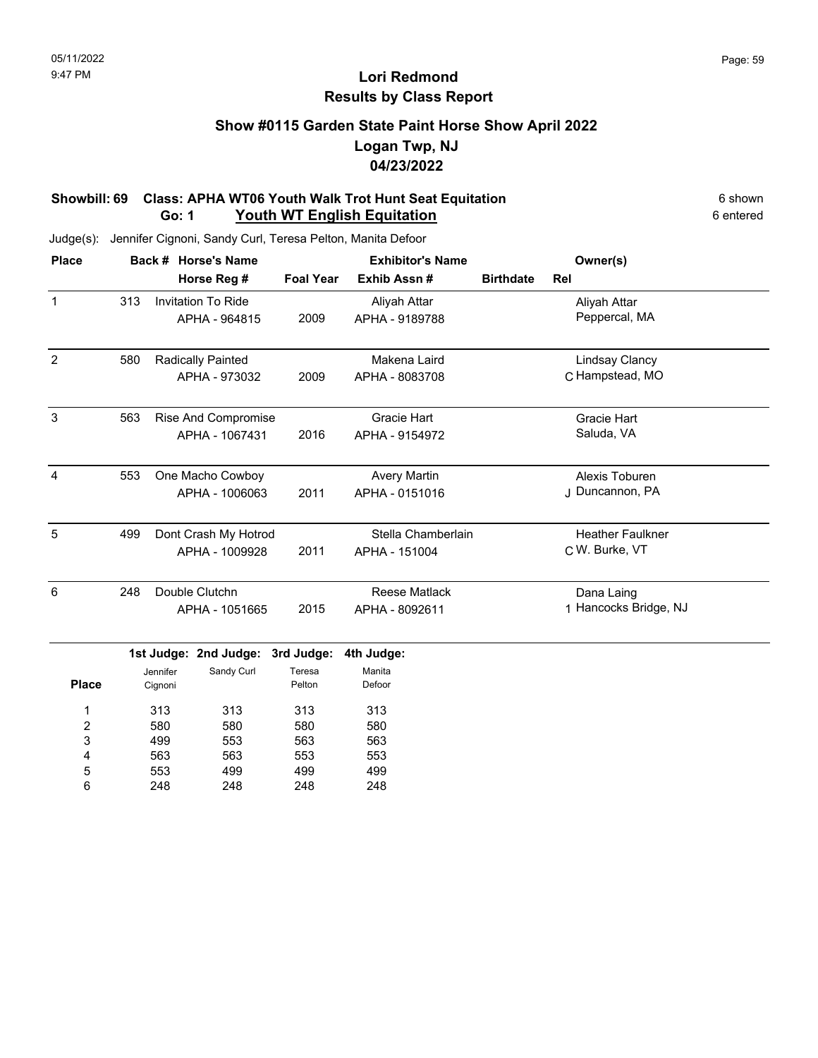# Lori Redmond
## Results by Class Report

### Show #0115 Garden State Paint Horse Show April 2022
### Logan Twp, NJ
### 04/23/2022

**Showbill: 69 Class: APHA WT06 Youth Walk Trot Hunt Seat Equitation** — 6 shown
**Go: 1 Youth WT English Equitation** — 6 entered

Judge(s): Jennifer Cignoni, Sandy Curl, Teresa Pelton, Manita Defoor

| Place | Back # | Horse's Name / Horse Reg # | Foal Year | Exhibitor's Name / Exhib Assn # | Birthdate | Rel | Owner(s) |
|---|---|---|---|---|---|---|---|
| 1 | 313 | Invitation To Ride / APHA - 964815 | 2009 | Aliyah Attar / APHA - 9189788 | | | Aliyah Attar, Peppercal, MA |
| 2 | 580 | Radically Painted / APHA - 973032 | 2009 | Makena Laird / APHA - 8083708 | | C | Lindsay Clancy, Hampstead, MO |
| 3 | 563 | Rise And Compromise / APHA - 1067431 | 2016 | Gracie Hart / APHA - 9154972 | | | Gracie Hart, Saluda, VA |
| 4 | 553 | One Macho Cowboy / APHA - 1006063 | 2011 | Avery Martin / APHA - 0151016 | | J | Alexis Toburen, Duncannon, PA |
| 5 | 499 | Dont Crash My Hotrod / APHA - 1009928 | 2011 | Stella Chamberlain / APHA - 151004 | | C | Heather Faulkner, W. Burke, VT |
| 6 | 248 | Double Clutchn / APHA - 1051665 | 2015 | Reese Matlack / APHA - 8092611 | | 1 | Dana Laing, Hancocks Bridge, NJ |

| Place | 1st Judge: Jennifer Cignoni | 2nd Judge: Sandy Curl | 3rd Judge: Teresa Pelton | 4th Judge: Manita Defoor |
|---|---|---|---|---|
| 1 | 313 | 313 | 313 | 313 |
| 2 | 580 | 580 | 580 | 580 |
| 3 | 499 | 553 | 563 | 563 |
| 4 | 563 | 563 | 553 | 553 |
| 5 | 553 | 499 | 499 | 499 |
| 6 | 248 | 248 | 248 | 248 |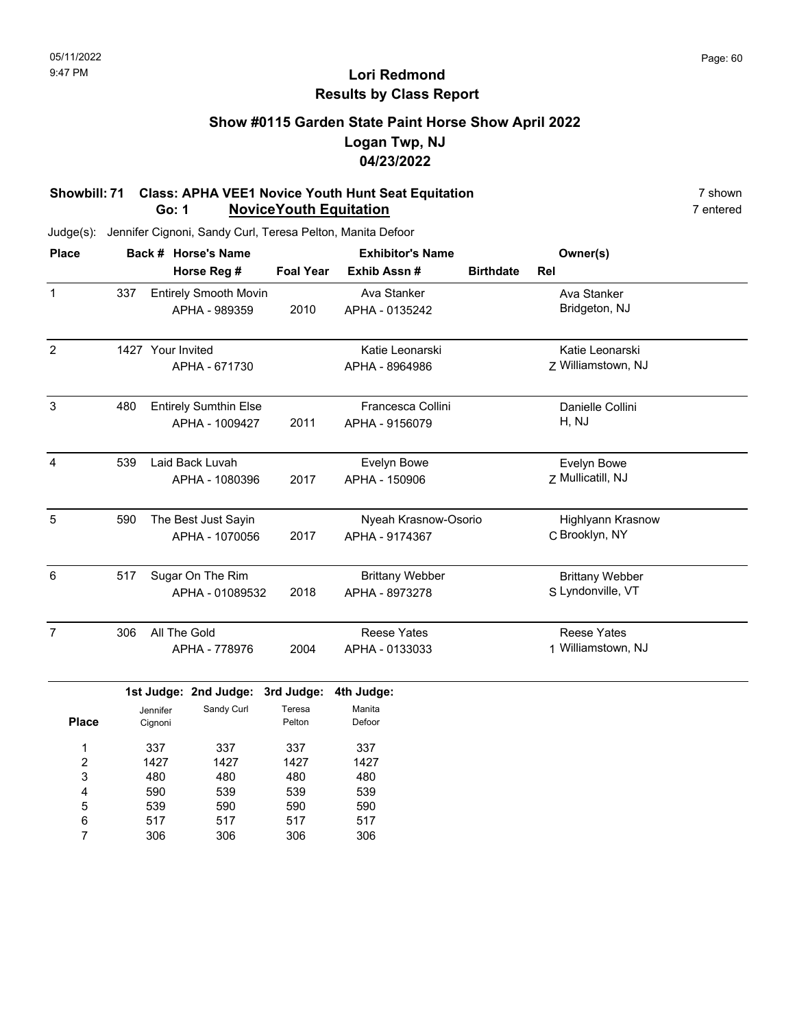05/11/2022
9:47 PM

# Lori Redmond
## Results by Class Report

### Show #0115 Garden State Paint Horse Show April 2022
### Logan Twp, NJ
### 04/23/2022

**Showbill: 71 Class: APHA VEE1 Novice Youth Hunt Seat Equitation** — 7 shown
**Go: 1 NoviceYouth Equitation** — 7 entered

Judge(s): Jennifer Cignoni, Sandy Curl, Teresa Pelton, Manita Defoor

| Place | Back # | Horse's Name / Horse Reg # | Foal Year | Exhibitor's Name / Exhib Assn # | Birthdate | Rel | Owner(s) |
|---|---|---|---|---|---|---|---|
| 1 | 337 | Entirely Smooth Movin<br>APHA - 989359 | 2010 | Ava Stanker<br>APHA - 0135242 | | | Ava Stanker<br>Bridgeton, NJ |
| 2 | 1427 | Your Invited<br>APHA - 671730 | | Katie Leonarski<br>APHA - 8964986 | | Z | Katie Leonarski<br>Williamstown, NJ |
| 3 | 480 | Entirely Sumthin Else<br>APHA - 1009427 | 2011 | Francesca Collini<br>APHA - 9156079 | | H | Danielle Collini<br>, NJ |
| 4 | 539 | Laid Back Luvah<br>APHA - 1080396 | 2017 | Evelyn Bowe<br>APHA - 150906 | | Z | Evelyn Bowe<br>Mullicatill, NJ |
| 5 | 590 | The Best Just Sayin<br>APHA - 1070056 | 2017 | Nyeah Krasnow-Osorio<br>APHA - 9174367 | | C | Highlyann Krasnow<br>Brooklyn, NY |
| 6 | 517 | Sugar On The Rim<br>APHA - 01089532 | 2018 | Brittany Webber<br>APHA - 8973278 | | S | Brittany Webber<br>Lyndonville, VT |
| 7 | 306 | All The Gold<br>APHA - 778976 | 2004 | Reese Yates<br>APHA - 0133033 | | 1 | Reese Yates<br>Williamstown, NJ |

| Place | 1st Judge: Jennifer Cignoni | 2nd Judge: Sandy Curl | 3rd Judge: Teresa Pelton | 4th Judge: Manita Defoor |
|---|---|---|---|---|
| 1 | 337 | 337 | 337 | 337 |
| 2 | 1427 | 1427 | 1427 | 1427 |
| 3 | 480 | 480 | 480 | 480 |
| 4 | 590 | 539 | 539 | 539 |
| 5 | 539 | 590 | 590 | 590 |
| 6 | 517 | 517 | 517 | 517 |
| 7 | 306 | 306 | 306 | 306 |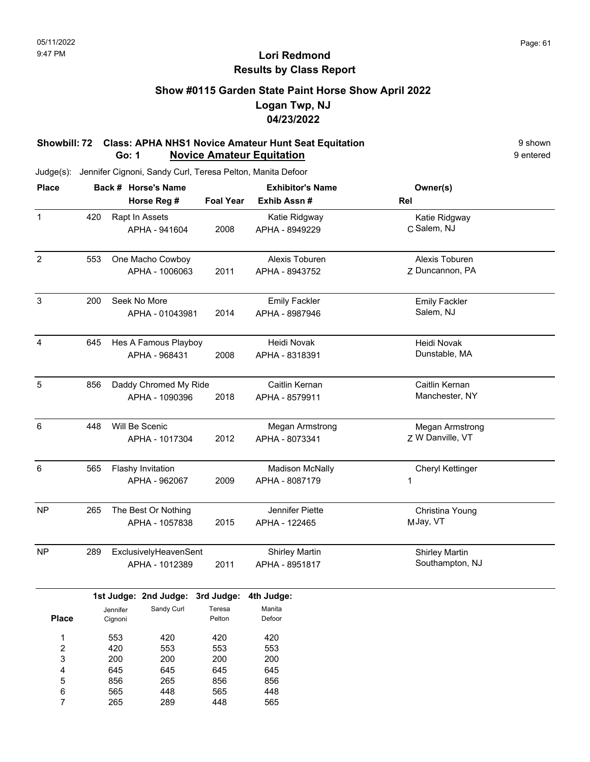# Lori Redmond
## Results by Class Report

### Show #0115 Garden State Paint Horse Show April 2022
### Logan Twp, NJ
### 04/23/2022

**Showbill: 72 Class: APHA NHS1 Novice Amateur Hunt Seat Equitation** — 9 shown
**Go: 1 Novice Amateur Equitation** — 9 entered

Judge(s): Jennifer Cignoni, Sandy Curl, Teresa Pelton, Manita Defoor

| Place | Back # | Horse's Name / Horse Reg # | Foal Year | Exhibitor's Name / Exhib Assn # | Rel | Owner(s) |
|---|---|---|---|---|---|---|
| 1 | 420 | Rapt In Assets / APHA - 941604 | 2008 | Katie Ridgway / APHA - 8949229 | C | Katie Ridgway, Salem, NJ |
| 2 | 553 | One Macho Cowboy / APHA - 1006063 | 2011 | Alexis Toburen / APHA - 8943752 | Z | Alexis Toburen, Duncannon, PA |
| 3 | 200 | Seek No More / APHA - 01043981 | 2014 | Emily Fackler / APHA - 8987946 | | Emily Fackler, Salem, NJ |
| 4 | 645 | Hes A Famous Playboy / APHA - 968431 | 2008 | Heidi Novak / APHA - 8318391 | | Heidi Novak, Dunstable, MA |
| 5 | 856 | Daddy Chromed My Ride / APHA - 1090396 | 2018 | Caitlin Kernan / APHA - 8579911 | | Caitlin Kernan, Manchester, NY |
| 6 | 448 | Will Be Scenic / APHA - 1017304 | 2012 | Megan Armstrong / APHA - 8073341 | Z | Megan Armstrong, W Danville, VT |
| 6 | 565 | Flashy Invitation / APHA - 962067 | 2009 | Madison McNally / APHA - 8087179 | 1 | Cheryl Kettinger |
| NP | 265 | The Best Or Nothing / APHA - 1057838 | 2015 | Jennifer Piette / APHA - 122465 | M | Christina Young, Jay, VT |
| NP | 289 | ExclusivelyHeavenSent / APHA - 1012389 | 2011 | Shirley Martin / APHA - 8951817 | | Shirley Martin, Southampton, NJ |

| Place | 1st Judge: Jennifer Cignoni | 2nd Judge: Sandy Curl | 3rd Judge: Teresa Pelton | 4th Judge: Manita Defoor |
|---|---|---|---|---|
| 1 | 553 | 420 | 420 | 420 |
| 2 | 420 | 553 | 553 | 553 |
| 3 | 200 | 200 | 200 | 200 |
| 4 | 645 | 645 | 645 | 645 |
| 5 | 856 | 265 | 856 | 856 |
| 6 | 565 | 448 | 565 | 448 |
| 7 | 265 | 289 | 448 | 565 |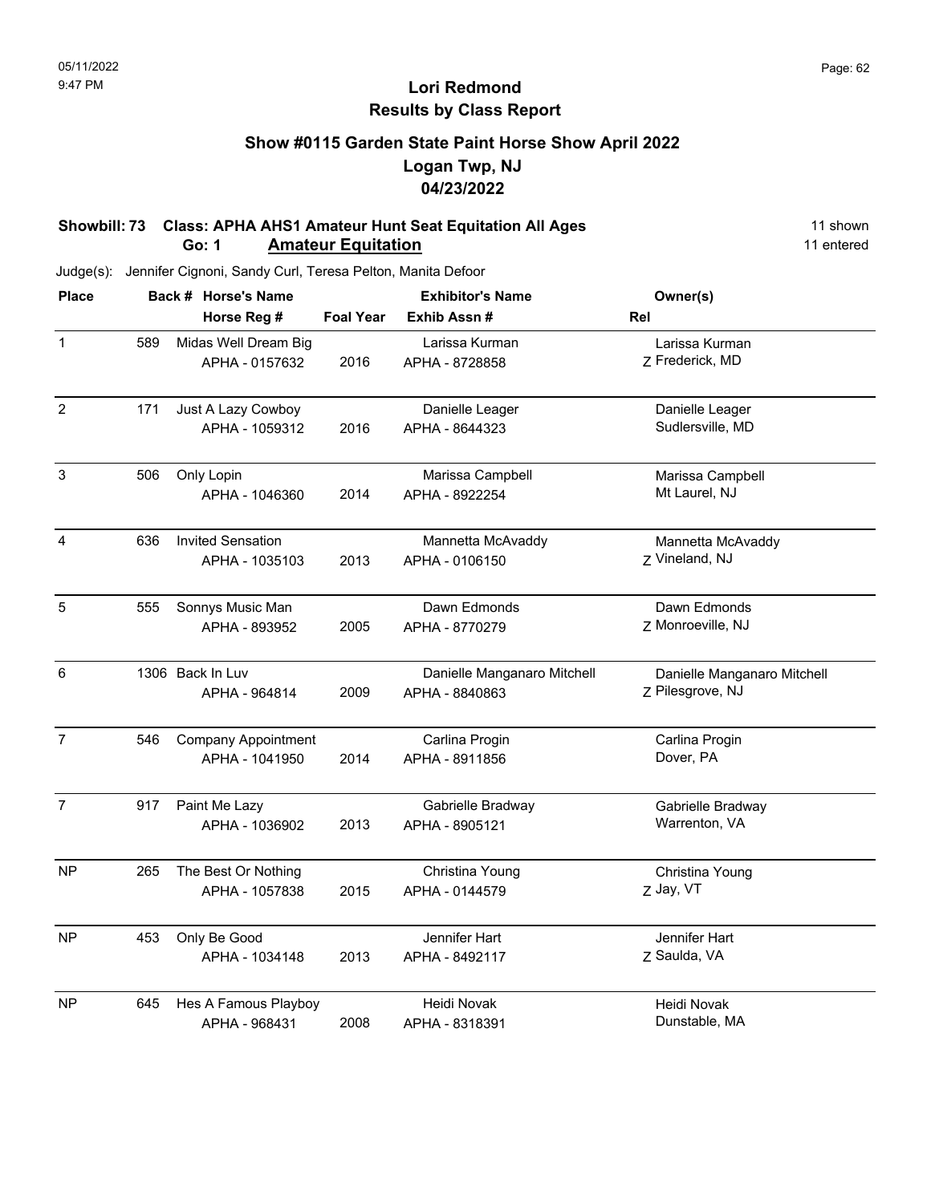# Lori Redmond
## Results by Class Report

### Show #0115 Garden State Paint Horse Show April 2022
### Logan Twp, NJ
### 04/23/2022

**Showbill: 73 Class: APHA AHS1 Amateur Hunt Seat Equitation All Ages** — 11 shown

**Go: 1 Amateur Equitation** — 11 entered

Judge(s): Jennifer Cignoni, Sandy Curl, Teresa Pelton, Manita Defoor

| Place | Back # | Horse's Name / Horse Reg # | Foal Year | Exhibitor's Name / Exhib Assn # | Rel | Owner(s) |
|---|---|---|---|---|---|---|
| 1 | 589 | Midas Well Dream Big<br>APHA - 0157632 | 2016 | Larissa Kurman<br>APHA - 8728858 | Z | Larissa Kurman<br>Frederick, MD |
| 2 | 171 | Just A Lazy Cowboy<br>APHA - 1059312 | 2016 | Danielle Leager<br>APHA - 8644323 | | Danielle Leager<br>Sudlersville, MD |
| 3 | 506 | Only Lopin<br>APHA - 1046360 | 2014 | Marissa Campbell<br>APHA - 8922254 | | Marissa Campbell<br>Mt Laurel, NJ |
| 4 | 636 | Invited Sensation<br>APHA - 1035103 | 2013 | Mannetta McAvaddy<br>APHA - 0106150 | Z | Mannetta McAvaddy<br>Vineland, NJ |
| 5 | 555 | Sonnys Music Man<br>APHA - 893952 | 2005 | Dawn Edmonds<br>APHA - 8770279 | Z | Dawn Edmonds<br>Monroeville, NJ |
| 6 | 1306 | Back In Luv<br>APHA - 964814 | 2009 | Danielle Manganaro Mitchell<br>APHA - 8840863 | Z | Danielle Manganaro Mitchell<br>Pilesgrove, NJ |
| 7 | 546 | Company Appointment<br>APHA - 1041950 | 2014 | Carlina Progin<br>APHA - 8911856 | | Carlina Progin<br>Dover, PA |
| 7 | 917 | Paint Me Lazy<br>APHA - 1036902 | 2013 | Gabrielle Bradway<br>APHA - 8905121 | | Gabrielle Bradway<br>Warrenton, VA |
| NP | 265 | The Best Or Nothing<br>APHA - 1057838 | 2015 | Christina Young<br>APHA - 0144579 | Z | Christina Young<br>Jay, VT |
| NP | 453 | Only Be Good<br>APHA - 1034148 | 2013 | Jennifer Hart<br>APHA - 8492117 | Z | Jennifer Hart<br>Saulda, VA |
| NP | 645 | Hes A Famous Playboy<br>APHA - 968431 | 2008 | Heidi Novak<br>APHA - 8318391 | | Heidi Novak<br>Dunstable, MA |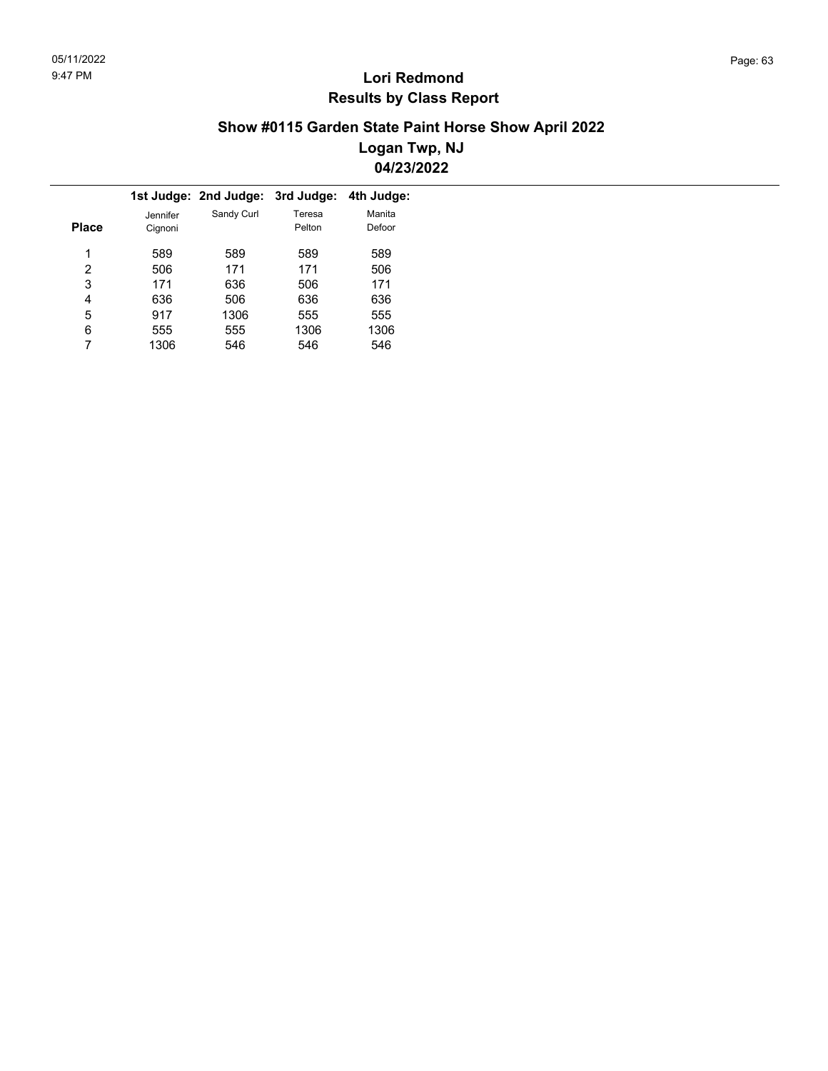# Lori Redmond

## Results by Class Report

### Show #0115 Garden State Paint Horse Show April 2022

### Logan Twp, NJ

### 04/23/2022

| Place | 1st Judge: Jennifer Cignoni | 2nd Judge: Sandy Curl | 3rd Judge: Teresa Pelton | 4th Judge: Manita Defoor |
|---|---|---|---|---|
| 1 | 589 | 589 | 589 | 589 |
| 2 | 506 | 171 | 171 | 506 |
| 3 | 171 | 636 | 506 | 171 |
| 4 | 636 | 506 | 636 | 636 |
| 5 | 917 | 1306 | 555 | 555 |
| 6 | 555 | 555 | 1306 | 1306 |
| 7 | 1306 | 546 | 546 | 546 |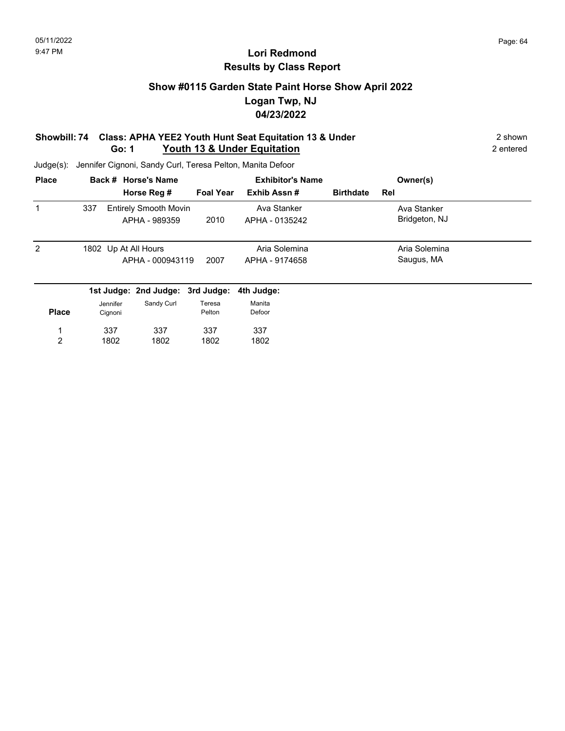# Lori Redmond
## Results by Class Report

### Show #0115 Garden State Paint Horse Show April 2022
### Logan Twp, NJ
### 04/23/2022

**Showbill: 74 Class: APHA YEE2 Youth Hunt Seat Equitation 13 & Under** — 2 shown
**Go: 1 Youth 13 & Under Equitation** — 2 entered

Judge(s): Jennifer Cignoni, Sandy Curl, Teresa Pelton, Manita Defoor

| Place | Back # | Horse's Name / Horse Reg # | Foal Year | Exhibitor's Name / Exhib Assn # | Birthdate | Owner(s) / Rel |
|---|---|---|---|---|---|---|
| 1 | 337 | Entirely Smooth Movin<br>APHA - 989359 | 2010 | Ava Stanker<br>APHA - 0135242 | | Ava Stanker<br>Bridgeton, NJ |
| 2 | 1802 | Up At All Hours<br>APHA - 000943119 | 2007 | Aria Solemina<br>APHA - 9174658 | | Aria Solemina<br>Saugus, MA |

| Place | 1st Judge: Jennifer Cignoni | 2nd Judge: Sandy Curl | 3rd Judge: Teresa Pelton | 4th Judge: Manita Defoor |
|---|---|---|---|---|
| 1 | 337 | 337 | 337 | 337 |
| 2 | 1802 | 1802 | 1802 | 1802 |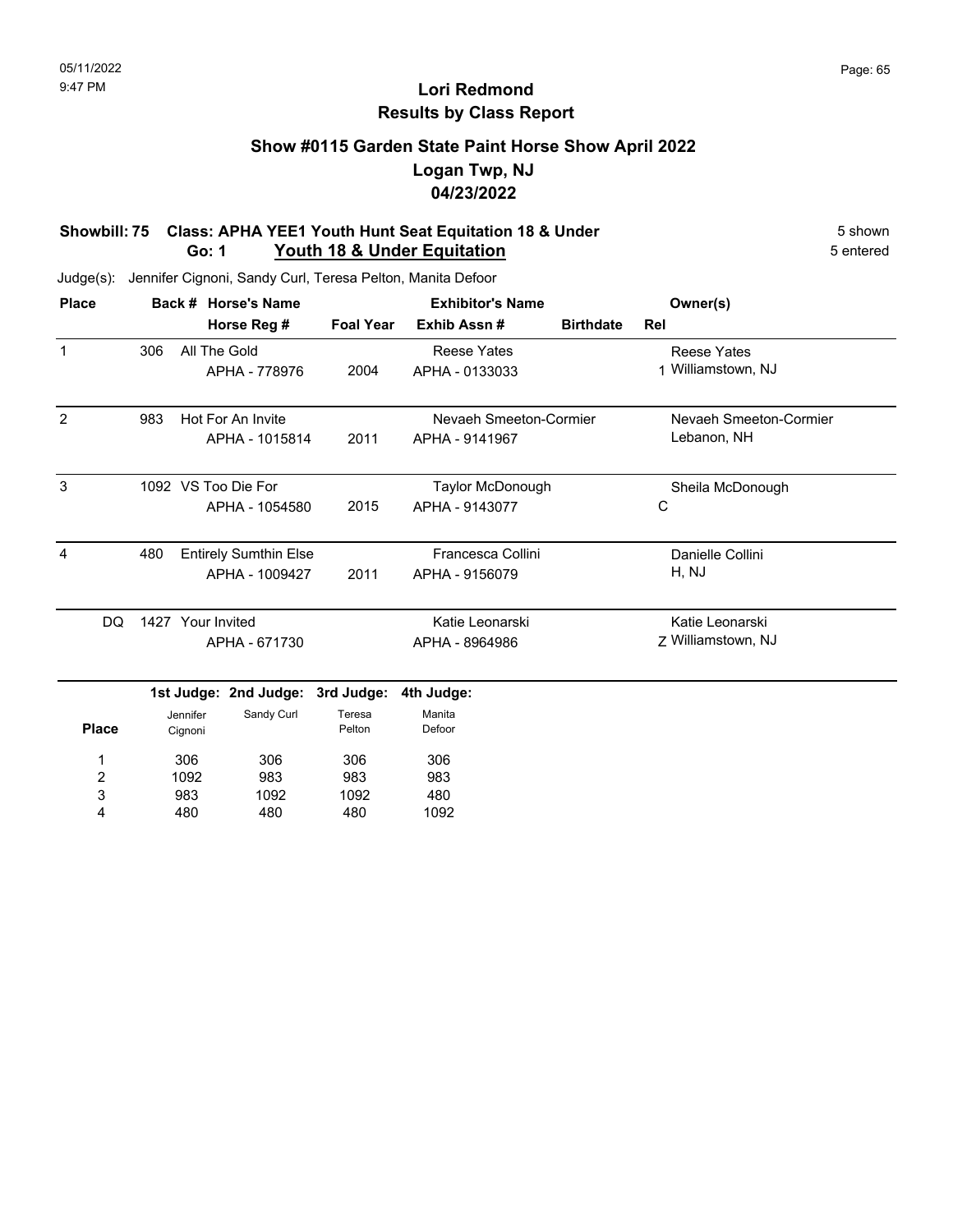# Lori Redmond
## Results by Class Report

### Show #0115 Garden State Paint Horse Show April 2022
### Logan Twp, NJ
### 04/23/2022

**Showbill: 75 Class: APHA YEE1 Youth Hunt Seat Equitation 18 & Under** — 5 shown
**Go: 1 Youth 18 & Under Equitation** — 5 entered

Judge(s): Jennifer Cignoni, Sandy Curl, Teresa Pelton, Manita Defoor

| Place | Back # | Horse's Name / Horse Reg # | Foal Year | Exhibitor's Name / Exhib Assn # | Birthdate | Rel | Owner(s) |
|---|---|---|---|---|---|---|---|
| 1 | 306 | All The Gold<br>APHA - 778976 | 2004 | Reese Yates<br>APHA - 0133033 | | 1 | Reese Yates<br>Williamstown, NJ |
| 2 | 983 | Hot For An Invite<br>APHA - 1015814 | 2011 | Nevaeh Smeeton-Cormier<br>APHA - 9141967 | | | Nevaeh Smeeton-Cormier<br>Lebanon, NH |
| 3 | 1092 | VS Too Die For<br>APHA - 1054580 | 2015 | Taylor McDonough<br>APHA - 9143077 | | C | Sheila McDonough |
| 4 | 480 | Entirely Sumthin Else<br>APHA - 1009427 | 2011 | Francesca Collini<br>APHA - 9156079 | | | Danielle Collini<br>H, NJ |
| DQ | 1427 | Your Invited<br>APHA - 671730 | | Katie Leonarski<br>APHA - 8964986 | | Z | Katie Leonarski<br>Williamstown, NJ |

| Place | 1st Judge: Jennifer Cignoni | 2nd Judge: Sandy Curl | 3rd Judge: Teresa Pelton | 4th Judge: Manita Defoor |
|---|---|---|---|---|
| 1 | 306 | 306 | 306 | 306 |
| 2 | 1092 | 983 | 983 | 983 |
| 3 | 983 | 1092 | 1092 | 480 |
| 4 | 480 | 480 | 480 | 1092 |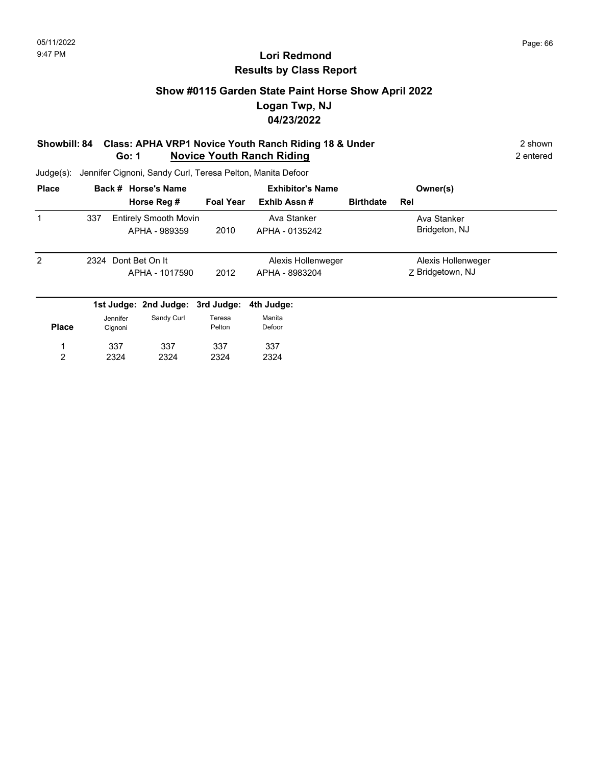# Lori Redmond
## Results by Class Report

### Show #0115 Garden State Paint Horse Show April 2022
### Logan Twp, NJ
### 04/23/2022

**Showbill: 84 Class: APHA VRP1 Novice Youth Ranch Riding 18 & Under** — 2 shown

**Go: 1 Novice Youth Ranch Riding** — 2 entered

Judge(s): Jennifer Cignoni, Sandy Curl, Teresa Pelton, Manita Defoor

| Place | Back # | Horse's Name / Horse Reg # | Foal Year | Exhibitor's Name / Exhib Assn # | Birthdate | Rel | Owner(s) |
|---|---|---|---|---|---|---|---|
| 1 | 337 | Entirely Smooth Movin / APHA - 989359 | 2010 | Ava Stanker / APHA - 0135242 | | | Ava Stanker, Bridgeton, NJ |
| 2 | 2324 | Dont Bet On It / APHA - 1017590 | 2012 | Alexis Hollenweger / APHA - 8983204 | | Z | Alexis Hollenweger, Bridgetown, NJ |

| Place | 1st Judge: Jennifer Cignoni | 2nd Judge: Sandy Curl | 3rd Judge: Teresa Pelton | 4th Judge: Manita Defoor |
|---|---|---|---|---|
| 1 | 337 | 337 | 337 | 337 |
| 2 | 2324 | 2324 | 2324 | 2324 |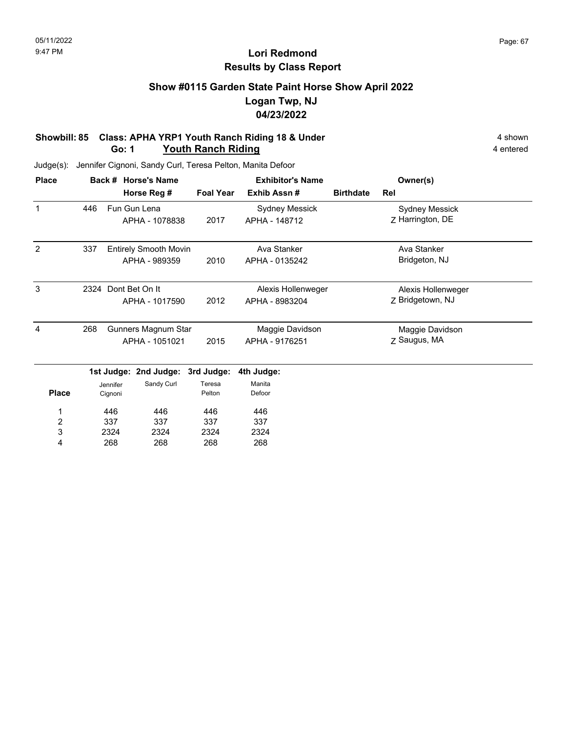# Lori Redmond
## Results by Class Report

### Show #0115 Garden State Paint Horse Show April 2022
### Logan Twp, NJ
### 04/23/2022

**Showbill: 85 Class: APHA YRP1 Youth Ranch Riding 18 & Under** — 4 shown
**Go: 1 Youth Ranch Riding** — 4 entered

Judge(s): Jennifer Cignoni, Sandy Curl, Teresa Pelton, Manita Defoor

| Place | Back # | Horse's Name / Horse Reg # | Foal Year | Exhibitor's Name / Exhib Assn # | Birthdate | Rel | Owner(s) |
|---|---|---|---|---|---|---|---|
| 1 | 446 | Fun Gun Lena / APHA - 1078838 | 2017 | Sydney Messick / APHA - 148712 | | Z | Sydney Messick, Harrington, DE |
| 2 | 337 | Entirely Smooth Movin / APHA - 989359 | 2010 | Ava Stanker / APHA - 0135242 | | | Ava Stanker, Bridgeton, NJ |
| 3 | 2324 | Dont Bet On It / APHA - 1017590 | 2012 | Alexis Hollenweger / APHA - 8983204 | | Z | Alexis Hollenweger, Bridgetown, NJ |
| 4 | 268 | Gunners Magnum Star / APHA - 1051021 | 2015 | Maggie Davidson / APHA - 9176251 | | Z | Maggie Davidson, Saugus, MA |

| Place | 1st Judge: Jennifer Cignoni | 2nd Judge: Sandy Curl | 3rd Judge: Teresa Pelton | 4th Judge: Manita Defoor |
|---|---|---|---|---|
| 1 | 446 | 446 | 446 | 446 |
| 2 | 337 | 337 | 337 | 337 |
| 3 | 2324 | 2324 | 2324 | 2324 |
| 4 | 268 | 268 | 268 | 268 |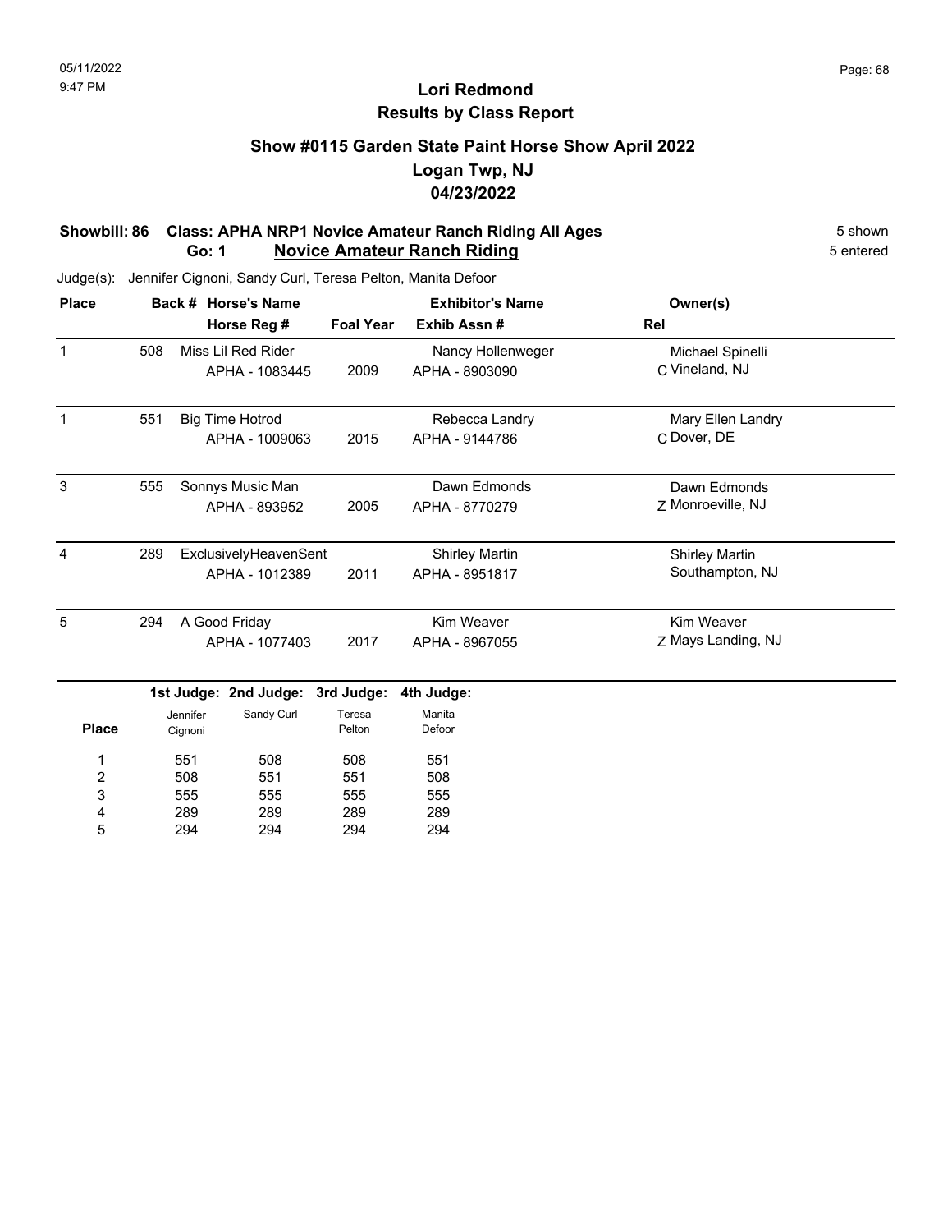# Lori Redmond
## Results by Class Report

### Show #0115 Garden State Paint Horse Show April 2022
### Logan Twp, NJ
### 04/23/2022

**Showbill: 86 Class: APHA NRP1 Novice Amateur Ranch Riding All Ages** — 5 shown

**Go: 1 Novice Amateur Ranch Riding** — 5 entered

Judge(s): Jennifer Cignoni, Sandy Curl, Teresa Pelton, Manita Defoor

| Place | Back # | Horse's Name / Horse Reg # | Foal Year | Exhibitor's Name / Exhib Assn # | Rel | Owner(s) |
|---|---|---|---|---|---|---|
| 1 | 508 | Miss Lil Red Rider<br>APHA - 1083445 | 2009 | Nancy Hollenweger<br>APHA - 8903090 | C | Michael Spinelli<br>Vineland, NJ |
| 1 | 551 | Big Time Hotrod<br>APHA - 1009063 | 2015 | Rebecca Landry<br>APHA - 9144786 | C | Mary Ellen Landry<br>Dover, DE |
| 3 | 555 | Sonnys Music Man<br>APHA - 893952 | 2005 | Dawn Edmonds<br>APHA - 8770279 | Z | Dawn Edmonds<br>Monroeville, NJ |
| 4 | 289 | ExclusivelyHeavenSent<br>APHA - 1012389 | 2011 | Shirley Martin<br>APHA - 8951817 | | Shirley Martin<br>Southampton, NJ |
| 5 | 294 | A Good Friday<br>APHA - 1077403 | 2017 | Kim Weaver<br>APHA - 8967055 | Z | Kim Weaver<br>Mays Landing, NJ |

| Place | 1st Judge: Jennifer Cignoni | 2nd Judge: Sandy Curl | 3rd Judge: Teresa Pelton | 4th Judge: Manita Defoor |
|---|---|---|---|---|
| 1 | 551 | 508 | 508 | 551 |
| 2 | 508 | 551 | 551 | 508 |
| 3 | 555 | 555 | 555 | 555 |
| 4 | 289 | 289 | 289 | 289 |
| 5 | 294 | 294 | 294 | 294 |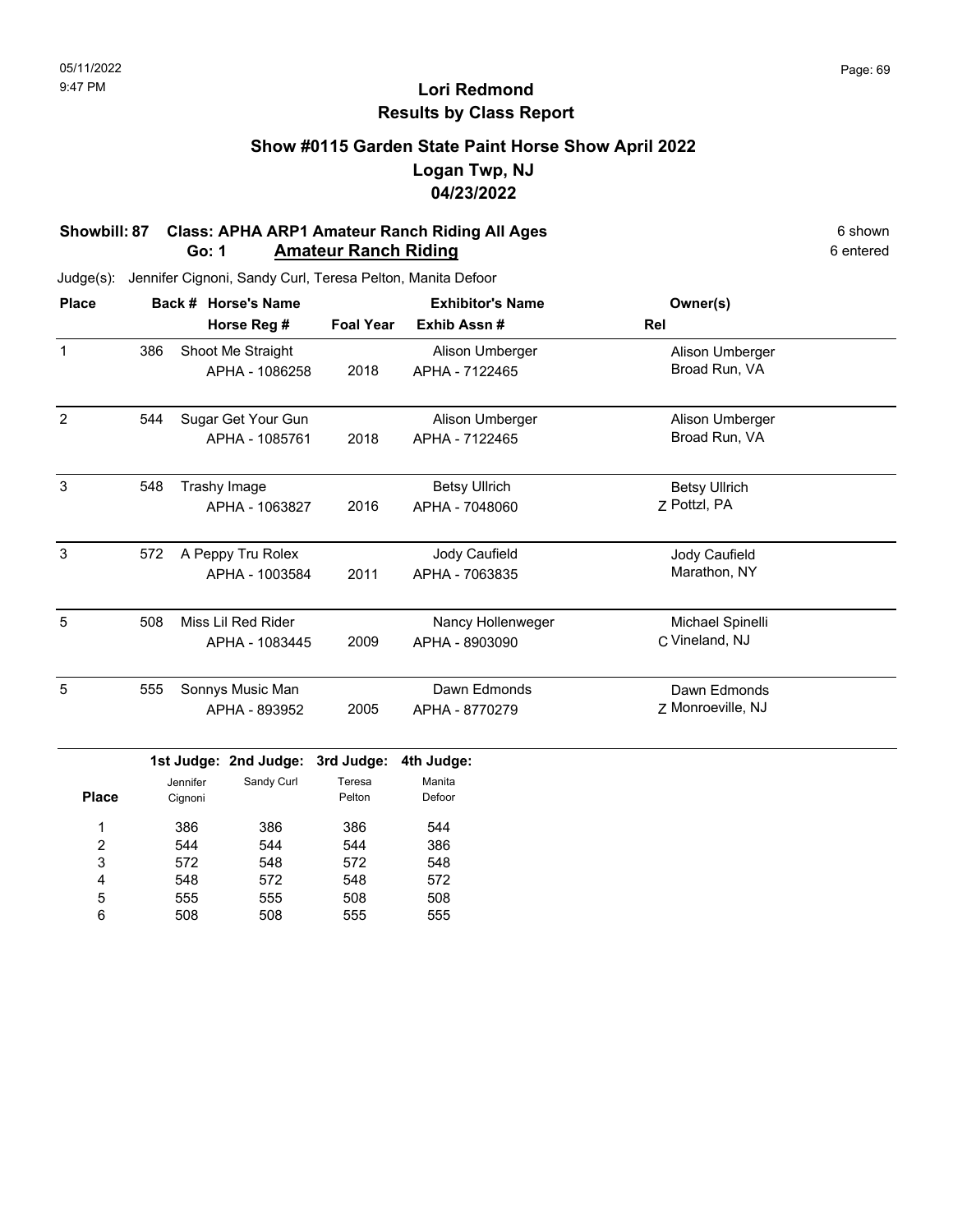# Lori Redmond
## Results by Class Report

### Show #0115 Garden State Paint Horse Show April 2022
### Logan Twp, NJ
### 04/23/2022

**Showbill: 87 Class: APHA ARP1 Amateur Ranch Riding All Ages** — 6 shown

**Go: 1 Amateur Ranch Riding** — 6 entered

Judge(s): Jennifer Cignoni, Sandy Curl, Teresa Pelton, Manita Defoor

| Place | Back # | Horse's Name / Horse Reg # | Foal Year | Exhibitor's Name / Exhib Assn # | Rel | Owner(s) |
|---|---|---|---|---|---|---|
| 1 | 386 | Shoot Me Straight<br>APHA - 1086258 | 2018 | Alison Umberger<br>APHA - 7122465 | | Alison Umberger<br>Broad Run, VA |
| 2 | 544 | Sugar Get Your Gun<br>APHA - 1085761 | 2018 | Alison Umberger<br>APHA - 7122465 | | Alison Umberger<br>Broad Run, VA |
| 3 | 548 | Trashy Image<br>APHA - 1063827 | 2016 | Betsy Ullrich<br>APHA - 7048060 | Z | Betsy Ullrich<br>Pottzl, PA |
| 3 | 572 | A Peppy Tru Rolex<br>APHA - 1003584 | 2011 | Jody Caufield<br>APHA - 7063835 | | Jody Caufield<br>Marathon, NY |
| 5 | 508 | Miss Lil Red Rider<br>APHA - 1083445 | 2009 | Nancy Hollenweger<br>APHA - 8903090 | C | Michael Spinelli<br>Vineland, NJ |
| 5 | 555 | Sonnys Music Man<br>APHA - 893952 | 2005 | Dawn Edmonds<br>APHA - 8770279 | Z | Dawn Edmonds<br>Monroeville, NJ |

| Place | 1st Judge: Jennifer Cignoni | 2nd Judge: Sandy Curl | 3rd Judge: Teresa Pelton | 4th Judge: Manita Defoor |
|---|---|---|---|---|
| 1 | 386 | 386 | 386 | 544 |
| 2 | 544 | 544 | 544 | 386 |
| 3 | 572 | 548 | 572 | 548 |
| 4 | 548 | 572 | 548 | 572 |
| 5 | 555 | 555 | 508 | 508 |
| 6 | 508 | 508 | 555 | 555 |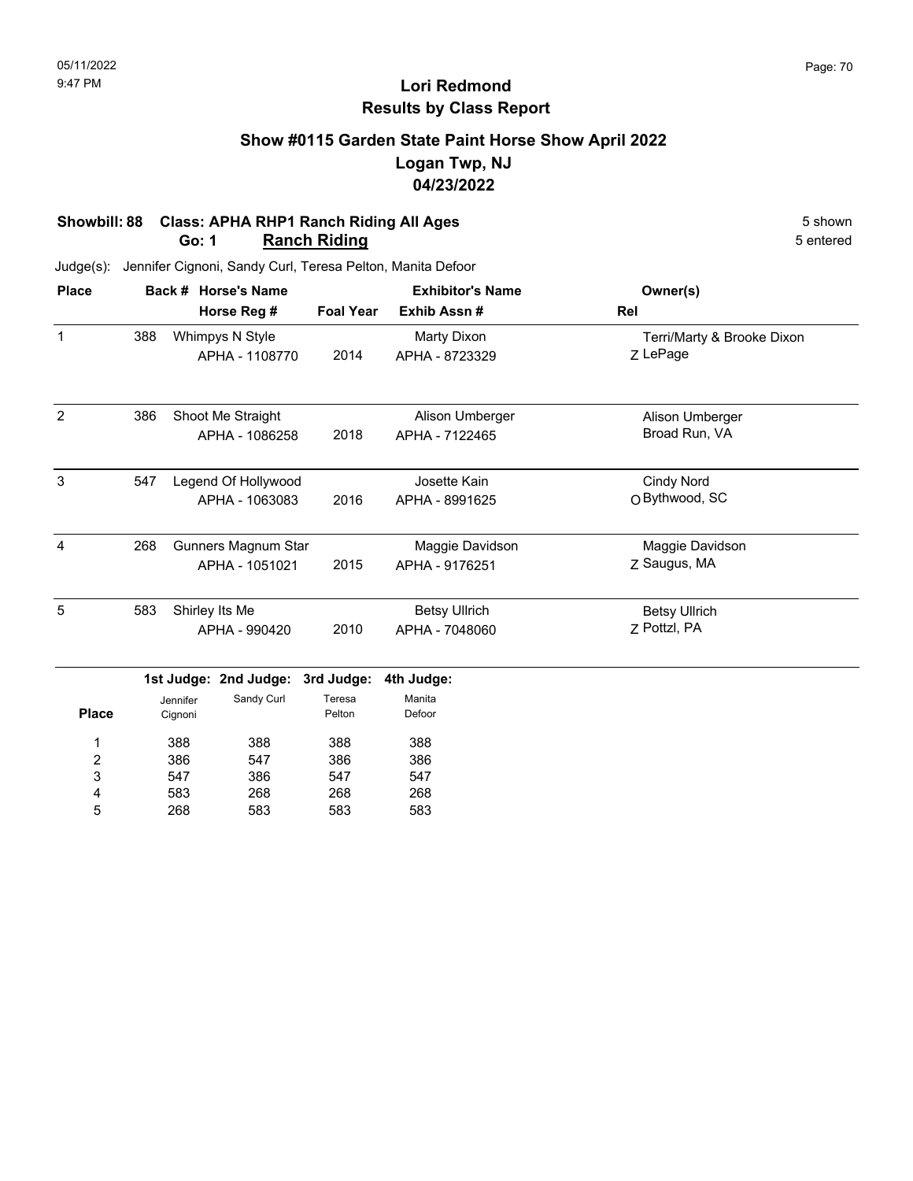# Lori Redmond
## Results by Class Report

### Show #0115 Garden State Paint Horse Show April 2022
### Logan Twp, NJ
### 04/23/2022

**Showbill: 88 Class: APHA RHP1 Ranch Riding All Ages** — 5 shown
**Go: 1 Ranch Riding** — 5 entered

Judge(s): Jennifer Cignoni, Sandy Curl, Teresa Pelton, Manita Defoor

| Place | Back # | Horse's Name / Horse Reg # | Foal Year | Exhibitor's Name / Exhib Assn # | Rel | Owner(s) |
|---|---|---|---|---|---|---|
| 1 | 388 | Whimpys N Style<br>APHA - 1108770 | 2014 | Marty Dixon<br>APHA - 8723329 | Z | Terri/Marty & Brooke Dixon<br>LePage |
| 2 | 386 | Shoot Me Straight<br>APHA - 1086258 | 2018 | Alison Umberger<br>APHA - 7122465 | | Alison Umberger<br>Broad Run, VA |
| 3 | 547 | Legend Of Hollywood<br>APHA - 1063083 | 2016 | Josette Kain<br>APHA - 8991625 | O | Cindy Nord<br>Bythwood, SC |
| 4 | 268 | Gunners Magnum Star<br>APHA - 1051021 | 2015 | Maggie Davidson<br>APHA - 9176251 | Z | Maggie Davidson<br>Saugus, MA |
| 5 | 583 | Shirley Its Me<br>APHA - 990420 | 2010 | Betsy Ullrich<br>APHA - 7048060 | Z | Betsy Ullrich<br>Pottzl, PA |

| Place | 1st Judge: Jennifer Cignoni | 2nd Judge: Sandy Curl | 3rd Judge: Teresa Pelton | 4th Judge: Manita Defoor |
|---|---|---|---|---|
| 1 | 388 | 388 | 388 | 388 |
| 2 | 386 | 547 | 386 | 386 |
| 3 | 547 | 386 | 547 | 547 |
| 4 | 583 | 268 | 268 | 268 |
| 5 | 268 | 583 | 583 | 583 |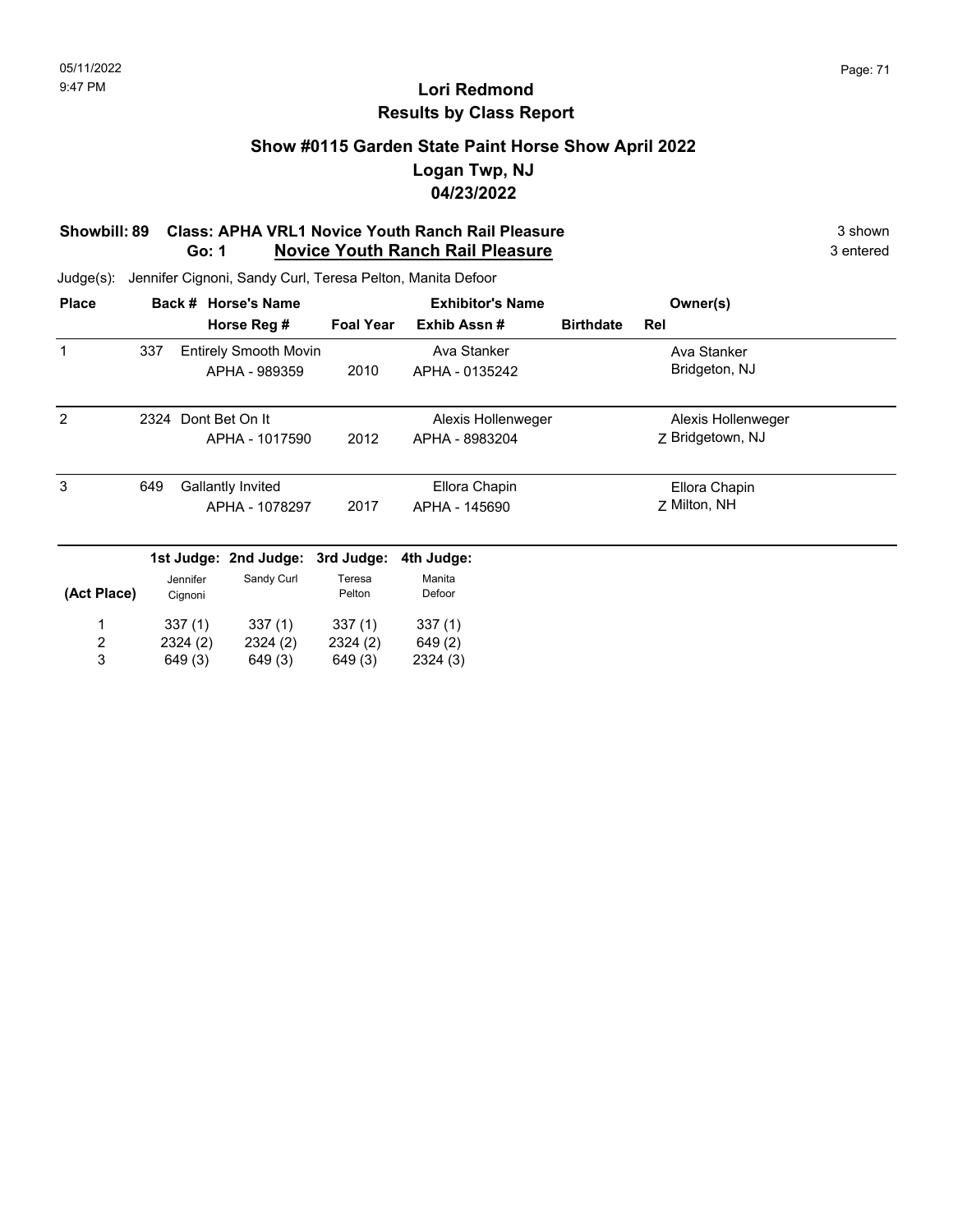# Lori Redmond
## Results by Class Report

### Show #0115 Garden State Paint Horse Show April 2022
### Logan Twp, NJ
### 04/23/2022

**Showbill: 89 Class: APHA VRL1 Novice Youth Ranch Rail Pleasure** 3 shown
**Go: 1 Novice Youth Ranch Rail Pleasure** 3 entered

Judge(s): Jennifer Cignoni, Sandy Curl, Teresa Pelton, Manita Defoor

| Place | Back # | Horse's Name / Horse Reg # | Foal Year | Exhibitor's Name / Exhib Assn # | Birthdate | Rel | Owner(s) |
|---|---|---|---|---|---|---|---|
| 1 | 337 | Entirely Smooth Movin<br>APHA - 989359 | 2010 | Ava Stanker<br>APHA - 0135242 | | | Ava Stanker<br>Bridgeton, NJ |
| 2 | 2324 | Dont Bet On It<br>APHA - 1017590 | 2012 | Alexis Hollenweger<br>APHA - 8983204 | | Z | Alexis Hollenweger<br>Bridgetown, NJ |
| 3 | 649 | Gallantly Invited<br>APHA - 1078297 | 2017 | Ellora Chapin<br>APHA - 145690 | | Z | Ellora Chapin<br>Milton, NH |

| (Act Place) | 1st Judge: Jennifer Cignoni | 2nd Judge: Sandy Curl | 3rd Judge: Teresa Pelton | 4th Judge: Manita Defoor |
|---|---|---|---|---|
| 1 | 337 (1) | 337 (1) | 337 (1) | 337 (1) |
| 2 | 2324 (2) | 2324 (2) | 2324 (2) | 649 (2) |
| 3 | 649 (3) | 649 (3) | 649 (3) | 2324 (3) |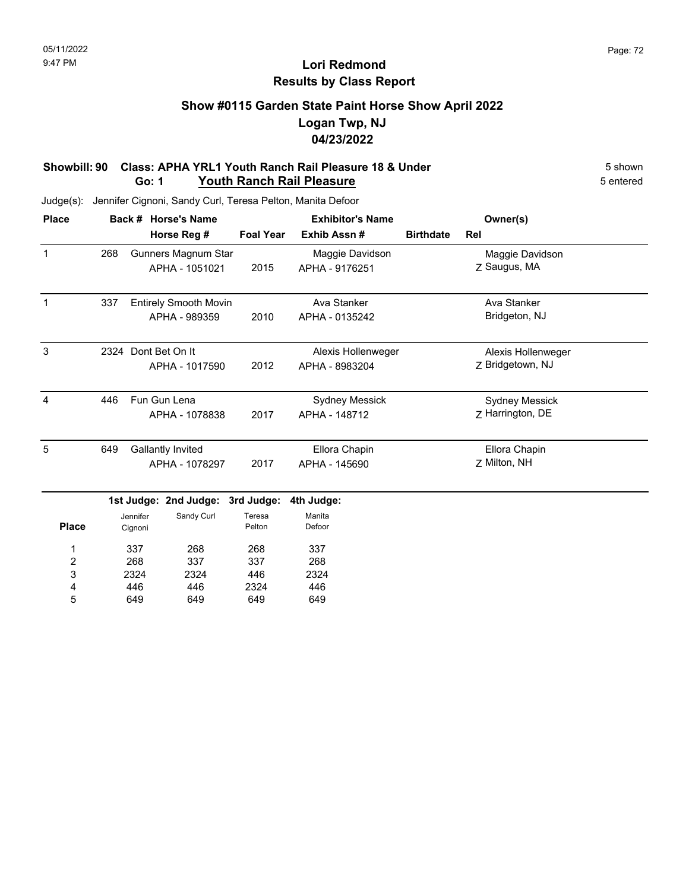# Lori Redmond
## Results by Class Report

### Show #0115 Garden State Paint Horse Show April 2022
### Logan Twp, NJ
### 04/23/2022

**Showbill: 90 Class: APHA YRL1 Youth Ranch Rail Pleasure 18 & Under** — 5 shown

**Go: 1 Youth Ranch Rail Pleasure** — 5 entered

Judge(s): Jennifer Cignoni, Sandy Curl, Teresa Pelton, Manita Defoor

| Place | Back # | Horse's Name / Horse Reg # | Foal Year | Exhibitor's Name / Exhib Assn # | Birthdate | Rel | Owner(s) |
|---|---|---|---|---|---|---|---|
| 1 | 268 | Gunners Magnum Star / APHA - 1051021 | 2015 | Maggie Davidson / APHA - 9176251 | | Z | Maggie Davidson, Saugus, MA |
| 1 | 337 | Entirely Smooth Movin / APHA - 989359 | 2010 | Ava Stanker / APHA - 0135242 | | | Ava Stanker, Bridgeton, NJ |
| 3 | 2324 | Dont Bet On It / APHA - 1017590 | 2012 | Alexis Hollenweger / APHA - 8983204 | | Z | Alexis Hollenweger, Bridgetown, NJ |
| 4 | 446 | Fun Gun Lena / APHA - 1078838 | 2017 | Sydney Messick / APHA - 148712 | | Z | Sydney Messick, Harrington, DE |
| 5 | 649 | Gallantly Invited / APHA - 1078297 | 2017 | Ellora Chapin / APHA - 145690 | | Z | Ellora Chapin, Milton, NH |

| Place | 1st Judge: Jennifer Cignoni | 2nd Judge: Sandy Curl | 3rd Judge: Teresa Pelton | 4th Judge: Manita Defoor |
|---|---|---|---|---|
| 1 | 337 | 268 | 268 | 337 |
| 2 | 268 | 337 | 337 | 268 |
| 3 | 2324 | 2324 | 446 | 2324 |
| 4 | 446 | 446 | 2324 | 446 |
| 5 | 649 | 649 | 649 | 649 |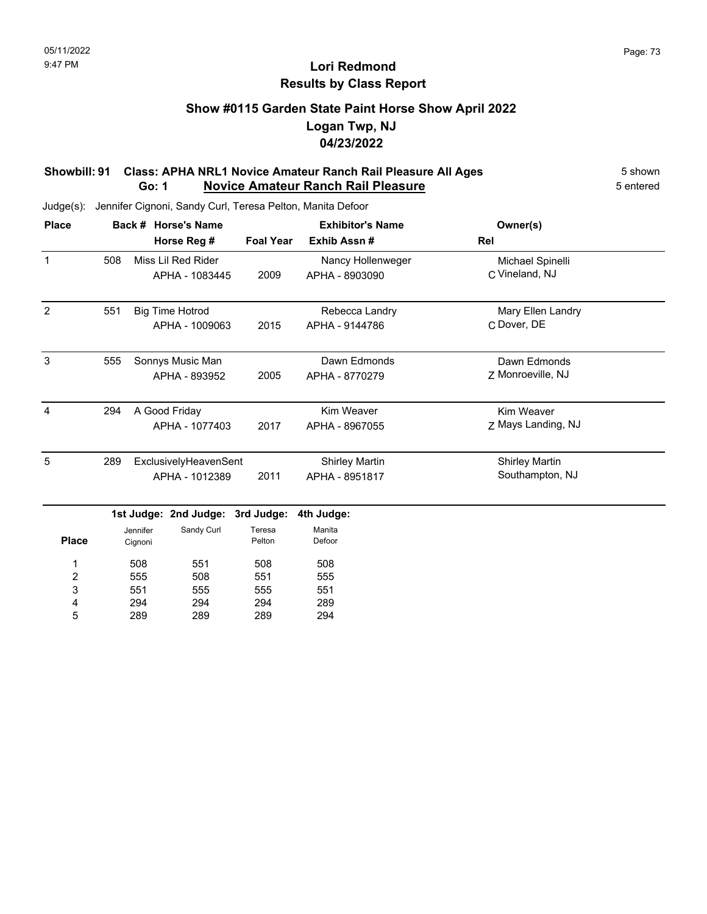# Lori Redmond
## Results by Class Report

### Show #0115 Garden State Paint Horse Show April 2022
### Logan Twp, NJ
### 04/23/2022

**Showbill: 91 Class: APHA NRL1 Novice Amateur Ranch Rail Pleasure All Ages** — 5 shown

**Go: 1 Novice Amateur Ranch Rail Pleasure** — 5 entered

Judge(s): Jennifer Cignoni, Sandy Curl, Teresa Pelton, Manita Defoor

| Place | Back # | Horse's Name / Horse Reg # | Foal Year | Exhibitor's Name / Exhib Assn # | Rel | Owner(s) |
|---|---|---|---|---|---|---|
| 1 | 508 | Miss Lil Red Rider<br>APHA - 1083445 | 2009 | Nancy Hollenweger<br>APHA - 8903090 | C | Michael Spinelli<br>Vineland, NJ |
| 2 | 551 | Big Time Hotrod<br>APHA - 1009063 | 2015 | Rebecca Landry<br>APHA - 9144786 | C | Mary Ellen Landry<br>Dover, DE |
| 3 | 555 | Sonnys Music Man<br>APHA - 893952 | 2005 | Dawn Edmonds<br>APHA - 8770279 | Z | Dawn Edmonds<br>Monroeville, NJ |
| 4 | 294 | A Good Friday<br>APHA - 1077403 | 2017 | Kim Weaver<br>APHA - 8967055 | Z | Kim Weaver<br>Mays Landing, NJ |
| 5 | 289 | ExclusivelyHeavenSent<br>APHA - 1012389 | 2011 | Shirley Martin<br>APHA - 8951817 | | Shirley Martin<br>Southampton, NJ |

| Place | 1st Judge: Jennifer Cignoni | 2nd Judge: Sandy Curl | 3rd Judge: Teresa Pelton | 4th Judge: Manita Defoor |
|---|---|---|---|---|
| 1 | 508 | 551 | 508 | 508 |
| 2 | 555 | 508 | 551 | 555 |
| 3 | 551 | 555 | 555 | 551 |
| 4 | 294 | 294 | 294 | 289 |
| 5 | 289 | 289 | 289 | 294 |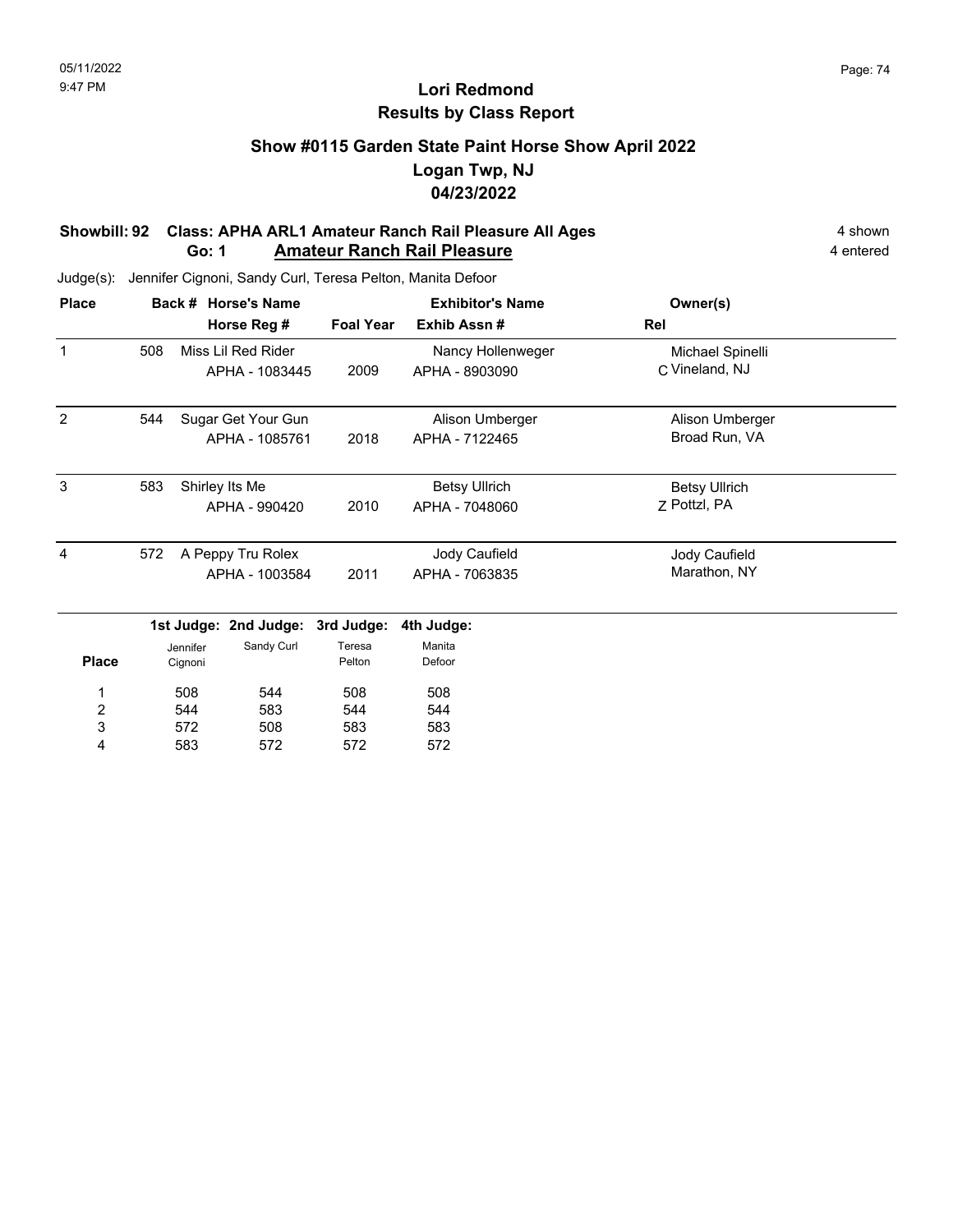05/11/2022
9:47 PM

# Lori Redmond
## Results by Class Report

### Show #0115 Garden State Paint Horse Show April 2022
### Logan Twp, NJ
### 04/23/2022

**Showbill: 92 Class: APHA ARL1 Amateur Ranch Rail Pleasure All Ages** — 4 shown
**Go: 1 Amateur Ranch Rail Pleasure** — 4 entered

Judge(s): Jennifer Cignoni, Sandy Curl, Teresa Pelton, Manita Defoor

| Place | Back # | Horse's Name / Horse Reg # | Foal Year | Exhibitor's Name / Exhib Assn # | Rel | Owner(s) |
|---|---|---|---|---|---|---|
| 1 | 508 | Miss Lil Red Rider<br>APHA - 1083445 | 2009 | Nancy Hollenweger<br>APHA - 8903090 | C | Michael Spinelli<br>Vineland, NJ |
| 2 | 544 | Sugar Get Your Gun<br>APHA - 1085761 | 2018 | Alison Umberger<br>APHA - 7122465 | | Alison Umberger<br>Broad Run, VA |
| 3 | 583 | Shirley Its Me<br>APHA - 990420 | 2010 | Betsy Ullrich<br>APHA - 7048060 | Z | Betsy Ullrich<br>Pottzl, PA |
| 4 | 572 | A Peppy Tru Rolex<br>APHA - 1003584 | 2011 | Jody Caufield<br>APHA - 7063835 | | Jody Caufield<br>Marathon, NY |

| Place | 1st Judge: Jennifer Cignoni | 2nd Judge: Sandy Curl | 3rd Judge: Teresa Pelton | 4th Judge: Manita Defoor |
|---|---|---|---|---|
| 1 | 508 | 544 | 508 | 508 |
| 2 | 544 | 583 | 544 | 544 |
| 3 | 572 | 508 | 583 | 583 |
| 4 | 583 | 572 | 572 | 572 |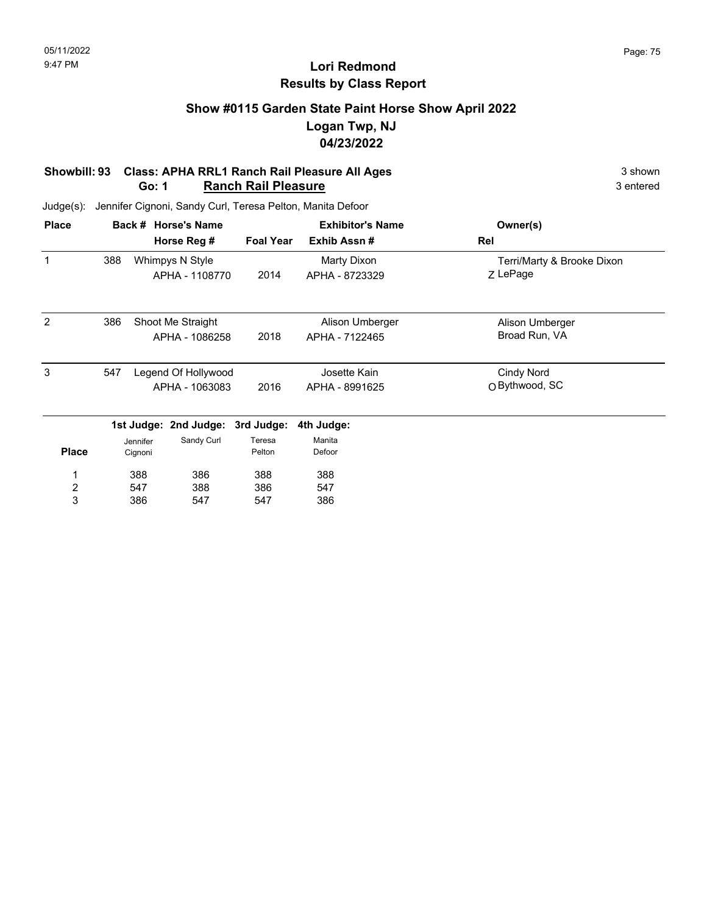# Lori Redmond
## Results by Class Report

### Show #0115 Garden State Paint Horse Show April 2022
### Logan Twp, NJ
### 04/23/2022

**Showbill: 93 Class: APHA RRL1 Ranch Rail Pleasure All Ages** — 3 shown
**Go: 1 Ranch Rail Pleasure** — 3 entered

Judge(s): Jennifer Cignoni, Sandy Curl, Teresa Pelton, Manita Defoor

| Place | Back # | Horse's Name / Horse Reg # | Foal Year | Exhibitor's Name / Exhib Assn # | Rel | Owner(s) |
|---|---|---|---|---|---|---|
| 1 | 388 | Whimpys N Style<br>APHA - 1108770 | 2014 | Marty Dixon<br>APHA - 8723329 | Z | Terri/Marty & Brooke Dixon<br>LePage |
| 2 | 386 | Shoot Me Straight<br>APHA - 1086258 | 2018 | Alison Umberger<br>APHA - 7122465 | | Alison Umberger<br>Broad Run, VA |
| 3 | 547 | Legend Of Hollywood<br>APHA - 1063083 | 2016 | Josette Kain<br>APHA - 8991625 | O | Cindy Nord<br>Bythwood, SC |

| Place | 1st Judge: Jennifer Cignoni | 2nd Judge: Sandy Curl | 3rd Judge: Teresa Pelton | 4th Judge: Manita Defoor |
|---|---|---|---|---|
| 1 | 388 | 386 | 388 | 388 |
| 2 | 547 | 388 | 386 | 547 |
| 3 | 386 | 547 | 547 | 386 |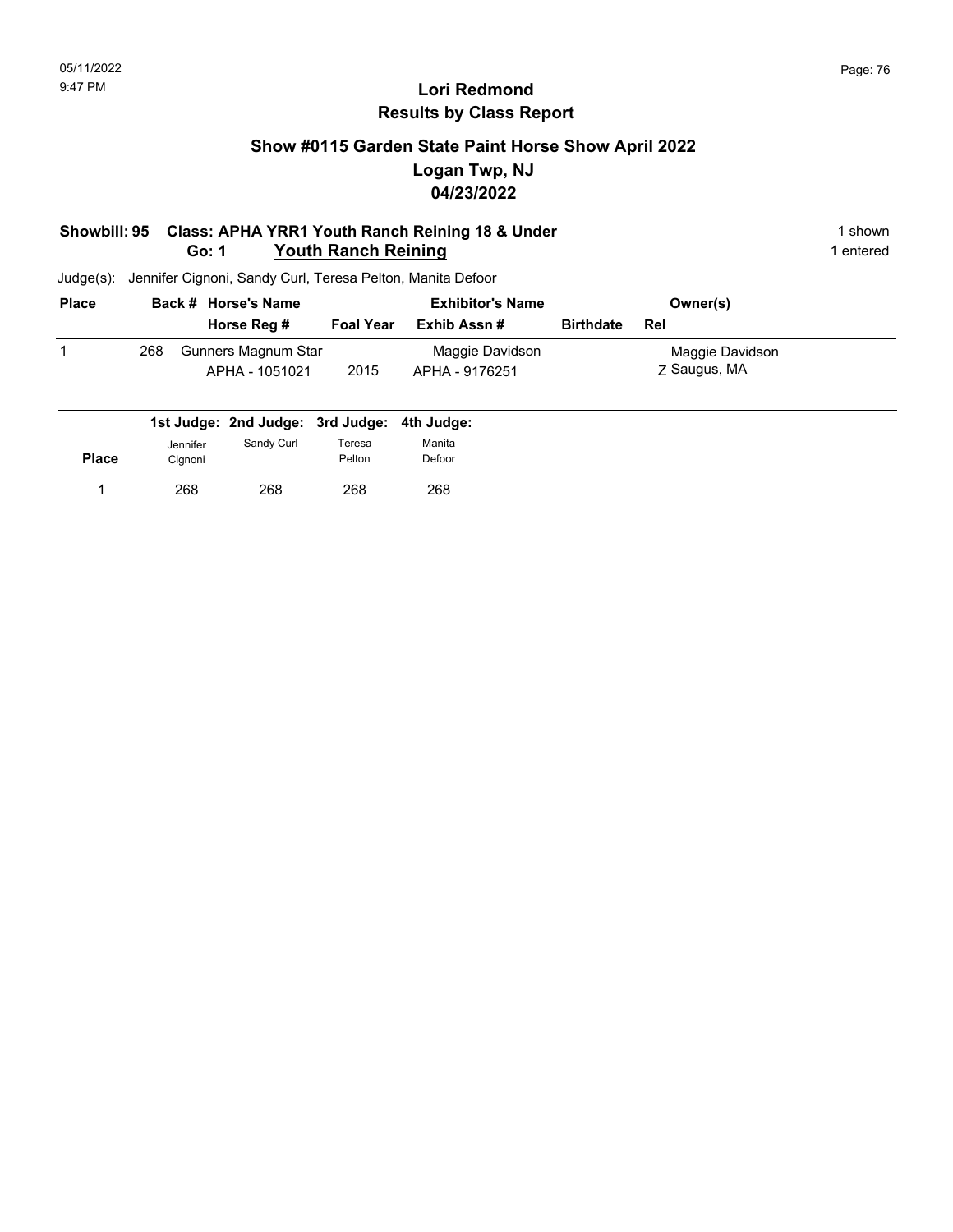# Lori Redmond
## Results by Class Report

### Show #0115 Garden State Paint Horse Show April 2022
### Logan Twp, NJ
### 04/23/2022

**Showbill: 95 Class: APHA YRR1 Youth Ranch Reining 18 & Under** — 1 shown

**Go: 1 Youth Ranch Reining** — 1 entered

Judge(s): Jennifer Cignoni, Sandy Curl, Teresa Pelton, Manita Defoor

| Place | Back # | Horse's Name / Horse Reg # | Foal Year | Exhibitor's Name / Exhib Assn # | Birthdate | Rel | Owner(s) |
|---|---|---|---|---|---|---|---|
| 1 | 268 | Gunners Magnum Star<br>APHA - 1051021 | 2015 | Maggie Davidson<br>APHA - 9176251 | | Z | Maggie Davidson<br>Saugus, MA |

| Place | 1st Judge: Jennifer Cignoni | 2nd Judge: Sandy Curl | 3rd Judge: Teresa Pelton | 4th Judge: Manita Defoor |
|---|---|---|---|---|
| 1 | 268 | 268 | 268 | 268 |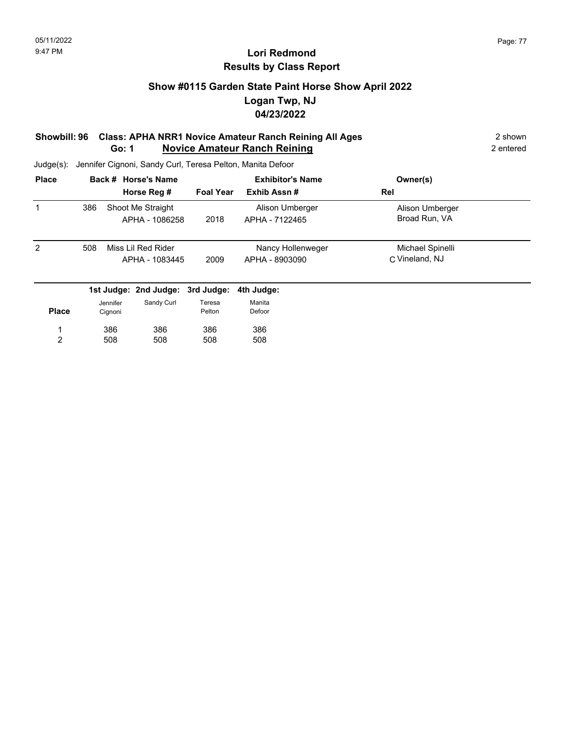# Lori Redmond
## Results by Class Report

### Show #0115 Garden State Paint Horse Show April 2022
### Logan Twp, NJ
### 04/23/2022

**Showbill: 96 Class: APHA NRR1 Novice Amateur Ranch Reining All Ages** — 2 shown

**Go: 1 Novice Amateur Ranch Reining** — 2 entered

Judge(s): Jennifer Cignoni, Sandy Curl, Teresa Pelton, Manita Defoor

| Place | Back # | Horse's Name / Horse Reg # | Foal Year | Exhibitor's Name / Exhib Assn # | Owner(s) | Rel |
|---|---|---|---|---|---|---|
| 1 | 386 | Shoot Me Straight / APHA - 1086258 | 2018 | Alison Umberger / APHA - 7122465 | Alison Umberger, Broad Run, VA | |
| 2 | 508 | Miss Lil Red Rider / APHA - 1083445 | 2009 | Nancy Hollenweger / APHA - 8903090 | Michael Spinelli, Vineland, NJ | C |

| Place | 1st Judge: Jennifer Cignoni | 2nd Judge: Sandy Curl | 3rd Judge: Teresa Pelton | 4th Judge: Manita Defoor |
|---|---|---|---|---|
| 1 | 386 | 386 | 386 | 386 |
| 2 | 508 | 508 | 508 | 508 |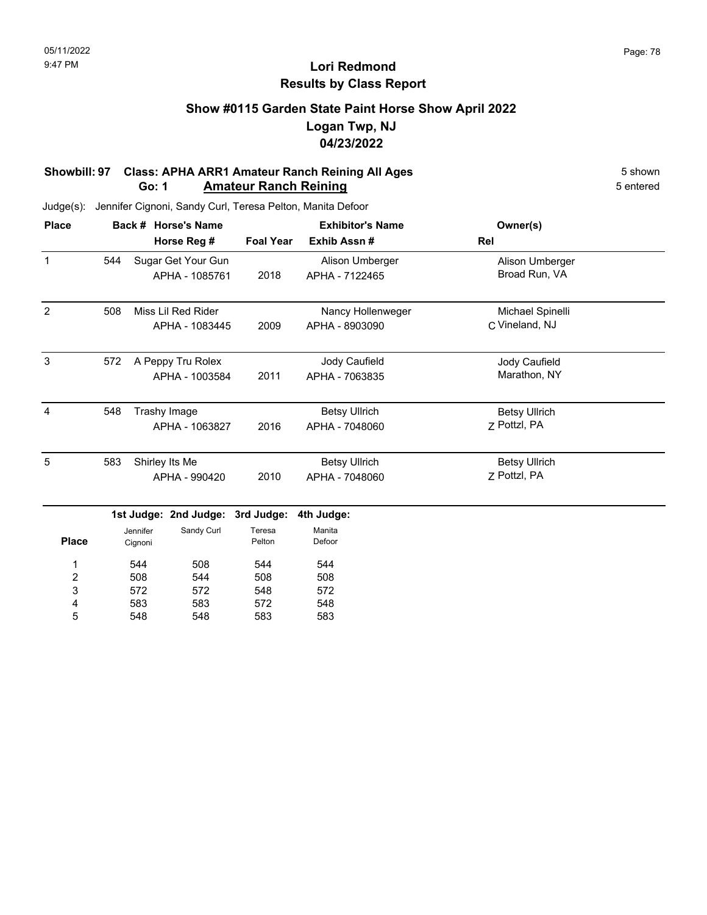# Lori Redmond
## Results by Class Report

### Show #0115 Garden State Paint Horse Show April 2022
### Logan Twp, NJ
### 04/23/2022

**Showbill: 97 Class: APHA ARR1 Amateur Ranch Reining All Ages** 5 shown
**Go: 1 Amateur Ranch Reining** 5 entered

Judge(s): Jennifer Cignoni, Sandy Curl, Teresa Pelton, Manita Defoor

| Place | Back # | Horse's Name / Horse Reg # | Foal Year | Exhibitor's Name / Exhib Assn # | Rel | Owner(s) |
|---|---|---|---|---|---|---|
| 1 | 544 | Sugar Get Your Gun<br>APHA - 1085761 | 2018 | Alison Umberger<br>APHA - 7122465 | | Alison Umberger<br>Broad Run, VA |
| 2 | 508 | Miss Lil Red Rider<br>APHA - 1083445 | 2009 | Nancy Hollenweger<br>APHA - 8903090 | C | Michael Spinelli<br>Vineland, NJ |
| 3 | 572 | A Peppy Tru Rolex<br>APHA - 1003584 | 2011 | Jody Caufield<br>APHA - 7063835 | | Jody Caufield<br>Marathon, NY |
| 4 | 548 | Trashy Image<br>APHA - 1063827 | 2016 | Betsy Ullrich<br>APHA - 7048060 | Z | Betsy Ullrich<br>Pottzl, PA |
| 5 | 583 | Shirley Its Me<br>APHA - 990420 | 2010 | Betsy Ullrich<br>APHA - 7048060 | Z | Betsy Ullrich<br>Pottzl, PA |

| Place | 1st Judge: Jennifer Cignoni | 2nd Judge: Sandy Curl | 3rd Judge: Teresa Pelton | 4th Judge: Manita Defoor |
|---|---|---|---|---|
| 1 | 544 | 508 | 544 | 544 |
| 2 | 508 | 544 | 508 | 508 |
| 3 | 572 | 572 | 548 | 572 |
| 4 | 583 | 583 | 572 | 548 |
| 5 | 548 | 548 | 583 | 583 |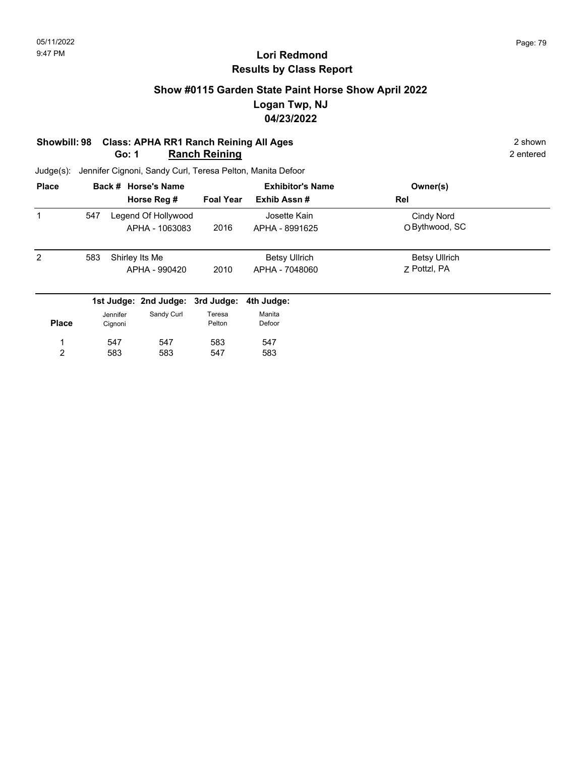05/11/2022
9:47 PM

# Lori Redmond
## Results by Class Report

### Show #0115 Garden State Paint Horse Show April 2022
### Logan Twp, NJ
### 04/23/2022

**Showbill: 98 Class: APHA RR1 Ranch Reining All Ages** — 2 shown

**Go: 1 Ranch Reining** — 2 entered

Judge(s): Jennifer Cignoni, Sandy Curl, Teresa Pelton, Manita Defoor

| Place | Back # | Horse's Name / Horse Reg # | Foal Year | Exhibitor's Name / Exhib Assn # | Rel | Owner(s) |
|---|---|---|---|---|---|---|
| 1 | 547 | Legend Of Hollywood / APHA - 1063083 | 2016 | Josette Kain / APHA - 8991625 | O | Cindy Nord, Bythwood, SC |
| 2 | 583 | Shirley Its Me / APHA - 990420 | 2010 | Betsy Ullrich / APHA - 7048060 | Z | Betsy Ullrich, Pottzl, PA |

| Place | 1st Judge: Jennifer Cignoni | 2nd Judge: Sandy Curl | 3rd Judge: Teresa Pelton | 4th Judge: Manita Defoor |
|---|---|---|---|---|
| 1 | 547 | 547 | 583 | 547 |
| 2 | 583 | 583 | 547 | 583 |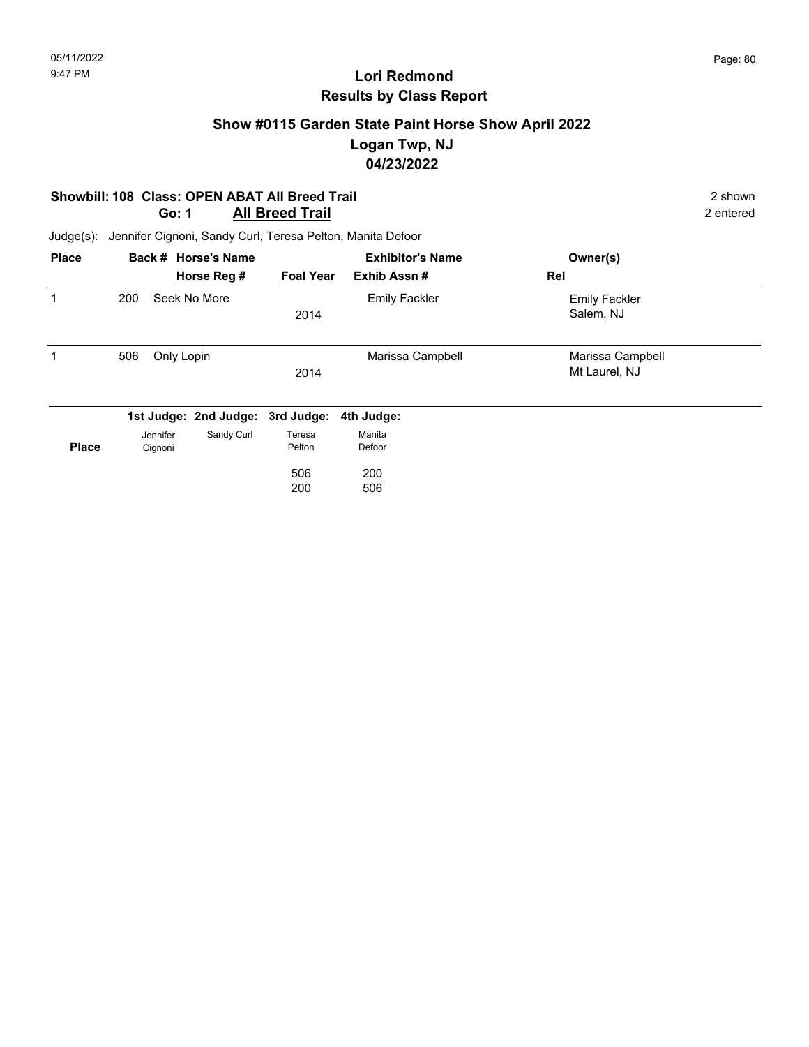# Lori Redmond
## Results by Class Report

### Show #0115 Garden State Paint Horse Show April 2022
### Logan Twp, NJ
### 04/23/2022

**Showbill: 108 Class: OPEN ABAT All Breed Trail** — 2 shown

**Go: 1 All Breed Trail** — 2 entered

Judge(s): Jennifer Cignoni, Sandy Curl, Teresa Pelton, Manita Defoor

| Place | Back # | Horse's Name / Horse Reg # | Foal Year | Exhibitor's Name / Exhib Assn # | Owner(s) / Rel |
|---|---|---|---|---|---|
| 1 | 200 | Seek No More | 2014 | Emily Fackler | Emily Fackler, Salem, NJ |
| 1 | 506 | Only Lopin | 2014 | Marissa Campbell | Marissa Campbell, Mt Laurel, NJ |

| Place | 1st Judge: Jennifer Cignoni | 2nd Judge: Sandy Curl | 3rd Judge: Teresa Pelton | 4th Judge: Manita Defoor |
|---|---|---|---|---|
| | | | 506 | 200 |
| | | | 200 | 506 |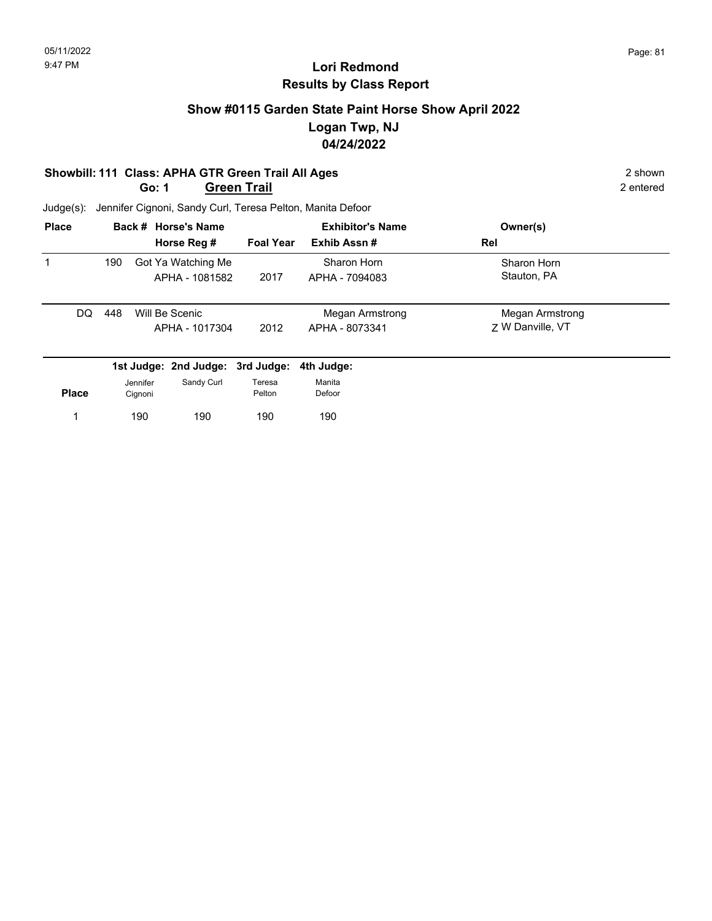# Lori Redmond
## Results by Class Report

### Show #0115 Garden State Paint Horse Show April 2022
### Logan Twp, NJ
### 04/24/2022

**Showbill: 111 Class: APHA GTR Green Trail All Ages** 2 shown
**Go: 1 Green Trail** 2 entered

Judge(s): Jennifer Cignoni, Sandy Curl, Teresa Pelton, Manita Defoor

| Place | Back # | Horse's Name / Horse Reg # | Foal Year | Exhibitor's Name / Exhib Assn # | Owner(s) / Rel |
|---|---|---|---|---|---|
| 1 | 190 | Got Ya Watching Me<br>APHA - 1081582 | 2017 | Sharon Horn<br>APHA - 7094083 | Sharon Horn<br>Stauton, PA |
| DQ | 448 | Will Be Scenic<br>APHA - 1017304 | 2012 | Megan Armstrong<br>APHA - 8073341 | Megan Armstrong<br>Z W Danville, VT |

| Place | 1st Judge: Jennifer Cignoni | 2nd Judge: Sandy Curl | 3rd Judge: Teresa Pelton | 4th Judge: Manita Defoor |
|---|---|---|---|---|
| 1 | 190 | 190 | 190 | 190 |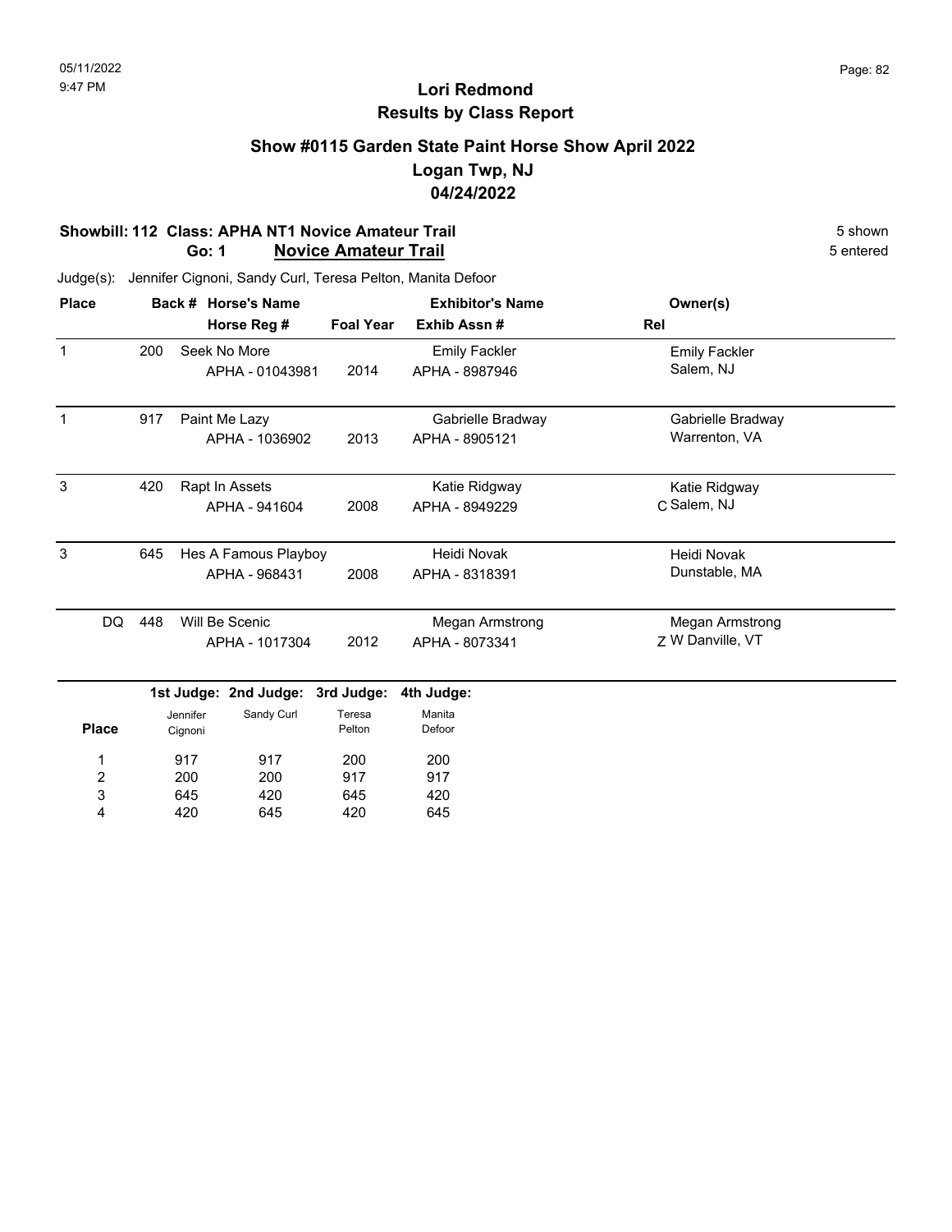# Lori Redmond
## Results by Class Report

### Show #0115 Garden State Paint Horse Show April 2022
### Logan Twp, NJ
### 04/24/2022

**Showbill: 112 Class: APHA NT1 Novice Amateur Trail** — 5 shown

**Go: 1 Novice Amateur Trail** — 5 entered

Judge(s): Jennifer Cignoni, Sandy Curl, Teresa Pelton, Manita Defoor

| Place | Back # | Horse's Name / Horse Reg # | Foal Year | Exhibitor's Name / Exhib Assn # | Rel | Owner(s) |
|---|---|---|---|---|---|---|
| 1 | 200 | Seek No More / APHA - 01043981 | 2014 | Emily Fackler / APHA - 8987946 | | Emily Fackler, Salem, NJ |
| 1 | 917 | Paint Me Lazy / APHA - 1036902 | 2013 | Gabrielle Bradway / APHA - 8905121 | | Gabrielle Bradway, Warrenton, VA |
| 3 | 420 | Rapt In Assets / APHA - 941604 | 2008 | Katie Ridgway / APHA - 8949229 | C | Katie Ridgway, Salem, NJ |
| 3 | 645 | Hes A Famous Playboy / APHA - 968431 | 2008 | Heidi Novak / APHA - 8318391 | | Heidi Novak, Dunstable, MA |
| DQ | 448 | Will Be Scenic / APHA - 1017304 | 2012 | Megan Armstrong / APHA - 8073341 | Z | Megan Armstrong, W Danville, VT |

| Place | 1st Judge: Jennifer Cignoni | 2nd Judge: Sandy Curl | 3rd Judge: Teresa Pelton | 4th Judge: Manita Defoor |
|---|---|---|---|---|
| 1 | 917 | 917 | 200 | 200 |
| 2 | 200 | 200 | 917 | 917 |
| 3 | 645 | 420 | 645 | 420 |
| 4 | 420 | 645 | 420 | 645 |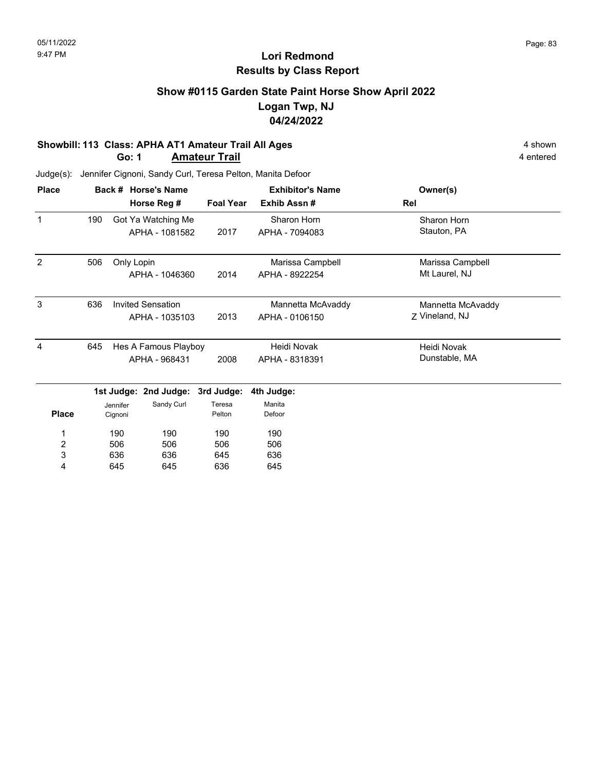05/11/2022
9:47 PM

# Lori Redmond
## Results by Class Report

### Show #0115 Garden State Paint Horse Show April 2022
### Logan Twp, NJ
### 04/24/2022

**Showbill: 113 Class: APHA AT1 Amateur Trail All Ages** — 4 shown
**Go: 1 Amateur Trail** — 4 entered

Judge(s): Jennifer Cignoni, Sandy Curl, Teresa Pelton, Manita Defoor

| Place | Back # | Horse's Name / Horse Reg # | Foal Year | Exhibitor's Name / Exhib Assn # | Rel | Owner(s) |
|---|---|---|---|---|---|---|
| 1 | 190 | Got Ya Watching Me / APHA - 1081582 | 2017 | Sharon Horn / APHA - 7094083 | | Sharon Horn, Stauton, PA |
| 2 | 506 | Only Lopin / APHA - 1046360 | 2014 | Marissa Campbell / APHA - 8922254 | | Marissa Campbell, Mt Laurel, NJ |
| 3 | 636 | Invited Sensation / APHA - 1035103 | 2013 | Mannetta McAvaddy / APHA - 0106150 | Z | Mannetta McAvaddy, Vineland, NJ |
| 4 | 645 | Hes A Famous Playboy / APHA - 968431 | 2008 | Heidi Novak / APHA - 8318391 | | Heidi Novak, Dunstable, MA |

| Place | 1st Judge: Jennifer Cignoni | 2nd Judge: Sandy Curl | 3rd Judge: Teresa Pelton | 4th Judge: Manita Defoor |
|---|---|---|---|---|
| 1 | 190 | 190 | 190 | 190 |
| 2 | 506 | 506 | 506 | 506 |
| 3 | 636 | 636 | 645 | 636 |
| 4 | 645 | 645 | 636 | 645 |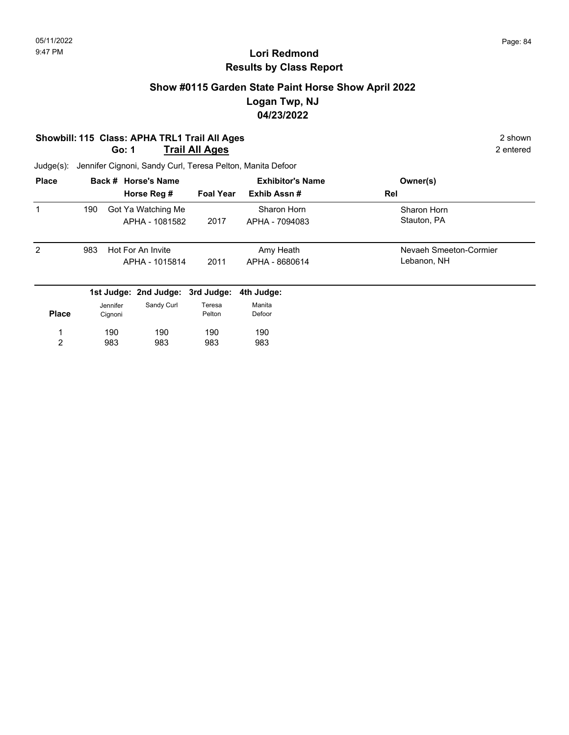# Lori Redmond
## Results by Class Report

### Show #0115 Garden State Paint Horse Show April 2022
### Logan Twp, NJ
### 04/23/2022

**Showbill: 115 Class: APHA TRL1 Trail All Ages** — 2 shown
**Go: 1 Trail All Ages** — 2 entered

Judge(s): Jennifer Cignoni, Sandy Curl, Teresa Pelton, Manita Defoor

| Place | Back # | Horse's Name / Horse Reg # | Foal Year | Exhibitor's Name / Exhib Assn # | Owner(s) / Rel |
|---|---|---|---|---|---|
| 1 | 190 | Got Ya Watching Me<br>APHA - 1081582 | 2017 | Sharon Horn<br>APHA - 7094083 | Sharon Horn<br>Stauton, PA |
| 2 | 983 | Hot For An Invite<br>APHA - 1015814 | 2011 | Amy Heath<br>APHA - 8680614 | Nevaeh Smeeton-Cormier<br>Lebanon, NH |

| Place | 1st Judge: Jennifer Cignoni | 2nd Judge: Sandy Curl | 3rd Judge: Teresa Pelton | 4th Judge: Manita Defoor |
|---|---|---|---|---|
| 1 | 190 | 190 | 190 | 190 |
| 2 | 983 | 983 | 983 | 983 |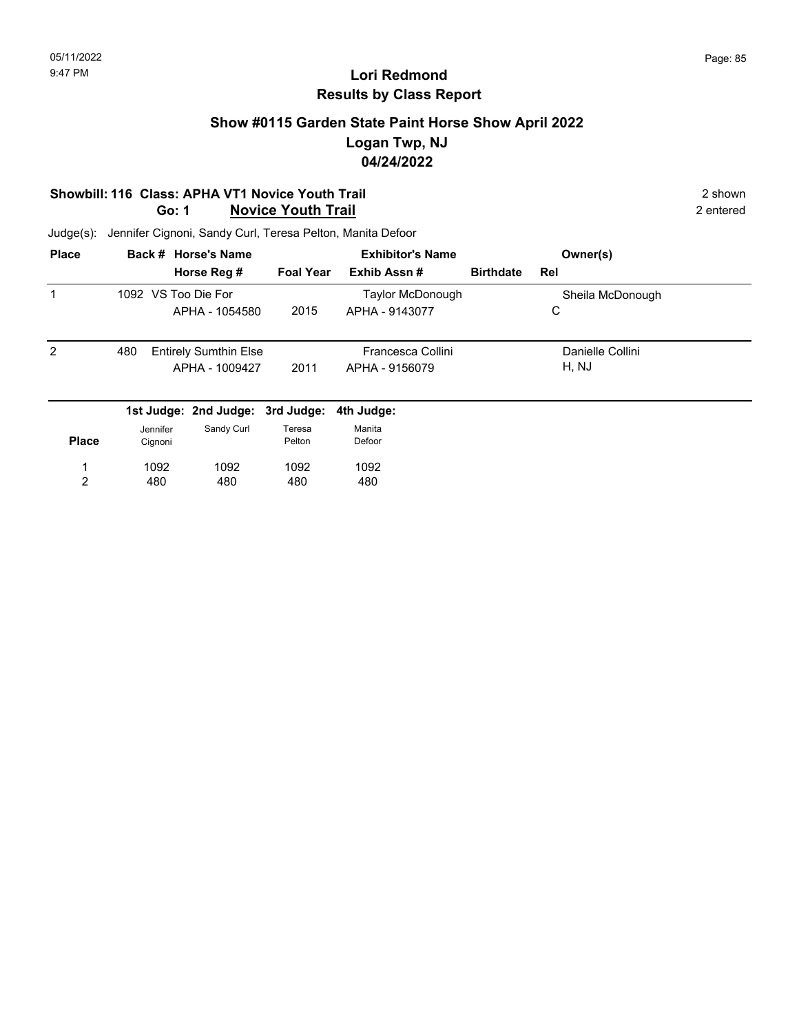05/11/2022
9:47 PM

# Lori Redmond
## Results by Class Report

### Show #0115 Garden State Paint Horse Show April 2022
### Logan Twp, NJ
### 04/24/2022

**Showbill: 116 Class: APHA VT1 Novice Youth Trail** — 2 shown

**Go: 1 Novice Youth Trail** — 2 entered

Judge(s): Jennifer Cignoni, Sandy Curl, Teresa Pelton, Manita Defoor

| Place | Back # | Horse's Name / Horse Reg # | Foal Year | Exhibitor's Name / Exhib Assn # | Birthdate | Owner(s) / Rel |
|---|---|---|---|---|---|---|
| 1 | 1092 | VS Too Die For<br>APHA - 1054580 | 2015 | Taylor McDonough<br>APHA - 9143077 | | Sheila McDonough<br>C |
| 2 | 480 | Entirely Sumthin Else<br>APHA - 1009427 | 2011 | Francesca Collini<br>APHA - 9156079 | | Danielle Collini<br>H, NJ |

| Place | 1st Judge: Jennifer Cignoni | 2nd Judge: Sandy Curl | 3rd Judge: Teresa Pelton | 4th Judge: Manita Defoor |
|---|---|---|---|---|
| 1 | 1092 | 1092 | 1092 | 1092 |
| 2 | 480 | 480 | 480 | 480 |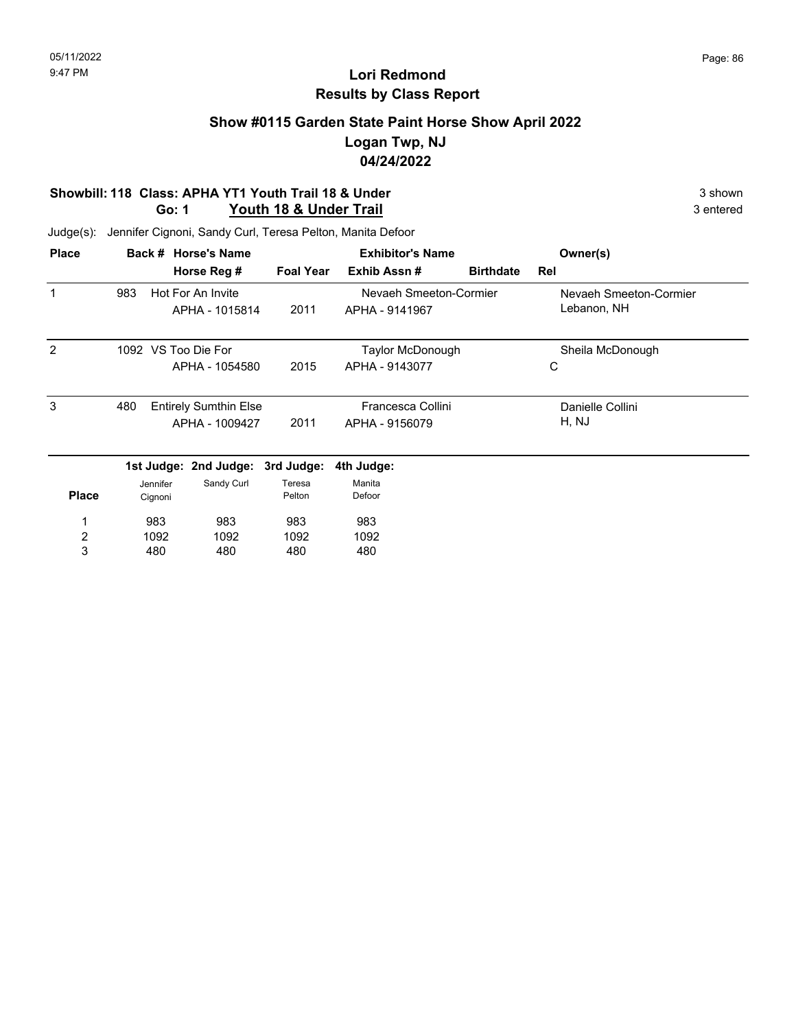# Lori Redmond
## Results by Class Report

### Show #0115 Garden State Paint Horse Show April 2022
### Logan Twp, NJ
### 04/24/2022

**Showbill: 118 Class: APHA YT1 Youth Trail 18 & Under** — 3 shown

**Go: 1 Youth 18 & Under Trail** — 3 entered

Judge(s): Jennifer Cignoni, Sandy Curl, Teresa Pelton, Manita Defoor

| Place | Back # | Horse's Name / Horse Reg # | Foal Year | Exhibitor's Name / Exhib Assn # | Birthdate | Rel | Owner(s) |
|---|---|---|---|---|---|---|---|
| 1 | 983 | Hot For An Invite<br>APHA - 1015814 | 2011 | Nevaeh Smeeton-Cormier<br>APHA - 9141967 | | | Nevaeh Smeeton-Cormier<br>Lebanon, NH |
| 2 | 1092 | VS Too Die For<br>APHA - 1054580 | 2015 | Taylor McDonough<br>APHA - 9143077 | | C | Sheila McDonough |
| 3 | 480 | Entirely Sumthin Else<br>APHA - 1009427 | 2011 | Francesca Collini<br>APHA - 9156079 | | | Danielle Collini<br>H, NJ |

| Place | 1st Judge: Jennifer Cignoni | 2nd Judge: Sandy Curl | 3rd Judge: Teresa Pelton | 4th Judge: Manita Defoor |
|---|---|---|---|---|
| 1 | 983 | 983 | 983 | 983 |
| 2 | 1092 | 1092 | 1092 | 1092 |
| 3 | 480 | 480 | 480 | 480 |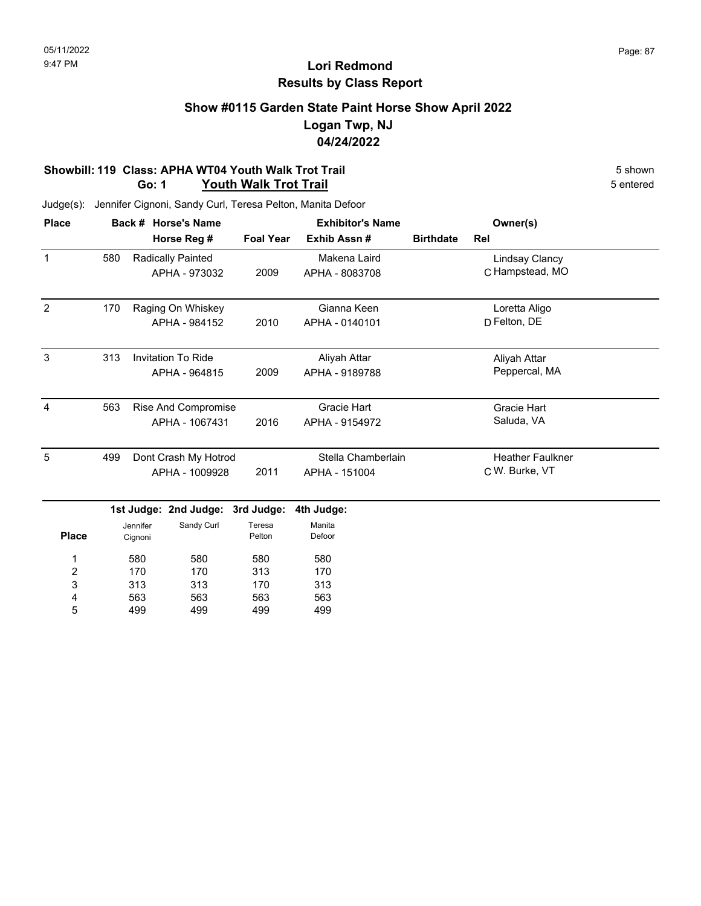# Lori Redmond
## Results by Class Report

### Show #0115 Garden State Paint Horse Show April 2022
### Logan Twp, NJ
### 04/24/2022

**Showbill: 119 Class: APHA WT04 Youth Walk Trot Trail** 5 shown

**Go: 1 Youth Walk Trot Trail** 5 entered

Judge(s): Jennifer Cignoni, Sandy Curl, Teresa Pelton, Manita Defoor

| Place | Back # | Horse's Name / Horse Reg # | Foal Year | Exhibitor's Name / Exhib Assn # | Birthdate | Rel | Owner(s) |
|---|---|---|---|---|---|---|---|
| 1 | 580 | Radically Painted<br>APHA - 973032 | 2009 | Makena Laird<br>APHA - 8083708 | | C | Lindsay Clancy<br>Hampstead, MO |
| 2 | 170 | Raging On Whiskey<br>APHA - 984152 | 2010 | Gianna Keen<br>APHA - 0140101 | | D | Loretta Aligo<br>Felton, DE |
| 3 | 313 | Invitation To Ride<br>APHA - 964815 | 2009 | Aliyah Attar<br>APHA - 9189788 | | | Aliyah Attar<br>Peppercal, MA |
| 4 | 563 | Rise And Compromise<br>APHA - 1067431 | 2016 | Gracie Hart<br>APHA - 9154972 | | | Gracie Hart<br>Saluda, VA |
| 5 | 499 | Dont Crash My Hotrod<br>APHA - 1009928 | 2011 | Stella Chamberlain<br>APHA - 151004 | | C | Heather Faulkner<br>W. Burke, VT |

| Place | 1st Judge: Jennifer Cignoni | 2nd Judge: Sandy Curl | 3rd Judge: Teresa Pelton | 4th Judge: Manita Defoor |
|---|---|---|---|---|
| 1 | 580 | 580 | 580 | 580 |
| 2 | 170 | 170 | 313 | 170 |
| 3 | 313 | 313 | 170 | 313 |
| 4 | 563 | 563 | 563 | 563 |
| 5 | 499 | 499 | 499 | 499 |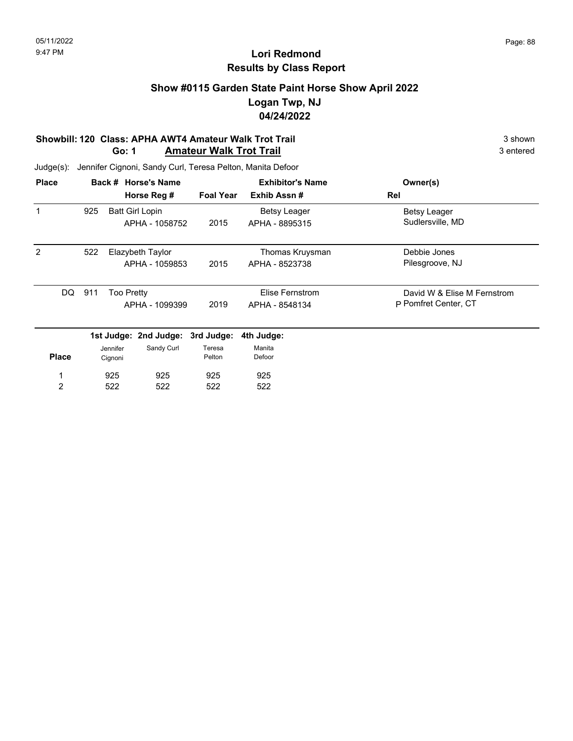## Lori Redmond
## Results by Class Report

### Show #0115 Garden State Paint Horse Show April 2022
### Logan Twp, NJ
### 04/24/2022

**Showbill: 120 Class: APHA AWT4 Amateur Walk Trot Trail** — 3 shown

**Go: 1 Amateur Walk Trot Trail** — 3 entered

Judge(s): Jennifer Cignoni, Sandy Curl, Teresa Pelton, Manita Defoor

| Place | Back # | Horse's Name / Horse Reg # | Foal Year | Exhibitor's Name / Exhib Assn # | Owner(s) / Rel |
|---|---|---|---|---|---|
| 1 | 925 | Batt Girl Lopin<br>APHA - 1058752 | 2015 | Betsy Leager<br>APHA - 8895315 | Betsy Leager<br>Sudlersville, MD |
| 2 | 522 | Elazybeth Taylor<br>APHA - 1059853 | 2015 | Thomas Kruysman<br>APHA - 8523738 | Debbie Jones<br>Pilesgroove, NJ |
| DQ | 911 | Too Pretty<br>APHA - 1099399 | 2019 | Elise Fernstrom<br>APHA - 8548134 | David W & Elise M Fernstrom<br>P Pomfret Center, CT |

| Place | 1st Judge: Jennifer Cignoni | 2nd Judge: Sandy Curl | 3rd Judge: Teresa Pelton | 4th Judge: Manita Defoor |
|---|---|---|---|---|
| 1 | 925 | 925 | 925 | 925 |
| 2 | 522 | 522 | 522 | 522 |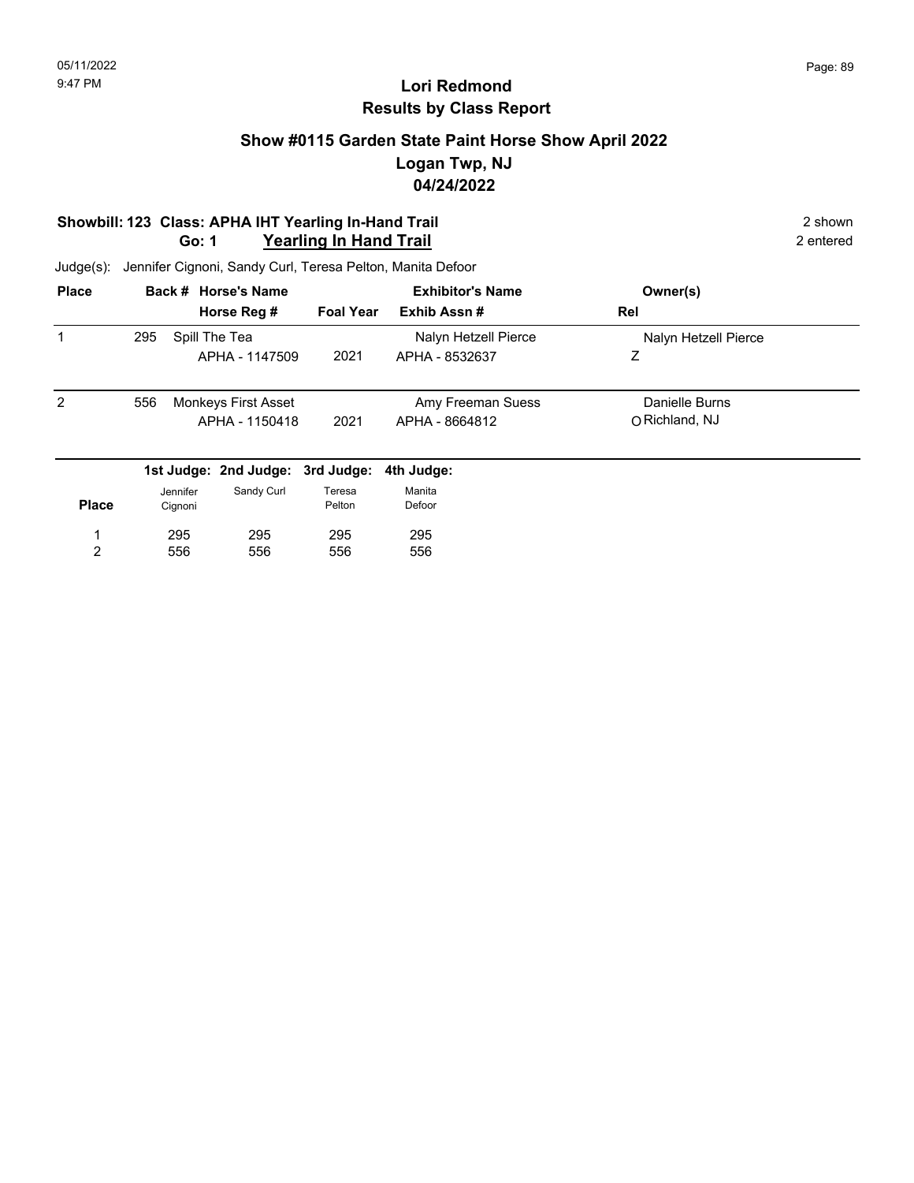# Lori Redmond
## Results by Class Report

### Show #0115 Garden State Paint Horse Show April 2022
### Logan Twp, NJ
### 04/24/2022

**Showbill: 123 Class: APHA IHT Yearling In-Hand Trail** — 2 shown

**Go: 1 Yearling In Hand Trail** — 2 entered

Judge(s): Jennifer Cignoni, Sandy Curl, Teresa Pelton, Manita Defoor

| Place | Back # | Horse's Name / Horse Reg # | Foal Year | Exhibitor's Name / Exhib Assn # | Owner(s) / Rel |
|---|---|---|---|---|---|
| 1 | 295 | Spill The Tea<br>APHA - 1147509 | 2021 | Nalyn Hetzell Pierce<br>APHA - 8532637 | Nalyn Hetzell Pierce<br>Z |
| 2 | 556 | Monkeys First Asset<br>APHA - 1150418 | 2021 | Amy Freeman Suess<br>APHA - 8664812 | Danielle Burns<br>O Richland, NJ |

| Place | 1st Judge: Jennifer Cignoni | 2nd Judge: Sandy Curl | 3rd Judge: Teresa Pelton | 4th Judge: Manita Defoor |
|---|---|---|---|---|
| 1 | 295 | 295 | 295 | 295 |
| 2 | 556 | 556 | 556 | 556 |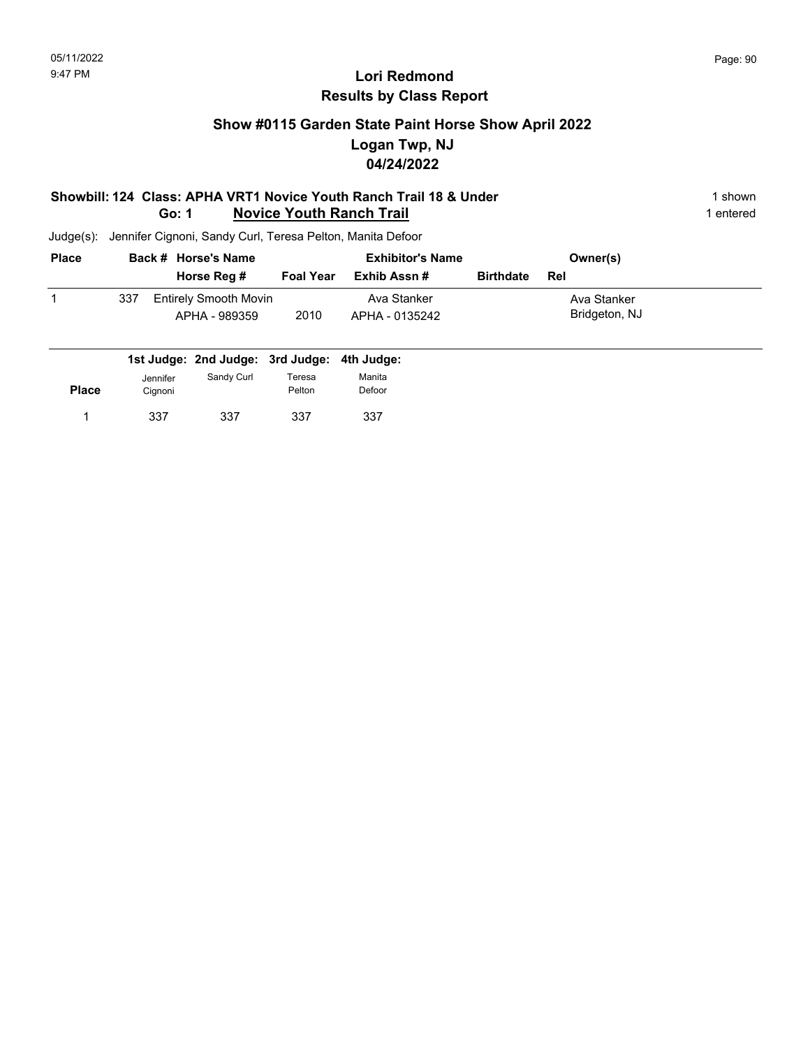# Lori Redmond
## Results by Class Report

### Show #0115 Garden State Paint Horse Show April 2022
### Logan Twp, NJ
### 04/24/2022

**Showbill: 124 Class: APHA VRT1 Novice Youth Ranch Trail 18 & Under** 1 shown
**Go: 1 Novice Youth Ranch Trail** 1 entered

Judge(s): Jennifer Cignoni, Sandy Curl, Teresa Pelton, Manita Defoor

| Place | Back # | Horse's Name / Horse Reg # | Foal Year | Exhibitor's Name / Exhib Assn # | Birthdate | Owner(s) / Rel |
|---|---|---|---|---|---|---|
| 1 | 337 | Entirely Smooth Movin<br>APHA - 989359 | 2010 | Ava Stanker<br>APHA - 0135242 | | Ava Stanker<br>Bridgeton, NJ |

| Place | 1st Judge: Jennifer Cignoni | 2nd Judge: Sandy Curl | 3rd Judge: Teresa Pelton | 4th Judge: Manita Defoor |
|---|---|---|---|---|
| 1 | 337 | 337 | 337 | 337 |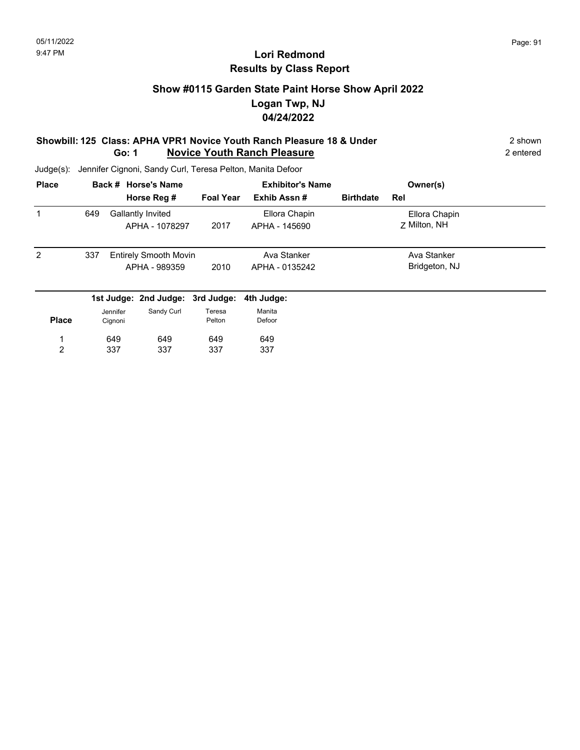# Lori Redmond
## Results by Class Report

### Show #0115 Garden State Paint Horse Show April 2022
### Logan Twp, NJ
### 04/24/2022

**Showbill: 125 Class: APHA VPR1 Novice Youth Ranch Pleasure 18 & Under** — 2 shown
**Go: 1 Novice Youth Ranch Pleasure** — 2 entered

Judge(s): Jennifer Cignoni, Sandy Curl, Teresa Pelton, Manita Defoor

| Place | Back # | Horse's Name / Horse Reg # | Foal Year | Exhibitor's Name / Exhib Assn # | Birthdate | Rel | Owner(s) |
|---|---|---|---|---|---|---|---|
| 1 | 649 | Gallantly Invited<br>APHA - 1078297 | 2017 | Ellora Chapin<br>APHA - 145690 | | Z | Ellora Chapin<br>Milton, NH |
| 2 | 337 | Entirely Smooth Movin<br>APHA - 989359 | 2010 | Ava Stanker<br>APHA - 0135242 | | | Ava Stanker<br>Bridgeton, NJ |

| Place | 1st Judge: Jennifer Cignoni | 2nd Judge: Sandy Curl | 3rd Judge: Teresa Pelton | 4th Judge: Manita Defoor |
|---|---|---|---|---|
| 1 | 649 | 649 | 649 | 649 |
| 2 | 337 | 337 | 337 | 337 |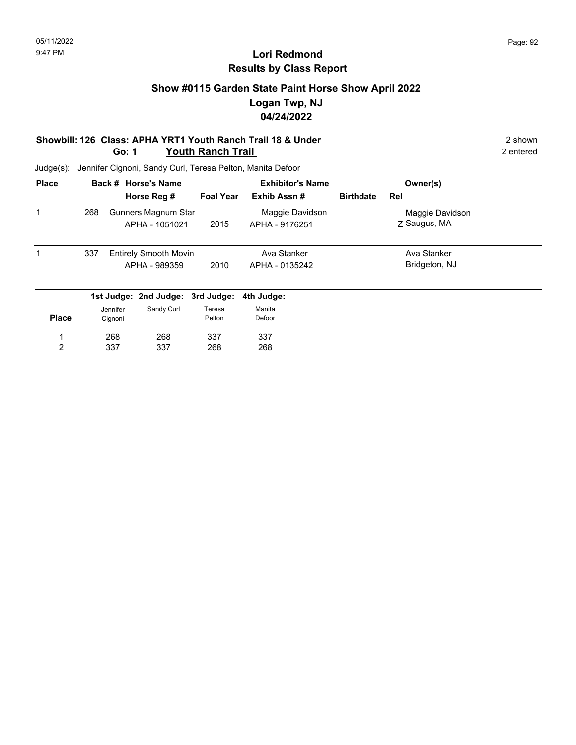# Lori Redmond
## Results by Class Report

### Show #0115 Garden State Paint Horse Show April 2022
### Logan Twp, NJ
### 04/24/2022

**Showbill: 126 Class: APHA YRT1 Youth Ranch Trail 18 & Under** — 2 shown

**Go: 1 Youth Ranch Trail** — 2 entered

Judge(s): Jennifer Cignoni, Sandy Curl, Teresa Pelton, Manita Defoor

| Place | Back # | Horse's Name / Horse Reg # | Foal Year | Exhibitor's Name / Exhib Assn # | Birthdate | Rel | Owner(s) |
|---|---|---|---|---|---|---|---|
| 1 | 268 | Gunners Magnum Star / APHA - 1051021 | 2015 | Maggie Davidson / APHA - 9176251 | | Z | Maggie Davidson, Saugus, MA |
| 1 | 337 | Entirely Smooth Movin / APHA - 989359 | 2010 | Ava Stanker / APHA - 0135242 | | | Ava Stanker, Bridgeton, NJ |

| Place | 1st Judge: Jennifer Cignoni | 2nd Judge: Sandy Curl | 3rd Judge: Teresa Pelton | 4th Judge: Manita Defoor |
|---|---|---|---|---|
| 1 | 268 | 268 | 337 | 337 |
| 2 | 337 | 337 | 268 | 268 |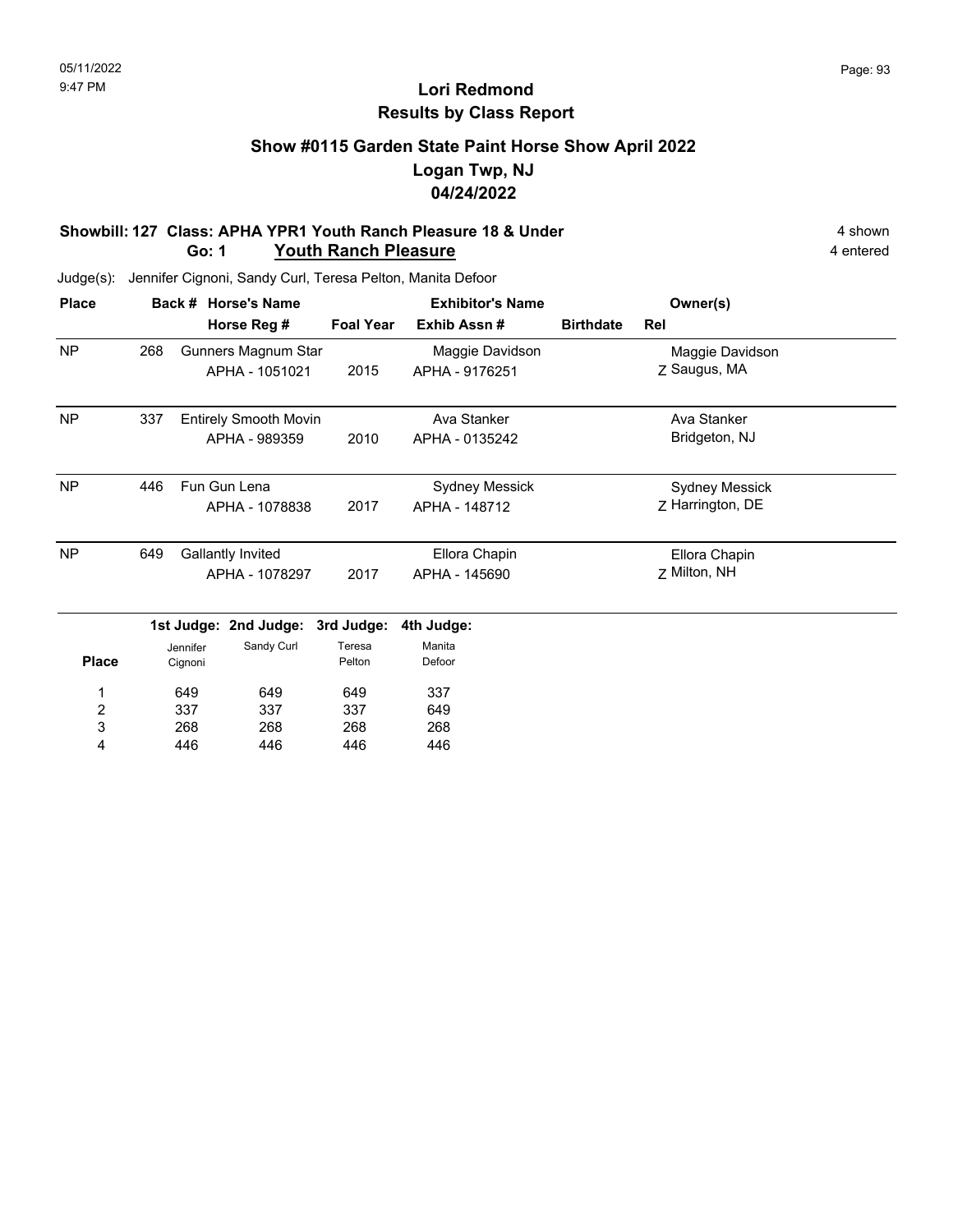# Lori Redmond
## Results by Class Report

### Show #0115 Garden State Paint Horse Show April 2022
### Logan Twp, NJ
### 04/24/2022

**Showbill: 127 Class: APHA YPR1 Youth Ranch Pleasure 18 & Under** — 4 shown

**Go: 1 Youth Ranch Pleasure** — 4 entered

Judge(s): Jennifer Cignoni, Sandy Curl, Teresa Pelton, Manita Defoor

| Place | Back # | Horse's Name / Horse Reg # | Foal Year | Exhibitor's Name / Exhib Assn # | Birthdate | Rel | Owner(s) |
|---|---|---|---|---|---|---|---|
| NP | 268 | Gunners Magnum Star<br>APHA - 1051021 | 2015 | Maggie Davidson<br>APHA - 9176251 | | Z | Maggie Davidson<br>Saugus, MA |
| NP | 337 | Entirely Smooth Movin<br>APHA - 989359 | 2010 | Ava Stanker<br>APHA - 0135242 | | | Ava Stanker<br>Bridgeton, NJ |
| NP | 446 | Fun Gun Lena<br>APHA - 1078838 | 2017 | Sydney Messick<br>APHA - 148712 | | Z | Sydney Messick<br>Harrington, DE |
| NP | 649 | Gallantly Invited<br>APHA - 1078297 | 2017 | Ellora Chapin<br>APHA - 145690 | | Z | Ellora Chapin<br>Milton, NH |

| Place | 1st Judge: Jennifer Cignoni | 2nd Judge: Sandy Curl | 3rd Judge: Teresa Pelton | 4th Judge: Manita Defoor |
|---|---|---|---|---|
| 1 | 649 | 649 | 649 | 337 |
| 2 | 337 | 337 | 337 | 649 |
| 3 | 268 | 268 | 268 | 268 |
| 4 | 446 | 446 | 446 | 446 |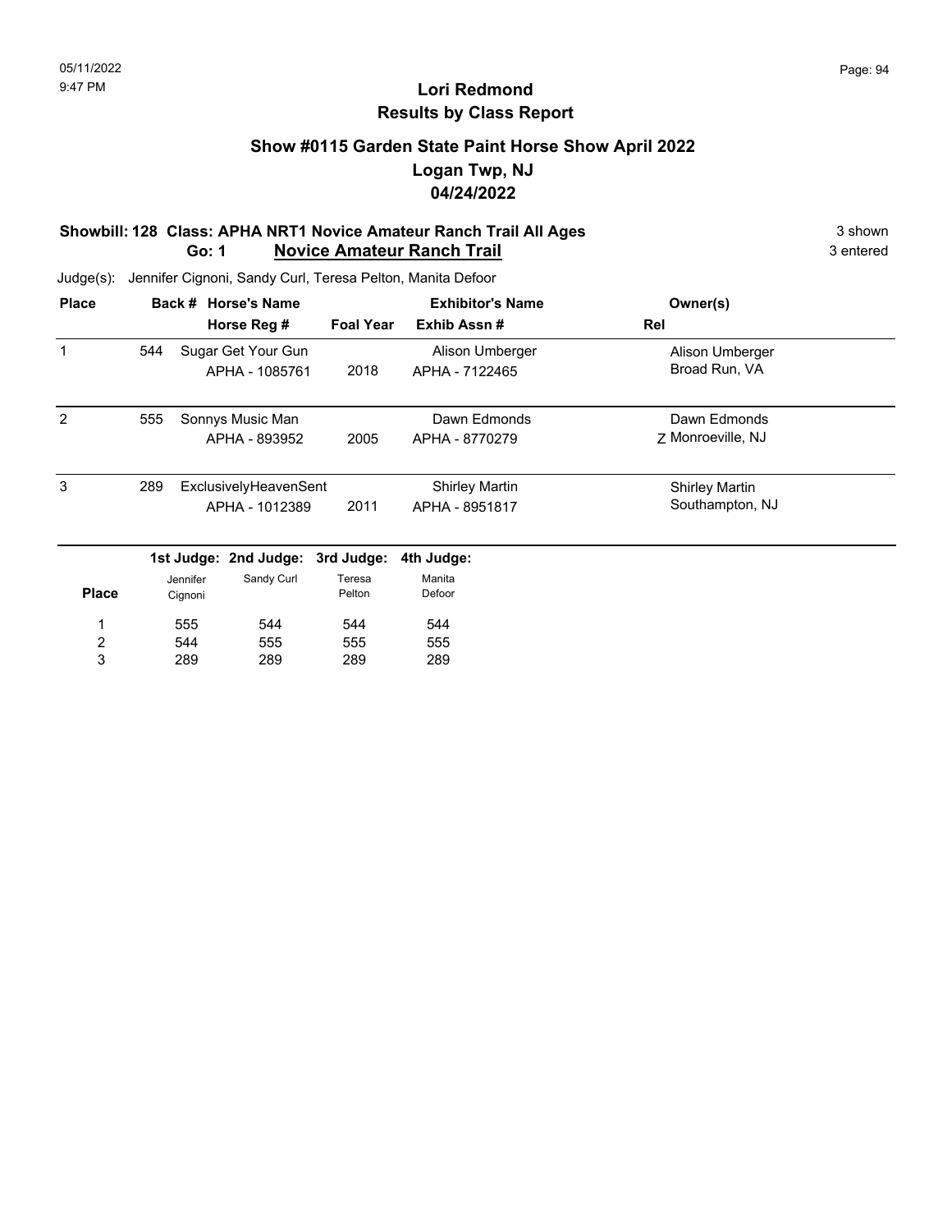# Lori Redmond
## Results by Class Report

### Show #0115 Garden State Paint Horse Show April 2022
### Logan Twp, NJ
### 04/24/2022

**Showbill: 128 Class: APHA NRT1 Novice Amateur Ranch Trail All Ages** 3 shown
**Go: 1 Novice Amateur Ranch Trail** 3 entered

Judge(s): Jennifer Cignoni, Sandy Curl, Teresa Pelton, Manita Defoor

| Place | Back # | Horse's Name / Horse Reg # | Foal Year | Exhibitor's Name / Exhib Assn # | Rel | Owner(s) |
|---|---|---|---|---|---|---|
| 1 | 544 | Sugar Get Your Gun / APHA - 1085761 | 2018 | Alison Umberger / APHA - 7122465 | | Alison Umberger, Broad Run, VA |
| 2 | 555 | Sonnys Music Man / APHA - 893952 | 2005 | Dawn Edmonds / APHA - 8770279 | Z | Dawn Edmonds, Monroeville, NJ |
| 3 | 289 | ExclusivelyHeavenSent / APHA - 1012389 | 2011 | Shirley Martin / APHA - 8951817 | | Shirley Martin, Southampton, NJ |

| Place | 1st Judge: Jennifer Cignoni | 2nd Judge: Sandy Curl | 3rd Judge: Teresa Pelton | 4th Judge: Manita Defoor |
|---|---|---|---|---|
| 1 | 555 | 544 | 544 | 544 |
| 2 | 544 | 555 | 555 | 555 |
| 3 | 289 | 289 | 289 | 289 |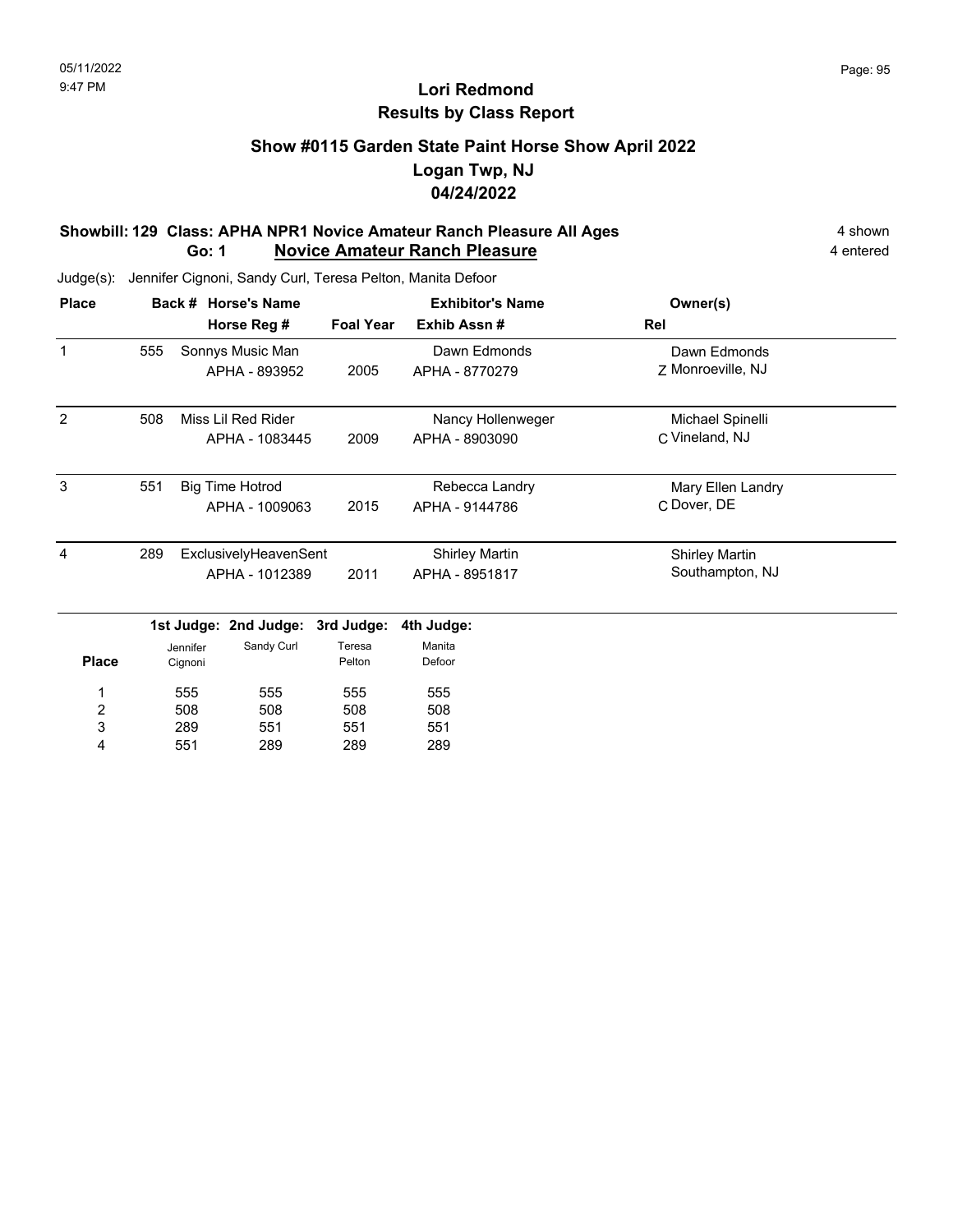# Lori Redmond
## Results by Class Report

### Show #0115 Garden State Paint Horse Show April 2022
### Logan Twp, NJ
### 04/24/2022

**Showbill: 129 Class: APHA NPR1 Novice Amateur Ranch Pleasure All Ages** — 4 shown

**Go: 1 Novice Amateur Ranch Pleasure** — 4 entered

Judge(s): Jennifer Cignoni, Sandy Curl, Teresa Pelton, Manita Defoor

| Place | Back # | Horse's Name / Horse Reg # | Foal Year | Exhibitor's Name / Exhib Assn # | Rel | Owner(s) |
|---|---|---|---|---|---|---|
| 1 | 555 | Sonnys Music Man<br>APHA - 893952 | 2005 | Dawn Edmonds<br>APHA - 8770279 | Z | Dawn Edmonds<br>Monroeville, NJ |
| 2 | 508 | Miss Lil Red Rider<br>APHA - 1083445 | 2009 | Nancy Hollenweger<br>APHA - 8903090 | C | Michael Spinelli<br>Vineland, NJ |
| 3 | 551 | Big Time Hotrod<br>APHA - 1009063 | 2015 | Rebecca Landry<br>APHA - 9144786 | C | Mary Ellen Landry<br>Dover, DE |
| 4 | 289 | ExclusivelyHeavenSent<br>APHA - 1012389 | 2011 | Shirley Martin<br>APHA - 8951817 | | Shirley Martin<br>Southampton, NJ |

| Place | 1st Judge: Jennifer Cignoni | 2nd Judge: Sandy Curl | 3rd Judge: Teresa Pelton | 4th Judge: Manita Defoor |
|---|---|---|---|---|
| 1 | 555 | 555 | 555 | 555 |
| 2 | 508 | 508 | 508 | 508 |
| 3 | 289 | 551 | 551 | 551 |
| 4 | 551 | 289 | 289 | 289 |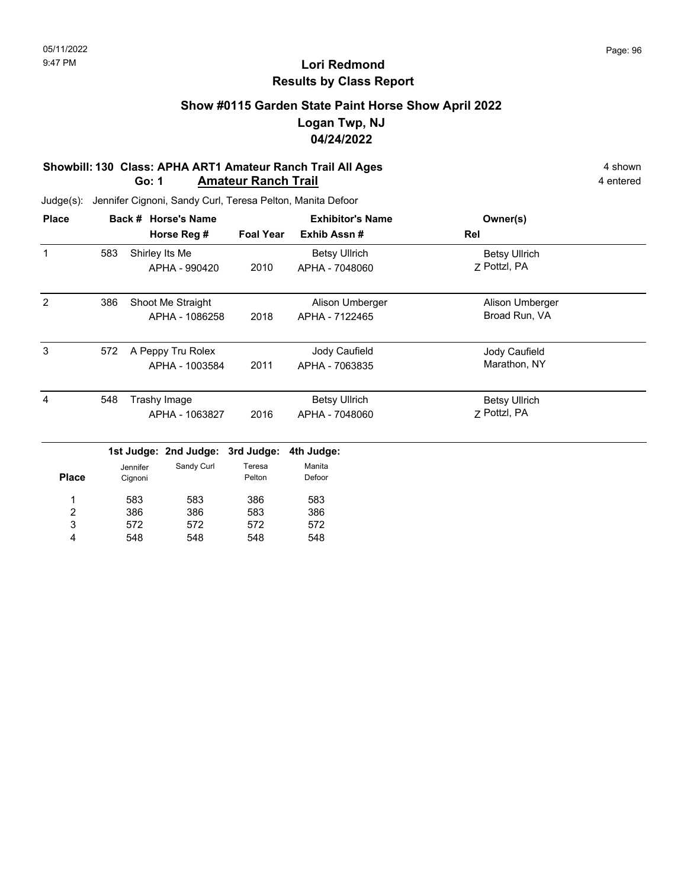# Lori Redmond
## Results by Class Report

### Show #0115 Garden State Paint Horse Show April 2022
### Logan Twp, NJ
### 04/24/2022

**Showbill: 130 Class: APHA ART1 Amateur Ranch Trail All Ages** — 4 shown

**Go: 1 Amateur Ranch Trail** — 4 entered

Judge(s): Jennifer Cignoni, Sandy Curl, Teresa Pelton, Manita Defoor

| Place | Back # | Horse's Name / Horse Reg # | Foal Year | Exhibitor's Name / Exhib Assn # | Owner(s) / Rel |
|---|---|---|---|---|---|
| 1 | 583 | Shirley Its Me<br>APHA - 990420 | 2010 | Betsy Ullrich<br>APHA - 7048060 | Betsy Ullrich<br>Z Pottzl, PA |
| 2 | 386 | Shoot Me Straight<br>APHA - 1086258 | 2018 | Alison Umberger<br>APHA - 7122465 | Alison Umberger<br>Broad Run, VA |
| 3 | 572 | A Peppy Tru Rolex<br>APHA - 1003584 | 2011 | Jody Caufield<br>APHA - 7063835 | Jody Caufield<br>Marathon, NY |
| 4 | 548 | Trashy Image<br>APHA - 1063827 | 2016 | Betsy Ullrich<br>APHA - 7048060 | Betsy Ullrich<br>Z Pottzl, PA |

| Place | 1st Judge: Jennifer Cignoni | 2nd Judge: Sandy Curl | 3rd Judge: Teresa Pelton | 4th Judge: Manita Defoor |
|---|---|---|---|---|
| 1 | 583 | 583 | 386 | 583 |
| 2 | 386 | 386 | 583 | 386 |
| 3 | 572 | 572 | 572 | 572 |
| 4 | 548 | 548 | 548 | 548 |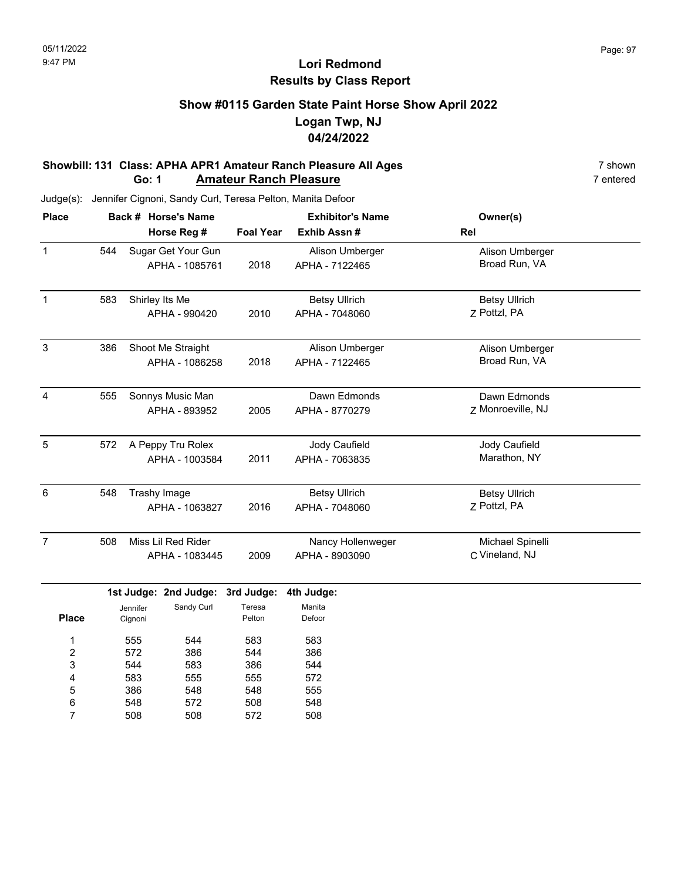# Lori Redmond
## Results by Class Report

### Show #0115 Garden State Paint Horse Show April 2022
### Logan Twp, NJ
### 04/24/2022

**Showbill: 131 Class: APHA APR1 Amateur Ranch Pleasure All Ages** — 7 shown

**Go: 1 Amateur Ranch Pleasure** — 7 entered

Judge(s): Jennifer Cignoni, Sandy Curl, Teresa Pelton, Manita Defoor

| Place | Back # | Horse's Name / Horse Reg # | Foal Year | Exhibitor's Name / Exhib Assn # | Rel | Owner(s) |
|---|---|---|---|---|---|---|
| 1 | 544 | Sugar Get Your Gun / APHA - 1085761 | 2018 | Alison Umberger / APHA - 7122465 | | Alison Umberger, Broad Run, VA |
| 1 | 583 | Shirley Its Me / APHA - 990420 | 2010 | Betsy Ullrich / APHA - 7048060 | Z | Betsy Ullrich, Pottzl, PA |
| 3 | 386 | Shoot Me Straight / APHA - 1086258 | 2018 | Alison Umberger / APHA - 7122465 | | Alison Umberger, Broad Run, VA |
| 4 | 555 | Sonnys Music Man / APHA - 893952 | 2005 | Dawn Edmonds / APHA - 8770279 | Z | Dawn Edmonds, Monroeville, NJ |
| 5 | 572 | A Peppy Tru Rolex / APHA - 1003584 | 2011 | Jody Caufield / APHA - 7063835 | | Jody Caufield, Marathon, NY |
| 6 | 548 | Trashy Image / APHA - 1063827 | 2016 | Betsy Ullrich / APHA - 7048060 | Z | Betsy Ullrich, Pottzl, PA |
| 7 | 508 | Miss Lil Red Rider / APHA - 1083445 | 2009 | Nancy Hollenweger / APHA - 8903090 | C | Michael Spinelli, Vineland, NJ |

| Place | 1st Judge: Jennifer Cignoni | 2nd Judge: Sandy Curl | 3rd Judge: Teresa Pelton | 4th Judge: Manita Defoor |
|---|---|---|---|---|
| 1 | 555 | 544 | 583 | 583 |
| 2 | 572 | 386 | 544 | 386 |
| 3 | 544 | 583 | 386 | 544 |
| 4 | 583 | 555 | 555 | 572 |
| 5 | 386 | 548 | 548 | 555 |
| 6 | 548 | 572 | 508 | 548 |
| 7 | 508 | 508 | 572 | 508 |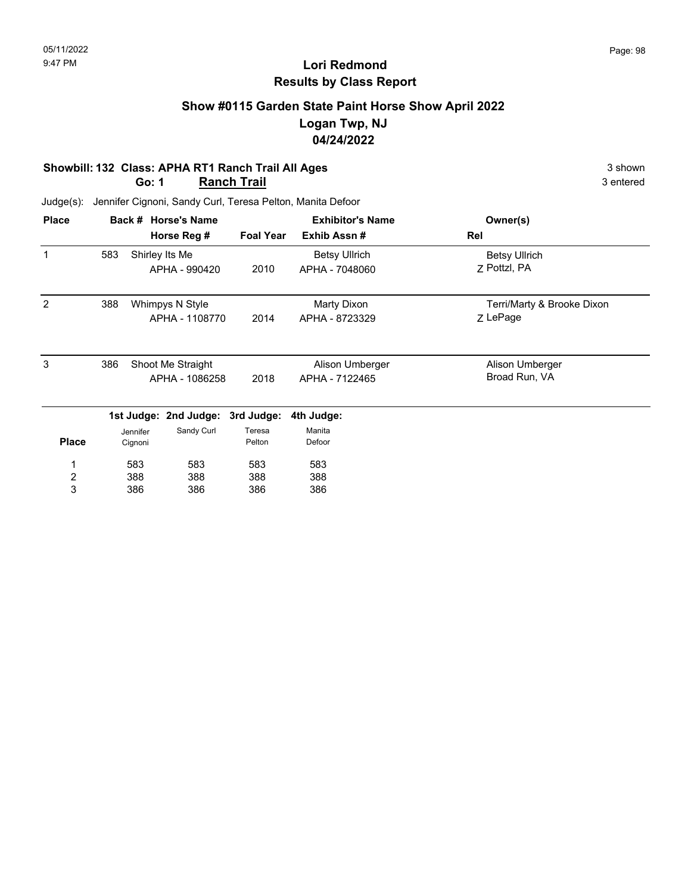# Lori Redmond
## Results by Class Report

### Show #0115 Garden State Paint Horse Show April 2022
### Logan Twp, NJ
### 04/24/2022

**Showbill: 132 Class: APHA RT1 Ranch Trail All Ages** — 3 shown

**Go: 1 Ranch Trail** — 3 entered

Judge(s): Jennifer Cignoni, Sandy Curl, Teresa Pelton, Manita Defoor

| Place | Back # | Horse's Name / Horse Reg # | Foal Year | Exhibitor's Name / Exhib Assn # | Rel | Owner(s) |
|---|---|---|---|---|---|---|
| 1 | 583 | Shirley Its Me<br>APHA - 990420 | 2010 | Betsy Ullrich<br>APHA - 7048060 | Z | Betsy Ullrich<br>Pottzl, PA |
| 2 | 388 | Whimpys N Style<br>APHA - 1108770 | 2014 | Marty Dixon<br>APHA - 8723329 | Z | Terri/Marty & Brooke Dixon<br>LePage |
| 3 | 386 | Shoot Me Straight<br>APHA - 1086258 | 2018 | Alison Umberger<br>APHA - 7122465 | | Alison Umberger<br>Broad Run, VA |

| Place | 1st Judge: Jennifer Cignoni | 2nd Judge: Sandy Curl | 3rd Judge: Teresa Pelton | 4th Judge: Manita Defoor |
|---|---|---|---|---|
| 1 | 583 | 583 | 583 | 583 |
| 2 | 388 | 388 | 388 | 388 |
| 3 | 386 | 386 | 386 | 386 |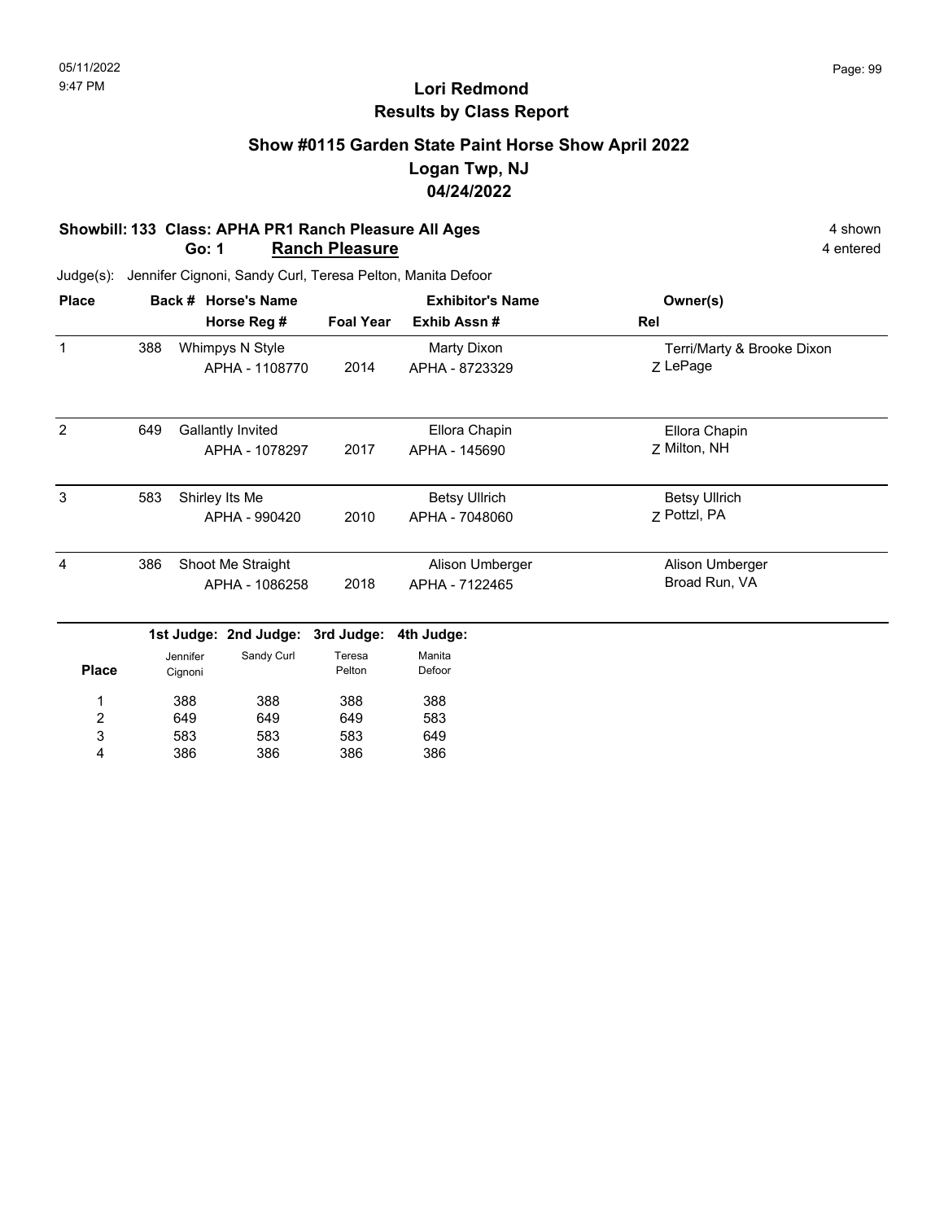05/11/2022
9:47 PM

# Lori Redmond
## Results by Class Report

### Show #0115 Garden State Paint Horse Show April 2022
### Logan Twp, NJ
### 04/24/2022

**Showbill: 133 Class: APHA PR1 Ranch Pleasure All Ages** — 4 shown
**Go: 1 Ranch Pleasure** — 4 entered

Judge(s): Jennifer Cignoni, Sandy Curl, Teresa Pelton, Manita Defoor

| Place | Back # | Horse's Name / Horse Reg # | Foal Year | Exhibitor's Name / Exhib Assn # | Rel | Owner(s) |
|---|---|---|---|---|---|---|
| 1 | 388 | Whimpys N Style<br>APHA - 1108770 | 2014 | Marty Dixon<br>APHA - 8723329 | Z | Terri/Marty & Brooke Dixon<br>LePage |
| 2 | 649 | Gallantly Invited<br>APHA - 1078297 | 2017 | Ellora Chapin<br>APHA - 145690 | Z | Ellora Chapin<br>Milton, NH |
| 3 | 583 | Shirley Its Me<br>APHA - 990420 | 2010 | Betsy Ullrich<br>APHA - 7048060 | Z | Betsy Ullrich<br>Pottzl, PA |
| 4 | 386 | Shoot Me Straight<br>APHA - 1086258 | 2018 | Alison Umberger<br>APHA - 7122465 | | Alison Umberger<br>Broad Run, VA |

| Place | 1st Judge: Jennifer Cignoni | 2nd Judge: Sandy Curl | 3rd Judge: Teresa Pelton | 4th Judge: Manita Defoor |
|---|---|---|---|---|
| 1 | 388 | 388 | 388 | 388 |
| 2 | 649 | 649 | 649 | 583 |
| 3 | 583 | 583 | 583 | 649 |
| 4 | 386 | 386 | 386 | 386 |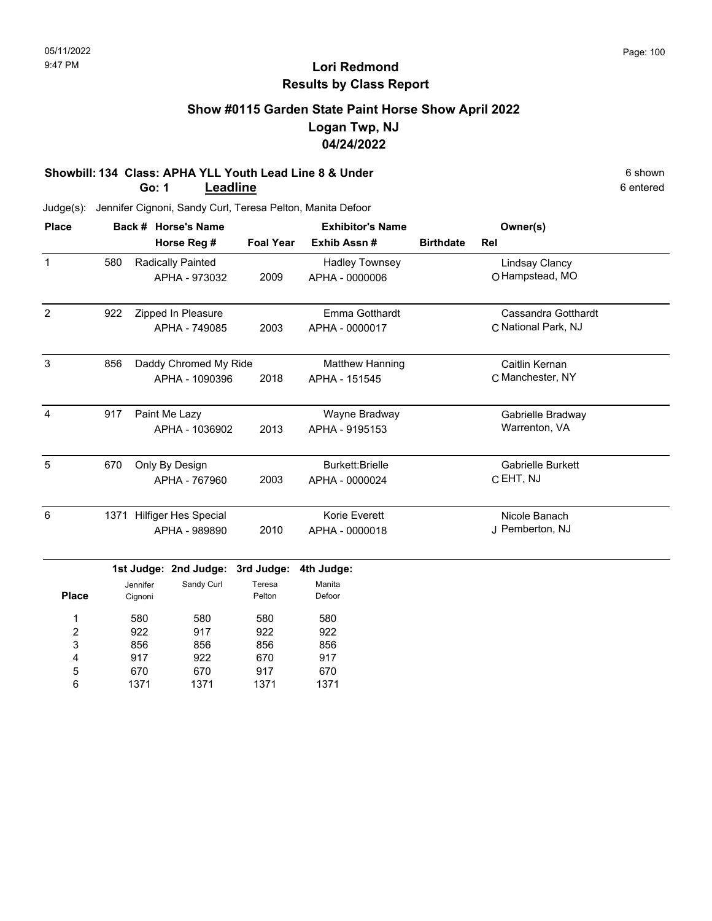## Lori Redmond
## Results by Class Report

### Show #0115 Garden State Paint Horse Show April 2022
### Logan Twp, NJ
### 04/24/2022

**Showbill: 134 Class: APHA YLL Youth Lead Line 8 & Under** — 6 shown

**Go: 1 Leadline** — 6 entered

Judge(s): Jennifer Cignoni, Sandy Curl, Teresa Pelton, Manita Defoor

| Place | Back # | Horse's Name / Horse Reg # | Foal Year | Exhibitor's Name / Exhib Assn # | Birthdate | Rel | Owner(s) |
|---|---|---|---|---|---|---|---|
| 1 | 580 | Radically Painted<br>APHA - 973032 | 2009 | Hadley Townsey<br>APHA - 0000006 | | O | Lindsay Clancy<br>Hampstead, MO |
| 2 | 922 | Zipped In Pleasure<br>APHA - 749085 | 2003 | Emma Gotthardt<br>APHA - 0000017 | | C | Cassandra Gotthardt<br>National Park, NJ |
| 3 | 856 | Daddy Chromed My Ride<br>APHA - 1090396 | 2018 | Matthew Hanning<br>APHA - 151545 | | C | Caitlin Kernan<br>Manchester, NY |
| 4 | 917 | Paint Me Lazy<br>APHA - 1036902 | 2013 | Wayne Bradway<br>APHA - 9195153 | | | Gabrielle Bradway<br>Warrenton, VA |
| 5 | 670 | Only By Design<br>APHA - 767960 | 2003 | Burkett:Brielle<br>APHA - 0000024 | | C | Gabrielle Burkett<br>EHT, NJ |
| 6 | 1371 | Hilfiger Hes Special<br>APHA - 989890 | 2010 | Korie Everett<br>APHA - 0000018 | | J | Nicole Banach<br>Pemberton, NJ |

| Place | 1st Judge: Jennifer Cignoni | 2nd Judge: Sandy Curl | 3rd Judge: Teresa Pelton | 4th Judge: Manita Defoor |
|---|---|---|---|---|
| 1 | 580 | 580 | 580 | 580 |
| 2 | 922 | 917 | 922 | 922 |
| 3 | 856 | 856 | 856 | 856 |
| 4 | 917 | 922 | 670 | 917 |
| 5 | 670 | 670 | 917 | 670 |
| 6 | 1371 | 1371 | 1371 | 1371 |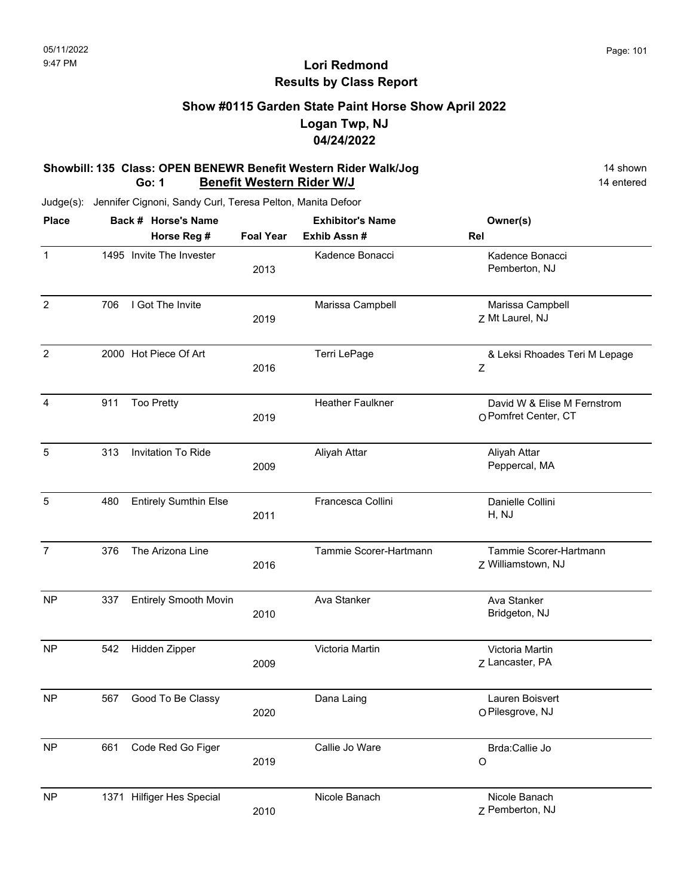05/11/2022
9:47 PM

# Lori Redmond
## Results by Class Report

### Show #0115 Garden State Paint Horse Show April 2022
### Logan Twp, NJ
### 04/24/2022

**Showbill: 135 Class: OPEN BENEWR Benefit Western Rider Walk/Jog** — 14 shown

**Go: 1 Benefit Western Rider W/J** — 14 entered

Judge(s): Jennifer Cignoni, Sandy Curl, Teresa Pelton, Manita Defoor

| Place | Back # | Horse's Name / Horse Reg # | Foal Year | Exhibitor's Name / Exhib Assn # | Rel | Owner(s) |
|---|---|---|---|---|---|---|
| 1 | 1495 | Invite The Invester | 2013 | Kadence Bonacci | | Kadence Bonacci<br>Pemberton, NJ |
| 2 | 706 | I Got The Invite | 2019 | Marissa Campbell | Z | Marissa Campbell<br>Mt Laurel, NJ |
| 2 | 2000 | Hot Piece Of Art | 2016 | Terri LePage | Z | & Leksi Rhoades Teri M Lepage |
| 4 | 911 | Too Pretty | 2019 | Heather Faulkner | O | David W & Elise M Fernstrom<br>Pomfret Center, CT |
| 5 | 313 | Invitation To Ride | 2009 | Aliyah Attar | | Aliyah Attar<br>Peppercal, MA |
| 5 | 480 | Entirely Sumthin Else | 2011 | Francesca Collini | | Danielle Collini<br>H, NJ |
| 7 | 376 | The Arizona Line | 2016 | Tammie Scorer-Hartmann | Z | Tammie Scorer-Hartmann<br>Williamstown, NJ |
| NP | 337 | Entirely Smooth Movin | 2010 | Ava Stanker | | Ava Stanker<br>Bridgeton, NJ |
| NP | 542 | Hidden Zipper | 2009 | Victoria Martin | Z | Victoria Martin<br>Lancaster, PA |
| NP | 567 | Good To Be Classy | 2020 | Dana Laing | O | Lauren Boisvert<br>Pilesgrove, NJ |
| NP | 661 | Code Red Go Figer | 2019 | Callie Jo Ware | O | Brda:Callie Jo |
| NP | 1371 | Hilfiger Hes Special | 2010 | Nicole Banach | Z | Nicole Banach<br>Pemberton, NJ |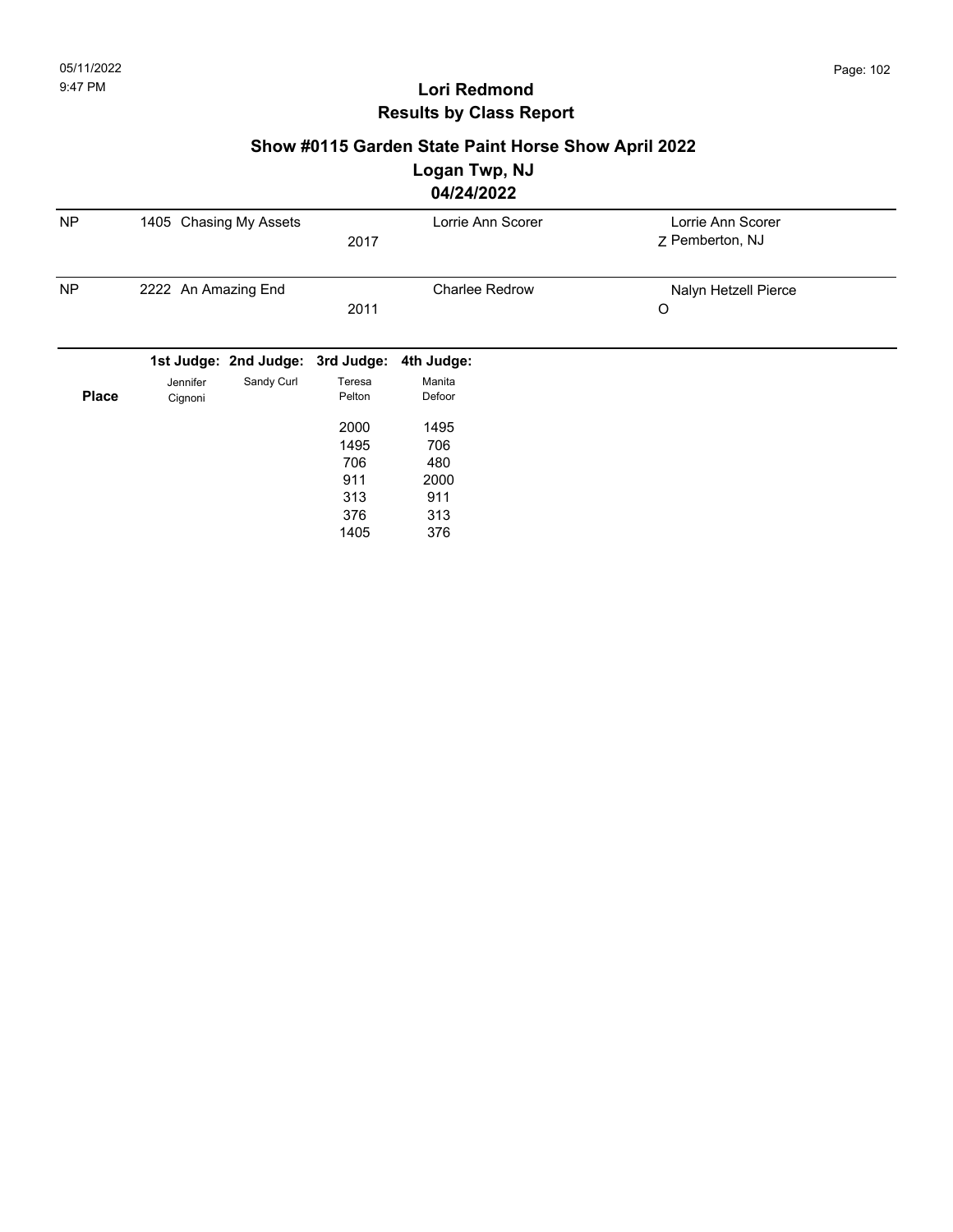# Lori Redmond
## Results by Class Report

### Show #0115 Garden State Paint Horse Show April 2022
### Logan Twp, NJ
### 04/24/2022

| | | | | |
|---|---|---|---|---|
| NP | 1405 Chasing My Assets | 2017 | Lorrie Ann Scorer | Lorrie Ann Scorer Z Pemberton, NJ |
| NP | 2222 An Amazing End | 2011 | Charlee Redrow | Nalyn Hetzell Pierce O |

| Place | 1st Judge: Jennifer Cignoni | 2nd Judge: Sandy Curl | 3rd Judge: Teresa Pelton | 4th Judge: Manita Defoor |
|---|---|---|---|---|
| | | | 2000 | 1495 |
| | | | 1495 | 706 |
| | | | 706 | 480 |
| | | | 911 | 2000 |
| | | | 313 | 911 |
| | | | 376 | 313 |
| | | | 1405 | 376 |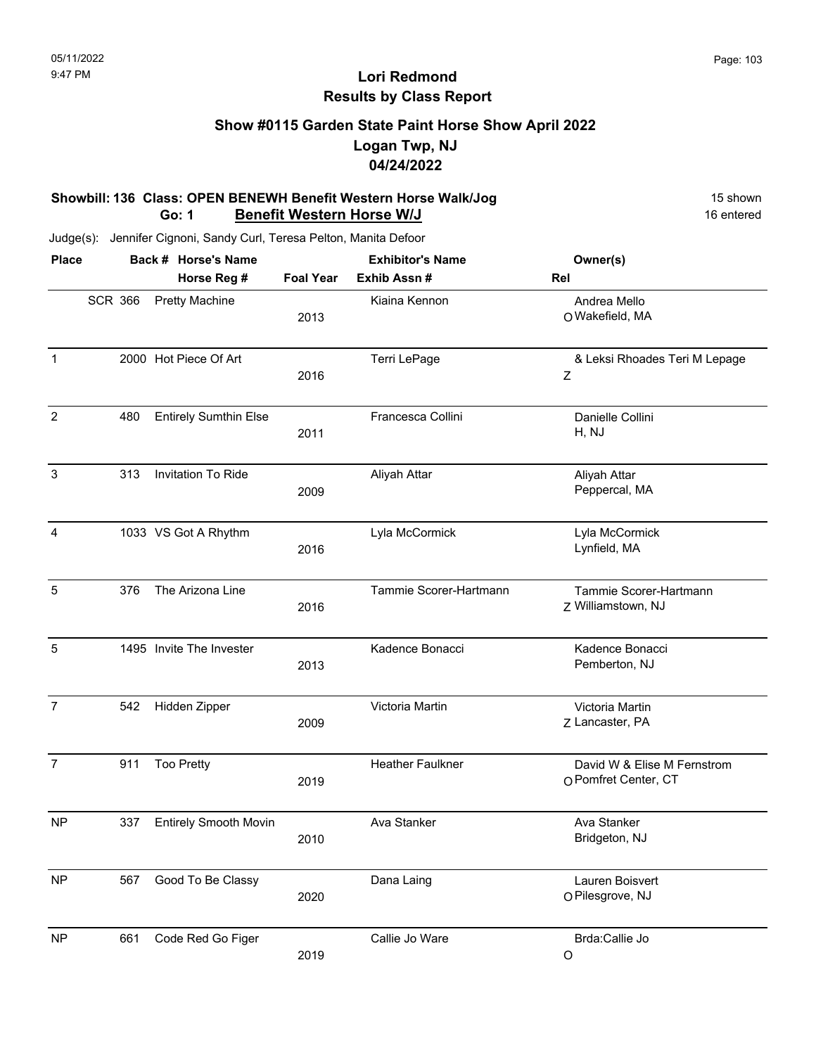# Lori Redmond
## Results by Class Report

### Show #0115 Garden State Paint Horse Show April 2022
### Logan Twp, NJ
### 04/24/2022

**Showbill: 136 Class: OPEN BENEWH Benefit Western Horse Walk/Jog** — 15 shown

**Go: 1 Benefit Western Horse W/J** — 16 entered

Judge(s): Jennifer Cignoni, Sandy Curl, Teresa Pelton, Manita Defoor

| Place | Back # | Horse's Name / Horse Reg # | Foal Year | Exhibitor's Name / Exhib Assn # | Rel | Owner(s) |
|---|---|---|---|---|---|---|
| SCR | 366 | Pretty Machine | 2013 | Kiaina Kennon | O | Andrea Mello, Wakefield, MA |
| 1 | 2000 | Hot Piece Of Art | 2016 | Terri LePage | Z | & Leksi Rhoades Teri M Lepage |
| 2 | 480 | Entirely Sumthin Else | 2011 | Francesca Collini | | Danielle Collini, H, NJ |
| 3 | 313 | Invitation To Ride | 2009 | Aliyah Attar | | Aliyah Attar, Peppercal, MA |
| 4 | 1033 | VS Got A Rhythm | 2016 | Lyla McCormick | | Lyla McCormick, Lynfield, MA |
| 5 | 376 | The Arizona Line | 2016 | Tammie Scorer-Hartmann | Z | Tammie Scorer-Hartmann, Williamstown, NJ |
| 5 | 1495 | Invite The Invester | 2013 | Kadence Bonacci | | Kadence Bonacci, Pemberton, NJ |
| 7 | 542 | Hidden Zipper | 2009 | Victoria Martin | Z | Victoria Martin, Lancaster, PA |
| 7 | 911 | Too Pretty | 2019 | Heather Faulkner | O | David W & Elise M Fernstrom, Pomfret Center, CT |
| NP | 337 | Entirely Smooth Movin | 2010 | Ava Stanker | | Ava Stanker, Bridgeton, NJ |
| NP | 567 | Good To Be Classy | 2020 | Dana Laing | O | Lauren Boisvert, Pilesgrove, NJ |
| NP | 661 | Code Red Go Figer | 2019 | Callie Jo Ware | O | Brda:Callie Jo |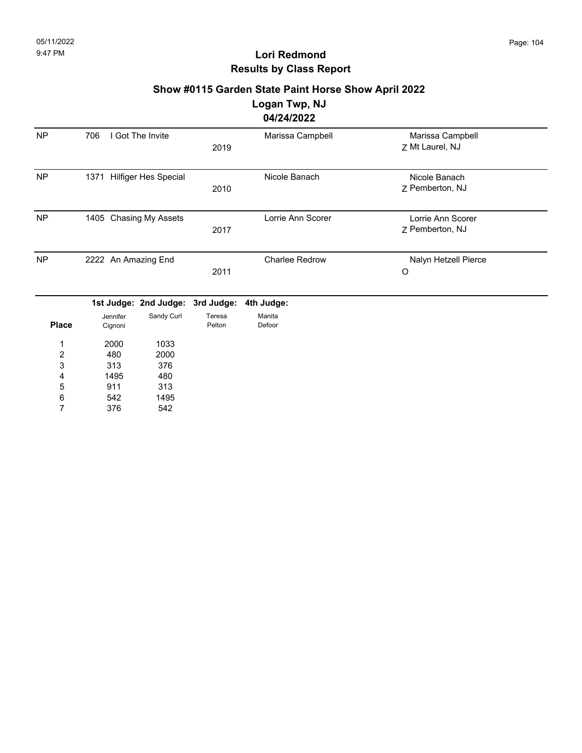# Lori Redmond
## Results by Class Report

### Show #0115 Garden State Paint Horse Show April 2022
### Logan Twp, NJ
### 04/24/2022

| Place | # | Horse | Year | Rider | Owner |
|---|---|---|---|---|---|
| NP | 706 | I Got The Invite | 2019 | Marissa Campbell | Marissa Campbell<br>Z Mt Laurel, NJ |
| NP | 1371 | Hilfiger Hes Special | 2010 | Nicole Banach | Nicole Banach<br>Z Pemberton, NJ |
| NP | 1405 | Chasing My Assets | 2017 | Lorrie Ann Scorer | Lorrie Ann Scorer<br>Z Pemberton, NJ |
| NP | 2222 | An Amazing End | 2011 | Charlee Redrow | Nalyn Hetzell Pierce<br>O |

| Place | 1st Judge: Jennifer Cignoni | 2nd Judge: Sandy Curl | 3rd Judge: Teresa Pelton | 4th Judge: Manita Defoor |
|---|---|---|---|---|
| 1 | 2000 | 1033 | | |
| 2 | 480 | 2000 | | |
| 3 | 313 | 376 | | |
| 4 | 1495 | 480 | | |
| 5 | 911 | 313 | | |
| 6 | 542 | 1495 | | |
| 7 | 376 | 542 | | |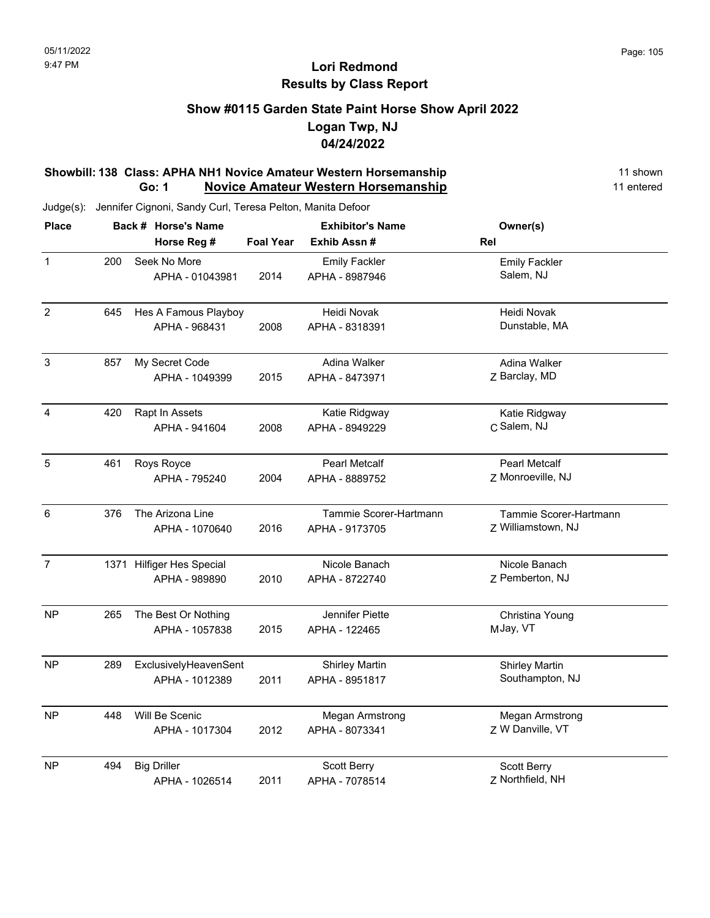# Lori Redmond
## Results by Class Report

### Show #0115 Garden State Paint Horse Show April 2022
### Logan Twp, NJ
### 04/24/2022

**Showbill: 138 Class: APHA NH1 Novice Amateur Western Horsemanship** — 11 shown

**Go: 1 Novice Amateur Western Horsemanship** — 11 entered

Judge(s): Jennifer Cignoni, Sandy Curl, Teresa Pelton, Manita Defoor

| Place | Back # | Horse's Name / Horse Reg # | Foal Year | Exhibitor's Name / Exhib Assn # | Rel | Owner(s) |
|---|---|---|---|---|---|---|
| 1 | 200 | Seek No More<br>APHA - 01043981 | 2014 | Emily Fackler<br>APHA - 8987946 | | Emily Fackler<br>Salem, NJ |
| 2 | 645 | Hes A Famous Playboy<br>APHA - 968431 | 2008 | Heidi Novak<br>APHA - 8318391 | | Heidi Novak<br>Dunstable, MA |
| 3 | 857 | My Secret Code<br>APHA - 1049399 | 2015 | Adina Walker<br>APHA - 8473971 | Z | Adina Walker<br>Barclay, MD |
| 4 | 420 | Rapt In Assets<br>APHA - 941604 | 2008 | Katie Ridgway<br>APHA - 8949229 | C | Katie Ridgway<br>Salem, NJ |
| 5 | 461 | Roys Royce<br>APHA - 795240 | 2004 | Pearl Metcalf<br>APHA - 8889752 | Z | Pearl Metcalf<br>Monroeville, NJ |
| 6 | 376 | The Arizona Line<br>APHA - 1070640 | 2016 | Tammie Scorer-Hartmann<br>APHA - 9173705 | Z | Tammie Scorer-Hartmann<br>Williamstown, NJ |
| 7 | 1371 | Hilfiger Hes Special<br>APHA - 989890 | 2010 | Nicole Banach<br>APHA - 8722740 | Z | Nicole Banach<br>Pemberton, NJ |
| NP | 265 | The Best Or Nothing<br>APHA - 1057838 | 2015 | Jennifer Piette<br>APHA - 122465 | M | Christina Young<br>Jay, VT |
| NP | 289 | ExclusivelyHeavenSent<br>APHA - 1012389 | 2011 | Shirley Martin<br>APHA - 8951817 | | Shirley Martin<br>Southampton, NJ |
| NP | 448 | Will Be Scenic<br>APHA - 1017304 | 2012 | Megan Armstrong<br>APHA - 8073341 | Z | Megan Armstrong<br>W Danville, VT |
| NP | 494 | Big Driller<br>APHA - 1026514 | 2011 | Scott Berry<br>APHA - 7078514 | Z | Scott Berry<br>Northfield, NH |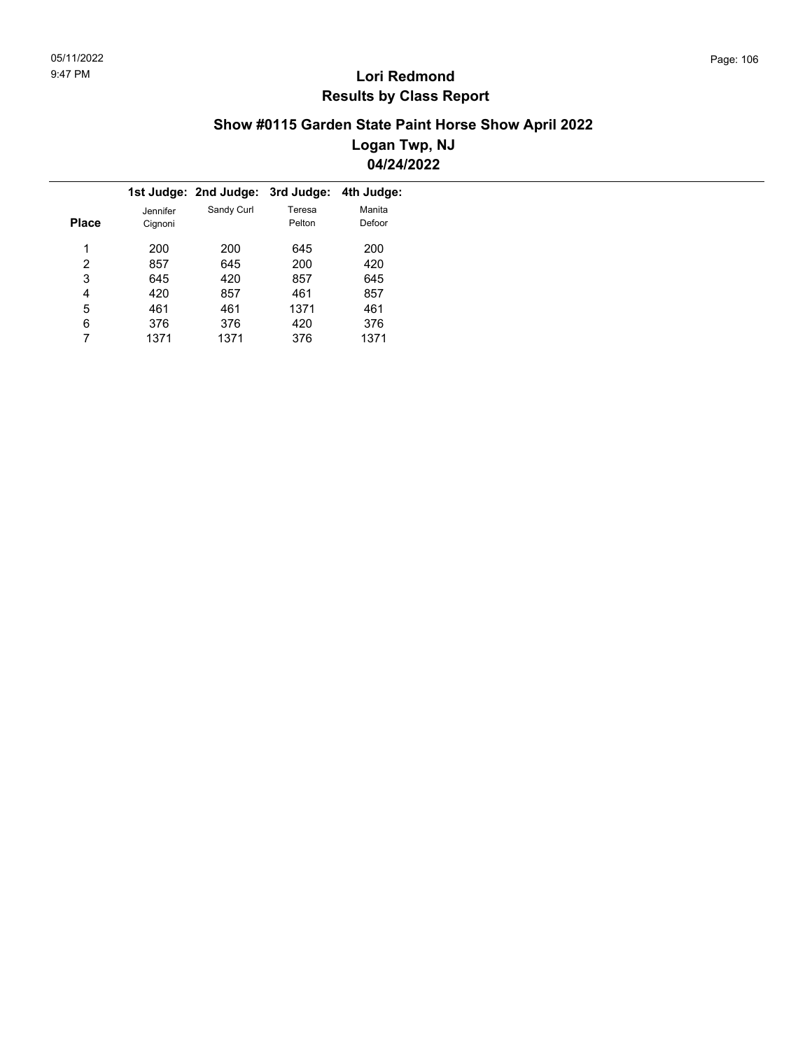# Lori Redmond
## Results by Class Report

### Show #0115 Garden State Paint Horse Show April 2022
### Logan Twp, NJ
### 04/24/2022

| Place | 1st Judge: Jennifer Cignoni | 2nd Judge: Sandy Curl | 3rd Judge: Teresa Pelton | 4th Judge: Manita Defoor |
|---|---|---|---|---|
| 1 | 200 | 200 | 645 | 200 |
| 2 | 857 | 645 | 200 | 420 |
| 3 | 645 | 420 | 857 | 645 |
| 4 | 420 | 857 | 461 | 857 |
| 5 | 461 | 461 | 1371 | 461 |
| 6 | 376 | 376 | 420 | 376 |
| 7 | 1371 | 1371 | 376 | 1371 |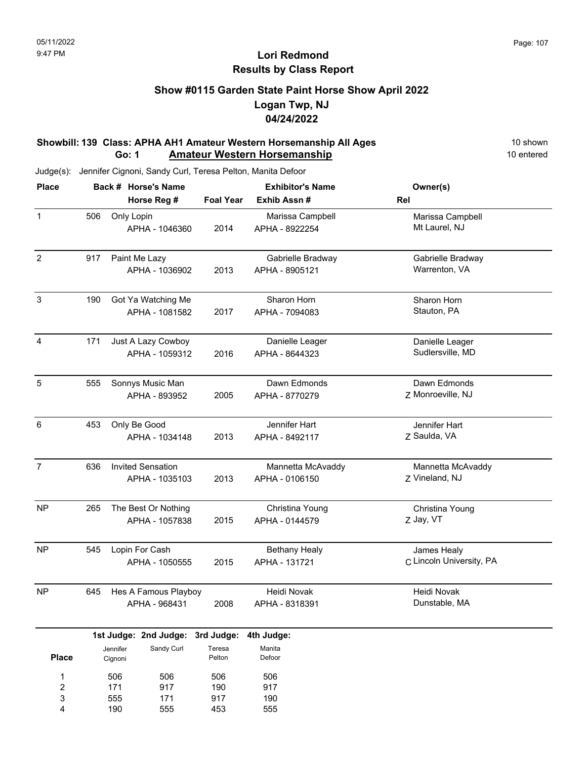05/11/2022
9:47 PM

# Lori Redmond
## Results by Class Report

### Show #0115 Garden State Paint Horse Show April 2022
### Logan Twp, NJ
### 04/24/2022

**Showbill: 139 Class: APHA AH1 Amateur Western Horsemanship All Ages** — 10 shown
**Go: 1 Amateur Western Horsemanship** — 10 entered

Judge(s): Jennifer Cignoni, Sandy Curl, Teresa Pelton, Manita Defoor

| Place | Back # | Horse's Name / Horse Reg # | Foal Year | Exhibitor's Name / Exhib Assn # | Rel | Owner(s) |
|---|---|---|---|---|---|---|
| 1 | 506 | Only Lopin<br>APHA - 1046360 | 2014 | Marissa Campbell<br>APHA - 8922254 | | Marissa Campbell<br>Mt Laurel, NJ |
| 2 | 917 | Paint Me Lazy<br>APHA - 1036902 | 2013 | Gabrielle Bradway<br>APHA - 8905121 | | Gabrielle Bradway<br>Warrenton, VA |
| 3 | 190 | Got Ya Watching Me<br>APHA - 1081582 | 2017 | Sharon Horn<br>APHA - 7094083 | | Sharon Horn<br>Stauton, PA |
| 4 | 171 | Just A Lazy Cowboy<br>APHA - 1059312 | 2016 | Danielle Leager<br>APHA - 8644323 | | Danielle Leager<br>Sudlersville, MD |
| 5 | 555 | Sonnys Music Man<br>APHA - 893952 | 2005 | Dawn Edmonds<br>APHA - 8770279 | Z | Dawn Edmonds<br>Monroeville, NJ |
| 6 | 453 | Only Be Good<br>APHA - 1034148 | 2013 | Jennifer Hart<br>APHA - 8492117 | Z | Jennifer Hart<br>Saulda, VA |
| 7 | 636 | Invited Sensation<br>APHA - 1035103 | 2013 | Mannetta McAvaddy<br>APHA - 0106150 | Z | Mannetta McAvaddy<br>Vineland, NJ |
| NP | 265 | The Best Or Nothing<br>APHA - 1057838 | 2015 | Christina Young<br>APHA - 0144579 | Z | Christina Young<br>Jay, VT |
| NP | 545 | Lopin For Cash<br>APHA - 1050555 | 2015 | Bethany Healy<br>APHA - 131721 | C | James Healy<br>Lincoln University, PA |
| NP | 645 | Hes A Famous Playboy<br>APHA - 968431 | 2008 | Heidi Novak<br>APHA - 8318391 | | Heidi Novak<br>Dunstable, MA |

| Place | 1st Judge: Jennifer Cignoni | 2nd Judge: Sandy Curl | 3rd Judge: Teresa Pelton | 4th Judge: Manita Defoor |
|---|---|---|---|---|
| 1 | 506 | 506 | 506 | 506 |
| 2 | 171 | 917 | 190 | 917 |
| 3 | 555 | 171 | 917 | 190 |
| 4 | 190 | 555 | 453 | 555 |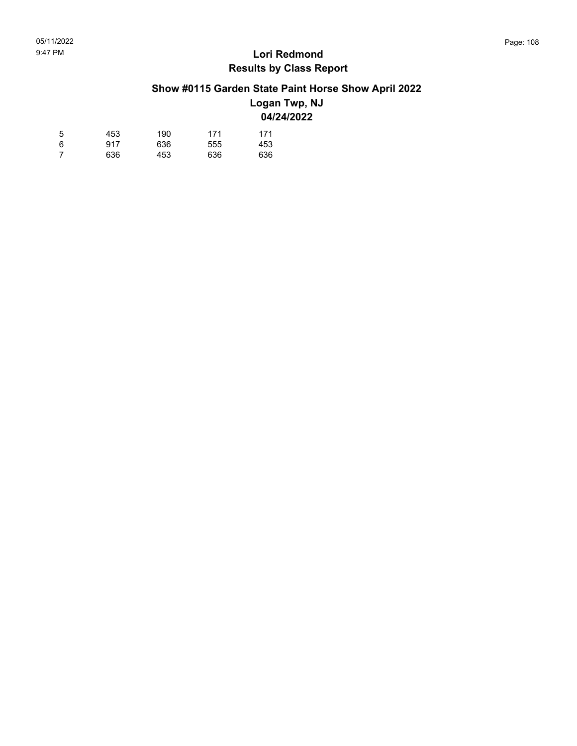| | | | | |
|---|---|---|---|---|
| 5 | 453 | 190 | 171 | 171 |
| 6 | 917 | 636 | 555 | 453 |
| 7 | 636 | 453 | 636 | 636 |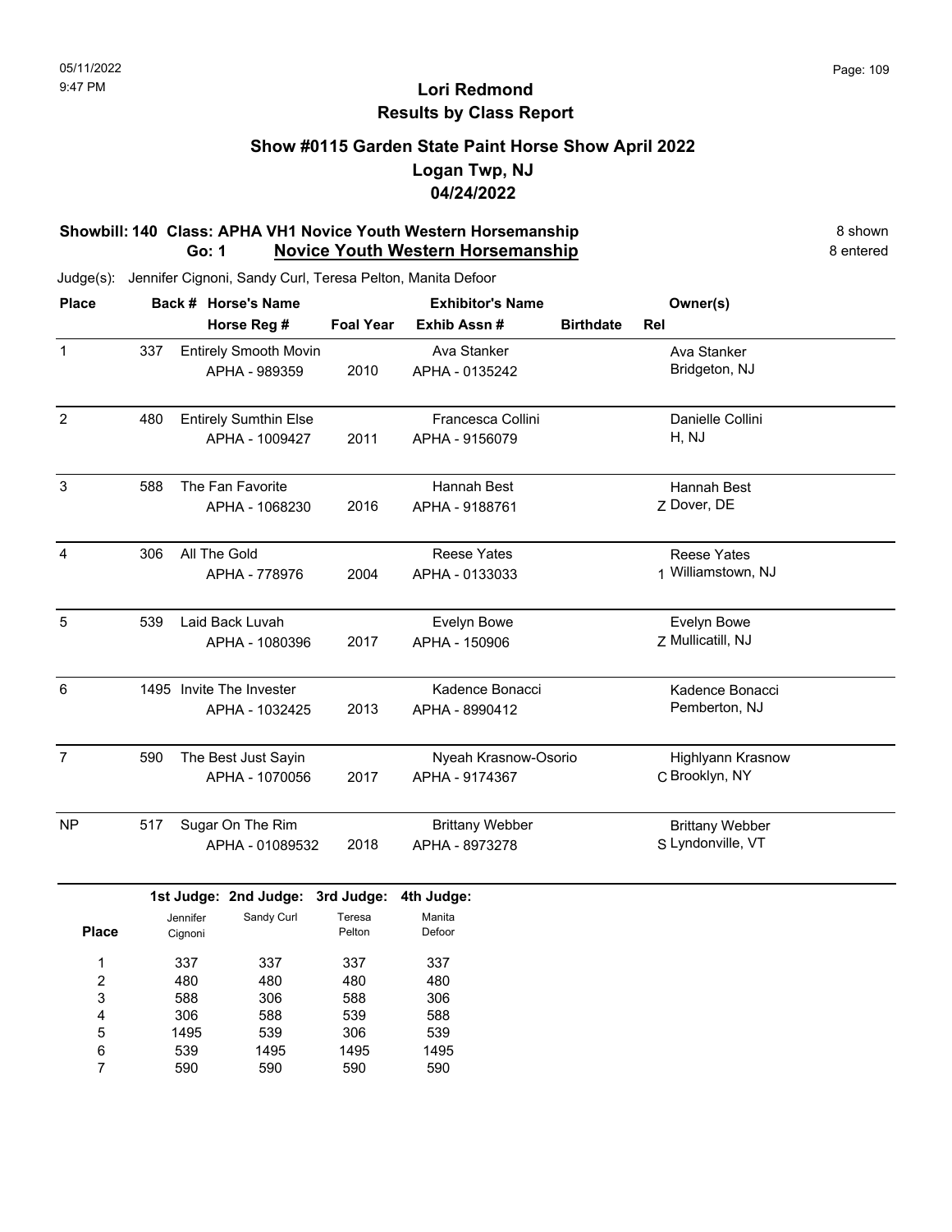# Lori Redmond
## Results by Class Report

### Show #0115 Garden State Paint Horse Show April 2022
### Logan Twp, NJ
### 04/24/2022

**Showbill: 140 Class: APHA VH1 Novice Youth Western Horsemanship** — 8 shown
**Go: 1 Novice Youth Western Horsemanship** — 8 entered

Judge(s): Jennifer Cignoni, Sandy Curl, Teresa Pelton, Manita Defoor

| Place | Back # | Horse's Name / Horse Reg # | Foal Year | Exhibitor's Name / Exhib Assn # | Birthdate | Rel | Owner(s) |
|---|---|---|---|---|---|---|---|
| 1 | 337 | Entirely Smooth Movin<br>APHA - 989359 | 2010 | Ava Stanker<br>APHA - 0135242 | | | Ava Stanker<br>Bridgeton, NJ |
| 2 | 480 | Entirely Sumthin Else<br>APHA - 1009427 | 2011 | Francesca Collini<br>APHA - 9156079 | | | Danielle Collini<br>H, NJ |
| 3 | 588 | The Fan Favorite<br>APHA - 1068230 | 2016 | Hannah Best<br>APHA - 9188761 | | Z | Hannah Best<br>Dover, DE |
| 4 | 306 | All The Gold<br>APHA - 778976 | 2004 | Reese Yates<br>APHA - 0133033 | | 1 | Reese Yates<br>Williamstown, NJ |
| 5 | 539 | Laid Back Luvah<br>APHA - 1080396 | 2017 | Evelyn Bowe<br>APHA - 150906 | | Z | Evelyn Bowe<br>Mullicatill, NJ |
| 6 | 1495 | Invite The Invester<br>APHA - 1032425 | 2013 | Kadence Bonacci<br>APHA - 8990412 | | | Kadence Bonacci<br>Pemberton, NJ |
| 7 | 590 | The Best Just Sayin<br>APHA - 1070056 | 2017 | Nyeah Krasnow-Osorio<br>APHA - 9174367 | | C | Highlyann Krasnow<br>Brooklyn, NY |
| NP | 517 | Sugar On The Rim<br>APHA - 01089532 | 2018 | Brittany Webber<br>APHA - 8973278 | | S | Brittany Webber<br>Lyndonville, VT |

| Place | 1st Judge: Jennifer Cignoni | 2nd Judge: Sandy Curl | 3rd Judge: Teresa Pelton | 4th Judge: Manita Defoor |
|---|---|---|---|---|
| 1 | 337 | 337 | 337 | 337 |
| 2 | 480 | 480 | 480 | 480 |
| 3 | 588 | 306 | 588 | 306 |
| 4 | 306 | 588 | 539 | 588 |
| 5 | 1495 | 539 | 306 | 539 |
| 6 | 539 | 1495 | 1495 | 1495 |
| 7 | 590 | 590 | 590 | 590 |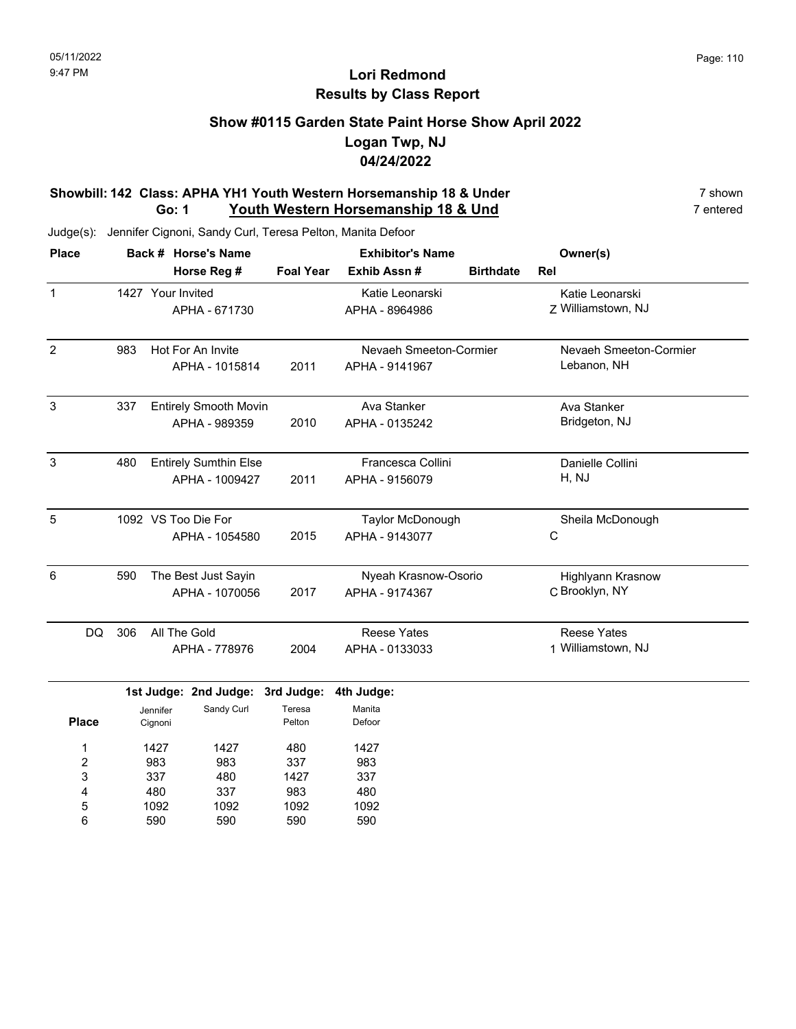# Lori Redmond
## Results by Class Report

### Show #0115 Garden State Paint Horse Show April 2022
### Logan Twp, NJ
### 04/24/2022

**Showbill: 142 Class: APHA YH1 Youth Western Horsemanship 18 & Under** — 7 shown

**Go: 1 Youth Western Horsemanship 18 & Und** — 7 entered

Judge(s): Jennifer Cignoni, Sandy Curl, Teresa Pelton, Manita Defoor

| Place | Back # | Horse's Name / Horse Reg # | Foal Year | Exhibitor's Name / Exhib Assn # | Birthdate | Rel | Owner(s) |
|---|---|---|---|---|---|---|---|
| 1 | 1427 | Your Invited / APHA - 671730 | | Katie Leonarski / APHA - 8964986 | | Z | Katie Leonarski, Williamstown, NJ |
| 2 | 983 | Hot For An Invite / APHA - 1015814 | 2011 | Nevaeh Smeeton-Cormier / APHA - 9141967 | | | Nevaeh Smeeton-Cormier, Lebanon, NH |
| 3 | 337 | Entirely Smooth Movin / APHA - 989359 | 2010 | Ava Stanker / APHA - 0135242 | | | Ava Stanker, Bridgeton, NJ |
| 3 | 480 | Entirely Sumthin Else / APHA - 1009427 | 2011 | Francesca Collini / APHA - 9156079 | | | Danielle Collini, H, NJ |
| 5 | 1092 | VS Too Die For / APHA - 1054580 | 2015 | Taylor McDonough / APHA - 9143077 | | C | Sheila McDonough |
| 6 | 590 | The Best Just Sayin / APHA - 1070056 | 2017 | Nyeah Krasnow-Osorio / APHA - 9174367 | | C | Highlyann Krasnow, Brooklyn, NY |
| DQ | 306 | All The Gold / APHA - 778976 | 2004 | Reese Yates / APHA - 0133033 | | 1 | Reese Yates, Williamstown, NJ |

| Place | 1st Judge: Jennifer Cignoni | 2nd Judge: Sandy Curl | 3rd Judge: Teresa Pelton | 4th Judge: Manita Defoor |
|---|---|---|---|---|
| 1 | 1427 | 1427 | 480 | 1427 |
| 2 | 983 | 983 | 337 | 983 |
| 3 | 337 | 480 | 1427 | 337 |
| 4 | 480 | 337 | 983 | 480 |
| 5 | 1092 | 1092 | 1092 | 1092 |
| 6 | 590 | 590 | 590 | 590 |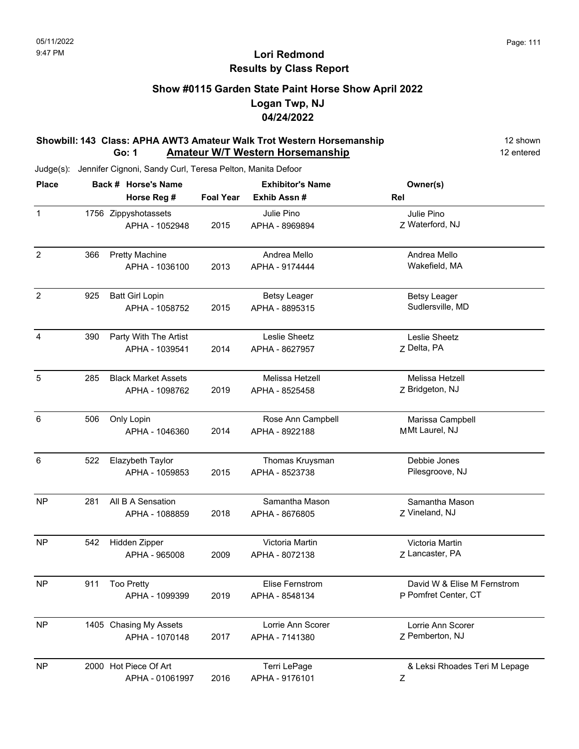## Lori Redmond
## Results by Class Report

### Show #0115 Garden State Paint Horse Show April 2022
### Logan Twp, NJ
### 04/24/2022

**Showbill: 143 Class: APHA AWT3 Amateur Walk Trot Western Horsemanship** — 12 shown

**Go: 1 Amateur W/T Western Horsemanship** — 12 entered

Judge(s): Jennifer Cignoni, Sandy Curl, Teresa Pelton, Manita Defoor

| Place | Back # | Horse's Name / Horse Reg # | Foal Year | Exhibitor's Name / Exhib Assn # | Rel | Owner(s) |
|---|---|---|---|---|---|---|
| 1 | 1756 | Zippyshotassets<br>APHA - 1052948 | 2015 | Julie Pino<br>APHA - 8969894 | Z | Julie Pino<br>Waterford, NJ |
| 2 | 366 | Pretty Machine<br>APHA - 1036100 | 2013 | Andrea Mello<br>APHA - 9174444 | | Andrea Mello<br>Wakefield, MA |
| 2 | 925 | Batt Girl Lopin<br>APHA - 1058752 | 2015 | Betsy Leager<br>APHA - 8895315 | | Betsy Leager<br>Sudlersville, MD |
| 4 | 390 | Party With The Artist<br>APHA - 1039541 | 2014 | Leslie Sheetz<br>APHA - 8627957 | Z | Leslie Sheetz<br>Delta, PA |
| 5 | 285 | Black Market Assets<br>APHA - 1098762 | 2019 | Melissa Hetzell<br>APHA - 8525458 | Z | Melissa Hetzell<br>Bridgeton, NJ |
| 6 | 506 | Only Lopin<br>APHA - 1046360 | 2014 | Rose Ann Campbell<br>APHA - 8922188 | M | Marissa Campbell<br>Mt Laurel, NJ |
| 6 | 522 | Elazybeth Taylor<br>APHA - 1059853 | 2015 | Thomas Kruysman<br>APHA - 8523738 | | Debbie Jones<br>Pilesgroove, NJ |
| NP | 281 | All B A Sensation<br>APHA - 1088859 | 2018 | Samantha Mason<br>APHA - 8676805 | Z | Samantha Mason<br>Vineland, NJ |
| NP | 542 | Hidden Zipper<br>APHA - 965008 | 2009 | Victoria Martin<br>APHA - 8072138 | Z | Victoria Martin<br>Lancaster, PA |
| NP | 911 | Too Pretty<br>APHA - 1099399 | 2019 | Elise Fernstrom<br>APHA - 8548134 | P | David W & Elise M Fernstrom<br>Pomfret Center, CT |
| NP | 1405 | Chasing My Assets<br>APHA - 1070148 | 2017 | Lorrie Ann Scorer<br>APHA - 7141380 | Z | Lorrie Ann Scorer<br>Pemberton, NJ |
| NP | 2000 | Hot Piece Of Art<br>APHA - 01061997 | 2016 | Terri LePage<br>APHA - 9176101 | Z | & Leksi Rhoades Teri M Lepage |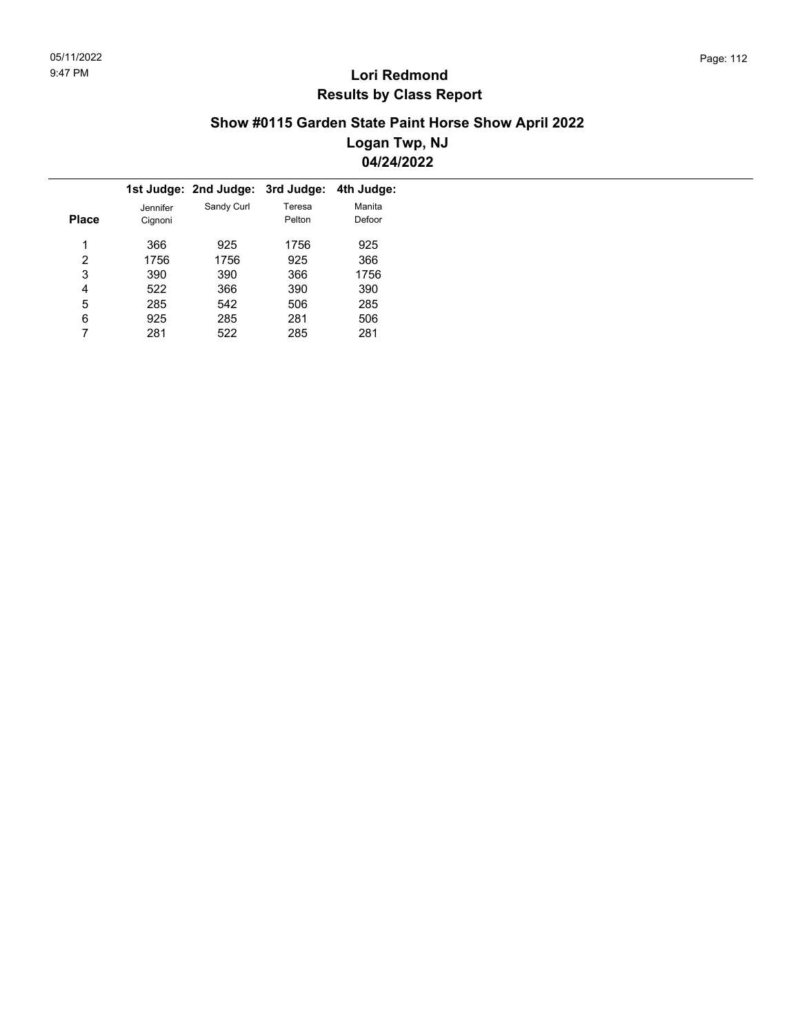# Lori Redmond
## Results by Class Report

### Show #0115 Garden State Paint Horse Show April 2022
### Logan Twp, NJ
### 04/24/2022

| Place | 1st Judge: Jennifer Cignoni | 2nd Judge: Sandy Curl | 3rd Judge: Teresa Pelton | 4th Judge: Manita Defoor |
|---|---|---|---|---|
| 1 | 366 | 925 | 1756 | 925 |
| 2 | 1756 | 1756 | 925 | 366 |
| 3 | 390 | 390 | 366 | 1756 |
| 4 | 522 | 366 | 390 | 390 |
| 5 | 285 | 542 | 506 | 285 |
| 6 | 925 | 285 | 281 | 506 |
| 7 | 281 | 522 | 285 | 281 |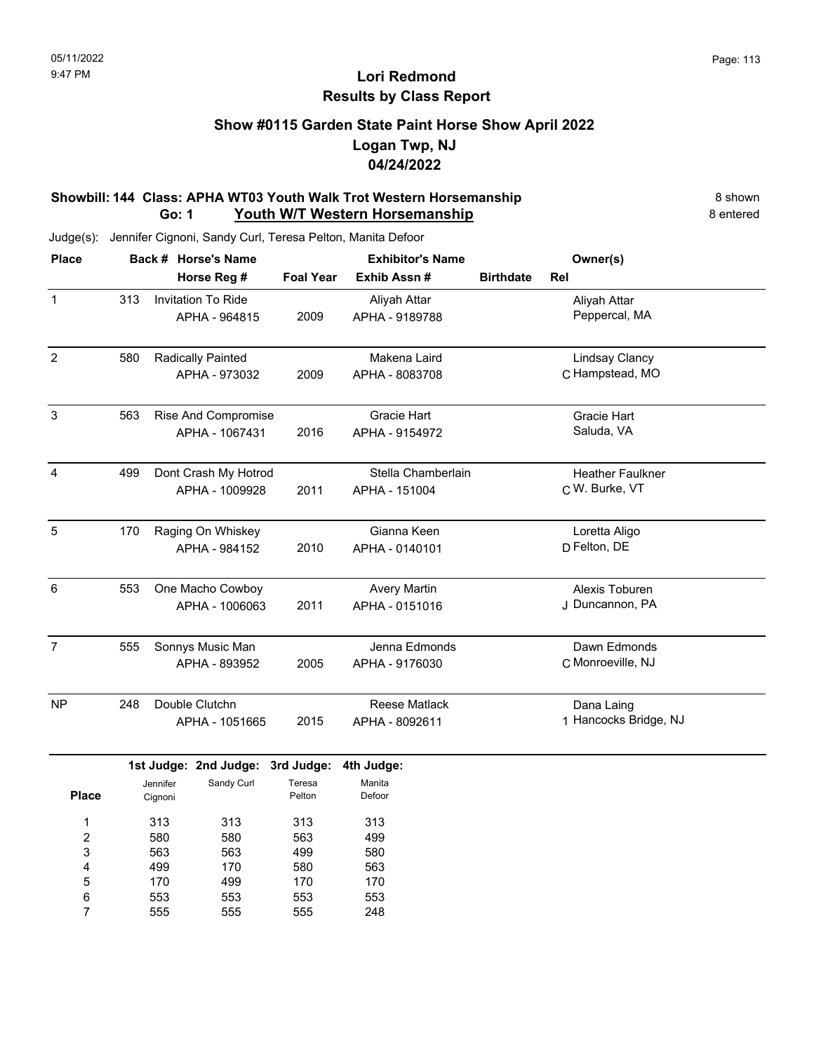# Lori Redmond
## Results by Class Report

### Show #0115 Garden State Paint Horse Show April 2022
### Logan Twp, NJ
### 04/24/2022

**Showbill: 144 Class: APHA WT03 Youth Walk Trot Western Horsemanship** — 8 shown
**Go: 1 Youth W/T Western Horsemanship** — 8 entered

Judge(s): Jennifer Cignoni, Sandy Curl, Teresa Pelton, Manita Defoor

| Place | Back # | Horse's Name / Horse Reg # | Foal Year | Exhibitor's Name / Exhib Assn # | Birthdate | Rel | Owner(s) |
|---|---|---|---|---|---|---|---|
| 1 | 313 | Invitation To Ride / APHA - 964815 | 2009 | Aliyah Attar / APHA - 9189788 | | | Aliyah Attar, Peppercal, MA |
| 2 | 580 | Radically Painted / APHA - 973032 | 2009 | Makena Laird / APHA - 8083708 | | C | Lindsay Clancy, Hampstead, MO |
| 3 | 563 | Rise And Compromise / APHA - 1067431 | 2016 | Gracie Hart / APHA - 9154972 | | | Gracie Hart, Saluda, VA |
| 4 | 499 | Dont Crash My Hotrod / APHA - 1009928 | 2011 | Stella Chamberlain / APHA - 151004 | | C | Heather Faulkner, W. Burke, VT |
| 5 | 170 | Raging On Whiskey / APHA - 984152 | 2010 | Gianna Keen / APHA - 0140101 | | D | Loretta Aligo, Felton, DE |
| 6 | 553 | One Macho Cowboy / APHA - 1006063 | 2011 | Avery Martin / APHA - 0151016 | | J | Alexis Toburen, Duncannon, PA |
| 7 | 555 | Sonnys Music Man / APHA - 893952 | 2005 | Jenna Edmonds / APHA - 9176030 | | C | Dawn Edmonds, Monroeville, NJ |
| NP | 248 | Double Clutchn / APHA - 1051665 | 2015 | Reese Matlack / APHA - 8092611 | | 1 | Dana Laing, Hancocks Bridge, NJ |

| Place | 1st Judge: Jennifer Cignoni | 2nd Judge: Sandy Curl | 3rd Judge: Teresa Pelton | 4th Judge: Manita Defoor |
|---|---|---|---|---|
| 1 | 313 | 313 | 313 | 313 |
| 2 | 580 | 580 | 563 | 499 |
| 3 | 563 | 563 | 499 | 580 |
| 4 | 499 | 170 | 580 | 563 |
| 5 | 170 | 499 | 170 | 170 |
| 6 | 553 | 553 | 553 | 553 |
| 7 | 555 | 555 | 555 | 248 |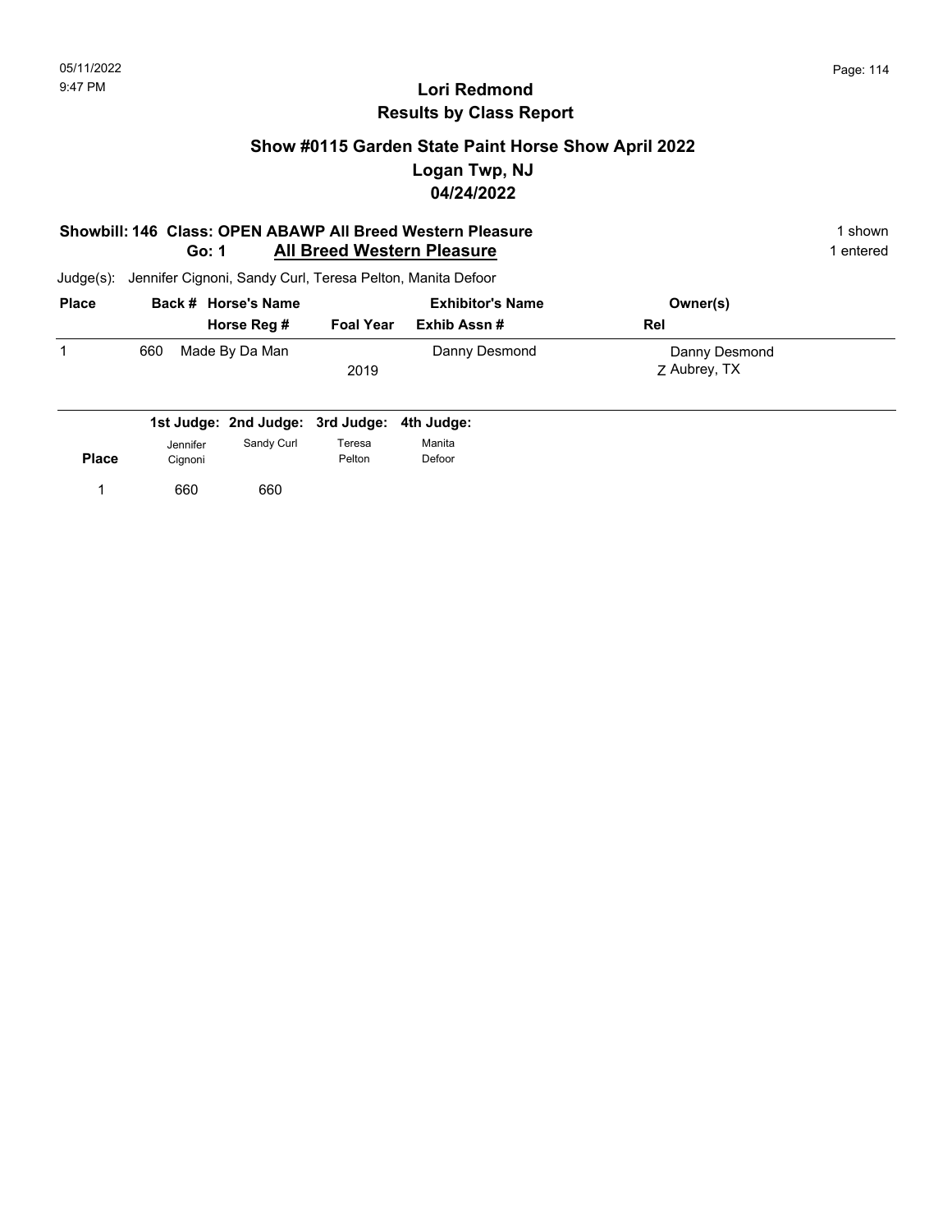# Lori Redmond
## Results by Class Report

### Show #0115 Garden State Paint Horse Show April 2022
### Logan Twp, NJ
### 04/24/2022

**Showbill: 146 Class: OPEN ABAWP All Breed Western Pleasure** — 1 shown
**Go: 1 All Breed Western Pleasure** — 1 entered

Judge(s): Jennifer Cignoni, Sandy Curl, Teresa Pelton, Manita Defoor

| Place | Back # | Horse's Name / Horse Reg # | Foal Year | Exhibitor's Name / Exhib Assn # | Owner(s) / Rel |
|---|---|---|---|---|---|
| 1 | 660 | Made By Da Man | 2019 | Danny Desmond | Danny Desmond<br>Z Aubrey, TX |

| Place | 1st Judge: Jennifer Cignoni | 2nd Judge: Sandy Curl | 3rd Judge: Teresa Pelton | 4th Judge: Manita Defoor |
|---|---|---|---|---|
| 1 | 660 | 660 | | |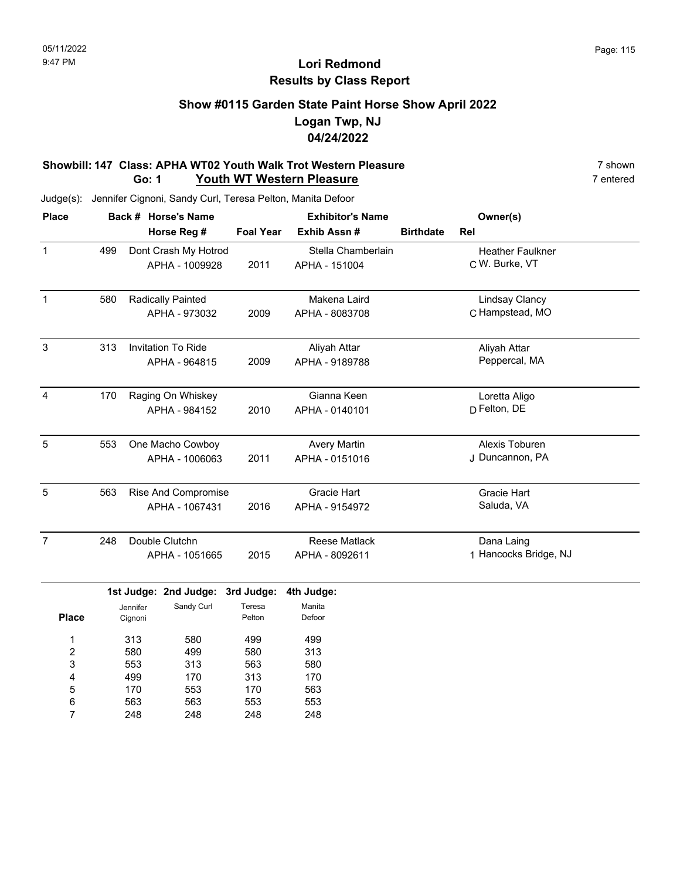# Lori Redmond
## Results by Class Report

### Show #0115 Garden State Paint Horse Show April 2022
### Logan Twp, NJ
### 04/24/2022

**Showbill: 147 Class: APHA WT02 Youth Walk Trot Western Pleasure** — 7 shown
**Go: 1 Youth WT Western Pleasure** — 7 entered

Judge(s): Jennifer Cignoni, Sandy Curl, Teresa Pelton, Manita Defoor

| Place | Back # | Horse's Name / Horse Reg # | Foal Year | Exhibitor's Name / Exhib Assn # | Birthdate | Rel | Owner(s) |
|---|---|---|---|---|---|---|---|
| 1 | 499 | Dont Crash My Hotrod / APHA - 1009928 | 2011 | Stella Chamberlain / APHA - 151004 | | C | Heather Faulkner / W. Burke, VT |
| 1 | 580 | Radically Painted / APHA - 973032 | 2009 | Makena Laird / APHA - 8083708 | | C | Lindsay Clancy / Hampstead, MO |
| 3 | 313 | Invitation To Ride / APHA - 964815 | 2009 | Aliyah Attar / APHA - 9189788 | | | Aliyah Attar / Peppercal, MA |
| 4 | 170 | Raging On Whiskey / APHA - 984152 | 2010 | Gianna Keen / APHA - 0140101 | | D | Loretta Aligo / Felton, DE |
| 5 | 553 | One Macho Cowboy / APHA - 1006063 | 2011 | Avery Martin / APHA - 0151016 | | J | Alexis Toburen / Duncannon, PA |
| 5 | 563 | Rise And Compromise / APHA - 1067431 | 2016 | Gracie Hart / APHA - 9154972 | | | Gracie Hart / Saluda, VA |
| 7 | 248 | Double Clutchn / APHA - 1051665 | 2015 | Reese Matlack / APHA - 8092611 | | 1 | Dana Laing / Hancocks Bridge, NJ |

| Place | 1st Judge: Jennifer Cignoni | 2nd Judge: Sandy Curl | 3rd Judge: Teresa Pelton | 4th Judge: Manita Defoor |
|---|---|---|---|---|
| 1 | 313 | 580 | 499 | 499 |
| 2 | 580 | 499 | 580 | 313 |
| 3 | 553 | 313 | 563 | 580 |
| 4 | 499 | 170 | 313 | 170 |
| 5 | 170 | 553 | 170 | 563 |
| 6 | 563 | 563 | 553 | 553 |
| 7 | 248 | 248 | 248 | 248 |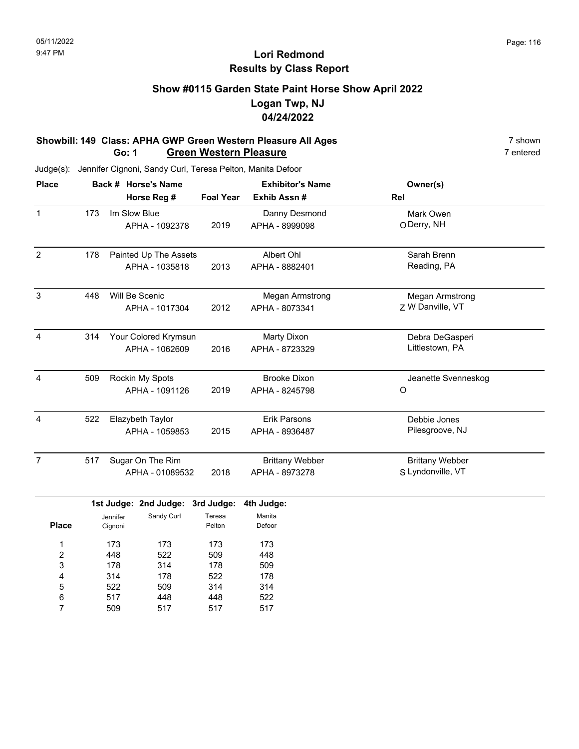# Lori Redmond
## Results by Class Report

### Show #0115 Garden State Paint Horse Show April 2022
### Logan Twp, NJ
### 04/24/2022

**Showbill: 149 Class: APHA GWP Green Western Pleasure All Ages** — 7 shown

**Go: 1 Green Western Pleasure** — 7 entered

Judge(s): Jennifer Cignoni, Sandy Curl, Teresa Pelton, Manita Defoor

| Place | Back # | Horse's Name / Horse Reg # | Foal Year | Exhibitor's Name / Exhib Assn # | Rel | Owner(s) |
|---|---|---|---|---|---|---|
| 1 | 173 | Im Slow Blue<br>APHA - 1092378 | 2019 | Danny Desmond<br>APHA - 8999098 | O | Mark Owen<br>Derry, NH |
| 2 | 178 | Painted Up The Assets<br>APHA - 1035818 | 2013 | Albert Ohl<br>APHA - 8882401 | | Sarah Brenn<br>Reading, PA |
| 3 | 448 | Will Be Scenic<br>APHA - 1017304 | 2012 | Megan Armstrong<br>APHA - 8073341 | Z | Megan Armstrong<br>W Danville, VT |
| 4 | 314 | Your Colored Krymsun<br>APHA - 1062609 | 2016 | Marty Dixon<br>APHA - 8723329 | | Debra DeGasperi<br>Littlestown, PA |
| 4 | 509 | Rockin My Spots<br>APHA - 1091126 | 2019 | Brooke Dixon<br>APHA - 8245798 | O | Jeanette Svenneskog |
| 4 | 522 | Elazybeth Taylor<br>APHA - 1059853 | 2015 | Erik Parsons<br>APHA - 8936487 | | Debbie Jones<br>Pilesgroove, NJ |
| 7 | 517 | Sugar On The Rim<br>APHA - 01089532 | 2018 | Brittany Webber<br>APHA - 8973278 | S | Brittany Webber<br>Lyndonville, VT |

| Place | 1st Judge: Jennifer Cignoni | 2nd Judge: Sandy Curl | 3rd Judge: Teresa Pelton | 4th Judge: Manita Defoor |
|---|---|---|---|---|
| 1 | 173 | 173 | 173 | 173 |
| 2 | 448 | 522 | 509 | 448 |
| 3 | 178 | 314 | 178 | 509 |
| 4 | 314 | 178 | 522 | 178 |
| 5 | 522 | 509 | 314 | 314 |
| 6 | 517 | 448 | 448 | 522 |
| 7 | 509 | 517 | 517 | 517 |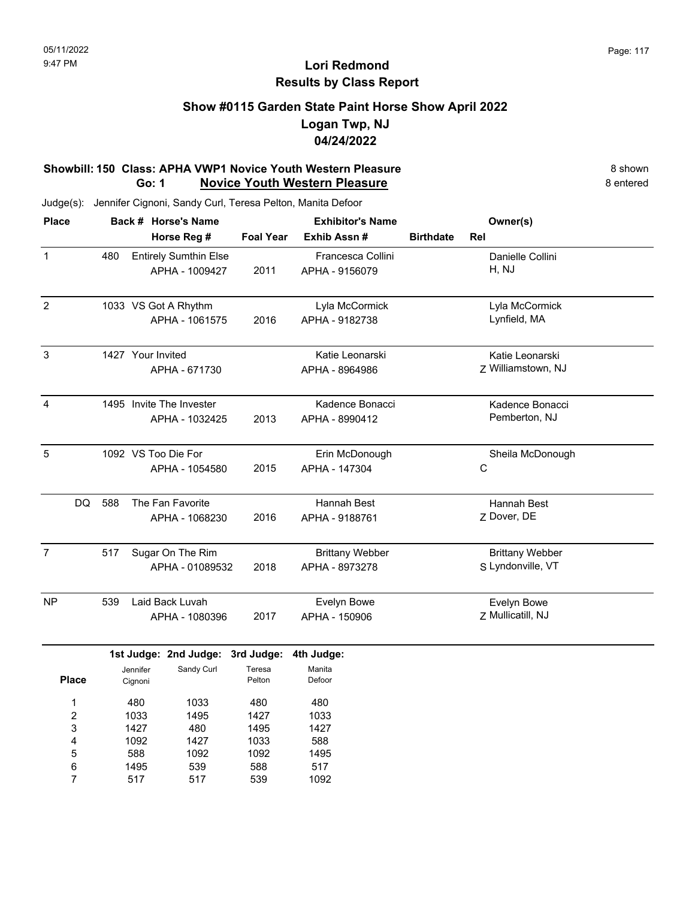05/11/2022
9:47 PM

# Lori Redmond
## Results by Class Report

### Show #0115 Garden State Paint Horse Show April 2022
### Logan Twp, NJ
### 04/24/2022

**Showbill: 150 Class: APHA VWP1 Novice Youth Western Pleasure** 8 shown
**Go: 1 Novice Youth Western Pleasure** 8 entered

Judge(s): Jennifer Cignoni, Sandy Curl, Teresa Pelton, Manita Defoor

| Place | Back # | Horse's Name / Horse Reg # | Foal Year | Exhibitor's Name / Exhib Assn # | Birthdate | Rel | Owner(s) |
|---|---|---|---|---|---|---|---|
| 1 | 480 | Entirely Sumthin Else<br>APHA - 1009427 | 2011 | Francesca Collini<br>APHA - 9156079 | | | Danielle Collini<br>H, NJ |
| 2 | 1033 | VS Got A Rhythm<br>APHA - 1061575 | 2016 | Lyla McCormick<br>APHA - 9182738 | | | Lyla McCormick<br>Lynfield, MA |
| 3 | 1427 | Your Invited<br>APHA - 671730 | | Katie Leonarski<br>APHA - 8964986 | | Z | Katie Leonarski<br>Williamstown, NJ |
| 4 | 1495 | Invite The Invester<br>APHA - 1032425 | 2013 | Kadence Bonacci<br>APHA - 8990412 | | | Kadence Bonacci<br>Pemberton, NJ |
| 5 | 1092 | VS Too Die For<br>APHA - 1054580 | 2015 | Erin McDonough<br>APHA - 147304 | | C | Sheila McDonough |
| DQ | 588 | The Fan Favorite<br>APHA - 1068230 | 2016 | Hannah Best<br>APHA - 9188761 | | Z | Hannah Best<br>Dover, DE |
| 7 | 517 | Sugar On The Rim<br>APHA - 01089532 | 2018 | Brittany Webber<br>APHA - 8973278 | | S | Brittany Webber<br>Lyndonville, VT |
| NP | 539 | Laid Back Luvah<br>APHA - 1080396 | 2017 | Evelyn Bowe<br>APHA - 150906 | | Z | Evelyn Bowe<br>Mullicatill, NJ |

| Place | 1st Judge: Jennifer Cignoni | 2nd Judge: Sandy Curl | 3rd Judge: Teresa Pelton | 4th Judge: Manita Defoor |
|---|---|---|---|---|
| 1 | 480 | 1033 | 480 | 480 |
| 2 | 1033 | 1495 | 1427 | 1033 |
| 3 | 1427 | 480 | 1495 | 1427 |
| 4 | 1092 | 1427 | 1033 | 588 |
| 5 | 588 | 1092 | 1092 | 1495 |
| 6 | 1495 | 539 | 588 | 517 |
| 7 | 517 | 517 | 539 | 1092 |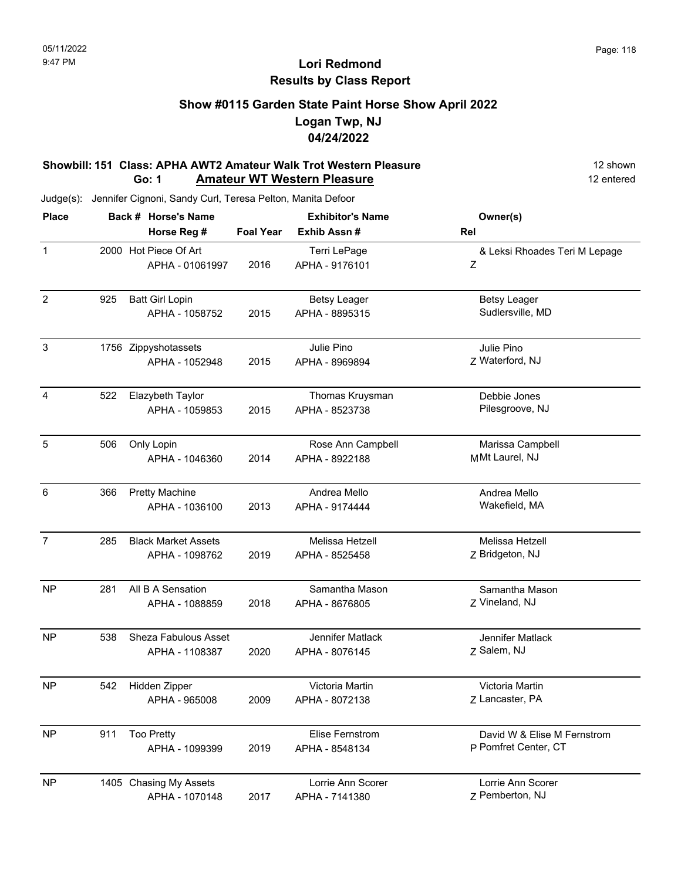# Lori Redmond
## Results by Class Report

### Show #0115 Garden State Paint Horse Show April 2022
### Logan Twp, NJ
### 04/24/2022

**Showbill: 151 Class: APHA AWT2 Amateur Walk Trot Western Pleasure** — 12 shown

**Go: 1 Amateur WT Western Pleasure** — 12 entered

Judge(s): Jennifer Cignoni, Sandy Curl, Teresa Pelton, Manita Defoor

| Place | Back # | Horse's Name / Horse Reg # | Foal Year | Exhibitor's Name / Exhib Assn # | Rel | Owner(s) |
|---|---|---|---|---|---|---|
| 1 | 2000 | Hot Piece Of Art<br>APHA - 01061997 | 2016 | Terri LePage<br>APHA - 9176101 | Z | & Leksi Rhoades Teri M Lepage |
| 2 | 925 | Batt Girl Lopin<br>APHA - 1058752 | 2015 | Betsy Leager<br>APHA - 8895315 | | Betsy Leager<br>Sudlersville, MD |
| 3 | 1756 | Zippyshotassets<br>APHA - 1052948 | 2015 | Julie Pino<br>APHA - 8969894 | Z | Julie Pino<br>Waterford, NJ |
| 4 | 522 | Elazybeth Taylor<br>APHA - 1059853 | 2015 | Thomas Kruysman<br>APHA - 8523738 | | Debbie Jones<br>Pilesgroove, NJ |
| 5 | 506 | Only Lopin<br>APHA - 1046360 | 2014 | Rose Ann Campbell<br>APHA - 8922188 | M | Marissa Campbell<br>Mt Laurel, NJ |
| 6 | 366 | Pretty Machine<br>APHA - 1036100 | 2013 | Andrea Mello<br>APHA - 9174444 | | Andrea Mello<br>Wakefield, MA |
| 7 | 285 | Black Market Assets<br>APHA - 1098762 | 2019 | Melissa Hetzell<br>APHA - 8525458 | Z | Melissa Hetzell<br>Bridgeton, NJ |
| NP | 281 | All B A Sensation<br>APHA - 1088859 | 2018 | Samantha Mason<br>APHA - 8676805 | Z | Samantha Mason<br>Vineland, NJ |
| NP | 538 | Sheza Fabulous Asset<br>APHA - 1108387 | 2020 | Jennifer Matlack<br>APHA - 8076145 | Z | Jennifer Matlack<br>Salem, NJ |
| NP | 542 | Hidden Zipper<br>APHA - 965008 | 2009 | Victoria Martin<br>APHA - 8072138 | Z | Victoria Martin<br>Lancaster, PA |
| NP | 911 | Too Pretty<br>APHA - 1099399 | 2019 | Elise Fernstrom<br>APHA - 8548134 | P | David W & Elise M Fernstrom<br>Pomfret Center, CT |
| NP | 1405 | Chasing My Assets<br>APHA - 1070148 | 2017 | Lorrie Ann Scorer<br>APHA - 7141380 | Z | Lorrie Ann Scorer<br>Pemberton, NJ |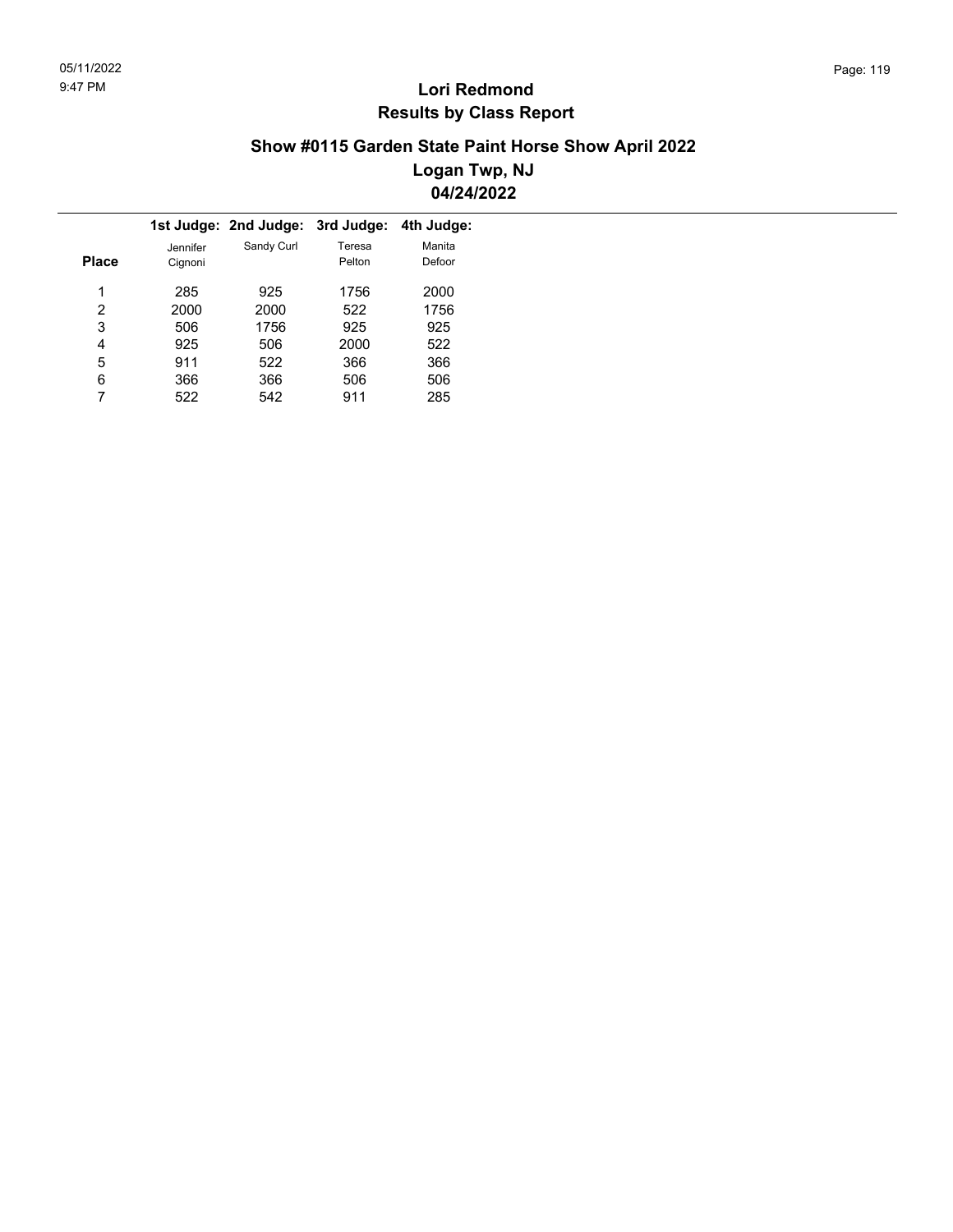# Lori Redmond
## Results by Class Report

### Show #0115 Garden State Paint Horse Show April 2022
### Logan Twp, NJ
### 04/24/2022

| Place | 1st Judge: Jennifer Cignoni | 2nd Judge: Sandy Curl | 3rd Judge: Teresa Pelton | 4th Judge: Manita Defoor |
|---|---|---|---|---|
| 1 | 285 | 925 | 1756 | 2000 |
| 2 | 2000 | 2000 | 522 | 1756 |
| 3 | 506 | 1756 | 925 | 925 |
| 4 | 925 | 506 | 2000 | 522 |
| 5 | 911 | 522 | 366 | 366 |
| 6 | 366 | 366 | 506 | 506 |
| 7 | 522 | 542 | 911 | 285 |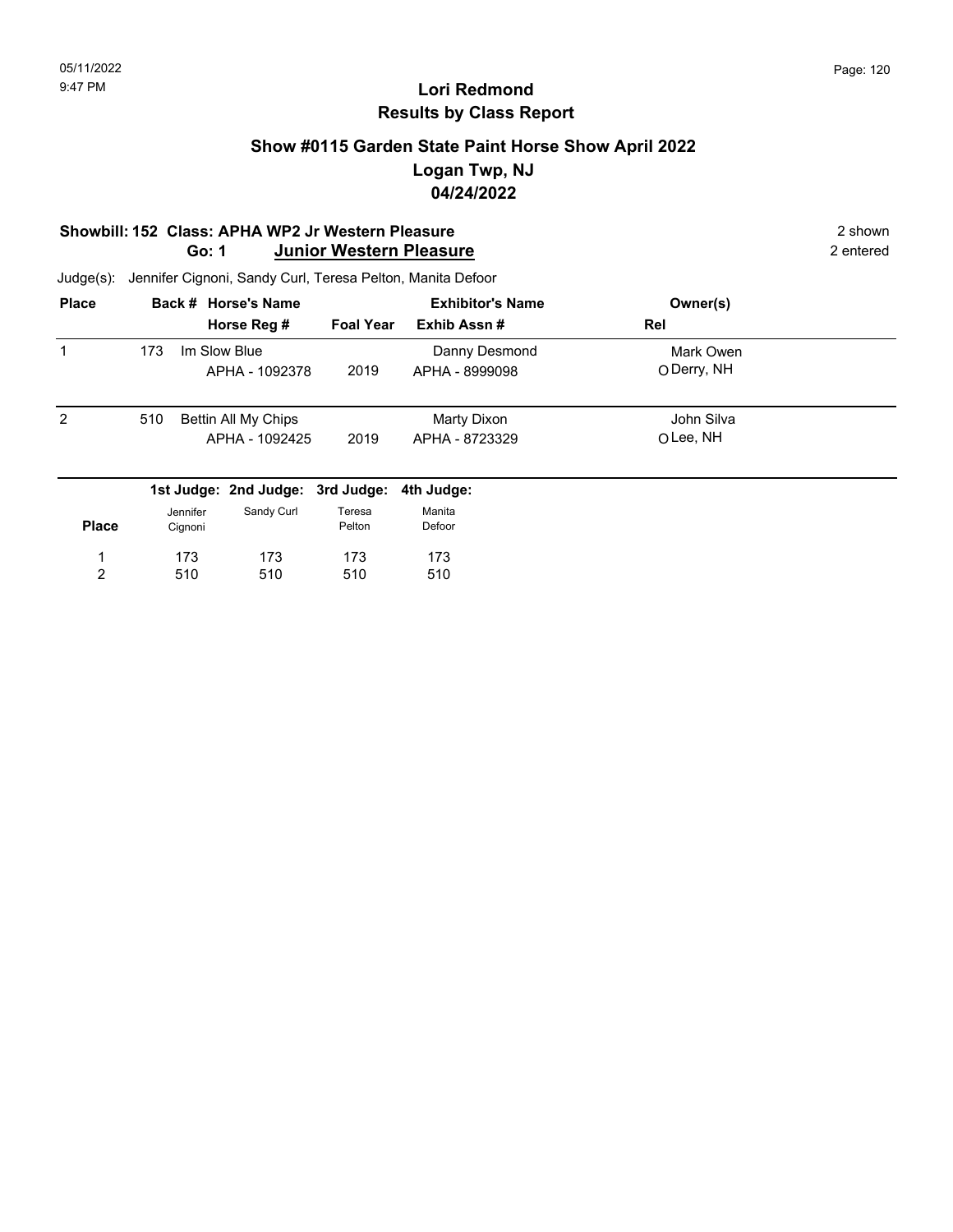# Lori Redmond
## Results by Class Report

### Show #0115 Garden State Paint Horse Show April 2022
### Logan Twp, NJ
### 04/24/2022

**Showbill: 152 Class: APHA WP2 Jr Western Pleasure** — 2 shown

**Go: 1 Junior Western Pleasure** — 2 entered

Judge(s): Jennifer Cignoni, Sandy Curl, Teresa Pelton, Manita Defoor

| Place | Back # | Horse's Name / Horse Reg # | Foal Year | Exhibitor's Name / Exhib Assn # | Owner(s) / Rel |
|---|---|---|---|---|---|
| 1 | 173 | Im Slow Blue<br>APHA - 1092378 | 2019 | Danny Desmond<br>APHA - 8999098 | Mark Owen<br>O Derry, NH |
| 2 | 510 | Bettin All My Chips<br>APHA - 1092425 | 2019 | Marty Dixon<br>APHA - 8723329 | John Silva<br>O Lee, NH |

| Place | 1st Judge: Jennifer Cignoni | 2nd Judge: Sandy Curl | 3rd Judge: Teresa Pelton | 4th Judge: Manita Defoor |
|---|---|---|---|---|
| 1 | 173 | 173 | 173 | 173 |
| 2 | 510 | 510 | 510 | 510 |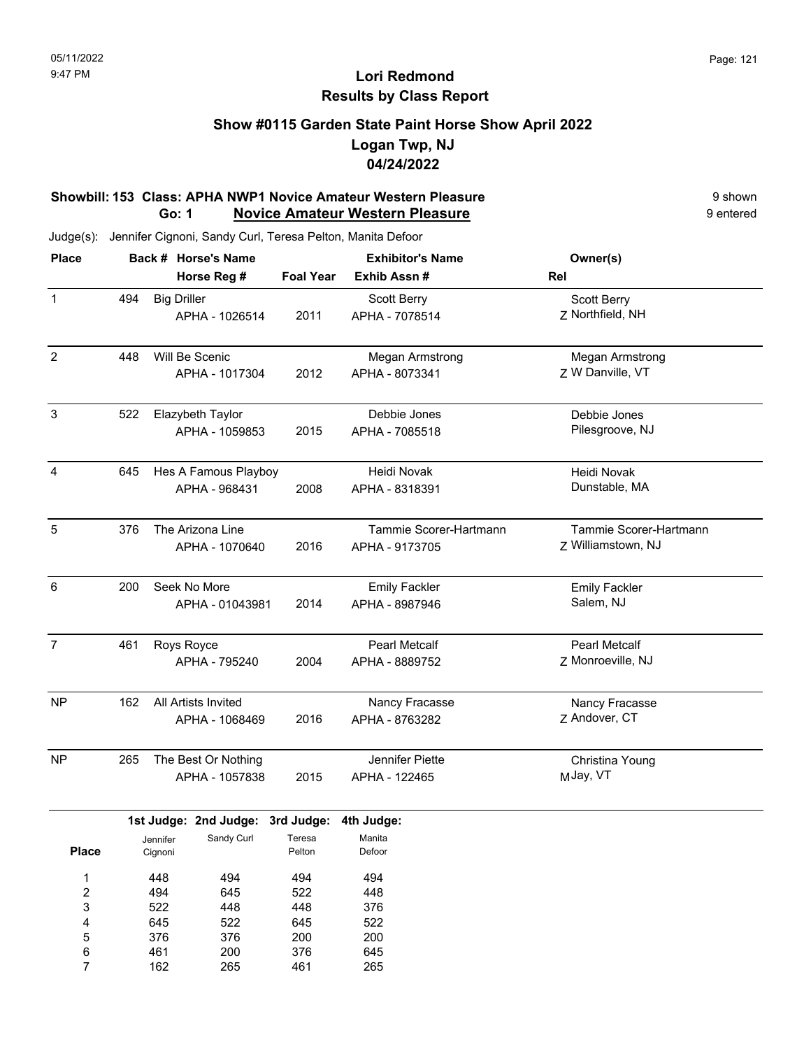# Lori Redmond
## Results by Class Report

### Show #0115 Garden State Paint Horse Show April 2022
### Logan Twp, NJ
### 04/24/2022

**Showbill: 153 Class: APHA NWP1 Novice Amateur Western Pleasure** — 9 shown
**Go: 1 Novice Amateur Western Pleasure** — 9 entered

Judge(s): Jennifer Cignoni, Sandy Curl, Teresa Pelton, Manita Defoor

| Place | Back # | Horse's Name / Horse Reg # | Foal Year | Exhibitor's Name / Exhib Assn # | Rel | Owner(s) |
|---|---|---|---|---|---|---|
| 1 | 494 | Big Driller<br>APHA - 1026514 | 2011 | Scott Berry<br>APHA - 7078514 | Z | Scott Berry<br>Northfield, NH |
| 2 | 448 | Will Be Scenic<br>APHA - 1017304 | 2012 | Megan Armstrong<br>APHA - 8073341 | Z | Megan Armstrong<br>W Danville, VT |
| 3 | 522 | Elazybeth Taylor<br>APHA - 1059853 | 2015 | Debbie Jones<br>APHA - 7085518 | | Debbie Jones<br>Pilesgroove, NJ |
| 4 | 645 | Hes A Famous Playboy<br>APHA - 968431 | 2008 | Heidi Novak<br>APHA - 8318391 | | Heidi Novak<br>Dunstable, MA |
| 5 | 376 | The Arizona Line<br>APHA - 1070640 | 2016 | Tammie Scorer-Hartmann<br>APHA - 9173705 | Z | Tammie Scorer-Hartmann<br>Williamstown, NJ |
| 6 | 200 | Seek No More<br>APHA - 01043981 | 2014 | Emily Fackler<br>APHA - 8987946 | | Emily Fackler<br>Salem, NJ |
| 7 | 461 | Roys Royce<br>APHA - 795240 | 2004 | Pearl Metcalf<br>APHA - 8889752 | Z | Pearl Metcalf<br>Monroeville, NJ |
| NP | 162 | All Artists Invited<br>APHA - 1068469 | 2016 | Nancy Fracasse<br>APHA - 8763282 | Z | Nancy Fracasse<br>Andover, CT |
| NP | 265 | The Best Or Nothing<br>APHA - 1057838 | 2015 | Jennifer Piette<br>APHA - 122465 | M | Christina Young<br>Jay, VT |

| Place | 1st Judge: Jennifer Cignoni | 2nd Judge: Sandy Curl | 3rd Judge: Teresa Pelton | 4th Judge: Manita Defoor |
|---|---|---|---|---|
| 1 | 448 | 494 | 494 | 494 |
| 2 | 494 | 645 | 522 | 448 |
| 3 | 522 | 448 | 448 | 376 |
| 4 | 645 | 522 | 645 | 522 |
| 5 | 376 | 376 | 200 | 200 |
| 6 | 461 | 200 | 376 | 645 |
| 7 | 162 | 265 | 461 | 265 |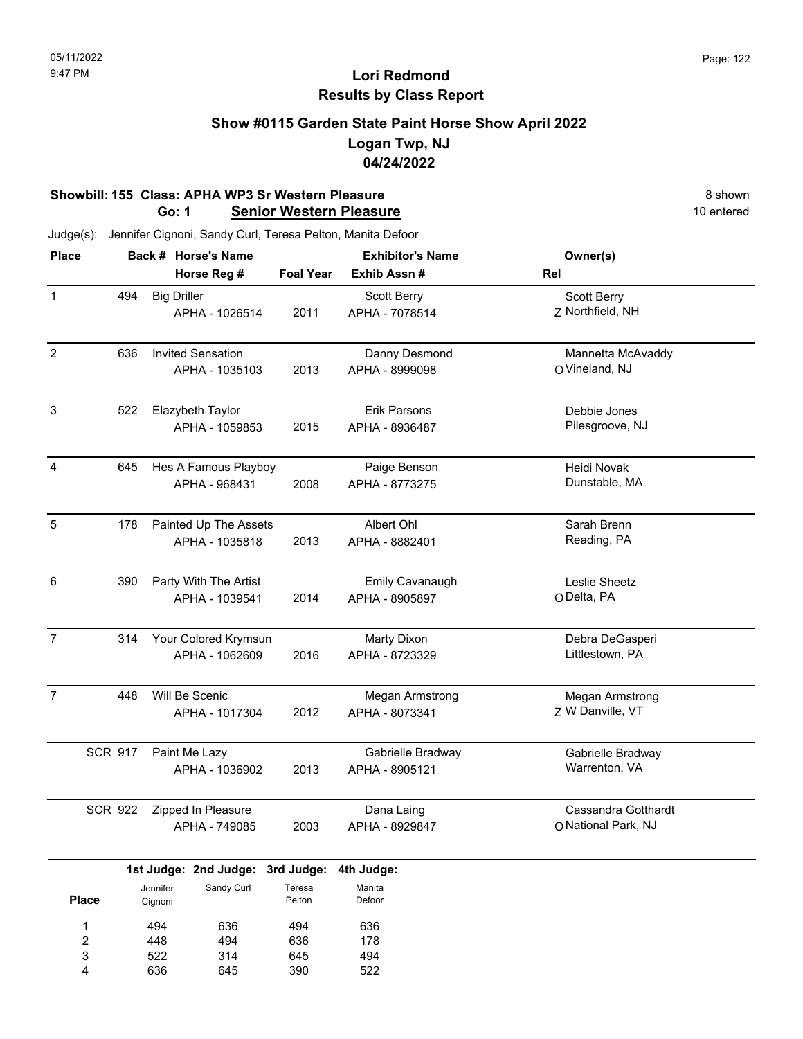# Lori Redmond
## Results by Class Report

### Show #0115 Garden State Paint Horse Show April 2022
### Logan Twp, NJ
### 04/24/2022

**Showbill: 155 Class: APHA WP3 Sr Western Pleasure** — 8 shown
**Go: 1 Senior Western Pleasure** — 10 entered

Judge(s): Jennifer Cignoni, Sandy Curl, Teresa Pelton, Manita Defoor

| Place | Back # | Horse's Name / Horse Reg # | Foal Year | Exhibitor's Name / Exhib Assn # | Rel | Owner(s) |
|---|---|---|---|---|---|---|
| 1 | 494 | Big Driller<br>APHA - 1026514 | 2011 | Scott Berry<br>APHA - 7078514 | Z | Scott Berry<br>Northfield, NH |
| 2 | 636 | Invited Sensation<br>APHA - 1035103 | 2013 | Danny Desmond<br>APHA - 8999098 | O | Mannetta McAvaddy<br>Vineland, NJ |
| 3 | 522 | Elazybeth Taylor<br>APHA - 1059853 | 2015 | Erik Parsons<br>APHA - 8936487 | | Debbie Jones<br>Pilesgroove, NJ |
| 4 | 645 | Hes A Famous Playboy<br>APHA - 968431 | 2008 | Paige Benson<br>APHA - 8773275 | | Heidi Novak<br>Dunstable, MA |
| 5 | 178 | Painted Up The Assets<br>APHA - 1035818 | 2013 | Albert Ohl<br>APHA - 8882401 | | Sarah Brenn<br>Reading, PA |
| 6 | 390 | Party With The Artist<br>APHA - 1039541 | 2014 | Emily Cavanaugh<br>APHA - 8905897 | O | Leslie Sheetz<br>Delta, PA |
| 7 | 314 | Your Colored Krymsun<br>APHA - 1062609 | 2016 | Marty Dixon<br>APHA - 8723329 | | Debra DeGasperi<br>Littlestown, PA |
| 7 | 448 | Will Be Scenic<br>APHA - 1017304 | 2012 | Megan Armstrong<br>APHA - 8073341 | Z | Megan Armstrong<br>W Danville, VT |
| SCR | 917 | Paint Me Lazy<br>APHA - 1036902 | 2013 | Gabrielle Bradway<br>APHA - 8905121 | | Gabrielle Bradway<br>Warrenton, VA |
| SCR | 922 | Zipped In Pleasure<br>APHA - 749085 | 2003 | Dana Laing<br>APHA - 8929847 | O | Cassandra Gotthardt<br>National Park, NJ |

| Place | 1st Judge: Jennifer Cignoni | 2nd Judge: Sandy Curl | 3rd Judge: Teresa Pelton | 4th Judge: Manita Defoor |
|---|---|---|---|---|
| 1 | 494 | 636 | 494 | 636 |
| 2 | 448 | 494 | 636 | 178 |
| 3 | 522 | 314 | 645 | 494 |
| 4 | 636 | 645 | 390 | 522 |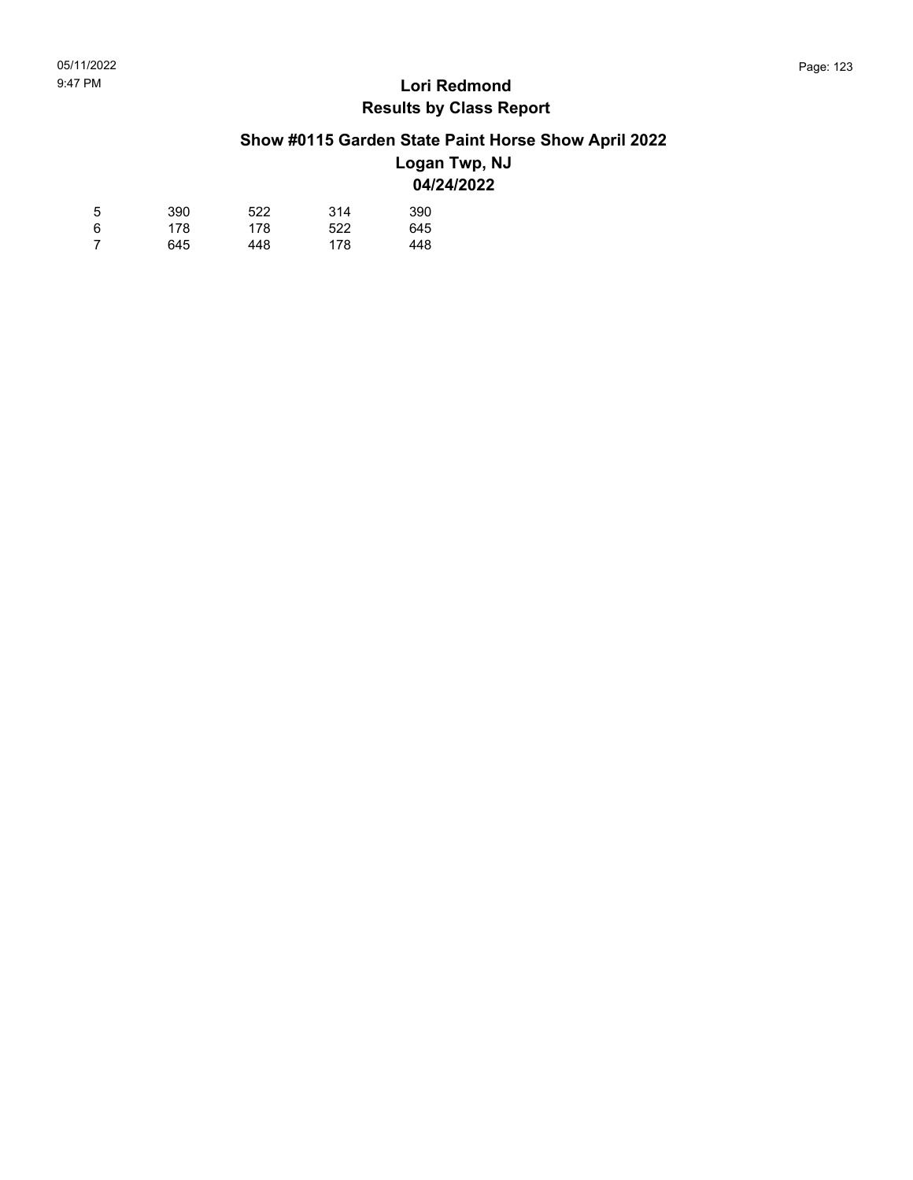**Lori Redmond**
**Results by Class Report**

**Show #0115 Garden State Paint Horse Show April 2022**
**Logan Twp, NJ**
**04/24/2022**

| | | | | |
|---|---|---|---|---|
| 5 | 390 | 522 | 314 | 390 |
| 6 | 178 | 178 | 522 | 645 |
| 7 | 645 | 448 | 178 | 448 |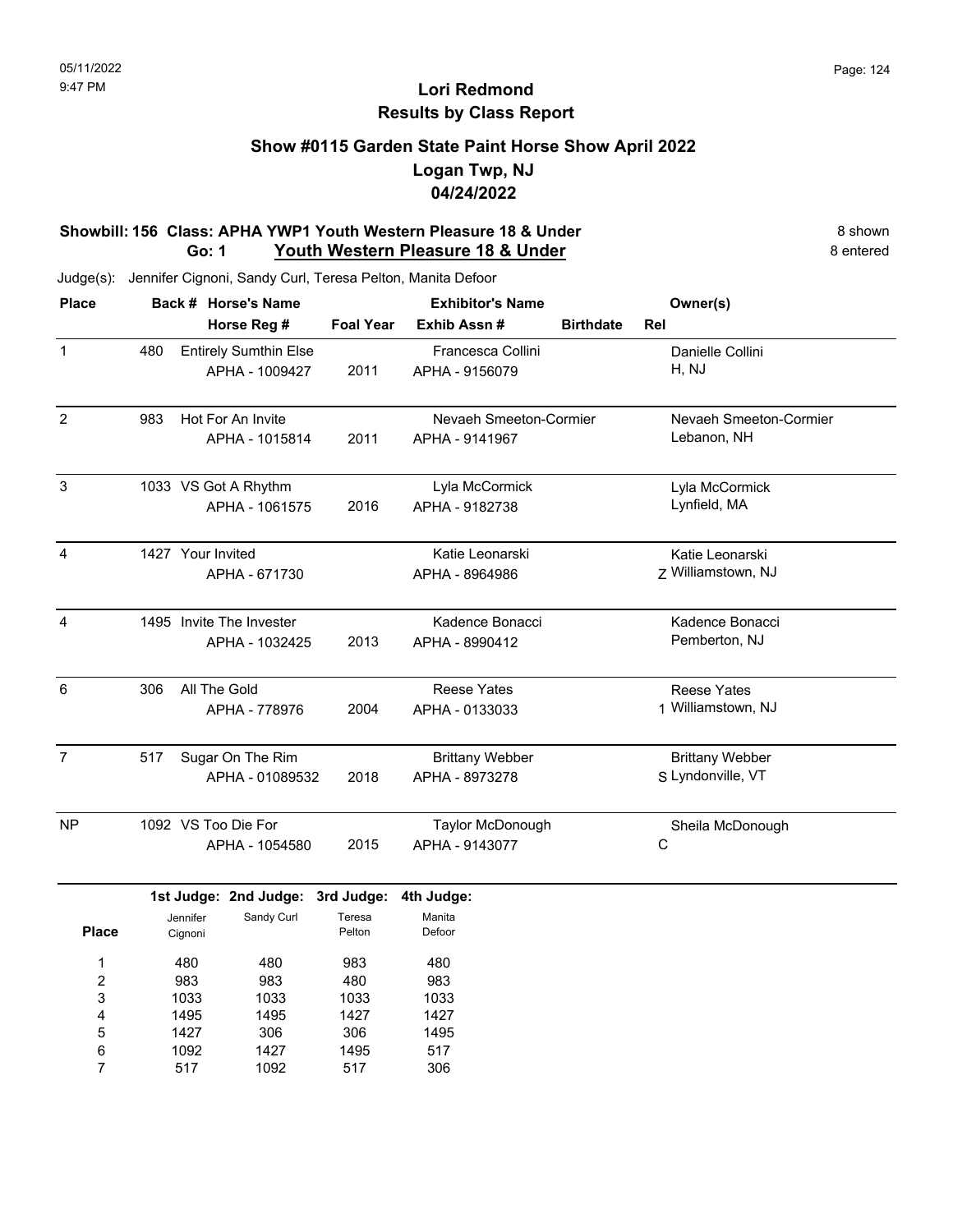05/11/2022
9:47 PM

# Lori Redmond
## Results by Class Report

### Show #0115 Garden State Paint Horse Show April 2022
### Logan Twp, NJ
### 04/24/2022

**Showbill: 156 Class: APHA YWP1 Youth Western Pleasure 18 & Under** — 8 shown
**Go: 1 Youth Western Pleasure 18 & Under** — 8 entered

Judge(s): Jennifer Cignoni, Sandy Curl, Teresa Pelton, Manita Defoor

| Place | Back # | Horse's Name / Horse Reg # | Foal Year | Exhibitor's Name / Exhib Assn # | Birthdate | Rel | Owner(s) |
|---|---|---|---|---|---|---|---|
| 1 | 480 | Entirely Sumthin Else / APHA - 1009427 | 2011 | Francesca Collini / APHA - 9156079 | | H | Danielle Collini, NJ |
| 2 | 983 | Hot For An Invite / APHA - 1015814 | 2011 | Nevaeh Smeeton-Cormier / APHA - 9141967 | | | Nevaeh Smeeton-Cormier, Lebanon, NH |
| 3 | 1033 | VS Got A Rhythm / APHA - 1061575 | 2016 | Lyla McCormick / APHA - 9182738 | | | Lyla McCormick, Lynfield, MA |
| 4 | 1427 | Your Invited / APHA - 671730 | | Katie Leonarski / APHA - 8964986 | | Z | Katie Leonarski, Williamstown, NJ |
| 4 | 1495 | Invite The Invester / APHA - 1032425 | 2013 | Kadence Bonacci / APHA - 8990412 | | | Kadence Bonacci, Pemberton, NJ |
| 6 | 306 | All The Gold / APHA - 778976 | 2004 | Reese Yates / APHA - 0133033 | | 1 | Reese Yates, Williamstown, NJ |
| 7 | 517 | Sugar On The Rim / APHA - 01089532 | 2018 | Brittany Webber / APHA - 8973278 | | S | Brittany Webber, Lyndonville, VT |
| NP | 1092 | VS Too Die For / APHA - 1054580 | 2015 | Taylor McDonough / APHA - 9143077 | | C | Sheila McDonough |

| Place | 1st Judge: Jennifer Cignoni | 2nd Judge: Sandy Curl | 3rd Judge: Teresa Pelton | 4th Judge: Manita Defoor |
|---|---|---|---|---|
| 1 | 480 | 480 | 983 | 480 |
| 2 | 983 | 983 | 480 | 983 |
| 3 | 1033 | 1033 | 1033 | 1033 |
| 4 | 1495 | 1495 | 1427 | 1427 |
| 5 | 1427 | 306 | 306 | 1495 |
| 6 | 1092 | 1427 | 1495 | 517 |
| 7 | 517 | 1092 | 517 | 306 |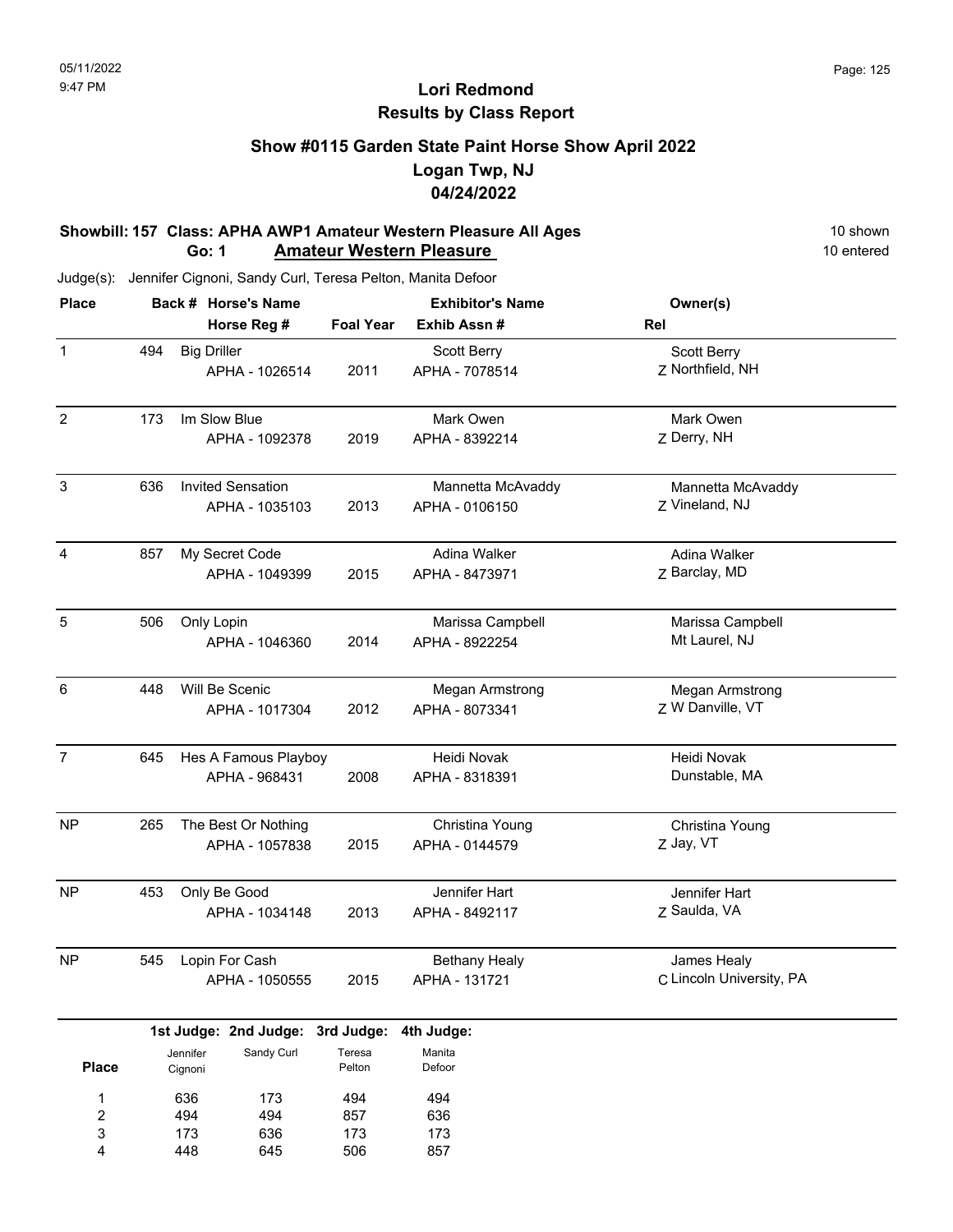# Lori Redmond
## Results by Class Report

### Show #0115 Garden State Paint Horse Show April 2022
### Logan Twp, NJ
### 04/24/2022

**Showbill: 157 Class: APHA AWP1 Amateur Western Pleasure All Ages** — 10 shown, 10 entered
**Go: 1 Amateur Western Pleasure**

Judge(s): Jennifer Cignoni, Sandy Curl, Teresa Pelton, Manita Defoor

| Place | Back # | Horse's Name / Horse Reg # | Foal Year | Exhibitor's Name / Exhib Assn # | Rel | Owner(s) |
|---|---|---|---|---|---|---|
| 1 | 494 | Big Driller<br>APHA - 1026514 | 2011 | Scott Berry<br>APHA - 7078514 | Z | Scott Berry<br>Northfield, NH |
| 2 | 173 | Im Slow Blue<br>APHA - 1092378 | 2019 | Mark Owen<br>APHA - 8392214 | Z | Mark Owen<br>Derry, NH |
| 3 | 636 | Invited Sensation<br>APHA - 1035103 | 2013 | Mannetta McAvaddy<br>APHA - 0106150 | Z | Mannetta McAvaddy<br>Vineland, NJ |
| 4 | 857 | My Secret Code<br>APHA - 1049399 | 2015 | Adina Walker<br>APHA - 8473971 | Z | Adina Walker<br>Barclay, MD |
| 5 | 506 | Only Lopin<br>APHA - 1046360 | 2014 | Marissa Campbell<br>APHA - 8922254 | | Marissa Campbell<br>Mt Laurel, NJ |
| 6 | 448 | Will Be Scenic<br>APHA - 1017304 | 2012 | Megan Armstrong<br>APHA - 8073341 | Z | Megan Armstrong<br>W Danville, VT |
| 7 | 645 | Hes A Famous Playboy<br>APHA - 968431 | 2008 | Heidi Novak<br>APHA - 8318391 | | Heidi Novak<br>Dunstable, MA |
| NP | 265 | The Best Or Nothing<br>APHA - 1057838 | 2015 | Christina Young<br>APHA - 0144579 | Z | Christina Young<br>Jay, VT |
| NP | 453 | Only Be Good<br>APHA - 1034148 | 2013 | Jennifer Hart<br>APHA - 8492117 | Z | Jennifer Hart<br>Saulda, VA |
| NP | 545 | Lopin For Cash<br>APHA - 1050555 | 2015 | Bethany Healy<br>APHA - 131721 | C | James Healy<br>Lincoln University, PA |

| Place | 1st Judge: Jennifer Cignoni | 2nd Judge: Sandy Curl | 3rd Judge: Teresa Pelton | 4th Judge: Manita Defoor |
|---|---|---|---|---|
| 1 | 636 | 173 | 494 | 494 |
| 2 | 494 | 494 | 857 | 636 |
| 3 | 173 | 636 | 173 | 173 |
| 4 | 448 | 645 | 506 | 857 |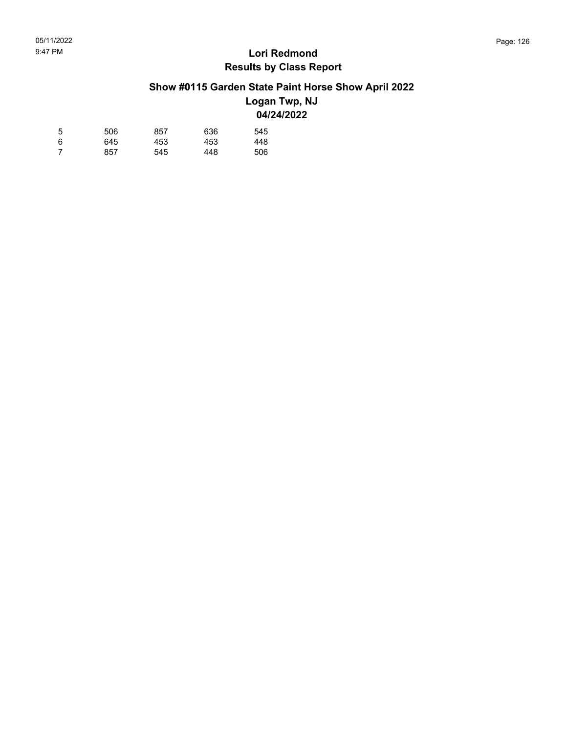# Lori Redmond
## Results by Class Report

### Show #0115 Garden State Paint Horse Show April 2022
### Logan Twp, NJ
### 04/24/2022

| | | | | |
|---|---|---|---|---|
| 5 | 506 | 857 | 636 | 545 |
| 6 | 645 | 453 | 453 | 448 |
| 7 | 857 | 545 | 448 | 506 |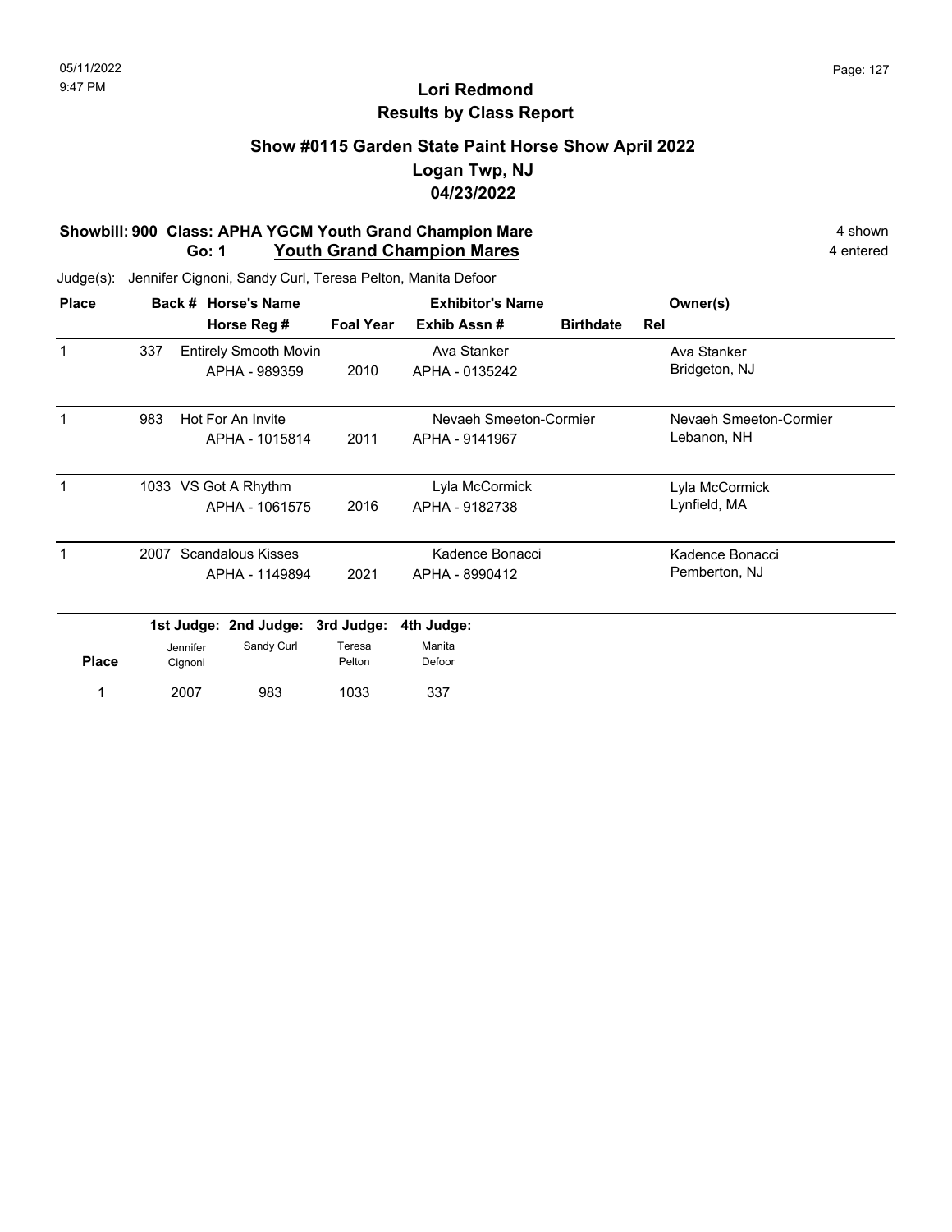# Lori Redmond
## Results by Class Report

### Show #0115 Garden State Paint Horse Show April 2022
### Logan Twp, NJ
### 04/23/2022

**Showbill: 900 Class: APHA YGCM Youth Grand Champion Mare** — 4 shown

**Go: 1 Youth Grand Champion Mares** — 4 entered

Judge(s): Jennifer Cignoni, Sandy Curl, Teresa Pelton, Manita Defoor

| Place | Back # | Horse's Name / Horse Reg # | Foal Year | Exhibitor's Name / Exhib Assn # | Birthdate | Rel | Owner(s) |
|---|---|---|---|---|---|---|---|
| 1 | 337 | Entirely Smooth Movin / APHA - 989359 | 2010 | Ava Stanker / APHA - 0135242 | | | Ava Stanker, Bridgeton, NJ |
| 1 | 983 | Hot For An Invite / APHA - 1015814 | 2011 | Nevaeh Smeeton-Cormier / APHA - 9141967 | | | Nevaeh Smeeton-Cormier, Lebanon, NH |
| 1 | 1033 | VS Got A Rhythm / APHA - 1061575 | 2016 | Lyla McCormick / APHA - 9182738 | | | Lyla McCormick, Lynfield, MA |
| 1 | 2007 | Scandalous Kisses / APHA - 1149894 | 2021 | Kadence Bonacci / APHA - 8990412 | | | Kadence Bonacci, Pemberton, NJ |

| Place | 1st Judge: Jennifer Cignoni | 2nd Judge: Sandy Curl | 3rd Judge: Teresa Pelton | 4th Judge: Manita Defoor |
|---|---|---|---|---|
| 1 | 2007 | 983 | 1033 | 337 |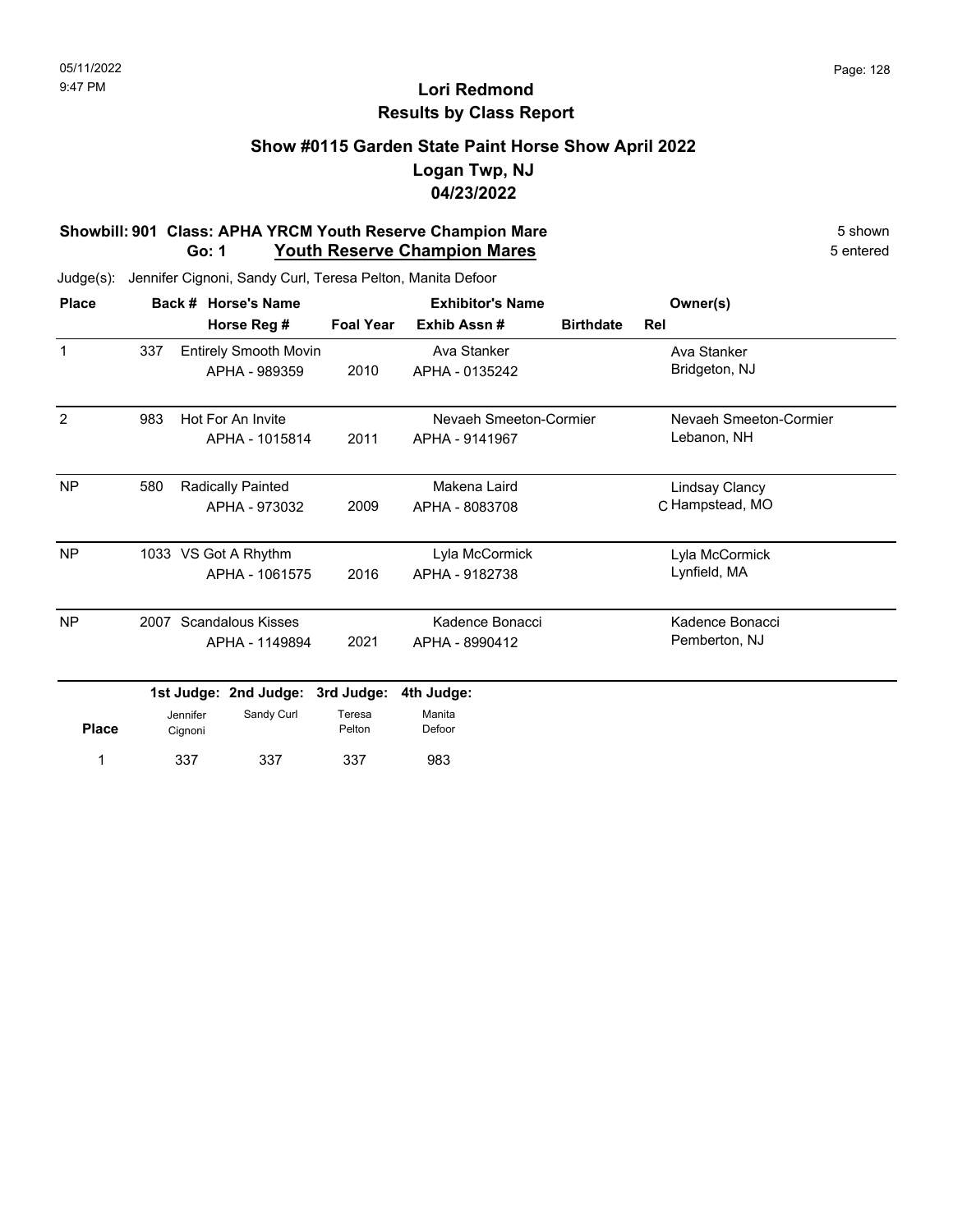# Lori Redmond
## Results by Class Report

### Show #0115 Garden State Paint Horse Show April 2022
### Logan Twp, NJ
### 04/23/2022

**Showbill: 901 Class: APHA YRCM Youth Reserve Champion Mare** — 5 shown
**Go: 1 Youth Reserve Champion Mares** — 5 entered

Judge(s): Jennifer Cignoni, Sandy Curl, Teresa Pelton, Manita Defoor

| Place | Back # | Horse's Name / Horse Reg # | Foal Year | Exhibitor's Name / Exhib Assn # | Birthdate | Rel | Owner(s) |
|---|---|---|---|---|---|---|---|
| 1 | 337 | Entirely Smooth Movin<br>APHA - 989359 | 2010 | Ava Stanker<br>APHA - 0135242 | | | Ava Stanker<br>Bridgeton, NJ |
| 2 | 983 | Hot For An Invite<br>APHA - 1015814 | 2011 | Nevaeh Smeeton-Cormier<br>APHA - 9141967 | | | Nevaeh Smeeton-Cormier<br>Lebanon, NH |
| NP | 580 | Radically Painted<br>APHA - 973032 | 2009 | Makena Laird<br>APHA - 8083708 | | C | Lindsay Clancy<br>Hampstead, MO |
| NP | 1033 | VS Got A Rhythm<br>APHA - 1061575 | 2016 | Lyla McCormick<br>APHA - 9182738 | | | Lyla McCormick<br>Lynfield, MA |
| NP | 2007 | Scandalous Kisses<br>APHA - 1149894 | 2021 | Kadence Bonacci<br>APHA - 8990412 | | | Kadence Bonacci<br>Pemberton, NJ |

| Place | 1st Judge: Jennifer Cignoni | 2nd Judge: Sandy Curl | 3rd Judge: Teresa Pelton | 4th Judge: Manita Defoor |
|---|---|---|---|---|
| 1 | 337 | 337 | 337 | 983 |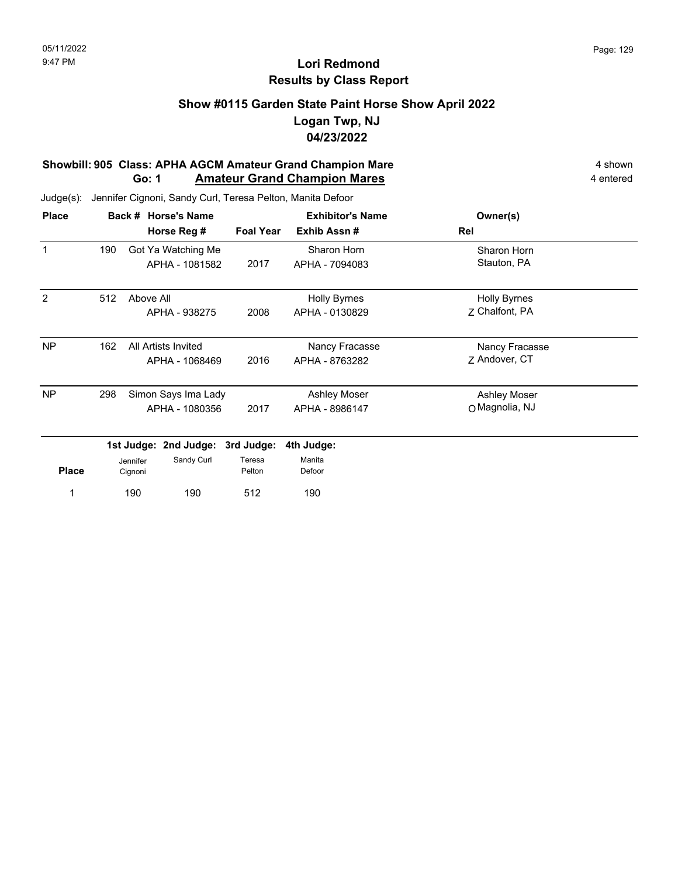05/11/2022
9:47 PM

# Lori Redmond
## Results by Class Report

### Show #0115 Garden State Paint Horse Show April 2022
### Logan Twp, NJ
### 04/23/2022

**Showbill: 905 Class: APHA AGCM Amateur Grand Champion Mare** — 4 shown
**Go: 1 Amateur Grand Champion Mares** — 4 entered

Judge(s): Jennifer Cignoni, Sandy Curl, Teresa Pelton, Manita Defoor

| Place | Back # | Horse's Name / Horse Reg # | Foal Year | Exhibitor's Name / Exhib Assn # | Rel | Owner(s) |
|---|---|---|---|---|---|---|
| 1 | 190 | Got Ya Watching Me<br>APHA - 1081582 | 2017 | Sharon Horn<br>APHA - 7094083 | | Sharon Horn<br>Stauton, PA |
| 2 | 512 | Above All<br>APHA - 938275 | 2008 | Holly Byrnes<br>APHA - 0130829 | Z | Holly Byrnes<br>Chalfont, PA |
| NP | 162 | All Artists Invited<br>APHA - 1068469 | 2016 | Nancy Fracasse<br>APHA - 8763282 | Z | Nancy Fracasse<br>Andover, CT |
| NP | 298 | Simon Says Ima Lady<br>APHA - 1080356 | 2017 | Ashley Moser<br>APHA - 8986147 | O | Ashley Moser<br>Magnolia, NJ |

| Place | 1st Judge: Jennifer Cignoni | 2nd Judge: Sandy Curl | 3rd Judge: Teresa Pelton | 4th Judge: Manita Defoor |
|---|---|---|---|---|
| 1 | 190 | 190 | 512 | 190 |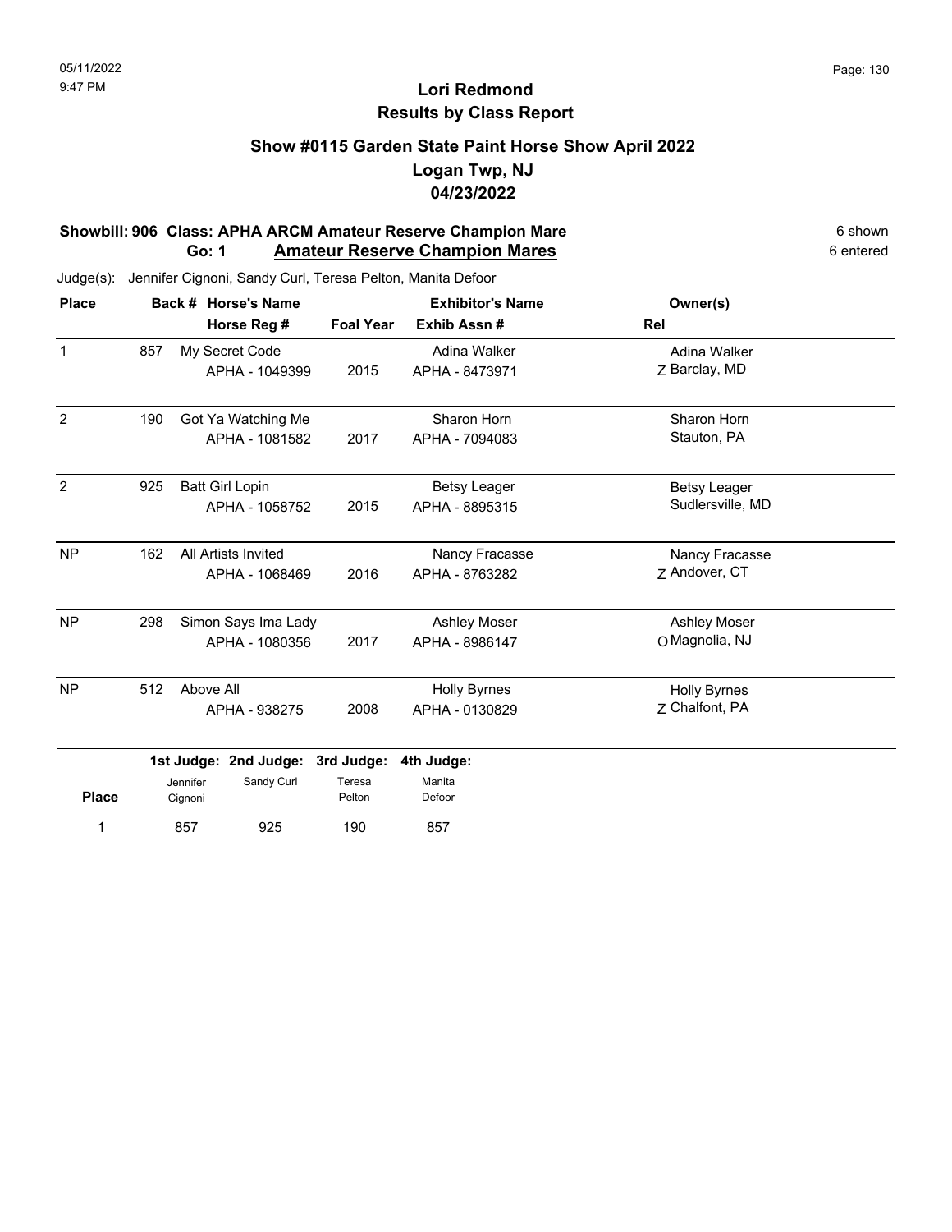05/11/2022
9:47 PM

# Lori Redmond
## Results by Class Report

### Show #0115 Garden State Paint Horse Show April 2022
### Logan Twp, NJ
### 04/23/2022

**Showbill: 906 Class: APHA ARCM Amateur Reserve Champion Mare** — 6 shown

**Go: 1 Amateur Reserve Champion Mares** — 6 entered

Judge(s): Jennifer Cignoni, Sandy Curl, Teresa Pelton, Manita Defoor

| Place | Back # | Horse's Name / Horse Reg # | Foal Year | Exhibitor's Name / Exhib Assn # | Rel | Owner(s) |
|---|---|---|---|---|---|---|
| 1 | 857 | My Secret Code / APHA - 1049399 | 2015 | Adina Walker / APHA - 8473971 | Z | Adina Walker, Barclay, MD |
| 2 | 190 | Got Ya Watching Me / APHA - 1081582 | 2017 | Sharon Horn / APHA - 7094083 | | Sharon Horn, Stauton, PA |
| 2 | 925 | Batt Girl Lopin / APHA - 1058752 | 2015 | Betsy Leager / APHA - 8895315 | | Betsy Leager, Sudlersville, MD |
| NP | 162 | All Artists Invited / APHA - 1068469 | 2016 | Nancy Fracasse / APHA - 8763282 | Z | Nancy Fracasse, Andover, CT |
| NP | 298 | Simon Says Ima Lady / APHA - 1080356 | 2017 | Ashley Moser / APHA - 8986147 | O | Ashley Moser, Magnolia, NJ |
| NP | 512 | Above All / APHA - 938275 | 2008 | Holly Byrnes / APHA - 0130829 | Z | Holly Byrnes, Chalfont, PA |

| Place | 1st Judge: Jennifer Cignoni | 2nd Judge: Sandy Curl | 3rd Judge: Teresa Pelton | 4th Judge: Manita Defoor |
|---|---|---|---|---|
| 1 | 857 | 925 | 190 | 857 |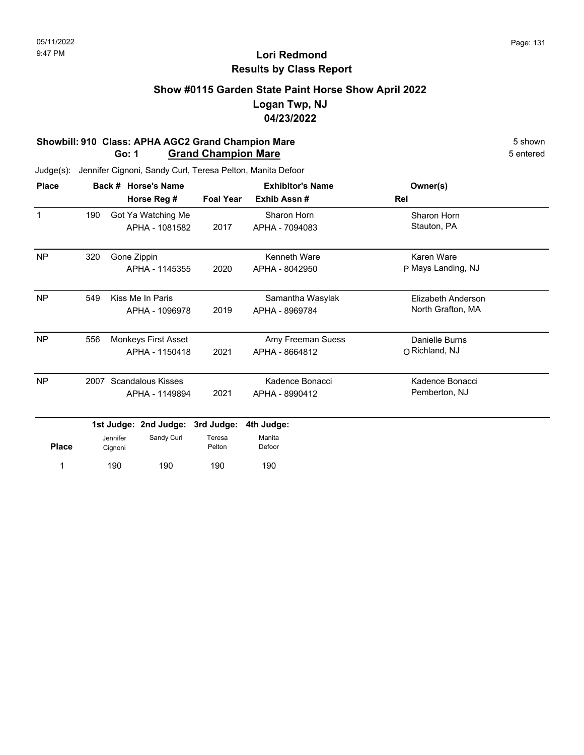# Lori Redmond
## Results by Class Report

### Show #0115 Garden State Paint Horse Show April 2022
### Logan Twp, NJ
### 04/23/2022

**Showbill: 910 Class: APHA AGC2 Grand Champion Mare** — 5 shown
**Go: 1 Grand Champion Mare** — 5 entered

Judge(s): Jennifer Cignoni, Sandy Curl, Teresa Pelton, Manita Defoor

| Place | Back # | Horse's Name / Horse Reg # | Foal Year | Exhibitor's Name / Exhib Assn # | Rel | Owner(s) |
|---|---|---|---|---|---|---|
| 1 | 190 | Got Ya Watching Me<br>APHA - 1081582 | 2017 | Sharon Horn<br>APHA - 7094083 | | Sharon Horn<br>Stauton, PA |
| NP | 320 | Gone Zippin<br>APHA - 1145355 | 2020 | Kenneth Ware<br>APHA - 8042950 | P | Karen Ware<br>Mays Landing, NJ |
| NP | 549 | Kiss Me In Paris<br>APHA - 1096978 | 2019 | Samantha Wasylak<br>APHA - 8969784 | | Elizabeth Anderson<br>North Grafton, MA |
| NP | 556 | Monkeys First Asset<br>APHA - 1150418 | 2021 | Amy Freeman Suess<br>APHA - 8664812 | O | Danielle Burns<br>Richland, NJ |
| NP | 2007 | Scandalous Kisses<br>APHA - 1149894 | 2021 | Kadence Bonacci<br>APHA - 8990412 | | Kadence Bonacci<br>Pemberton, NJ |

| Place | 1st Judge: Jennifer Cignoni | 2nd Judge: Sandy Curl | 3rd Judge: Teresa Pelton | 4th Judge: Manita Defoor |
|---|---|---|---|---|
| 1 | 190 | 190 | 190 | 190 |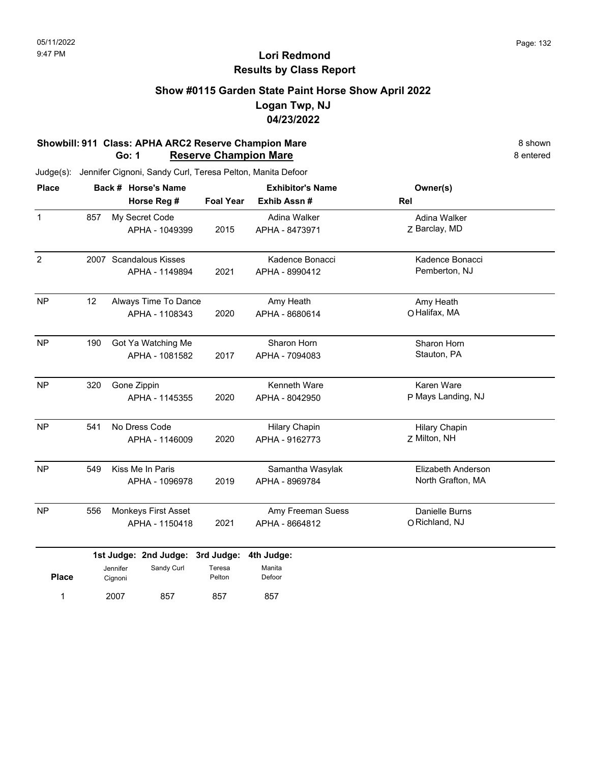# Lori Redmond
## Results by Class Report

### Show #0115 Garden State Paint Horse Show April 2022
### Logan Twp, NJ
### 04/23/2022

**Showbill: 911 Class: APHA ARC2 Reserve Champion Mare** — 8 shown

**Go: 1 Reserve Champion Mare** — 8 entered

Judge(s): Jennifer Cignoni, Sandy Curl, Teresa Pelton, Manita Defoor

| Place | Back # | Horse's Name / Horse Reg # | Foal Year | Exhibitor's Name / Exhib Assn # | Rel | Owner(s) |
|---|---|---|---|---|---|---|
| 1 | 857 | My Secret Code<br>APHA - 1049399 | 2015 | Adina Walker<br>APHA - 8473971 | Z | Adina Walker<br>Barclay, MD |
| 2 | 2007 | Scandalous Kisses<br>APHA - 1149894 | 2021 | Kadence Bonacci<br>APHA - 8990412 | | Kadence Bonacci<br>Pemberton, NJ |
| NP | 12 | Always Time To Dance<br>APHA - 1108343 | 2020 | Amy Heath<br>APHA - 8680614 | O | Amy Heath<br>Halifax, MA |
| NP | 190 | Got Ya Watching Me<br>APHA - 1081582 | 2017 | Sharon Horn<br>APHA - 7094083 | | Sharon Horn<br>Stauton, PA |
| NP | 320 | Gone Zippin<br>APHA - 1145355 | 2020 | Kenneth Ware<br>APHA - 8042950 | P | Karen Ware<br>Mays Landing, NJ |
| NP | 541 | No Dress Code<br>APHA - 1146009 | 2020 | Hilary Chapin<br>APHA - 9162773 | Z | Hilary Chapin<br>Milton, NH |
| NP | 549 | Kiss Me In Paris<br>APHA - 1096978 | 2019 | Samantha Wasylak<br>APHA - 8969784 | | Elizabeth Anderson<br>North Grafton, MA |
| NP | 556 | Monkeys First Asset<br>APHA - 1150418 | 2021 | Amy Freeman Suess<br>APHA - 8664812 | O | Danielle Burns<br>Richland, NJ |

| Place | 1st Judge: Jennifer Cignoni | 2nd Judge: Sandy Curl | 3rd Judge: Teresa Pelton | 4th Judge: Manita Defoor |
|---|---|---|---|---|
| 1 | 2007 | 857 | 857 | 857 |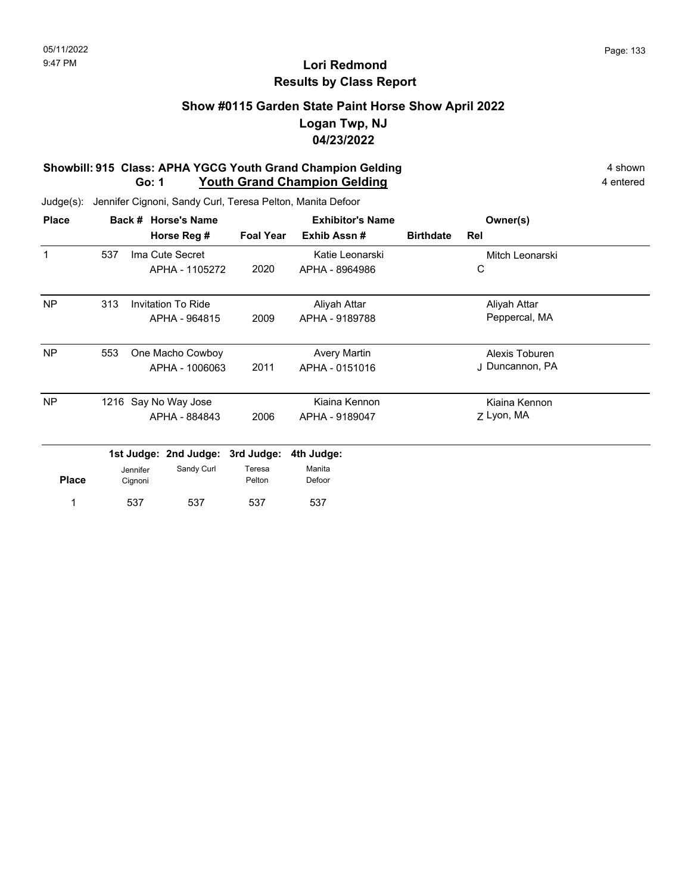05/11/2022
9:47 PM

# Lori Redmond
## Results by Class Report

### Show #0115 Garden State Paint Horse Show April 2022
### Logan Twp, NJ
### 04/23/2022

**Showbill: 915 Class: APHA YGCG Youth Grand Champion Gelding** 4 shown
**Go: 1 Youth Grand Champion Gelding** 4 entered

Judge(s): Jennifer Cignoni, Sandy Curl, Teresa Pelton, Manita Defoor

| Place | Back # | Horse's Name / Horse Reg # | Foal Year | Exhibitor's Name / Exhib Assn # | Birthdate | Rel | Owner(s) |
|---|---|---|---|---|---|---|---|
| 1 | 537 | Ima Cute Secret<br>APHA - 1105272 | 2020 | Katie Leonarski<br>APHA - 8964986 | | C | Mitch Leonarski |
| NP | 313 | Invitation To Ride<br>APHA - 964815 | 2009 | Aliyah Attar<br>APHA - 9189788 | | | Aliyah Attar<br>Peppercal, MA |
| NP | 553 | One Macho Cowboy<br>APHA - 1006063 | 2011 | Avery Martin<br>APHA - 0151016 | | J | Alexis Toburen<br>Duncannon, PA |
| NP | 1216 | Say No Way Jose<br>APHA - 884843 | 2006 | Kiaina Kennon<br>APHA - 9189047 | | Z | Kiaina Kennon<br>Lyon, MA |

| Place | 1st Judge: Jennifer Cignoni | 2nd Judge: Sandy Curl | 3rd Judge: Teresa Pelton | 4th Judge: Manita Defoor |
|---|---|---|---|---|
| 1 | 537 | 537 | 537 | 537 |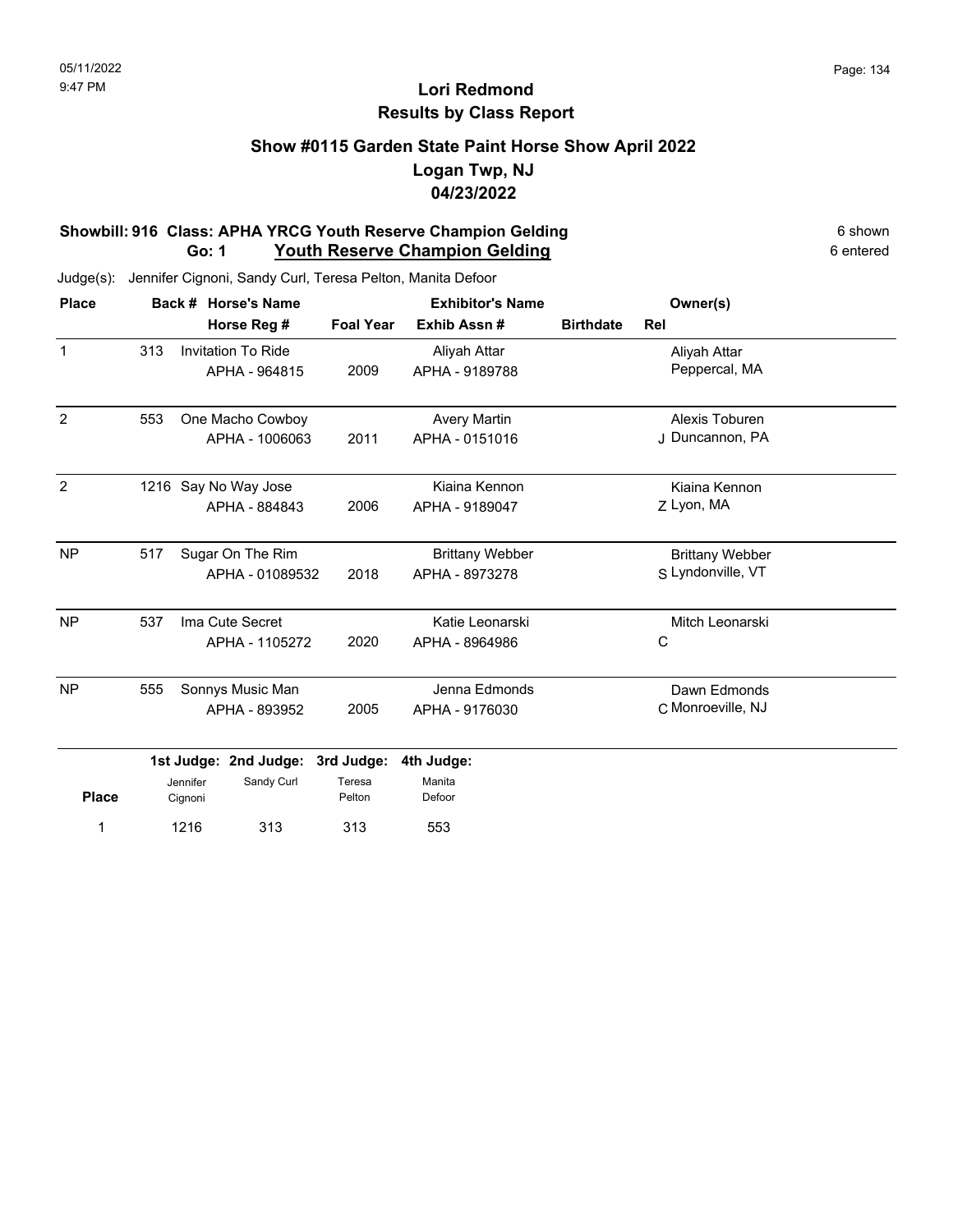05/11/2022
9:47 PM

# Lori Redmond
## Results by Class Report

### Show #0115 Garden State Paint Horse Show April 2022
### Logan Twp, NJ
### 04/23/2022

**Showbill: 916 Class: APHA YRCG Youth Reserve Champion Gelding** — 6 shown
**Go: 1 Youth Reserve Champion Gelding** — 6 entered

Judge(s): Jennifer Cignoni, Sandy Curl, Teresa Pelton, Manita Defoor

| Place | Back # | Horse's Name / Horse Reg # | Foal Year | Exhibitor's Name / Exhib Assn # | Birthdate | Rel | Owner(s) |
|---|---|---|---|---|---|---|---|
| 1 | 313 | Invitation To Ride / APHA - 964815 | 2009 | Aliyah Attar / APHA - 9189788 | | | Aliyah Attar, Peppercal, MA |
| 2 | 553 | One Macho Cowboy / APHA - 1006063 | 2011 | Avery Martin / APHA - 0151016 | | J | Alexis Toburen, Duncannon, PA |
| 2 | 1216 | Say No Way Jose / APHA - 884843 | 2006 | Kiaina Kennon / APHA - 9189047 | | Z | Kiaina Kennon, Lyon, MA |
| NP | 517 | Sugar On The Rim / APHA - 01089532 | 2018 | Brittany Webber / APHA - 8973278 | | S | Brittany Webber, Lyndonville, VT |
| NP | 537 | Ima Cute Secret / APHA - 1105272 | 2020 | Katie Leonarski / APHA - 8964986 | | C | Mitch Leonarski |
| NP | 555 | Sonnys Music Man / APHA - 893952 | 2005 | Jenna Edmonds / APHA - 9176030 | | C | Dawn Edmonds, Monroeville, NJ |

| Place | 1st Judge: Jennifer Cignoni | 2nd Judge: Sandy Curl | 3rd Judge: Teresa Pelton | 4th Judge: Manita Defoor |
|---|---|---|---|---|
| 1 | 1216 | 313 | 313 | 553 |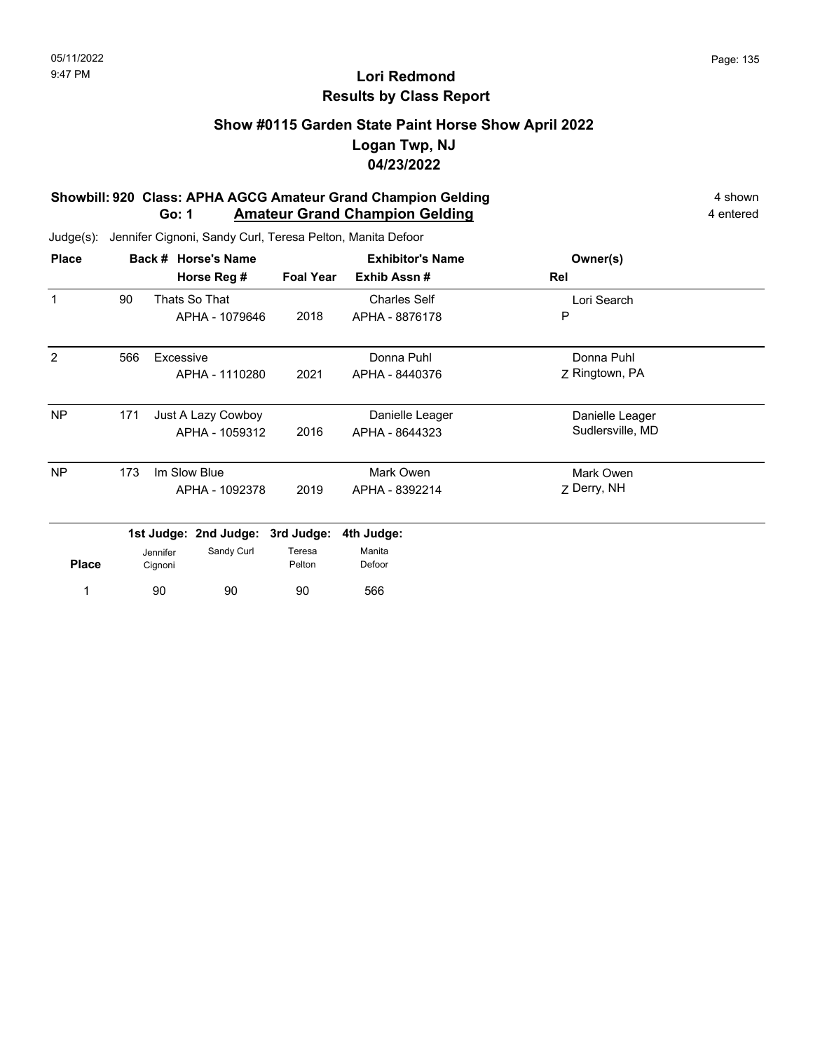# Lori Redmond
## Results by Class Report

### Show #0115 Garden State Paint Horse Show April 2022
### Logan Twp, NJ
### 04/23/2022

**Showbill: 920 Class: APHA AGCG Amateur Grand Champion Gelding** — 4 shown
**Go: 1 Amateur Grand Champion Gelding** — 4 entered

Judge(s): Jennifer Cignoni, Sandy Curl, Teresa Pelton, Manita Defoor

| Place | Back # | Horse's Name / Horse Reg # | Foal Year | Exhibitor's Name / Exhib Assn # | Owner(s) / Rel |
|---|---|---|---|---|---|
| 1 | 90 | Thats So That<br>APHA - 1079646 | 2018 | Charles Self<br>APHA - 8876178 | Lori Search<br>P |
| 2 | 566 | Excessive<br>APHA - 1110280 | 2021 | Donna Puhl<br>APHA - 8440376 | Donna Puhl<br>Z Ringtown, PA |
| NP | 171 | Just A Lazy Cowboy<br>APHA - 1059312 | 2016 | Danielle Leager<br>APHA - 8644323 | Danielle Leager<br>Sudlersville, MD |
| NP | 173 | Im Slow Blue<br>APHA - 1092378 | 2019 | Mark Owen<br>APHA - 8392214 | Mark Owen<br>Z Derry, NH |

| Place | 1st Judge: Jennifer Cignoni | 2nd Judge: Sandy Curl | 3rd Judge: Teresa Pelton | 4th Judge: Manita Defoor |
|---|---|---|---|---|
| 1 | 90 | 90 | 90 | 566 |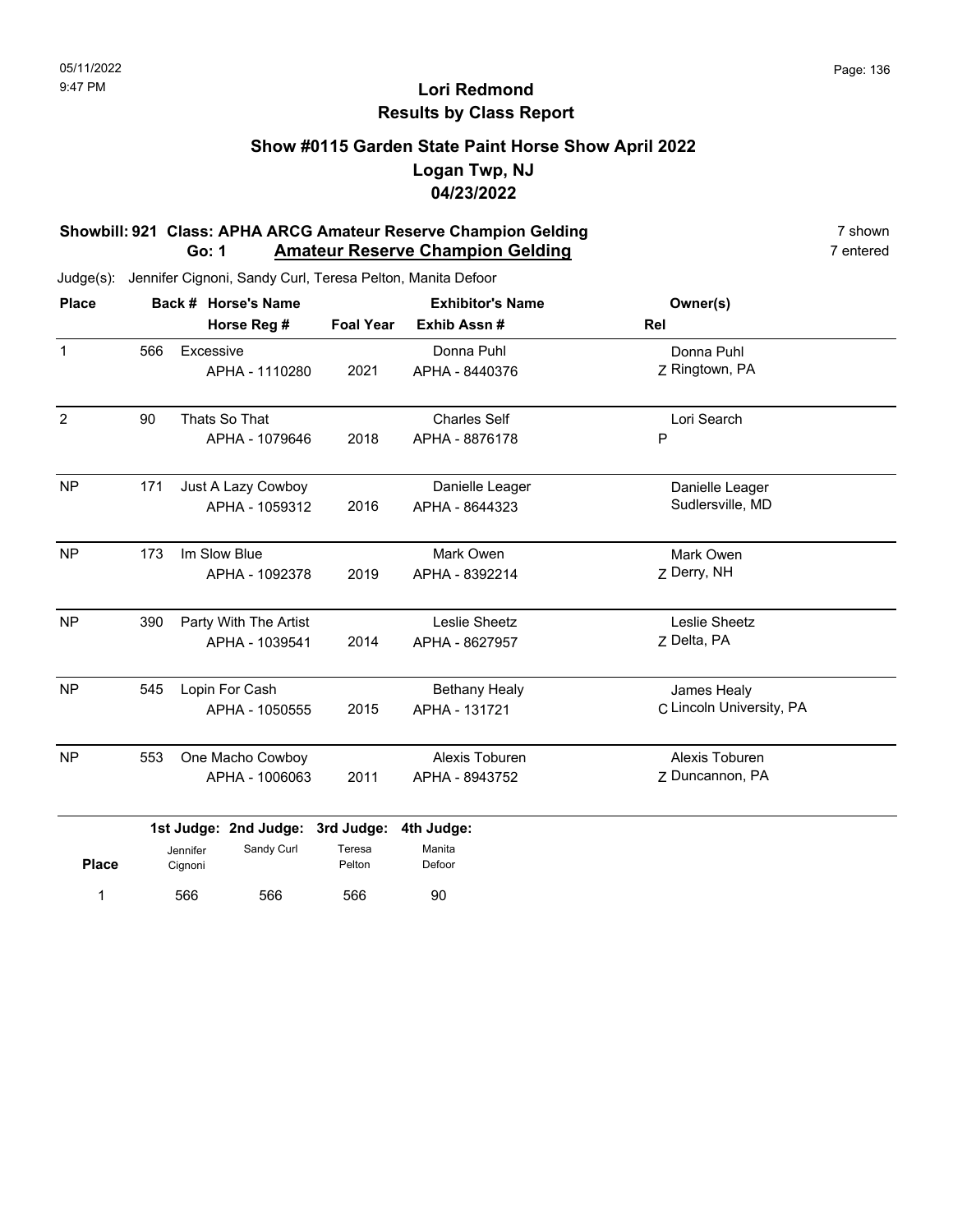05/11/2022
9:47 PM

# Lori Redmond
## Results by Class Report

### Show #0115 Garden State Paint Horse Show April 2022
### Logan Twp, NJ
### 04/23/2022

**Showbill: 921 Class: APHA ARCG Amateur Reserve Champion Gelding** — 7 shown
**Go: 1 Amateur Reserve Champion Gelding** — 7 entered

Judge(s): Jennifer Cignoni, Sandy Curl, Teresa Pelton, Manita Defoor

| Place | Back # | Horse's Name / Horse Reg # | Foal Year | Exhibitor's Name / Exhib Assn # | Rel | Owner(s) |
|---|---|---|---|---|---|---|
| 1 | 566 | Excessive<br>APHA - 1110280 | 2021 | Donna Puhl<br>APHA - 8440376 | Z | Donna Puhl<br>Ringtown, PA |
| 2 | 90 | Thats So That<br>APHA - 1079646 | 2018 | Charles Self<br>APHA - 8876178 | P | Lori Search |
| NP | 171 | Just A Lazy Cowboy<br>APHA - 1059312 | 2016 | Danielle Leager<br>APHA - 8644323 | | Danielle Leager<br>Sudlersville, MD |
| NP | 173 | Im Slow Blue<br>APHA - 1092378 | 2019 | Mark Owen<br>APHA - 8392214 | Z | Mark Owen<br>Derry, NH |
| NP | 390 | Party With The Artist<br>APHA - 1039541 | 2014 | Leslie Sheetz<br>APHA - 8627957 | Z | Leslie Sheetz<br>Delta, PA |
| NP | 545 | Lopin For Cash<br>APHA - 1050555 | 2015 | Bethany Healy<br>APHA - 131721 | C | James Healy<br>Lincoln University, PA |
| NP | 553 | One Macho Cowboy<br>APHA - 1006063 | 2011 | Alexis Toburen<br>APHA - 8943752 | Z | Alexis Toburen<br>Duncannon, PA |

| Place | 1st Judge: Jennifer Cignoni | 2nd Judge: Sandy Curl | 3rd Judge: Teresa Pelton | 4th Judge: Manita Defoor |
|---|---|---|---|---|
| 1 | 566 | 566 | 566 | 90 |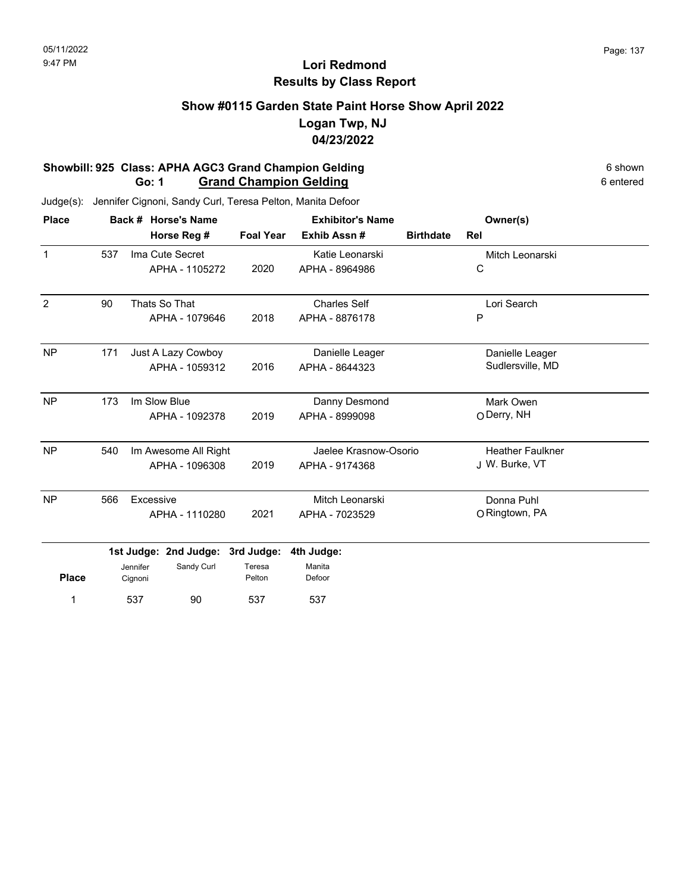# Lori Redmond
## Results by Class Report

### Show #0115 Garden State Paint Horse Show April 2022
### Logan Twp, NJ
### 04/23/2022

**Showbill: 925 Class: APHA AGC3 Grand Champion Gelding** — 6 shown
**Go: 1 Grand Champion Gelding** — 6 entered

Judge(s): Jennifer Cignoni, Sandy Curl, Teresa Pelton, Manita Defoor

| Place | Back # | Horse's Name / Horse Reg # | Foal Year | Exhibitor's Name / Exhib Assn # | Birthdate | Owner(s) / Rel |
|---|---|---|---|---|---|---|
| 1 | 537 | Ima Cute Secret / APHA - 1105272 | 2020 | Katie Leonarski / APHA - 8964986 | | Mitch Leonarski / C |
| 2 | 90 | Thats So That / APHA - 1079646 | 2018 | Charles Self / APHA - 8876178 | | Lori Search / P |
| NP | 171 | Just A Lazy Cowboy / APHA - 1059312 | 2016 | Danielle Leager / APHA - 8644323 | | Danielle Leager / Sudlersville, MD |
| NP | 173 | Im Slow Blue / APHA - 1092378 | 2019 | Danny Desmond / APHA - 8999098 | | Mark Owen / O Derry, NH |
| NP | 540 | Im Awesome All Right / APHA - 1096308 | 2019 | Jaelee Krasnow-Osorio / APHA - 9174368 | | Heather Faulkner / J W. Burke, VT |
| NP | 566 | Excessive / APHA - 1110280 | 2021 | Mitch Leonarski / APHA - 7023529 | | Donna Puhl / O Ringtown, PA |

| Place | 1st Judge: Jennifer Cignoni | 2nd Judge: Sandy Curl | 3rd Judge: Teresa Pelton | 4th Judge: Manita Defoor |
|---|---|---|---|---|
| 1 | 537 | 90 | 537 | 537 |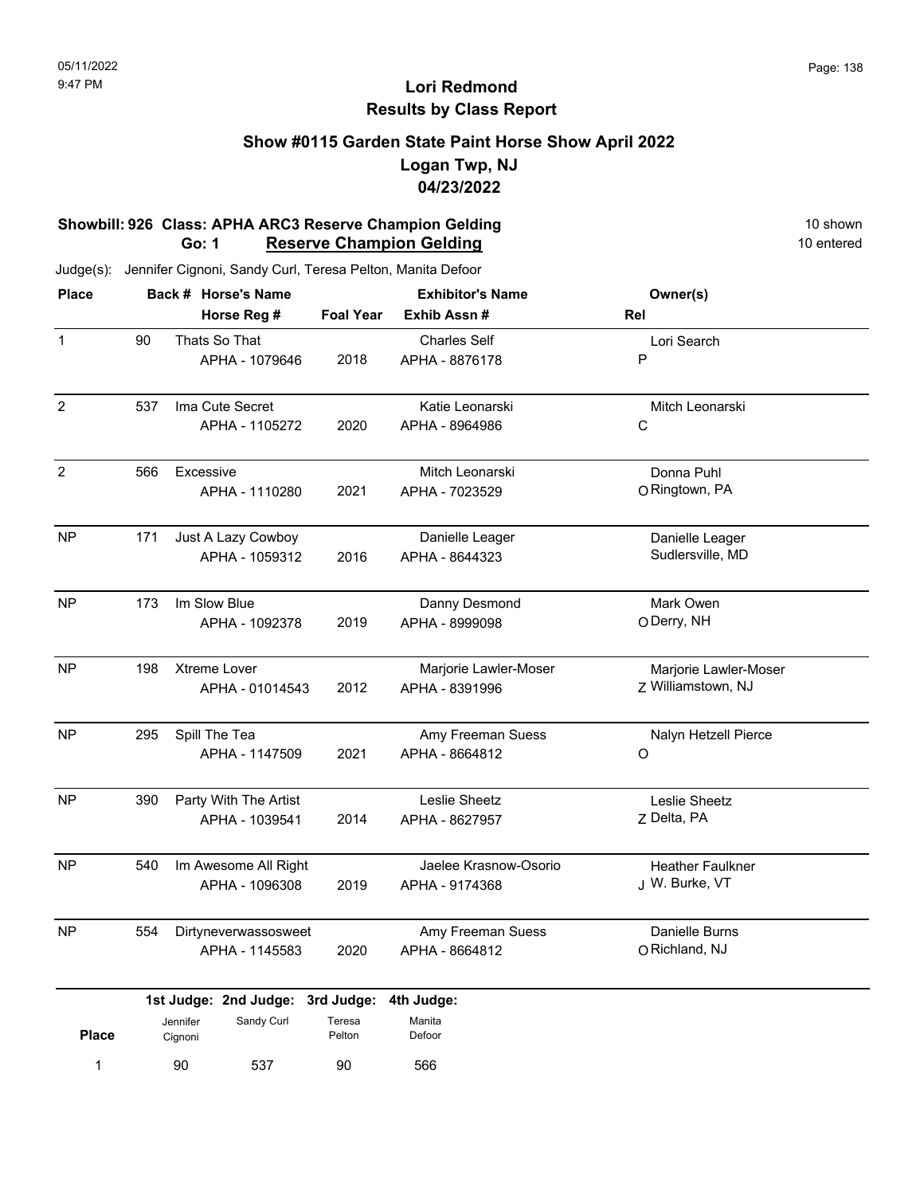# Lori Redmond
## Results by Class Report

### Show #0115 Garden State Paint Horse Show April 2022
### Logan Twp, NJ
### 04/23/2022

**Showbill: 926 Class: APHA ARC3 Reserve Champion Gelding** — 10 shown
**Go: 1 Reserve Champion Gelding** — 10 entered

Judge(s): Jennifer Cignoni, Sandy Curl, Teresa Pelton, Manita Defoor

| Place | Back # | Horse's Name / Horse Reg # | Foal Year | Exhibitor's Name / Exhib Assn # | Rel | Owner(s) |
|---|---|---|---|---|---|---|
| 1 | 90 | Thats So That<br>APHA - 1079646 | 2018 | Charles Self<br>APHA - 8876178 | P | Lori Search |
| 2 | 537 | Ima Cute Secret<br>APHA - 1105272 | 2020 | Katie Leonarski<br>APHA - 8964986 | C | Mitch Leonarski |
| 2 | 566 | Excessive<br>APHA - 1110280 | 2021 | Mitch Leonarski<br>APHA - 7023529 | O | Donna Puhl<br>Ringtown, PA |
| NP | 171 | Just A Lazy Cowboy<br>APHA - 1059312 | 2016 | Danielle Leager<br>APHA - 8644323 | | Danielle Leager<br>Sudlersville, MD |
| NP | 173 | Im Slow Blue<br>APHA - 1092378 | 2019 | Danny Desmond<br>APHA - 8999098 | O | Mark Owen<br>Derry, NH |
| NP | 198 | Xtreme Lover<br>APHA - 01014543 | 2012 | Marjorie Lawler-Moser<br>APHA - 8391996 | Z | Marjorie Lawler-Moser<br>Williamstown, NJ |
| NP | 295 | Spill The Tea<br>APHA - 1147509 | 2021 | Amy Freeman Suess<br>APHA - 8664812 | O | Nalyn Hetzell Pierce |
| NP | 390 | Party With The Artist<br>APHA - 1039541 | 2014 | Leslie Sheetz<br>APHA - 8627957 | Z | Leslie Sheetz<br>Delta, PA |
| NP | 540 | Im Awesome All Right<br>APHA - 1096308 | 2019 | Jaelee Krasnow-Osorio<br>APHA - 9174368 | J | Heather Faulkner<br>W. Burke, VT |
| NP | 554 | Dirtyneverwassosweet<br>APHA - 1145583 | 2020 | Amy Freeman Suess<br>APHA - 8664812 | O | Danielle Burns<br>Richland, NJ |

| Place | 1st Judge: Jennifer Cignoni | 2nd Judge: Sandy Curl | 3rd Judge: Teresa Pelton | 4th Judge: Manita Defoor |
|---|---|---|---|---|
| 1 | 90 | 537 | 90 | 566 |